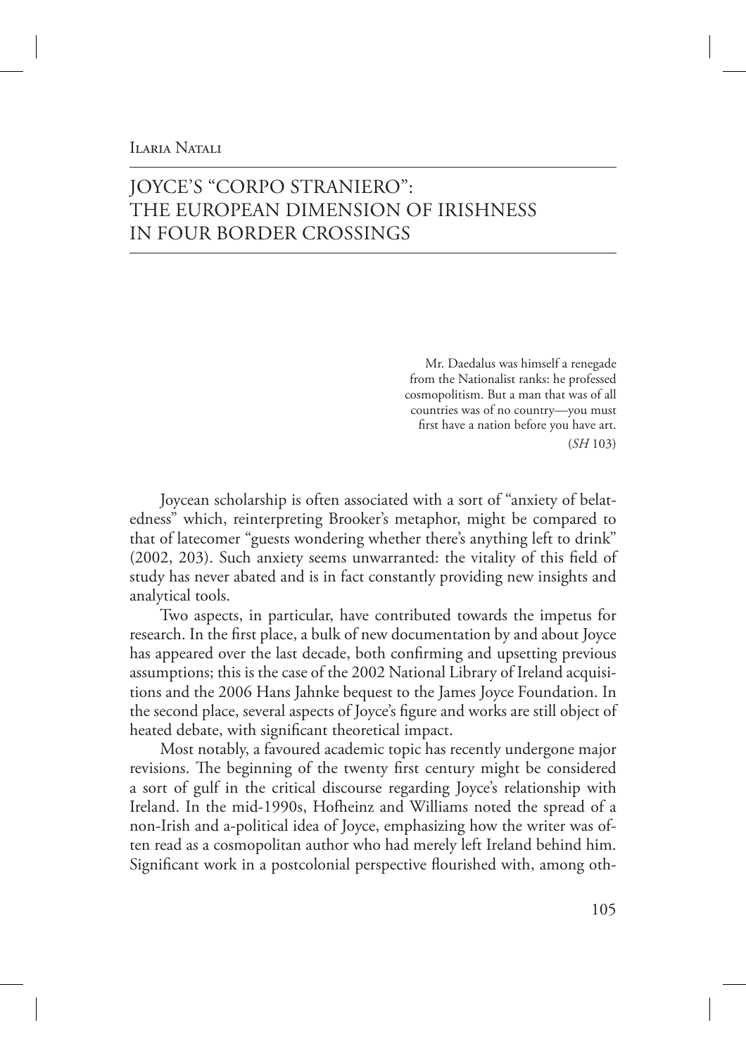Ilaria Natali

# JOYCE'S "CORPO STRANIERO": THE EUROPEAN DIMENSION OF IRISHNESS IN FOUR BORDER CROSSINGS

> Mr. Daedalus was himself a renegade from the Nationalist ranks: he professed cosmopolitism. But a man that was of all countries was of no country—you must first have a nation before you have art.
> (*SH* 103)

Joycean scholarship is often associated with a sort of "anxiety of belatedness" which, reinterpreting Brooker's metaphor, might be compared to that of latecomer "guests wondering whether there's anything left to drink" (2002, 203). Such anxiety seems unwarranted: the vitality of this field of study has never abated and is in fact constantly providing new insights and analytical tools.

Two aspects, in particular, have contributed towards the impetus for research. In the first place, a bulk of new documentation by and about Joyce has appeared over the last decade, both confirming and upsetting previous assumptions; this is the case of the 2002 National Library of Ireland acquisitions and the 2006 Hans Jahnke bequest to the James Joyce Foundation. In the second place, several aspects of Joyce's figure and works are still object of heated debate, with significant theoretical impact.

Most notably, a favoured academic topic has recently undergone major revisions. The beginning of the twenty first century might be considered a sort of gulf in the critical discourse regarding Joyce's relationship with Ireland. In the mid-1990s, Hofheinz and Williams noted the spread of a non-Irish and a-political idea of Joyce, emphasizing how the writer was often read as a cosmopolitan author who had merely left Ireland behind him. Significant work in a postcolonial perspective flourished with, among oth-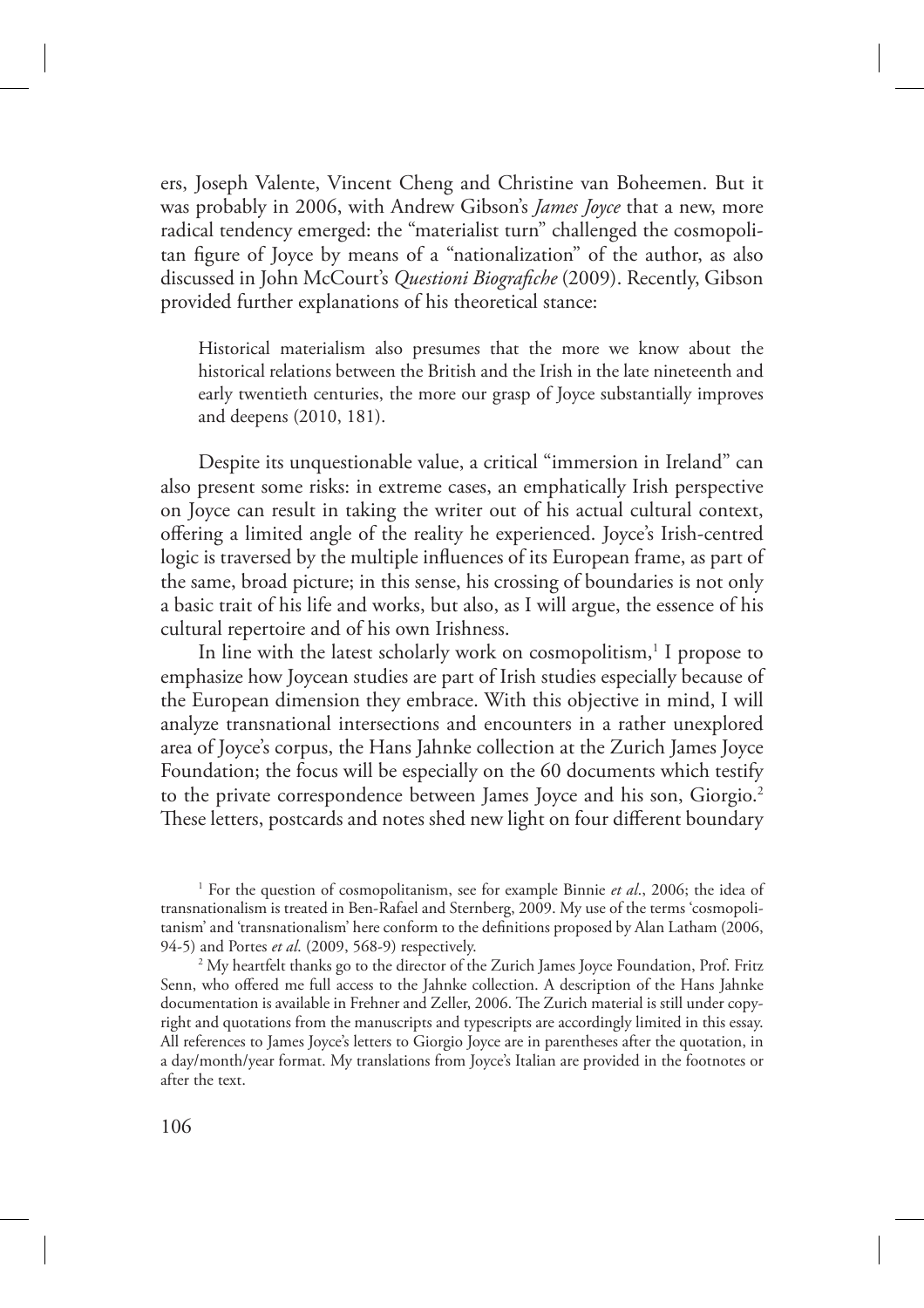ers, Joseph Valente, Vincent Cheng and Christine van Boheemen. But it was probably in 2006, with Andrew Gibson's *James Joyce* that a new, more radical tendency emerged: the "materialist turn" challenged the cosmopolitan figure of Joyce by means of a "nationalization" of the author, as also discussed in John McCourt's *Questioni Biografiche* (2009). Recently, Gibson provided further explanations of his theoretical stance:

> Historical materialism also presumes that the more we know about the historical relations between the British and the Irish in the late nineteenth and early twentieth centuries, the more our grasp of Joyce substantially improves and deepens (2010, 181).

Despite its unquestionable value, a critical "immersion in Ireland" can also present some risks: in extreme cases, an emphatically Irish perspective on Joyce can result in taking the writer out of his actual cultural context, offering a limited angle of the reality he experienced. Joyce's Irish-centred logic is traversed by the multiple influences of its European frame, as part of the same, broad picture; in this sense, his crossing of boundaries is not only a basic trait of his life and works, but also, as I will argue, the essence of his cultural repertoire and of his own Irishness.

In line with the latest scholarly work on cosmopolitism,[1] I propose to emphasize how Joycean studies are part of Irish studies especially because of the European dimension they embrace. With this objective in mind, I will analyze transnational intersections and encounters in a rather unexplored area of Joyce's corpus, the Hans Jahnke collection at the Zurich James Joyce Foundation; the focus will be especially on the 60 documents which testify to the private correspondence between James Joyce and his son, Giorgio.[2] These letters, postcards and notes shed new light on four different boundary

[1] For the question of cosmopolitanism, see for example Binnie *et al*., 2006; the idea of transnationalism is treated in Ben-Rafael and Sternberg, 2009. My use of the terms 'cosmopolitanism' and 'transnationalism' here conform to the definitions proposed by Alan Latham (2006, 94-5) and Portes *et al.* (2009, 568-9) respectively.

[2] My heartfelt thanks go to the director of the Zurich James Joyce Foundation, Prof. Fritz Senn, who offered me full access to the Jahnke collection. A description of the Hans Jahnke documentation is available in Frehner and Zeller, 2006. The Zurich material is still under copyright and quotations from the manuscripts and typescripts are accordingly limited in this essay. All references to James Joyce's letters to Giorgio Joyce are in parentheses after the quotation, in a day/month/year format. My translations from Joyce's Italian are provided in the footnotes or after the text.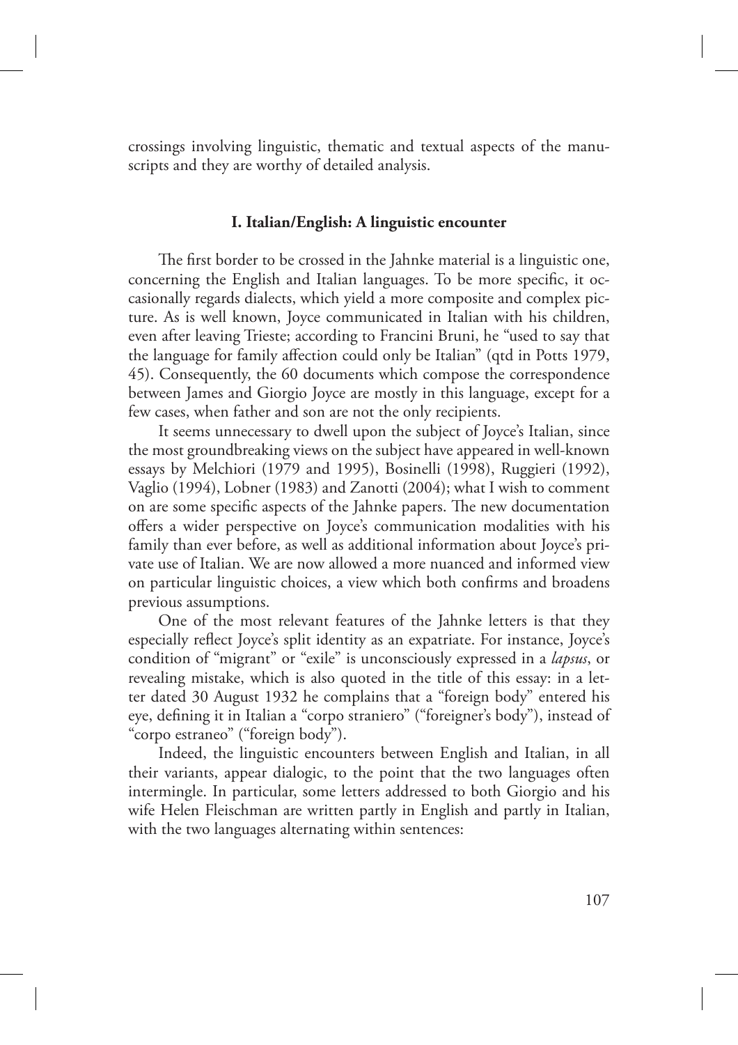crossings involving linguistic, thematic and textual aspects of the manuscripts and they are worthy of detailed analysis.

### I. Italian/English: A linguistic encounter

The first border to be crossed in the Jahnke material is a linguistic one, concerning the English and Italian languages. To be more specific, it occasionally regards dialects, which yield a more composite and complex picture. As is well known, Joyce communicated in Italian with his children, even after leaving Trieste; according to Francini Bruni, he "used to say that the language for family affection could only be Italian" (qtd in Potts 1979, 45). Consequently, the 60 documents which compose the correspondence between James and Giorgio Joyce are mostly in this language, except for a few cases, when father and son are not the only recipients.

It seems unnecessary to dwell upon the subject of Joyce's Italian, since the most groundbreaking views on the subject have appeared in well-known essays by Melchiori (1979 and 1995), Bosinelli (1998), Ruggieri (1992), Vaglio (1994), Lobner (1983) and Zanotti (2004); what I wish to comment on are some specific aspects of the Jahnke papers. The new documentation offers a wider perspective on Joyce's communication modalities with his family than ever before, as well as additional information about Joyce's private use of Italian. We are now allowed a more nuanced and informed view on particular linguistic choices, a view which both confirms and broadens previous assumptions.

One of the most relevant features of the Jahnke letters is that they especially reflect Joyce's split identity as an expatriate. For instance, Joyce's condition of "migrant" or "exile" is unconsciously expressed in a *lapsus*, or revealing mistake, which is also quoted in the title of this essay: in a letter dated 30 August 1932 he complains that a "foreign body" entered his eye, defining it in Italian a "corpo straniero" ("foreigner's body"), instead of "corpo estraneo" ("foreign body").

Indeed, the linguistic encounters between English and Italian, in all their variants, appear dialogic, to the point that the two languages often intermingle. In particular, some letters addressed to both Giorgio and his wife Helen Fleischman are written partly in English and partly in Italian, with the two languages alternating within sentences: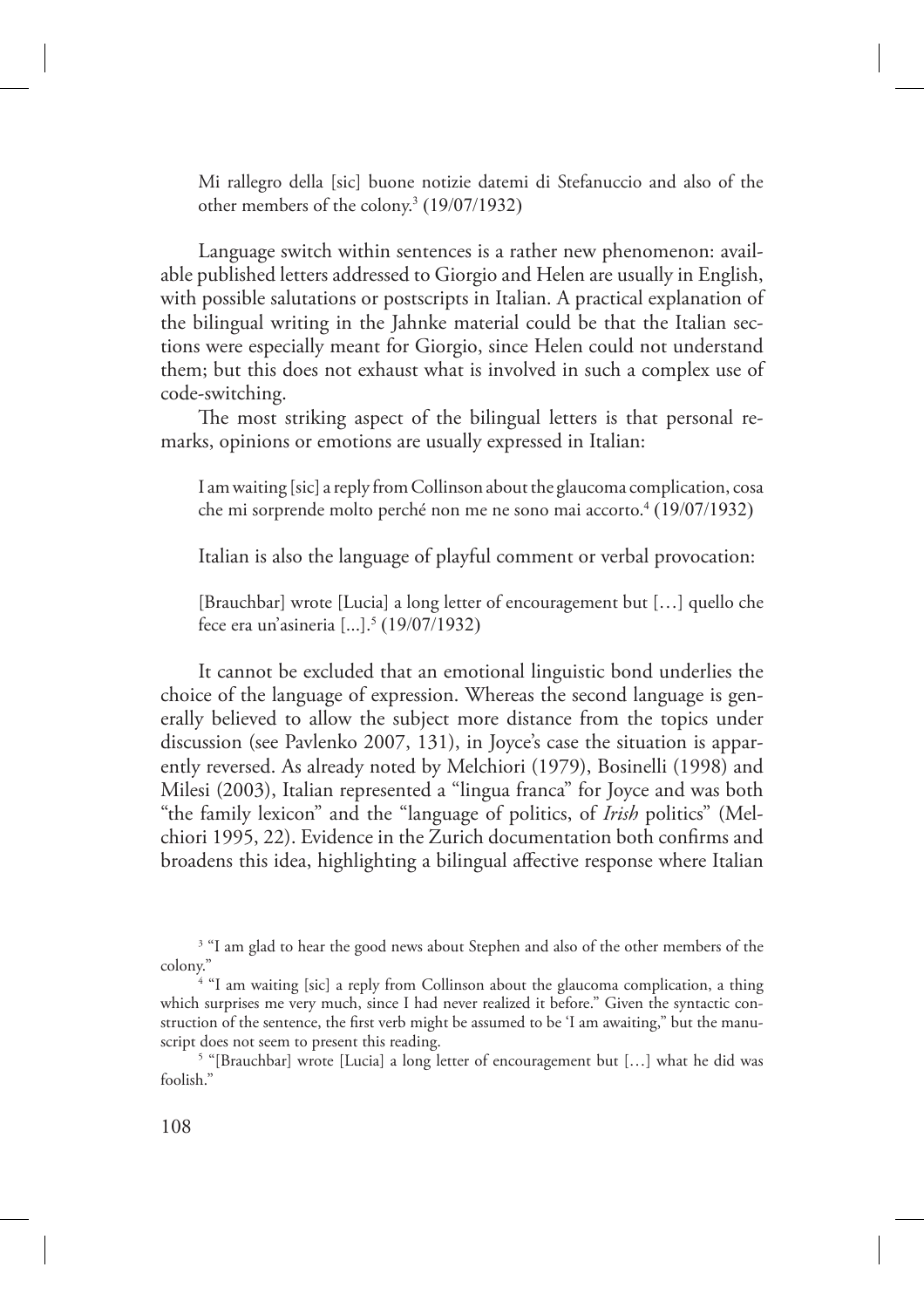> Mi rallegro della [sic] buone notizie datemi di Stefanuccio and also of the other members of the colony.[3] (19/07/1932)

Language switch within sentences is a rather new phenomenon: available published letters addressed to Giorgio and Helen are usually in English, with possible salutations or postscripts in Italian. A practical explanation of the bilingual writing in the Jahnke material could be that the Italian sections were especially meant for Giorgio, since Helen could not understand them; but this does not exhaust what is involved in such a complex use of code-switching.

The most striking aspect of the bilingual letters is that personal remarks, opinions or emotions are usually expressed in Italian:

> I am waiting [sic] a reply from Collinson about the glaucoma complication, cosa che mi sorprende molto perché non me ne sono mai accorto.[4] (19/07/1932)

Italian is also the language of playful comment or verbal provocation:

> [Brauchbar] wrote [Lucia] a long letter of encouragement but […] quello che fece era un'asineria [...].[5] (19/07/1932)

It cannot be excluded that an emotional linguistic bond underlies the choice of the language of expression. Whereas the second language is generally believed to allow the subject more distance from the topics under discussion (see Pavlenko 2007, 131), in Joyce's case the situation is apparently reversed. As already noted by Melchiori (1979), Bosinelli (1998) and Milesi (2003), Italian represented a "lingua franca" for Joyce and was both "the family lexicon" and the "language of politics, of *Irish* politics" (Melchiori 1995, 22). Evidence in the Zurich documentation both confirms and broadens this idea, highlighting a bilingual affective response where Italian

---

[3] "I am glad to hear the good news about Stephen and also of the other members of the colony."

[4] "I am waiting [sic] a reply from Collinson about the glaucoma complication, a thing which surprises me very much, since I had never realized it before." Given the syntactic construction of the sentence, the first verb might be assumed to be 'I am awaiting," but the manuscript does not seem to present this reading.

[5] "[Brauchbar] wrote [Lucia] a long letter of encouragement but […] what he did was foolish."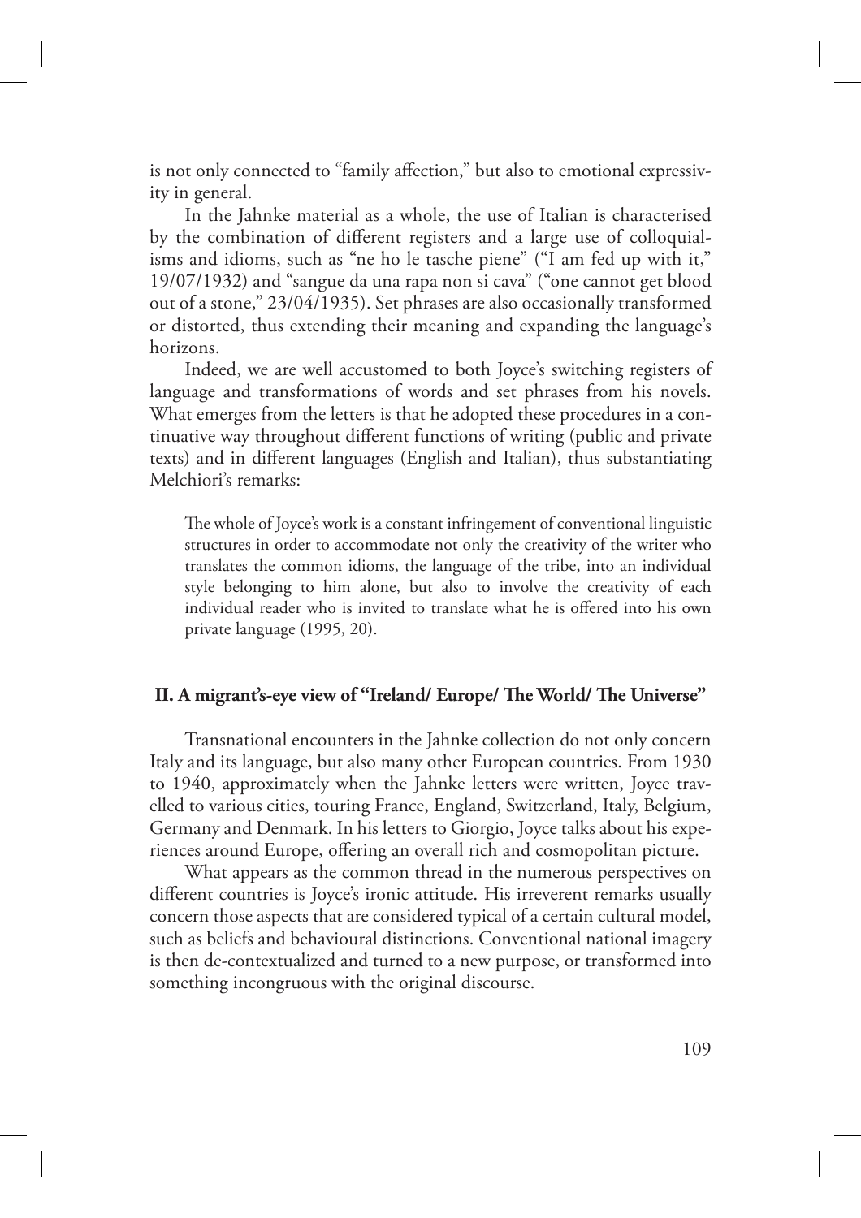is not only connected to "family affection," but also to emotional expressivity in general.

In the Jahnke material as a whole, the use of Italian is characterised by the combination of different registers and a large use of colloquialisms and idioms, such as "ne ho le tasche piene" ("I am fed up with it," 19/07/1932) and "sangue da una rapa non si cava" ("one cannot get blood out of a stone," 23/04/1935). Set phrases are also occasionally transformed or distorted, thus extending their meaning and expanding the language's horizons.

Indeed, we are well accustomed to both Joyce's switching registers of language and transformations of words and set phrases from his novels. What emerges from the letters is that he adopted these procedures in a continuative way throughout different functions of writing (public and private texts) and in different languages (English and Italian), thus substantiating Melchiori's remarks:

> The whole of Joyce's work is a constant infringement of conventional linguistic structures in order to accommodate not only the creativity of the writer who translates the common idioms, the language of the tribe, into an individual style belonging to him alone, but also to involve the creativity of each individual reader who is invited to translate what he is offered into his own private language (1995, 20).

## II. A migrant's-eye view of "Ireland/ Europe/ The World/ The Universe"

Transnational encounters in the Jahnke collection do not only concern Italy and its language, but also many other European countries. From 1930 to 1940, approximately when the Jahnke letters were written, Joyce travelled to various cities, touring France, England, Switzerland, Italy, Belgium, Germany and Denmark. In his letters to Giorgio, Joyce talks about his experiences around Europe, offering an overall rich and cosmopolitan picture.

What appears as the common thread in the numerous perspectives on different countries is Joyce's ironic attitude. His irreverent remarks usually concern those aspects that are considered typical of a certain cultural model, such as beliefs and behavioural distinctions. Conventional national imagery is then de-contextualized and turned to a new purpose, or transformed into something incongruous with the original discourse.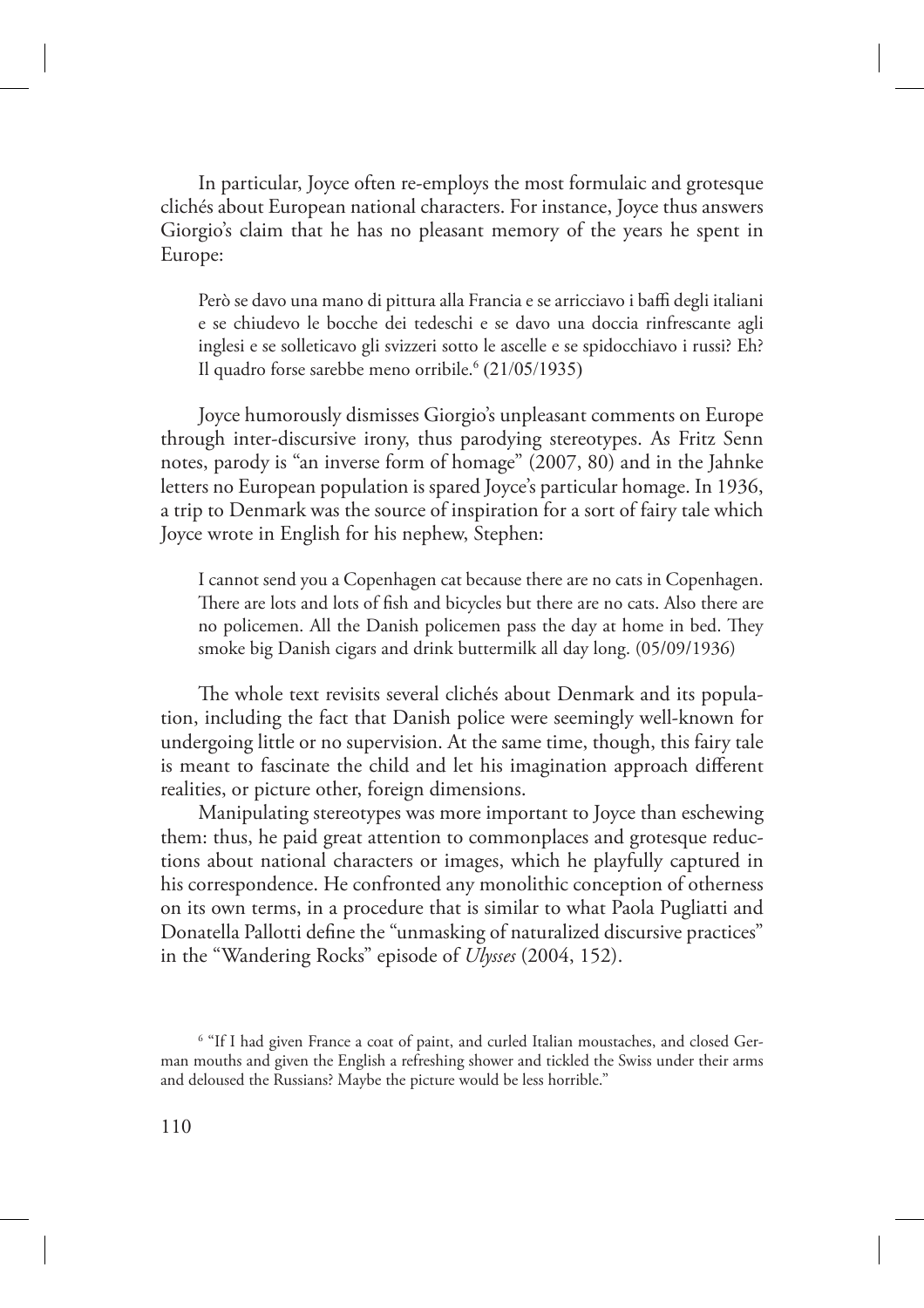In particular, Joyce often re-employs the most formulaic and grotesque clichés about European national characters. For instance, Joyce thus answers Giorgio's claim that he has no pleasant memory of the years he spent in Europe:

> Però se davo una mano di pittura alla Francia e se arricciavo i baffi degli italiani e se chiudevo le bocche dei tedeschi e se davo una doccia rinfrescante agli inglesi e se solleticavo gli svizzeri sotto le ascelle e se spidocchiavo i russi? Eh? Il quadro forse sarebbe meno orribile.[6] (21/05/1935)

Joyce humorously dismisses Giorgio's unpleasant comments on Europe through inter-discursive irony, thus parodying stereotypes. As Fritz Senn notes, parody is "an inverse form of homage" (2007, 80) and in the Jahnke letters no European population is spared Joyce's particular homage. In 1936, a trip to Denmark was the source of inspiration for a sort of fairy tale which Joyce wrote in English for his nephew, Stephen:

> I cannot send you a Copenhagen cat because there are no cats in Copenhagen. There are lots and lots of fish and bicycles but there are no cats. Also there are no policemen. All the Danish policemen pass the day at home in bed. They smoke big Danish cigars and drink buttermilk all day long. (05/09/1936)

The whole text revisits several clichés about Denmark and its population, including the fact that Danish police were seemingly well-known for undergoing little or no supervision. At the same time, though, this fairy tale is meant to fascinate the child and let his imagination approach different realities, or picture other, foreign dimensions.

Manipulating stereotypes was more important to Joyce than eschewing them: thus, he paid great attention to commonplaces and grotesque reductions about national characters or images, which he playfully captured in his correspondence. He confronted any monolithic conception of otherness on its own terms, in a procedure that is similar to what Paola Pugliatti and Donatella Pallotti define the "unmasking of naturalized discursive practices" in the "Wandering Rocks" episode of *Ulysses* (2004, 152).

---

[6] "If I had given France a coat of paint, and curled Italian moustaches, and closed German mouths and given the English a refreshing shower and tickled the Swiss under their arms and deloused the Russians? Maybe the picture would be less horrible."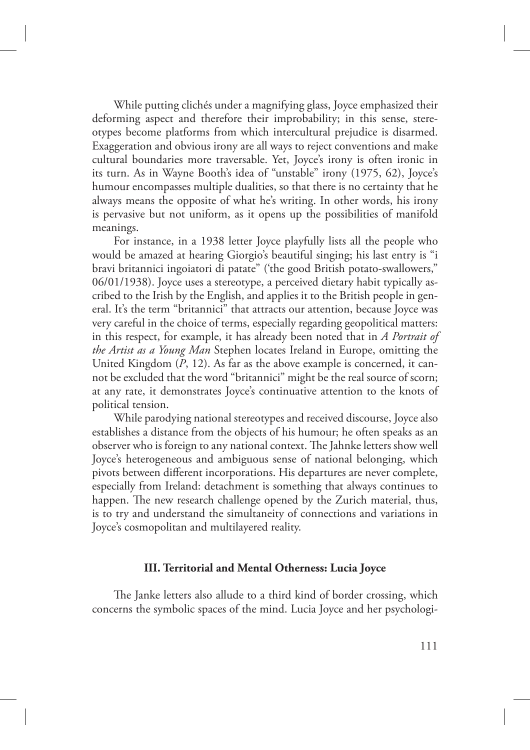While putting clichés under a magnifying glass, Joyce emphasized their deforming aspect and therefore their improbability; in this sense, stereotypes become platforms from which intercultural prejudice is disarmed. Exaggeration and obvious irony are all ways to reject conventions and make cultural boundaries more traversable. Yet, Joyce's irony is often ironic in its turn. As in Wayne Booth's idea of "unstable" irony (1975, 62), Joyce's humour encompasses multiple dualities, so that there is no certainty that he always means the opposite of what he's writing. In other words, his irony is pervasive but not uniform, as it opens up the possibilities of manifold meanings.

For instance, in a 1938 letter Joyce playfully lists all the people who would be amazed at hearing Giorgio's beautiful singing; his last entry is "i bravi britannici ingoiatori di patate" ('the good British potato-swallowers," 06/01/1938). Joyce uses a stereotype, a perceived dietary habit typically ascribed to the Irish by the English, and applies it to the British people in general. It's the term "britannici" that attracts our attention, because Joyce was very careful in the choice of terms, especially regarding geopolitical matters: in this respect, for example, it has already been noted that in *A Portrait of the Artist as a Young Man* Stephen locates Ireland in Europe, omitting the United Kingdom (*P*, 12). As far as the above example is concerned, it cannot be excluded that the word "britannici" might be the real source of scorn; at any rate, it demonstrates Joyce's continuative attention to the knots of political tension.

While parodying national stereotypes and received discourse, Joyce also establishes a distance from the objects of his humour; he often speaks as an observer who is foreign to any national context. The Jahnke letters show well Joyce's heterogeneous and ambiguous sense of national belonging, which pivots between different incorporations. His departures are never complete, especially from Ireland: detachment is something that always continues to happen. The new research challenge opened by the Zurich material, thus, is to try and understand the simultaneity of connections and variations in Joyce's cosmopolitan and multilayered reality.

### III. Territorial and Mental Otherness: Lucia Joyce

The Janke letters also allude to a third kind of border crossing, which concerns the symbolic spaces of the mind. Lucia Joyce and her psychologi-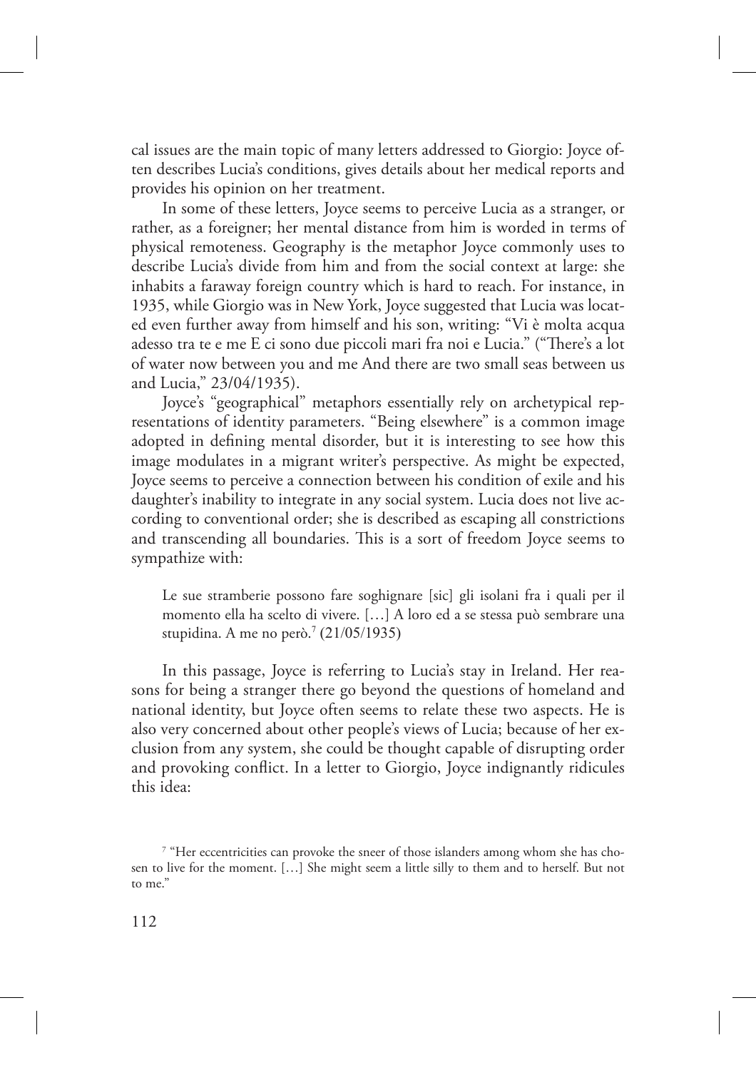cal issues are the main topic of many letters addressed to Giorgio: Joyce often describes Lucia's conditions, gives details about her medical reports and provides his opinion on her treatment.

In some of these letters, Joyce seems to perceive Lucia as a stranger, or rather, as a foreigner; her mental distance from him is worded in terms of physical remoteness. Geography is the metaphor Joyce commonly uses to describe Lucia's divide from him and from the social context at large: she inhabits a faraway foreign country which is hard to reach. For instance, in 1935, while Giorgio was in New York, Joyce suggested that Lucia was located even further away from himself and his son, writing: "Vi è molta acqua adesso tra te e me E ci sono due piccoli mari fra noi e Lucia." ("There's a lot of water now between you and me And there are two small seas between us and Lucia," 23/04/1935).

Joyce's "geographical" metaphors essentially rely on archetypical representations of identity parameters. "Being elsewhere" is a common image adopted in defining mental disorder, but it is interesting to see how this image modulates in a migrant writer's perspective. As might be expected, Joyce seems to perceive a connection between his condition of exile and his daughter's inability to integrate in any social system. Lucia does not live according to conventional order; she is described as escaping all constrictions and transcending all boundaries. This is a sort of freedom Joyce seems to sympathize with:

> Le sue stramberie possono fare soghignare [sic] gli isolani fra i quali per il momento ella ha scelto di vivere. […] A loro ed a se stessa può sembrare una stupidina. A me no però.[7] (21/05/1935)

In this passage, Joyce is referring to Lucia's stay in Ireland. Her reasons for being a stranger there go beyond the questions of homeland and national identity, but Joyce often seems to relate these two aspects. He is also very concerned about other people's views of Lucia; because of her exclusion from any system, she could be thought capable of disrupting order and provoking conflict. In a letter to Giorgio, Joyce indignantly ridicules this idea:

[7] "Her eccentricities can provoke the sneer of those islanders among whom she has chosen to live for the moment. […] She might seem a little silly to them and to herself. But not to me."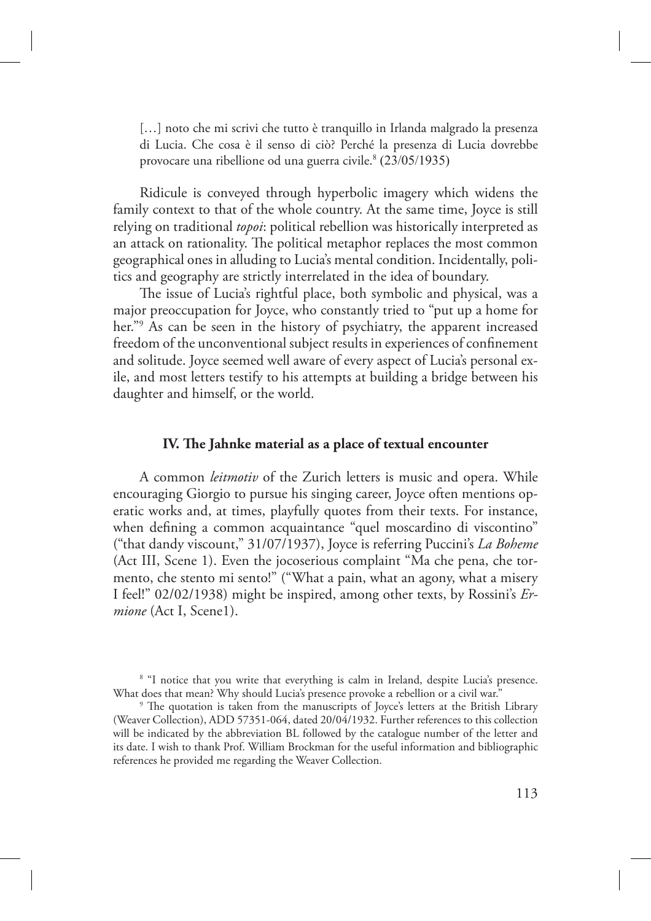> […] noto che mi scrivi che tutto è tranquillo in Irlanda malgrado la presenza di Lucia. Che cosa è il senso di ciò? Perché la presenza di Lucia dovrebbe provocare una ribellione od una guerra civile.[8] (23/05/1935)

Ridicule is conveyed through hyperbolic imagery which widens the family context to that of the whole country. At the same time, Joyce is still relying on traditional *topoi*: political rebellion was historically interpreted as an attack on rationality. The political metaphor replaces the most common geographical ones in alluding to Lucia's mental condition. Incidentally, politics and geography are strictly interrelated in the idea of boundary.

The issue of Lucia's rightful place, both symbolic and physical, was a major preoccupation for Joyce, who constantly tried to "put up a home for her."[9] As can be seen in the history of psychiatry, the apparent increased freedom of the unconventional subject results in experiences of confinement and solitude. Joyce seemed well aware of every aspect of Lucia's personal exile, and most letters testify to his attempts at building a bridge between his daughter and himself, or the world.

### IV. The Jahnke material as a place of textual encounter

A common *leitmotiv* of the Zurich letters is music and opera. While encouraging Giorgio to pursue his singing career, Joyce often mentions operatic works and, at times, playfully quotes from their texts. For instance, when defining a common acquaintance "quel moscardino di viscontino" ("that dandy viscount," 31/07/1937), Joyce is referring Puccini's *La Boheme* (Act III, Scene 1). Even the jocoserious complaint "Ma che pena, che tormento, che stento mi sento!" ("What a pain, what an agony, what a misery I feel!" 02/02/1938) might be inspired, among other texts, by Rossini's *Ermione* (Act I, Scene1).

---

[8] "I notice that you write that everything is calm in Ireland, despite Lucia's presence. What does that mean? Why should Lucia's presence provoke a rebellion or a civil war."

[9] The quotation is taken from the manuscripts of Joyce's letters at the British Library (Weaver Collection), ADD 57351-064, dated 20/04/1932. Further references to this collection will be indicated by the abbreviation BL followed by the catalogue number of the letter and its date. I wish to thank Prof. William Brockman for the useful information and bibliographic references he provided me regarding the Weaver Collection.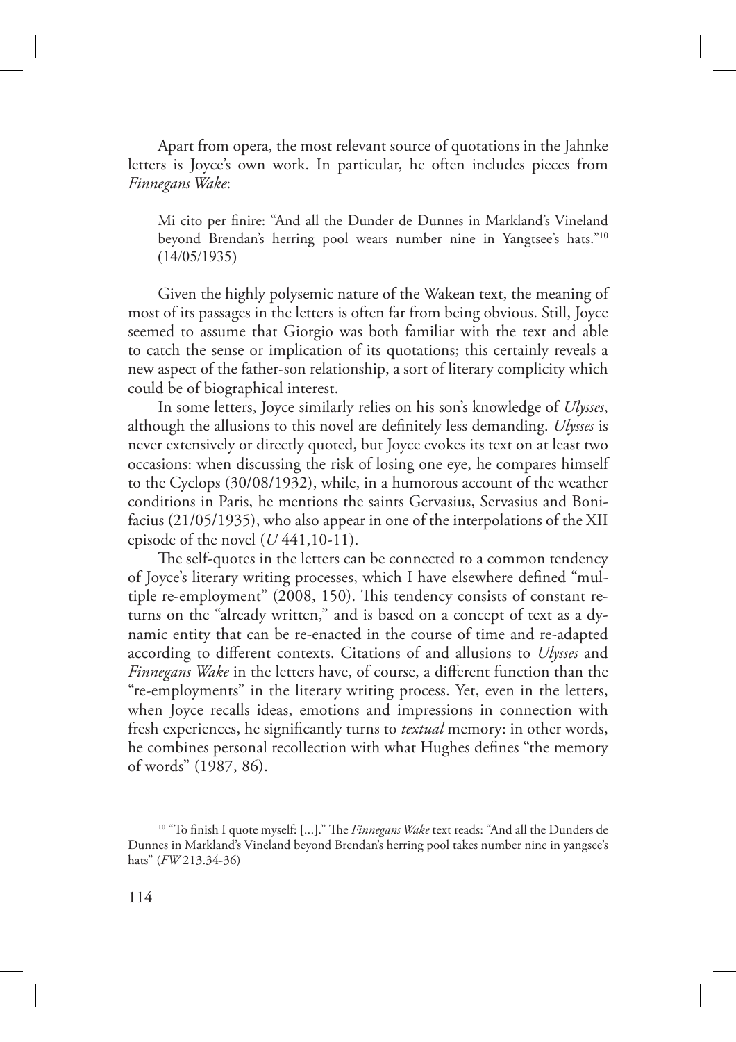Apart from opera, the most relevant source of quotations in the Jahnke letters is Joyce's own work. In particular, he often includes pieces from *Finnegans Wake*:

> Mi cito per finire: "And all the Dunder de Dunnes in Markland's Vineland beyond Brendan's herring pool wears number nine in Yangtsee's hats."[10] (14/05/1935)

Given the highly polysemic nature of the Wakean text, the meaning of most of its passages in the letters is often far from being obvious. Still, Joyce seemed to assume that Giorgio was both familiar with the text and able to catch the sense or implication of its quotations; this certainly reveals a new aspect of the father-son relationship, a sort of literary complicity which could be of biographical interest.

In some letters, Joyce similarly relies on his son's knowledge of *Ulysses*, although the allusions to this novel are definitely less demanding. *Ulysses* is never extensively or directly quoted, but Joyce evokes its text on at least two occasions: when discussing the risk of losing one eye, he compares himself to the Cyclops (30/08/1932), while, in a humorous account of the weather conditions in Paris, he mentions the saints Gervasius, Servasius and Bonifacius (21/05/1935), who also appear in one of the interpolations of the XII episode of the novel (*U* 441,10-11).

The self-quotes in the letters can be connected to a common tendency of Joyce's literary writing processes, which I have elsewhere defined "multiple re-employment" (2008, 150). This tendency consists of constant returns on the "already written," and is based on a concept of text as a dynamic entity that can be re-enacted in the course of time and re-adapted according to different contexts. Citations of and allusions to *Ulysses* and *Finnegans Wake* in the letters have, of course, a different function than the "re-employments" in the literary writing process. Yet, even in the letters, when Joyce recalls ideas, emotions and impressions in connection with fresh experiences, he significantly turns to *textual* memory: in other words, he combines personal recollection with what Hughes defines "the memory of words" (1987, 86).

[10] "To finish I quote myself: […]." The *Finnegans Wake* text reads: "And all the Dunders de Dunnes in Markland's Vineland beyond Brendan's herring pool takes number nine in yangsee's hats" (*FW* 213.34-36)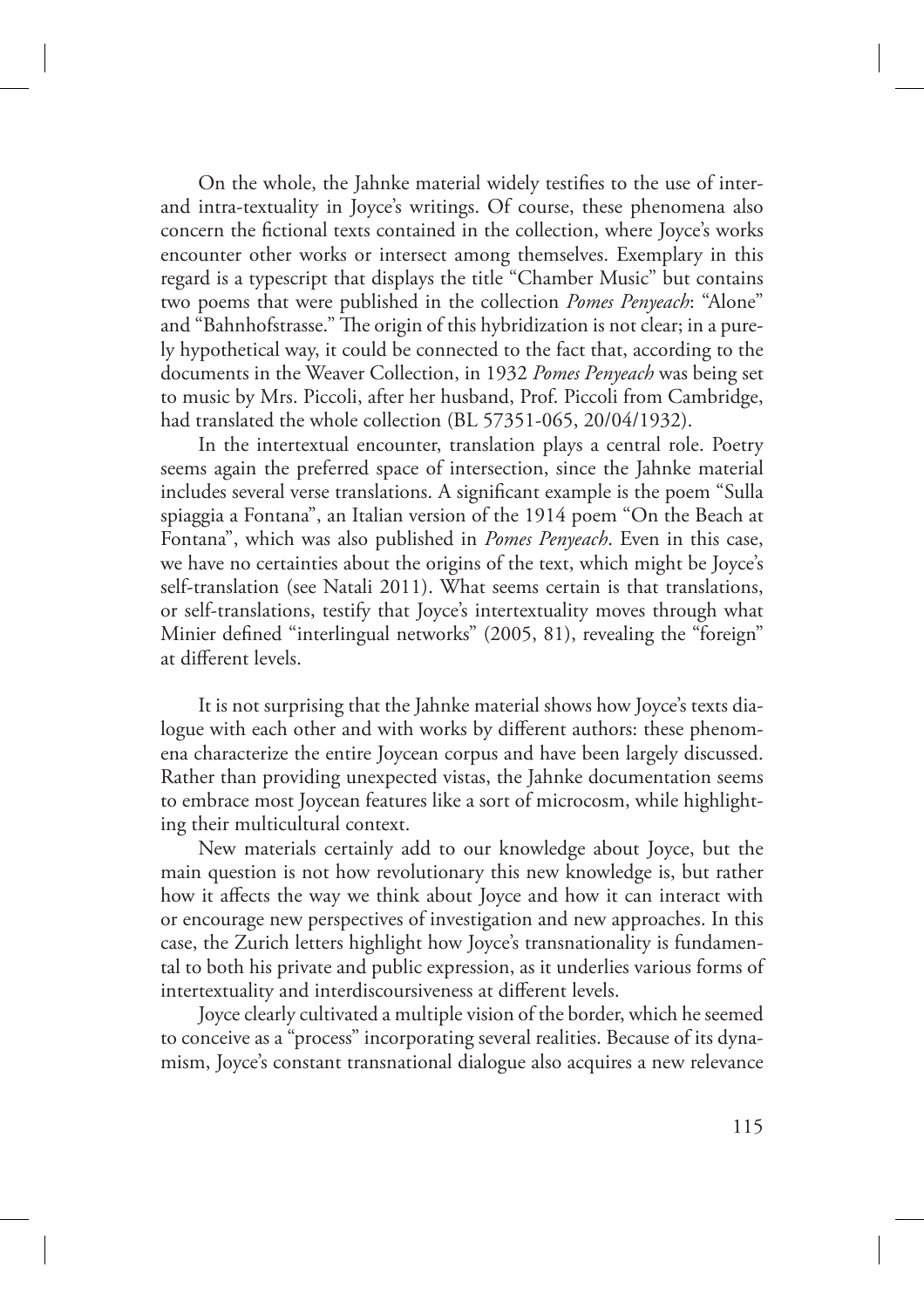On the whole, the Jahnke material widely testifies to the use of inter- and intra-textuality in Joyce's writings. Of course, these phenomena also concern the fictional texts contained in the collection, where Joyce's works encounter other works or intersect among themselves. Exemplary in this regard is a typescript that displays the title "Chamber Music" but contains two poems that were published in the collection *Pomes Penyeach*: "Alone" and "Bahnhofstrasse." The origin of this hybridization is not clear; in a purely hypothetical way, it could be connected to the fact that, according to the documents in the Weaver Collection, in 1932 *Pomes Penyeach* was being set to music by Mrs. Piccoli, after her husband, Prof. Piccoli from Cambridge, had translated the whole collection (BL 57351-065, 20/04/1932).

In the intertextual encounter, translation plays a central role. Poetry seems again the preferred space of intersection, since the Jahnke material includes several verse translations. A significant example is the poem "Sulla spiaggia a Fontana", an Italian version of the 1914 poem "On the Beach at Fontana", which was also published in *Pomes Penyeach*. Even in this case, we have no certainties about the origins of the text, which might be Joyce's self-translation (see Natali 2011). What seems certain is that translations, or self-translations, testify that Joyce's intertextuality moves through what Minier defined "interlingual networks" (2005, 81), revealing the "foreign" at different levels.

It is not surprising that the Jahnke material shows how Joyce's texts dialogue with each other and with works by different authors: these phenomena characterize the entire Joycean corpus and have been largely discussed. Rather than providing unexpected vistas, the Jahnke documentation seems to embrace most Joycean features like a sort of microcosm, while highlighting their multicultural context.

New materials certainly add to our knowledge about Joyce, but the main question is not how revolutionary this new knowledge is, but rather how it affects the way we think about Joyce and how it can interact with or encourage new perspectives of investigation and new approaches. In this case, the Zurich letters highlight how Joyce's transnationality is fundamental to both his private and public expression, as it underlies various forms of intertextuality and interdiscoursiveness at different levels.

Joyce clearly cultivated a multiple vision of the border, which he seemed to conceive as a "process" incorporating several realities. Because of its dynamism, Joyce's constant transnational dialogue also acquires a new relevance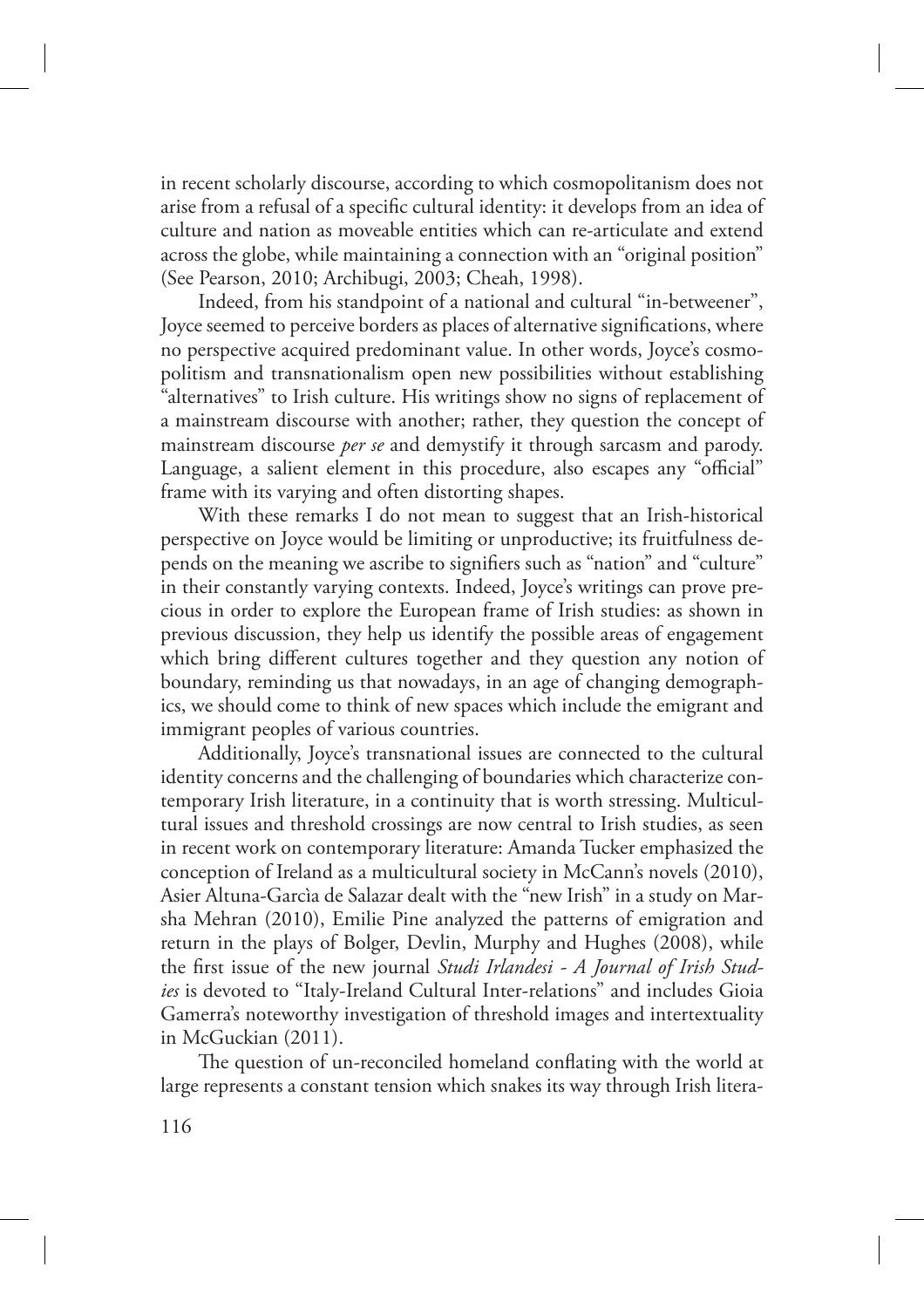in recent scholarly discourse, according to which cosmopolitanism does not arise from a refusal of a specific cultural identity: it develops from an idea of culture and nation as moveable entities which can re-articulate and extend across the globe, while maintaining a connection with an "original position" (See Pearson, 2010; Archibugi, 2003; Cheah, 1998).

Indeed, from his standpoint of a national and cultural "in-betweener", Joyce seemed to perceive borders as places of alternative significations, where no perspective acquired predominant value. In other words, Joyce's cosmopolitism and transnationalism open new possibilities without establishing "alternatives" to Irish culture. His writings show no signs of replacement of a mainstream discourse with another; rather, they question the concept of mainstream discourse *per se* and demystify it through sarcasm and parody. Language, a salient element in this procedure, also escapes any "official" frame with its varying and often distorting shapes.

With these remarks I do not mean to suggest that an Irish-historical perspective on Joyce would be limiting or unproductive; its fruitfulness depends on the meaning we ascribe to signifiers such as "nation" and "culture" in their constantly varying contexts. Indeed, Joyce's writings can prove precious in order to explore the European frame of Irish studies: as shown in previous discussion, they help us identify the possible areas of engagement which bring different cultures together and they question any notion of boundary, reminding us that nowadays, in an age of changing demographics, we should come to think of new spaces which include the emigrant and immigrant peoples of various countries.

Additionally, Joyce's transnational issues are connected to the cultural identity concerns and the challenging of boundaries which characterize contemporary Irish literature, in a continuity that is worth stressing. Multicultural issues and threshold crossings are now central to Irish studies, as seen in recent work on contemporary literature: Amanda Tucker emphasized the conception of Ireland as a multicultural society in McCann's novels (2010), Asier Altuna-Garcìa de Salazar dealt with the "new Irish" in a study on Marsha Mehran (2010), Emilie Pine analyzed the patterns of emigration and return in the plays of Bolger, Devlin, Murphy and Hughes (2008), while the first issue of the new journal *Studi Irlandesi - A Journal of Irish Studies* is devoted to "Italy-Ireland Cultural Inter-relations" and includes Gioia Gamerra's noteworthy investigation of threshold images and intertextuality in McGuckian (2011).

The question of un-reconciled homeland conflating with the world at large represents a constant tension which snakes its way through Irish litera-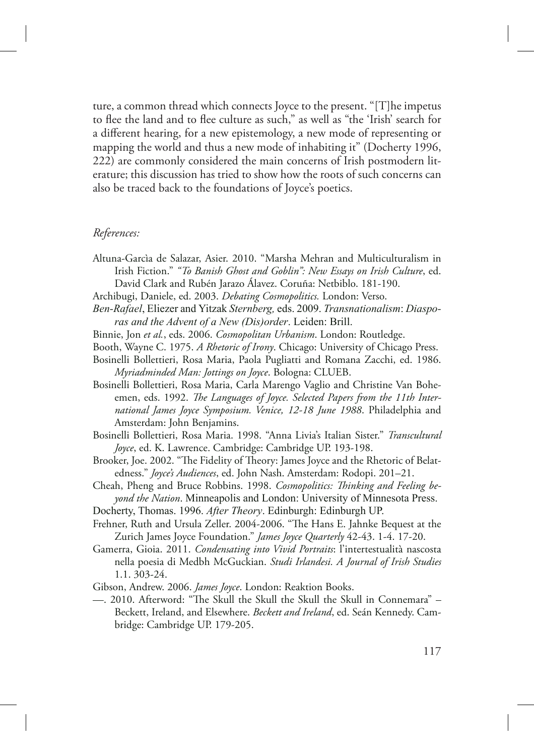ture, a common thread which connects Joyce to the present. "[T]he impetus to flee the land and to flee culture as such," as well as "the 'Irish' search for a different hearing, for a new epistemology, a new mode of representing or mapping the world and thus a new mode of inhabiting it" (Docherty 1996, 222) are commonly considered the main concerns of Irish postmodern literature; this discussion has tried to show how the roots of such concerns can also be traced back to the foundations of Joyce's poetics.

*References:*

Altuna-Garcìa de Salazar, Asier. 2010. "Marsha Mehran and Multiculturalism in Irish Fiction." *"To Banish Ghost and Goblin": New Essays on Irish Culture*, ed. David Clark and Rubén Jarazo Álavez. Coruña: Netbiblo. 181-190.

Archibugi, Daniele, ed. 2003. *Debating Cosmopolitics.* London: Verso.

*Ben-Rafael*, Eliezer and Yitzak *Sternberg,* eds. 2009. *Transnationalism*: *Diasporas and the Advent of a New (Dis)order*. Leiden: Brill.

Binnie, Jon *et al.*, eds. 2006. *Cosmopolitan Urbanism*. London: Routledge.

Booth, Wayne C. 1975. *A Rhetoric of Irony*. Chicago: University of Chicago Press.

Bosinelli Bollettieri, Rosa Maria, Paola Pugliatti and Romana Zacchi, ed. 1986. *Myriadminded Man: Jottings on Joyce*. Bologna: CLUEB.

Bosinelli Bollettieri, Rosa Maria, Carla Marengo Vaglio and Christine Van Boheemen, eds. 1992. *The Languages of Joyce. Selected Papers from the 11th International James Joyce Symposium. Venice, 12-18 June 1988*. Philadelphia and Amsterdam: John Benjamins.

Bosinelli Bollettieri, Rosa Maria. 1998. "Anna Livia's Italian Sister." *Transcultural Joyce*, ed. K. Lawrence. Cambridge: Cambridge UP. 193-198.

Brooker, Joe. 2002. "The Fidelity of Theory: James Joyce and the Rhetoric of Belatedness." *Joyce's Audiences*, ed. John Nash. Amsterdam: Rodopi. 201–21.

Cheah, Pheng and Bruce Robbins. 1998. *Cosmopolitics: Thinking and Feeling beyond the Nation*. Minneapolis and London: University of Minnesota Press.

Docherty, Thomas. 1996. *After Theory*. Edinburgh: Edinburgh UP.

Frehner, Ruth and Ursula Zeller. 2004-2006. "The Hans E. Jahnke Bequest at the Zurich James Joyce Foundation." *James Joyce Quarterly* 42-43. 1-4. 17-20.

Gamerra, Gioia. 2011. *Condensating into Vivid Portraits*: l'intertestualità nascosta nella poesia di Medbh McGuckian. *Studi Irlandesi. A Journal of Irish Studies* 1.1. 303-24.

Gibson, Andrew. 2006. *James Joyce*. London: Reaktion Books.

—. 2010. Afterword: "The Skull the Skull the Skull the Skull in Connemara" – Beckett, Ireland, and Elsewhere. *Beckett and Ireland*, ed. Seán Kennedy. Cambridge: Cambridge UP. 179-205.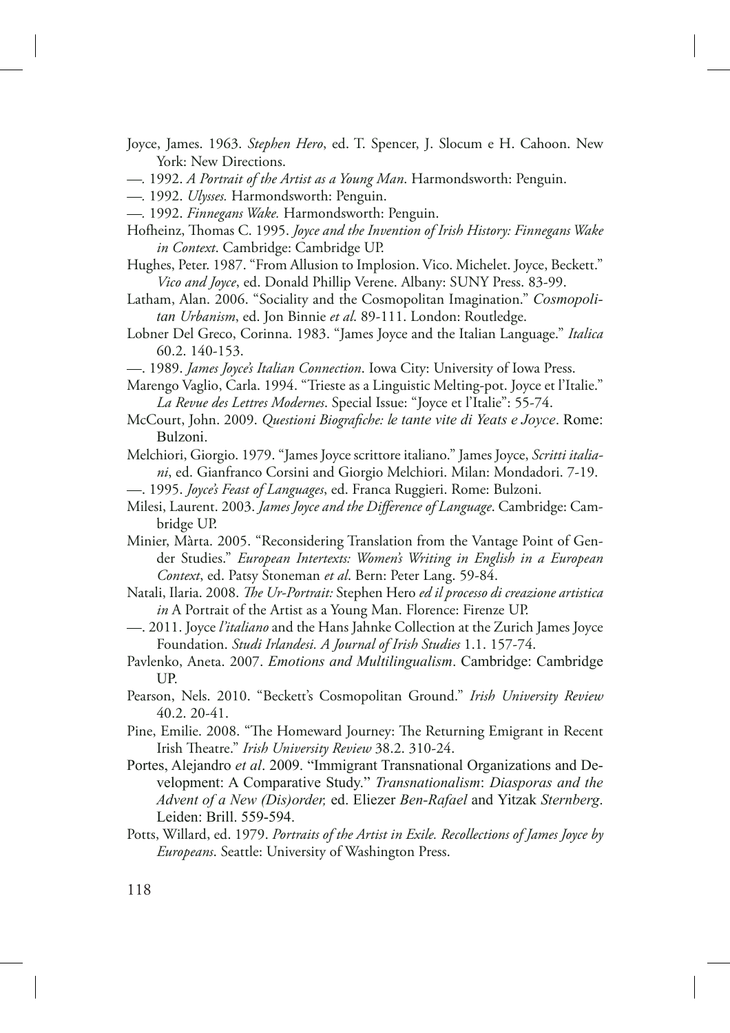Joyce, James. 1963. *Stephen Hero*, ed. T. Spencer, J. Slocum e H. Cahoon. New York: New Directions.

—. 1992. *A Portrait of the Artist as a Young Man*. Harmondsworth: Penguin.

—. 1992. *Ulysses.* Harmondsworth: Penguin.

—. 1992. *Finnegans Wake.* Harmondsworth: Penguin.

Hofheinz, Thomas C. 1995. *Joyce and the Invention of Irish History: Finnegans Wake in Context*. Cambridge: Cambridge UP.

Hughes, Peter. 1987. "From Allusion to Implosion. Vico. Michelet. Joyce, Beckett." *Vico and Joyce*, ed. Donald Phillip Verene. Albany: SUNY Press. 83-99.

Latham, Alan. 2006. "Sociality and the Cosmopolitan Imagination." *Cosmopolitan Urbanism*, ed. Jon Binnie *et al*. 89-111. London: Routledge.

Lobner Del Greco, Corinna. 1983. "James Joyce and the Italian Language." *Italica* 60.2. 140-153.

—. 1989. *James Joyce's Italian Connection*. Iowa City: University of Iowa Press.

Marengo Vaglio, Carla. 1994. "Trieste as a Linguistic Melting-pot. Joyce et l'Italie." *La Revue des Lettres Modernes*. Special Issue: "Joyce et l'Italie": 55-74.

McCourt, John. 2009. *Questioni Biografiche: le tante vite di Yeats e Joyce*. Rome: Bulzoni.

Melchiori, Giorgio. 1979. "James Joyce scrittore italiano." James Joyce, *Scritti italiani*, ed. Gianfranco Corsini and Giorgio Melchiori. Milan: Mondadori. 7-19.

—. 1995. *Joyce's Feast of Languages*, ed. Franca Ruggieri. Rome: Bulzoni.

Milesi, Laurent. 2003. *James Joyce and the Difference of Language*. Cambridge: Cambridge UP.

Minier, Màrta. 2005. "Reconsidering Translation from the Vantage Point of Gender Studies." *European Intertexts: Women's Writing in English in a European Context*, ed. Patsy Stoneman *et al*. Bern: Peter Lang. 59-84.

Natali, Ilaria. 2008. *The Ur-Portrait:* Stephen Hero *ed il processo di creazione artistica in* A Portrait of the Artist as a Young Man. Florence: Firenze UP.

—. 2011. Joyce *l'italiano* and the Hans Jahnke Collection at the Zurich James Joyce Foundation. *Studi Irlandesi. A Journal of Irish Studies* 1.1. 157-74.

Pavlenko, Aneta. 2007. *Emotions and Multilingualism*. Cambridge: Cambridge UP.

Pearson, Nels. 2010. "Beckett's Cosmopolitan Ground." *Irish University Review* 40.2. 20-41.

Pine, Emilie. 2008. "The Homeward Journey: The Returning Emigrant in Recent Irish Theatre." *Irish University Review* 38.2. 310-24.

Portes, Alejandro *et al*. 2009. "Immigrant Transnational Organizations and Development: A Comparative Study." *Transnationalism*: *Diasporas and the Advent of a New (Dis)order,* ed. Eliezer *Ben-Rafael* and Yitzak *Sternberg*. Leiden: Brill. 559-594.

Potts, Willard, ed. 1979. *Portraits of the Artist in Exile. Recollections of James Joyce by Europeans*. Seattle: University of Washington Press.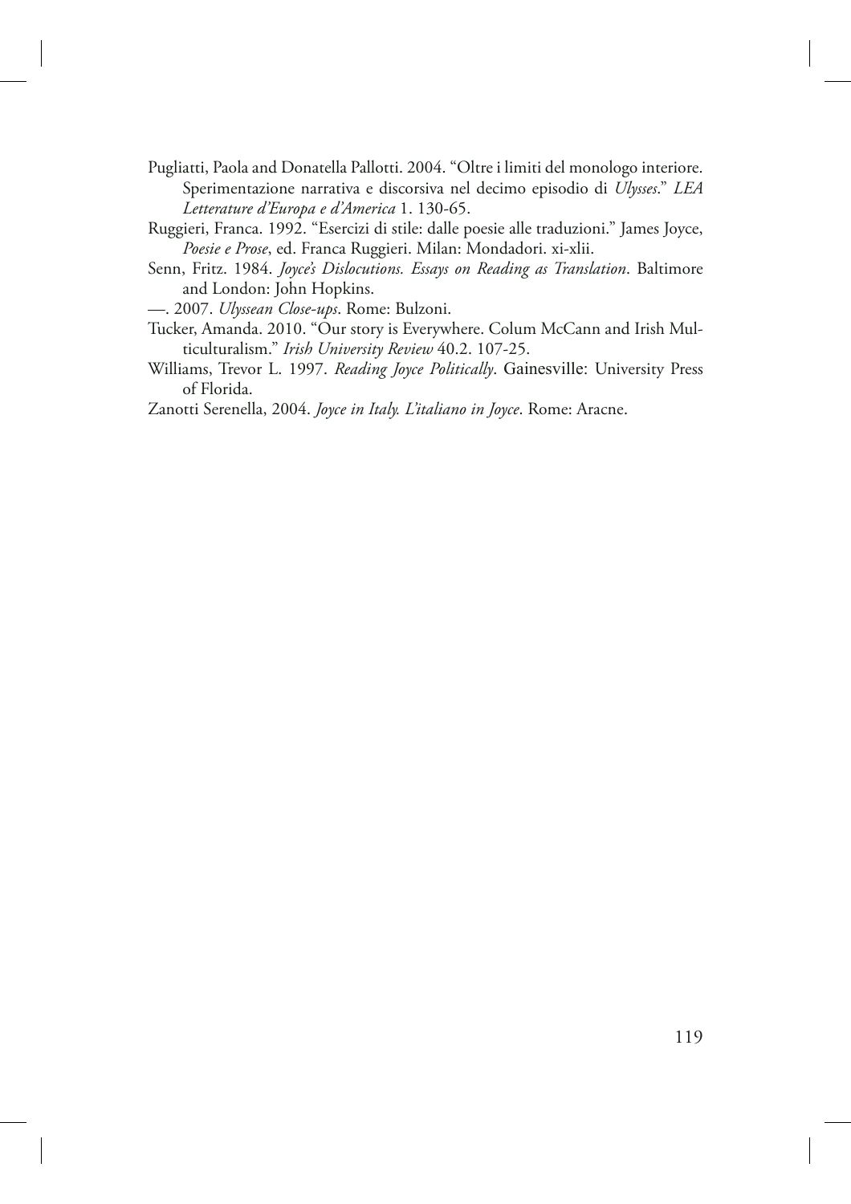Pugliatti, Paola and Donatella Pallotti. 2004. "Oltre i limiti del monologo interiore. Sperimentazione narrativa e discorsiva nel decimo episodio di *Ulysses*." *LEA Letterature d'Europa e d'America* 1. 130-65.

Ruggieri, Franca. 1992. "Esercizi di stile: dalle poesie alle traduzioni." James Joyce, *Poesie e Prose*, ed. Franca Ruggieri. Milan: Mondadori. xi-xlii.

Senn, Fritz. 1984. *Joyce's Dislocutions. Essays on Reading as Translation*. Baltimore and London: John Hopkins.

—. 2007. *Ulyssean Close-ups*. Rome: Bulzoni.

Tucker, Amanda. 2010. "Our story is Everywhere. Colum McCann and Irish Multiculturalism." *Irish University Review* 40.2. 107-25.

Williams, Trevor L. 1997. *Reading Joyce Politically*. Gainesville: University Press of Florida.

Zanotti Serenella, 2004. *Joyce in Italy. L'italiano in Joyce*. Rome: Aracne.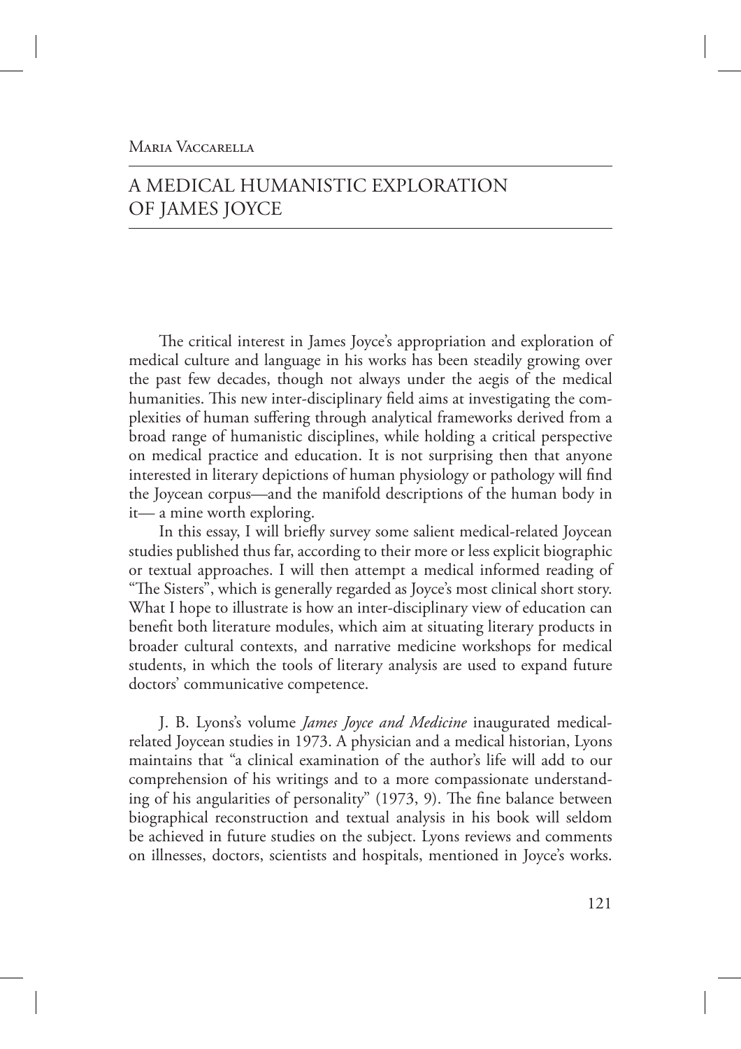Maria Vaccarella

# A MEDICAL HUMANISTIC EXPLORATION OF JAMES JOYCE

The critical interest in James Joyce's appropriation and exploration of medical culture and language in his works has been steadily growing over the past few decades, though not always under the aegis of the medical humanities. This new inter-disciplinary field aims at investigating the complexities of human suffering through analytical frameworks derived from a broad range of humanistic disciplines, while holding a critical perspective on medical practice and education. It is not surprising then that anyone interested in literary depictions of human physiology or pathology will find the Joycean corpus—and the manifold descriptions of the human body in it— a mine worth exploring.

In this essay, I will briefly survey some salient medical-related Joycean studies published thus far, according to their more or less explicit biographic or textual approaches. I will then attempt a medical informed reading of "The Sisters", which is generally regarded as Joyce's most clinical short story. What I hope to illustrate is how an inter-disciplinary view of education can benefit both literature modules, which aim at situating literary products in broader cultural contexts, and narrative medicine workshops for medical students, in which the tools of literary analysis are used to expand future doctors' communicative competence.

J. B. Lyons's volume *James Joyce and Medicine* inaugurated medical-related Joycean studies in 1973. A physician and a medical historian, Lyons maintains that "a clinical examination of the author's life will add to our comprehension of his writings and to a more compassionate understanding of his angularities of personality" (1973, 9). The fine balance between biographical reconstruction and textual analysis in his book will seldom be achieved in future studies on the subject. Lyons reviews and comments on illnesses, doctors, scientists and hospitals, mentioned in Joyce's works.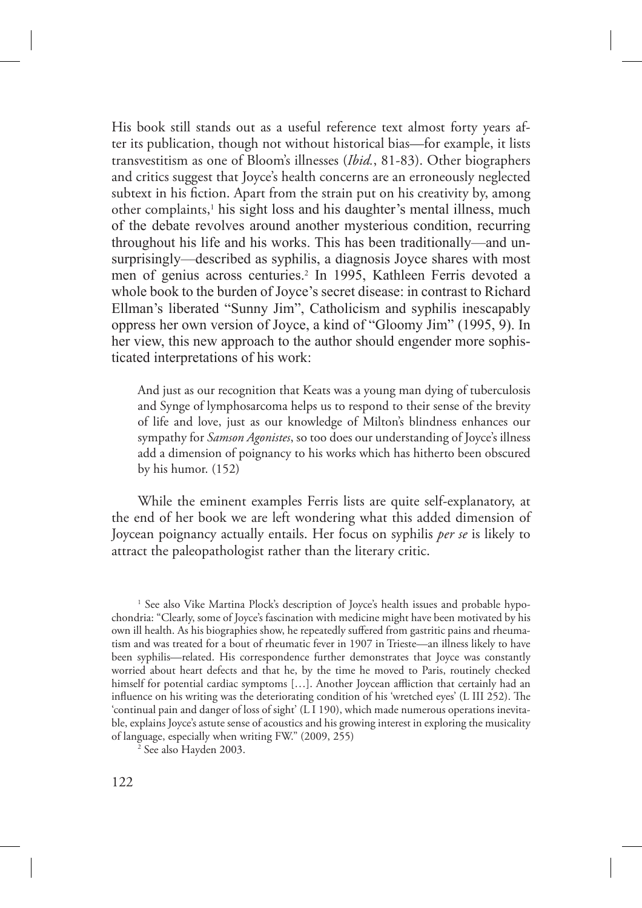His book still stands out as a useful reference text almost forty years after its publication, though not without historical bias—for example, it lists transvestitism as one of Bloom's illnesses (*Ibid.*, 81-83). Other biographers and critics suggest that Joyce's health concerns are an erroneously neglected subtext in his fiction. Apart from the strain put on his creativity by, among other complaints,[1] his sight loss and his daughter's mental illness, much of the debate revolves around another mysterious condition, recurring throughout his life and his works. This has been traditionally—and unsurprisingly—described as syphilis, a diagnosis Joyce shares with most men of genius across centuries.[2] In 1995, Kathleen Ferris devoted a whole book to the burden of Joyce's secret disease: in contrast to Richard Ellman's liberated "Sunny Jim", Catholicism and syphilis inescapably oppress her own version of Joyce, a kind of "Gloomy Jim" (1995, 9). In her view, this new approach to the author should engender more sophisticated interpretations of his work:

> And just as our recognition that Keats was a young man dying of tuberculosis and Synge of lymphosarcoma helps us to respond to their sense of the brevity of life and love, just as our knowledge of Milton's blindness enhances our sympathy for *Samson Agonistes*, so too does our understanding of Joyce's illness add a dimension of poignancy to his works which has hitherto been obscured by his humor. (152)

While the eminent examples Ferris lists are quite self-explanatory, at the end of her book we are left wondering what this added dimension of Joycean poignancy actually entails. Her focus on syphilis *per se* is likely to attract the paleopathologist rather than the literary critic.

---

[1] See also Vike Martina Plock's description of Joyce's health issues and probable hypochondria: "Clearly, some of Joyce's fascination with medicine might have been motivated by his own ill health. As his biographies show, he repeatedly suffered from gastritic pains and rheumatism and was treated for a bout of rheumatic fever in 1907 in Trieste—an illness likely to have been syphilis—related. His correspondence further demonstrates that Joyce was constantly worried about heart defects and that he, by the time he moved to Paris, routinely checked himself for potential cardiac symptoms […]. Another Joycean affliction that certainly had an influence on his writing was the deteriorating condition of his 'wretched eyes' (L III 252). The 'continual pain and danger of loss of sight' (L I 190), which made numerous operations inevitable, explains Joyce's astute sense of acoustics and his growing interest in exploring the musicality of language, especially when writing FW." (2009, 255)

[2] See also Hayden 2003.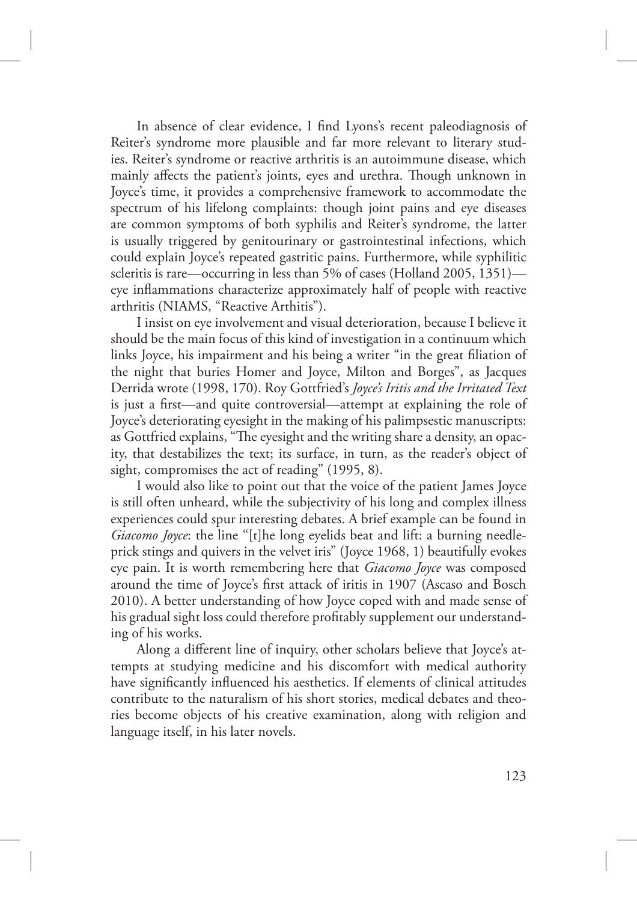In absence of clear evidence, I find Lyons's recent paleodiagnosis of Reiter's syndrome more plausible and far more relevant to literary studies. Reiter's syndrome or reactive arthritis is an autoimmune disease, which mainly affects the patient's joints, eyes and urethra. Though unknown in Joyce's time, it provides a comprehensive framework to accommodate the spectrum of his lifelong complaints: though joint pains and eye diseases are common symptoms of both syphilis and Reiter's syndrome, the latter is usually triggered by genitourinary or gastrointestinal infections, which could explain Joyce's repeated gastritic pains. Furthermore, while syphilitic scleritis is rare—occurring in less than 5% of cases (Holland 2005, 1351)—eye inflammations characterize approximately half of people with reactive arthritis (NIAMS, "Reactive Arthitis").

I insist on eye involvement and visual deterioration, because I believe it should be the main focus of this kind of investigation in a continuum which links Joyce, his impairment and his being a writer "in the great filiation of the night that buries Homer and Joyce, Milton and Borges", as Jacques Derrida wrote (1998, 170). Roy Gottfried's *Joyce's Iritis and the Irritated Text* is just a first—and quite controversial—attempt at explaining the role of Joyce's deteriorating eyesight in the making of his palimpsestic manuscripts: as Gottfried explains, "The eyesight and the writing share a density, an opacity, that destabilizes the text; its surface, in turn, as the reader's object of sight, compromises the act of reading" (1995, 8).

I would also like to point out that the voice of the patient James Joyce is still often unheard, while the subjectivity of his long and complex illness experiences could spur interesting debates. A brief example can be found in *Giacomo Joyce*: the line "[t]he long eyelids beat and lift: a burning needleprick stings and quivers in the velvet iris" (Joyce 1968, 1) beautifully evokes eye pain. It is worth remembering here that *Giacomo Joyce* was composed around the time of Joyce's first attack of iritis in 1907 (Ascaso and Bosch 2010). A better understanding of how Joyce coped with and made sense of his gradual sight loss could therefore profitably supplement our understanding of his works.

Along a different line of inquiry, other scholars believe that Joyce's attempts at studying medicine and his discomfort with medical authority have significantly influenced his aesthetics. If elements of clinical attitudes contribute to the naturalism of his short stories, medical debates and theories become objects of his creative examination, along with religion and language itself, in his later novels.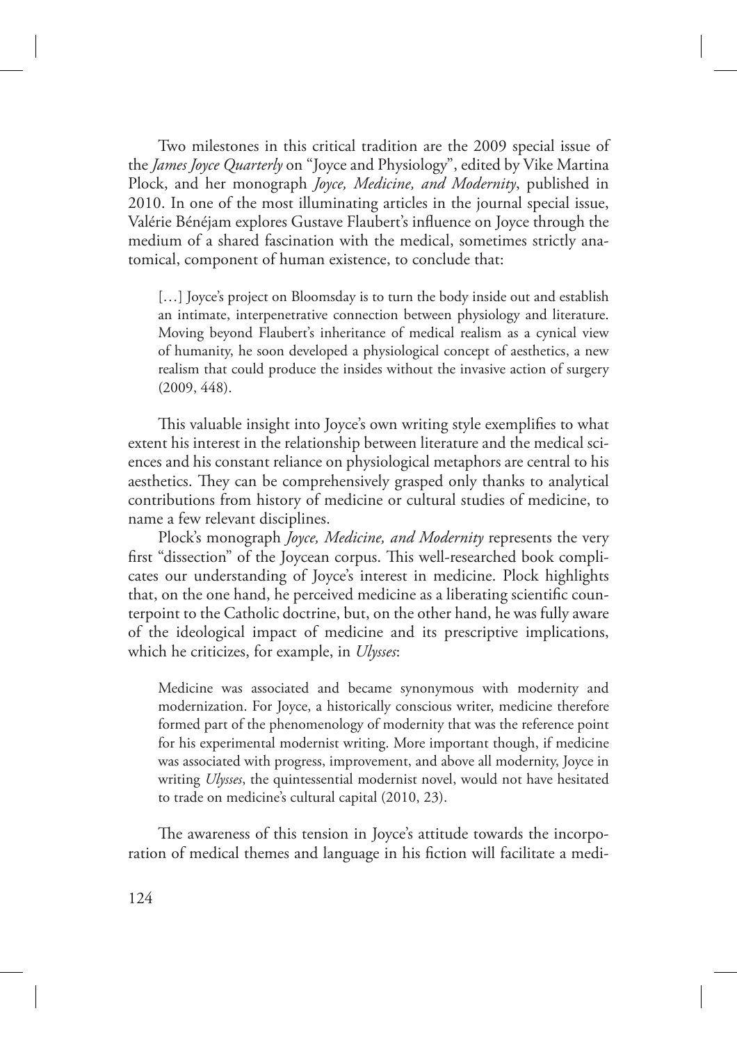Two milestones in this critical tradition are the 2009 special issue of the *James Joyce Quarterly* on "Joyce and Physiology", edited by Vike Martina Plock, and her monograph *Joyce, Medicine, and Modernity*, published in 2010. In one of the most illuminating articles in the journal special issue, Valérie Bénéjam explores Gustave Flaubert's influence on Joyce through the medium of a shared fascination with the medical, sometimes strictly anatomical, component of human existence, to conclude that:

> […] Joyce's project on Bloomsday is to turn the body inside out and establish an intimate, interpenetrative connection between physiology and literature. Moving beyond Flaubert's inheritance of medical realism as a cynical view of humanity, he soon developed a physiological concept of aesthetics, a new realism that could produce the insides without the invasive action of surgery (2009, 448).

This valuable insight into Joyce's own writing style exemplifies to what extent his interest in the relationship between literature and the medical sciences and his constant reliance on physiological metaphors are central to his aesthetics. They can be comprehensively grasped only thanks to analytical contributions from history of medicine or cultural studies of medicine, to name a few relevant disciplines.

Plock's monograph *Joyce, Medicine, and Modernity* represents the very first "dissection" of the Joycean corpus. This well-researched book complicates our understanding of Joyce's interest in medicine. Plock highlights that, on the one hand, he perceived medicine as a liberating scientific counterpoint to the Catholic doctrine, but, on the other hand, he was fully aware of the ideological impact of medicine and its prescriptive implications, which he criticizes, for example, in *Ulysses*:

> Medicine was associated and became synonymous with modernity and modernization. For Joyce, a historically conscious writer, medicine therefore formed part of the phenomenology of modernity that was the reference point for his experimental modernist writing. More important though, if medicine was associated with progress, improvement, and above all modernity, Joyce in writing *Ulysses*, the quintessential modernist novel, would not have hesitated to trade on medicine's cultural capital (2010, 23).

The awareness of this tension in Joyce's attitude towards the incorporation of medical themes and language in his fiction will facilitate a medi-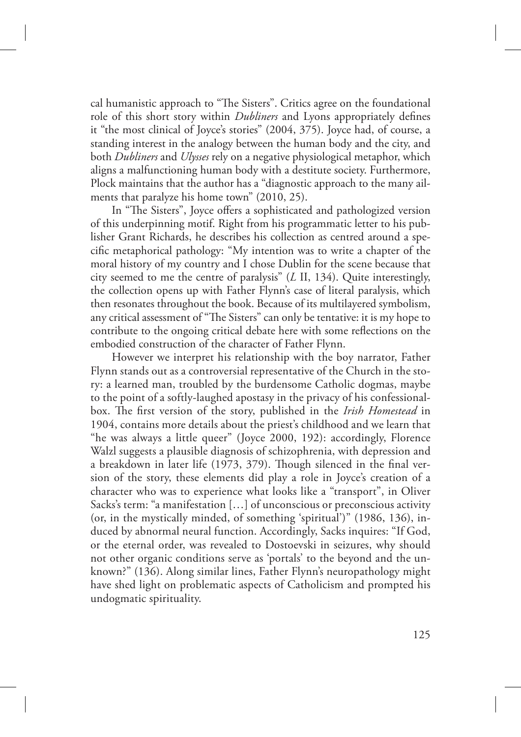cal humanistic approach to "The Sisters". Critics agree on the foundational role of this short story within *Dubliners* and Lyons appropriately defines it "the most clinical of Joyce's stories" (2004, 375). Joyce had, of course, a standing interest in the analogy between the human body and the city, and both *Dubliners* and *Ulysses* rely on a negative physiological metaphor, which aligns a malfunctioning human body with a destitute society. Furthermore, Plock maintains that the author has a "diagnostic approach to the many ailments that paralyze his home town" (2010, 25).

In "The Sisters", Joyce offers a sophisticated and pathologized version of this underpinning motif. Right from his programmatic letter to his publisher Grant Richards, he describes his collection as centred around a specific metaphorical pathology: "My intention was to write a chapter of the moral history of my country and I chose Dublin for the scene because that city seemed to me the centre of paralysis" (*L* II, 134). Quite interestingly, the collection opens up with Father Flynn's case of literal paralysis, which then resonates throughout the book. Because of its multilayered symbolism, any critical assessment of "The Sisters" can only be tentative: it is my hope to contribute to the ongoing critical debate here with some reflections on the embodied construction of the character of Father Flynn.

However we interpret his relationship with the boy narrator, Father Flynn stands out as a controversial representative of the Church in the story: a learned man, troubled by the burdensome Catholic dogmas, maybe to the point of a softly-laughed apostasy in the privacy of his confessional-box. The first version of the story, published in the *Irish Homestead* in 1904, contains more details about the priest's childhood and we learn that "he was always a little queer" (Joyce 2000, 192): accordingly, Florence Walzl suggests a plausible diagnosis of schizophrenia, with depression and a breakdown in later life (1973, 379). Though silenced in the final version of the story, these elements did play a role in Joyce's creation of a character who was to experience what looks like a "transport", in Oliver Sacks's term: "a manifestation […] of unconscious or preconscious activity (or, in the mystically minded, of something 'spiritual')" (1986, 136), induced by abnormal neural function. Accordingly, Sacks inquires: "If God, or the eternal order, was revealed to Dostoevski in seizures, why should not other organic conditions serve as 'portals' to the beyond and the unknown?" (136). Along similar lines, Father Flynn's neuropathology might have shed light on problematic aspects of Catholicism and prompted his undogmatic spirituality.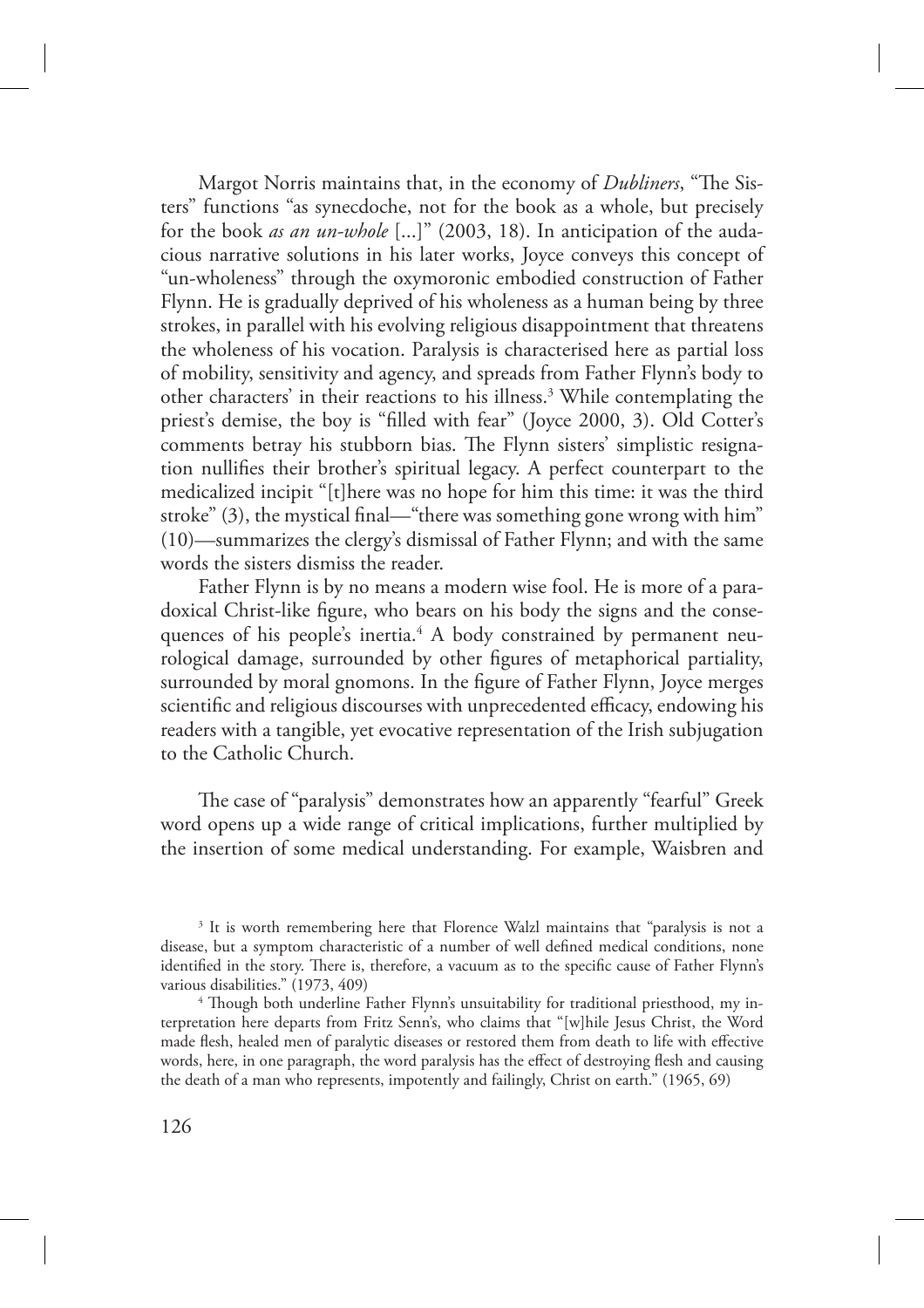Margot Norris maintains that, in the economy of *Dubliners*, "The Sisters" functions "as synecdoche, not for the book as a whole, but precisely for the book *as an un-whole* [...]" (2003, 18). In anticipation of the audacious narrative solutions in his later works, Joyce conveys this concept of "un-wholeness" through the oxymoronic embodied construction of Father Flynn. He is gradually deprived of his wholeness as a human being by three strokes, in parallel with his evolving religious disappointment that threatens the wholeness of his vocation. Paralysis is characterised here as partial loss of mobility, sensitivity and agency, and spreads from Father Flynn's body to other characters' in their reactions to his illness.[3] While contemplating the priest's demise, the boy is "filled with fear" (Joyce 2000, 3). Old Cotter's comments betray his stubborn bias. The Flynn sisters' simplistic resignation nullifies their brother's spiritual legacy. A perfect counterpart to the medicalized incipit "[t]here was no hope for him this time: it was the third stroke" (3), the mystical final—"there was something gone wrong with him" (10)—summarizes the clergy's dismissal of Father Flynn; and with the same words the sisters dismiss the reader.

Father Flynn is by no means a modern wise fool. He is more of a paradoxical Christ-like figure, who bears on his body the signs and the consequences of his people's inertia.[4] A body constrained by permanent neurological damage, surrounded by other figures of metaphorical partiality, surrounded by moral gnomons. In the figure of Father Flynn, Joyce merges scientific and religious discourses with unprecedented efficacy, endowing his readers with a tangible, yet evocative representation of the Irish subjugation to the Catholic Church.

The case of "paralysis" demonstrates how an apparently "fearful" Greek word opens up a wide range of critical implications, further multiplied by the insertion of some medical understanding. For example, Waisbren and

[3] It is worth remembering here that Florence Walzl maintains that "paralysis is not a disease, but a symptom characteristic of a number of well defined medical conditions, none identified in the story. There is, therefore, a vacuum as to the specific cause of Father Flynn's various disabilities." (1973, 409)

[4] Though both underline Father Flynn's unsuitability for traditional priesthood, my interpretation here departs from Fritz Senn's, who claims that "[w]hile Jesus Christ, the Word made flesh, healed men of paralytic diseases or restored them from death to life with effective words, here, in one paragraph, the word paralysis has the effect of destroying flesh and causing the death of a man who represents, impotently and failingly, Christ on earth." (1965, 69)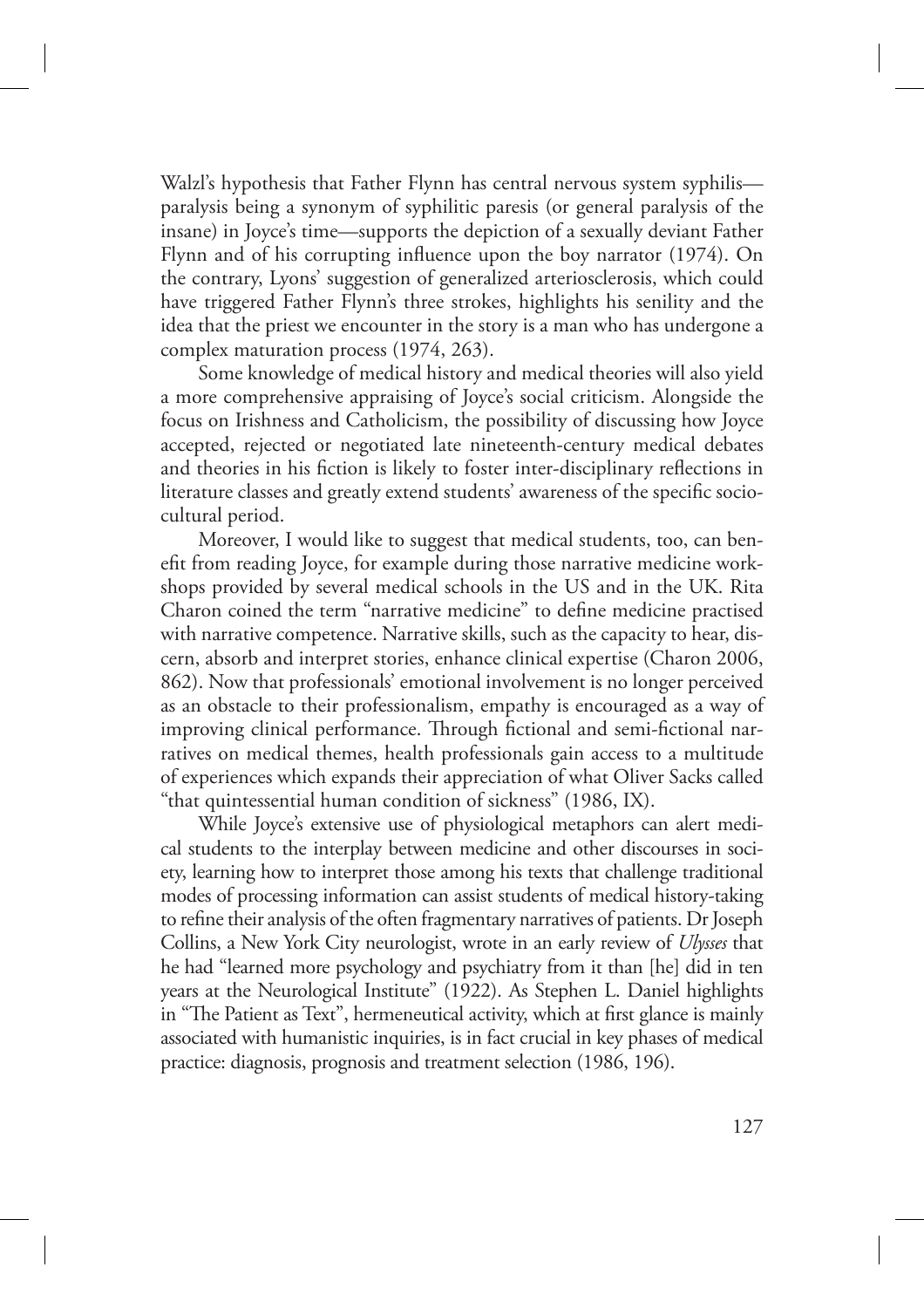Walzl's hypothesis that Father Flynn has central nervous system syphilis—paralysis being a synonym of syphilitic paresis (or general paralysis of the insane) in Joyce's time—supports the depiction of a sexually deviant Father Flynn and of his corrupting influence upon the boy narrator (1974). On the contrary, Lyons' suggestion of generalized arteriosclerosis, which could have triggered Father Flynn's three strokes, highlights his senility and the idea that the priest we encounter in the story is a man who has undergone a complex maturation process (1974, 263).

Some knowledge of medical history and medical theories will also yield a more comprehensive appraising of Joyce's social criticism. Alongside the focus on Irishness and Catholicism, the possibility of discussing how Joyce accepted, rejected or negotiated late nineteenth-century medical debates and theories in his fiction is likely to foster inter-disciplinary reflections in literature classes and greatly extend students' awareness of the specific sociocultural period.

Moreover, I would like to suggest that medical students, too, can benefit from reading Joyce, for example during those narrative medicine workshops provided by several medical schools in the US and in the UK. Rita Charon coined the term "narrative medicine" to define medicine practised with narrative competence. Narrative skills, such as the capacity to hear, discern, absorb and interpret stories, enhance clinical expertise (Charon 2006, 862). Now that professionals' emotional involvement is no longer perceived as an obstacle to their professionalism, empathy is encouraged as a way of improving clinical performance. Through fictional and semi-fictional narratives on medical themes, health professionals gain access to a multitude of experiences which expands their appreciation of what Oliver Sacks called "that quintessential human condition of sickness" (1986, IX).

While Joyce's extensive use of physiological metaphors can alert medical students to the interplay between medicine and other discourses in society, learning how to interpret those among his texts that challenge traditional modes of processing information can assist students of medical history-taking to refine their analysis of the often fragmentary narratives of patients. Dr Joseph Collins, a New York City neurologist, wrote in an early review of *Ulysses* that he had "learned more psychology and psychiatry from it than [he] did in ten years at the Neurological Institute" (1922). As Stephen L. Daniel highlights in "The Patient as Text", hermeneutical activity, which at first glance is mainly associated with humanistic inquiries, is in fact crucial in key phases of medical practice: diagnosis, prognosis and treatment selection (1986, 196).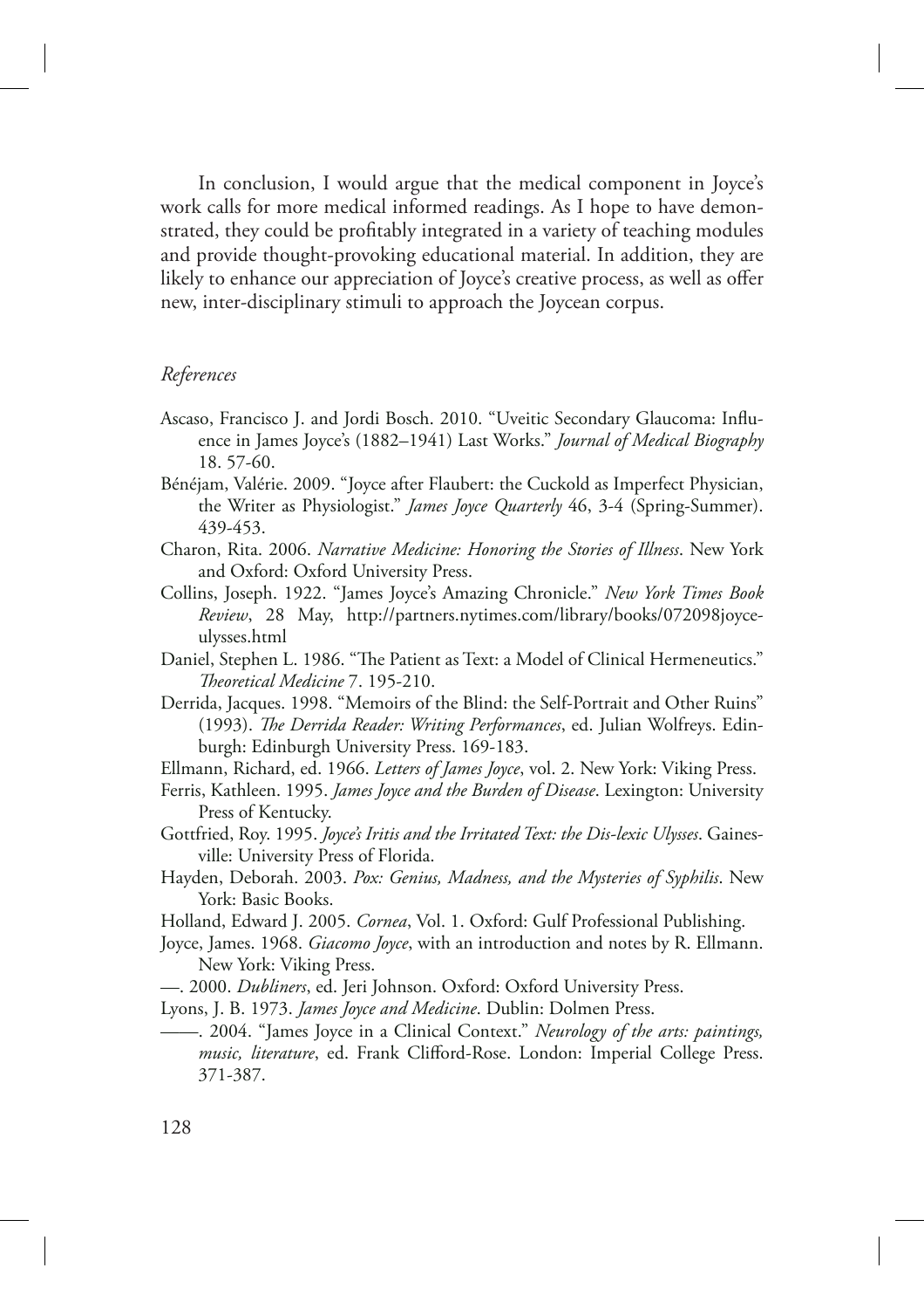In conclusion, I would argue that the medical component in Joyce's work calls for more medical informed readings. As I hope to have demonstrated, they could be profitably integrated in a variety of teaching modules and provide thought-provoking educational material. In addition, they are likely to enhance our appreciation of Joyce's creative process, as well as offer new, inter-disciplinary stimuli to approach the Joycean corpus.

*References*

Ascaso, Francisco J. and Jordi Bosch. 2010. "Uveitic Secondary Glaucoma: Influence in James Joyce's (1882–1941) Last Works." *Journal of Medical Biography* 18. 57-60.

Bénéjam, Valérie. 2009. "Joyce after Flaubert: the Cuckold as Imperfect Physician, the Writer as Physiologist." *James Joyce Quarterly* 46, 3-4 (Spring-Summer). 439-453.

Charon, Rita. 2006. *Narrative Medicine: Honoring the Stories of Illness*. New York and Oxford: Oxford University Press.

Collins, Joseph. 1922. "James Joyce's Amazing Chronicle." *New York Times Book Review*, 28 May, http://partners.nytimes.com/library/books/072098joyce-ulysses.html

Daniel, Stephen L. 1986. "The Patient as Text: a Model of Clinical Hermeneutics." *Theoretical Medicine* 7. 195-210.

Derrida, Jacques. 1998. "Memoirs of the Blind: the Self-Portrait and Other Ruins" (1993). *The Derrida Reader: Writing Performances*, ed. Julian Wolfreys. Edinburgh: Edinburgh University Press. 169-183.

Ellmann, Richard, ed. 1966. *Letters of James Joyce*, vol. 2. New York: Viking Press.

Ferris, Kathleen. 1995. *James Joyce and the Burden of Disease*. Lexington: University Press of Kentucky.

Gottfried, Roy. 1995. *Joyce's Iritis and the Irritated Text: the Dis-lexic Ulysses*. Gainesville: University Press of Florida.

Hayden, Deborah. 2003. *Pox: Genius, Madness, and the Mysteries of Syphilis*. New York: Basic Books.

Holland, Edward J. 2005. *Cornea*, Vol. 1. Oxford: Gulf Professional Publishing.

Joyce, James. 1968. *Giacomo Joyce*, with an introduction and notes by R. Ellmann. New York: Viking Press.

—. 2000. *Dubliners*, ed. Jeri Johnson. Oxford: Oxford University Press.

Lyons, J. B. 1973. *James Joyce and Medicine*. Dublin: Dolmen Press.

——. 2004. "James Joyce in a Clinical Context." *Neurology of the arts: paintings, music, literature*, ed. Frank Clifford-Rose. London: Imperial College Press. 371-387.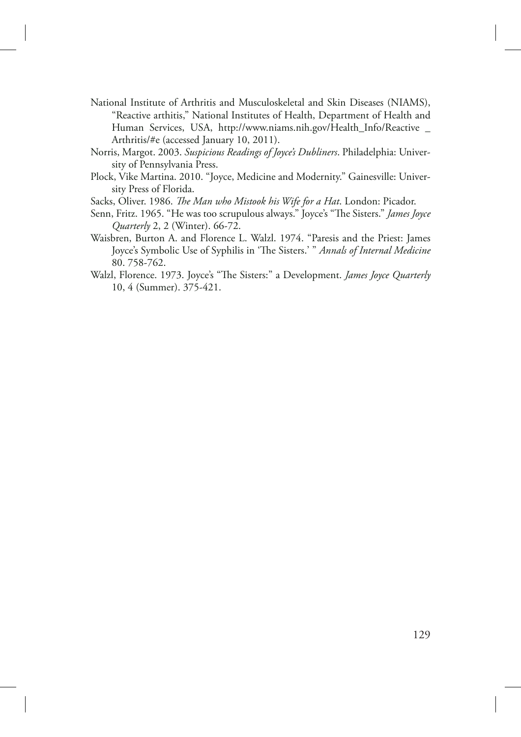National Institute of Arthritis and Musculoskeletal and Skin Diseases (NIAMS), "Reactive arthitis," National Institutes of Health, Department of Health and Human Services, USA, http://www.niams.nih.gov/Health_Info/Reactive _ Arthritis/#e (accessed January 10, 2011).

Norris, Margot. 2003. *Suspicious Readings of Joyce's Dubliners*. Philadelphia: University of Pennsylvania Press.

Plock, Vike Martina. 2010. "Joyce, Medicine and Modernity." Gainesville: University Press of Florida.

Sacks, Oliver. 1986. *The Man who Mistook his Wife for a Hat*. London: Picador.

Senn, Fritz. 1965. "He was too scrupulous always." Joyce's "The Sisters." *James Joyce Quarterly* 2, 2 (Winter). 66-72.

Waisbren, Burton A. and Florence L. Walzl. 1974. "Paresis and the Priest: James Joyce's Symbolic Use of Syphilis in 'The Sisters.' " *Annals of Internal Medicine* 80. 758-762.

Walzl, Florence. 1973. Joyce's "The Sisters:" a Development. *James Joyce Quarterly* 10, 4 (Summer). 375-421.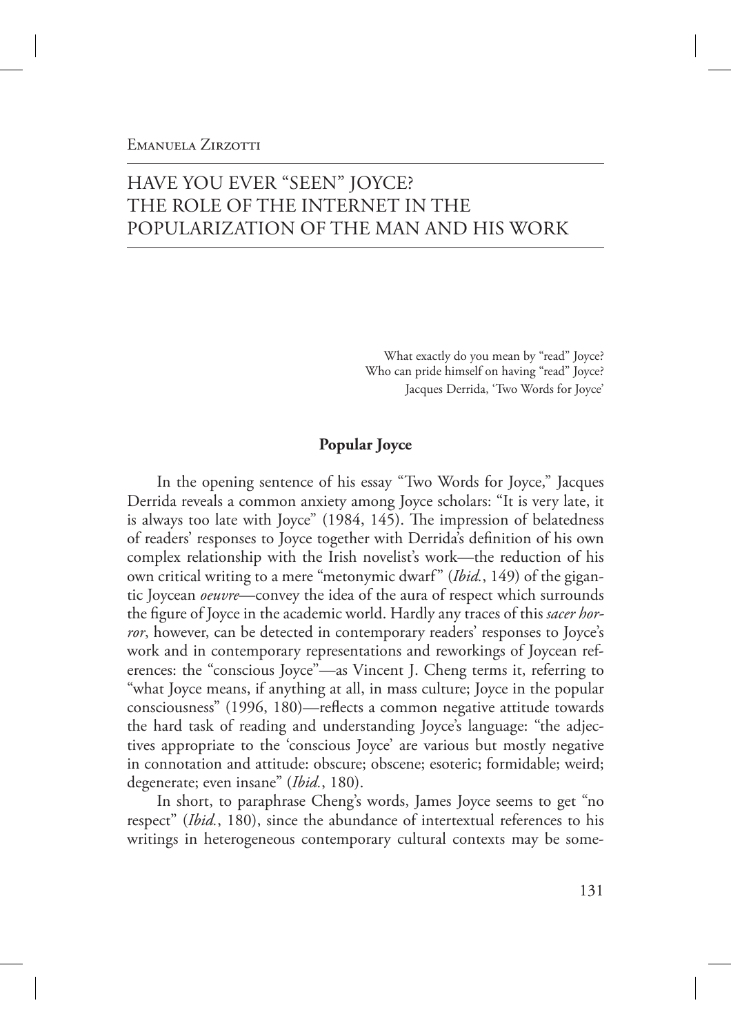Emanuela Zirzotti

# HAVE YOU EVER "SEEN" JOYCE? THE ROLE OF THE INTERNET IN THE POPULARIZATION OF THE MAN AND HIS WORK

What exactly do you mean by "read" Joyce?
Who can pride himself on having "read" Joyce?
Jacques Derrida, 'Two Words for Joyce'

## Popular Joyce

In the opening sentence of his essay "Two Words for Joyce," Jacques Derrida reveals a common anxiety among Joyce scholars: "It is very late, it is always too late with Joyce" (1984, 145). The impression of belatedness of readers' responses to Joyce together with Derrida's definition of his own complex relationship with the Irish novelist's work—the reduction of his own critical writing to a mere "metonymic dwarf" (*Ibid.*, 149) of the gigantic Joycean *oeuvre*—convey the idea of the aura of respect which surrounds the figure of Joyce in the academic world. Hardly any traces of this *sacer horror*, however, can be detected in contemporary readers' responses to Joyce's work and in contemporary representations and reworkings of Joycean references: the "conscious Joyce"—as Vincent J. Cheng terms it, referring to "what Joyce means, if anything at all, in mass culture; Joyce in the popular consciousness" (1996, 180)—reflects a common negative attitude towards the hard task of reading and understanding Joyce's language: "the adjectives appropriate to the 'conscious Joyce' are various but mostly negative in connotation and attitude: obscure; obscene; esoteric; formidable; weird; degenerate; even insane" (*Ibid.*, 180).

In short, to paraphrase Cheng's words, James Joyce seems to get "no respect" (*Ibid.*, 180), since the abundance of intertextual references to his writings in heterogeneous contemporary cultural contexts may be some-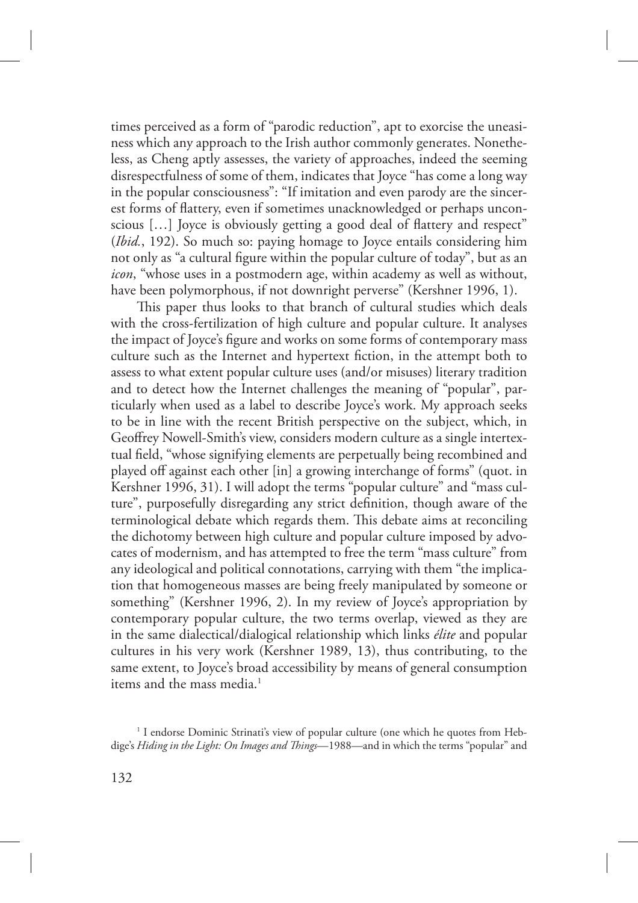times perceived as a form of "parodic reduction", apt to exorcise the uneasiness which any approach to the Irish author commonly generates. Nonetheless, as Cheng aptly assesses, the variety of approaches, indeed the seeming disrespectfulness of some of them, indicates that Joyce "has come a long way in the popular consciousness": "If imitation and even parody are the sincerest forms of flattery, even if sometimes unacknowledged or perhaps unconscious […] Joyce is obviously getting a good deal of flattery and respect" (*Ibid.*, 192). So much so: paying homage to Joyce entails considering him not only as "a cultural figure within the popular culture of today", but as an *icon*, "whose uses in a postmodern age, within academy as well as without, have been polymorphous, if not downright perverse" (Kershner 1996, 1).

This paper thus looks to that branch of cultural studies which deals with the cross-fertilization of high culture and popular culture. It analyses the impact of Joyce's figure and works on some forms of contemporary mass culture such as the Internet and hypertext fiction, in the attempt both to assess to what extent popular culture uses (and/or misuses) literary tradition and to detect how the Internet challenges the meaning of "popular", particularly when used as a label to describe Joyce's work. My approach seeks to be in line with the recent British perspective on the subject, which, in Geoffrey Nowell-Smith's view, considers modern culture as a single intertextual field, "whose signifying elements are perpetually being recombined and played off against each other [in] a growing interchange of forms" (quot. in Kershner 1996, 31). I will adopt the terms "popular culture" and "mass culture", purposefully disregarding any strict definition, though aware of the terminological debate which regards them. This debate aims at reconciling the dichotomy between high culture and popular culture imposed by advocates of modernism, and has attempted to free the term "mass culture" from any ideological and political connotations, carrying with them "the implication that homogeneous masses are being freely manipulated by someone or something" (Kershner 1996, 2). In my review of Joyce's appropriation by contemporary popular culture, the two terms overlap, viewed as they are in the same dialectical/dialogical relationship which links *élite* and popular cultures in his very work (Kershner 1989, 13), thus contributing, to the same extent, to Joyce's broad accessibility by means of general consumption items and the mass media.[1]

[1] I endorse Dominic Strinati's view of popular culture (one which he quotes from Hebdige's *Hiding in the Light: On Images and Things*—1988—and in which the terms "popular" and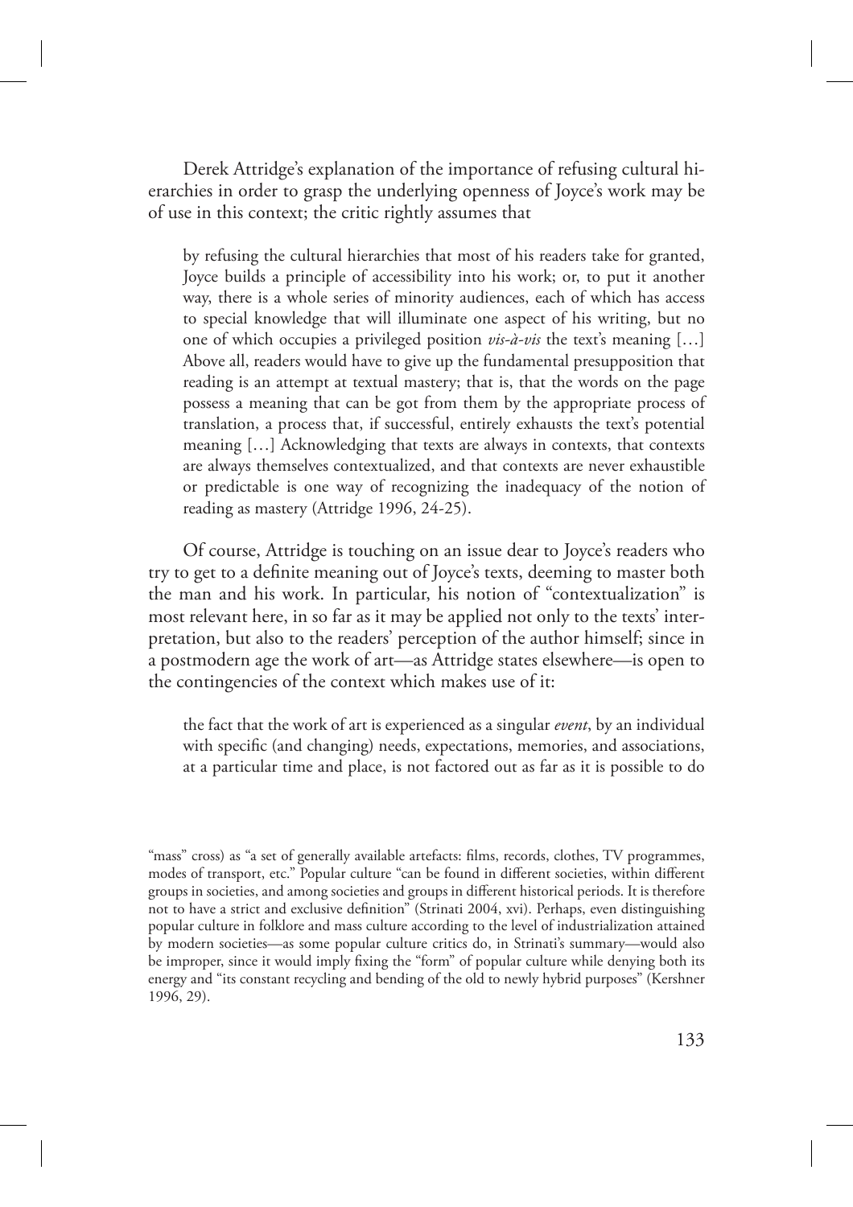Derek Attridge's explanation of the importance of refusing cultural hierarchies in order to grasp the underlying openness of Joyce's work may be of use in this context; the critic rightly assumes that

> by refusing the cultural hierarchies that most of his readers take for granted, Joyce builds a principle of accessibility into his work; or, to put it another way, there is a whole series of minority audiences, each of which has access to special knowledge that will illuminate one aspect of his writing, but no one of which occupies a privileged position *vis-à-vis* the text's meaning […] Above all, readers would have to give up the fundamental presupposition that reading is an attempt at textual mastery; that is, that the words on the page possess a meaning that can be got from them by the appropriate process of translation, a process that, if successful, entirely exhausts the text's potential meaning […] Acknowledging that texts are always in contexts, that contexts are always themselves contextualized, and that contexts are never exhaustible or predictable is one way of recognizing the inadequacy of the notion of reading as mastery (Attridge 1996, 24-25).

Of course, Attridge is touching on an issue dear to Joyce's readers who try to get to a definite meaning out of Joyce's texts, deeming to master both the man and his work. In particular, his notion of "contextualization" is most relevant here, in so far as it may be applied not only to the texts' interpretation, but also to the readers' perception of the author himself; since in a postmodern age the work of art—as Attridge states elsewhere—is open to the contingencies of the context which makes use of it:

> the fact that the work of art is experienced as a singular *event*, by an individual with specific (and changing) needs, expectations, memories, and associations, at a particular time and place, is not factored out as far as it is possible to do

"mass" cross) as "a set of generally available artefacts: films, records, clothes, TV programmes, modes of transport, etc." Popular culture "can be found in different societies, within different groups in societies, and among societies and groups in different historical periods. It is therefore not to have a strict and exclusive definition" (Strinati 2004, xvi). Perhaps, even distinguishing popular culture in folklore and mass culture according to the level of industrialization attained by modern societies—as some popular culture critics do, in Strinati's summary—would also be improper, since it would imply fixing the "form" of popular culture while denying both its energy and "its constant recycling and bending of the old to newly hybrid purposes" (Kershner 1996, 29).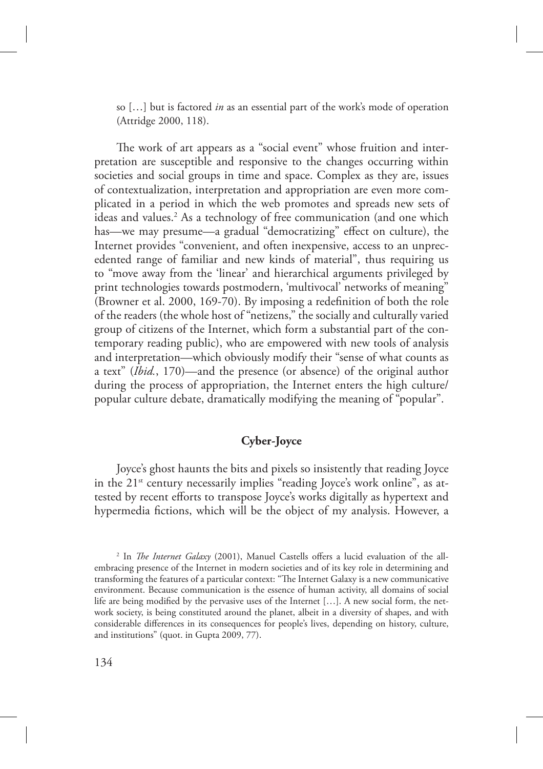so […] but is factored *in* as an essential part of the work's mode of operation (Attridge 2000, 118).

The work of art appears as a "social event" whose fruition and interpretation are susceptible and responsive to the changes occurring within societies and social groups in time and space. Complex as they are, issues of contextualization, interpretation and appropriation are even more complicated in a period in which the web promotes and spreads new sets of ideas and values.[2] As a technology of free communication (and one which has—we may presume—a gradual "democratizing" effect on culture), the Internet provides "convenient, and often inexpensive, access to an unprecedented range of familiar and new kinds of material", thus requiring us to "move away from the 'linear' and hierarchical arguments privileged by print technologies towards postmodern, 'multivocal' networks of meaning" (Browner et al. 2000, 169-70). By imposing a redefinition of both the role of the readers (the whole host of "netizens," the socially and culturally varied group of citizens of the Internet, which form a substantial part of the contemporary reading public), who are empowered with new tools of analysis and interpretation—which obviously modify their "sense of what counts as a text" (*Ibid.*, 170)—and the presence (or absence) of the original author during the process of appropriation, the Internet enters the high culture/popular culture debate, dramatically modifying the meaning of "popular".

### Cyber-Joyce

Joyce's ghost haunts the bits and pixels so insistently that reading Joyce in the 21st century necessarily implies "reading Joyce's work online", as attested by recent efforts to transpose Joyce's works digitally as hypertext and hypermedia fictions, which will be the object of my analysis. However, a

[2] In *The Internet Galaxy* (2001), Manuel Castells offers a lucid evaluation of the all-embracing presence of the Internet in modern societies and of its key role in determining and transforming the features of a particular context: "The Internet Galaxy is a new communicative environment. Because communication is the essence of human activity, all domains of social life are being modified by the pervasive uses of the Internet […]. A new social form, the network society, is being constituted around the planet, albeit in a diversity of shapes, and with considerable differences in its consequences for people's lives, depending on history, culture, and institutions" (quot. in Gupta 2009, 77).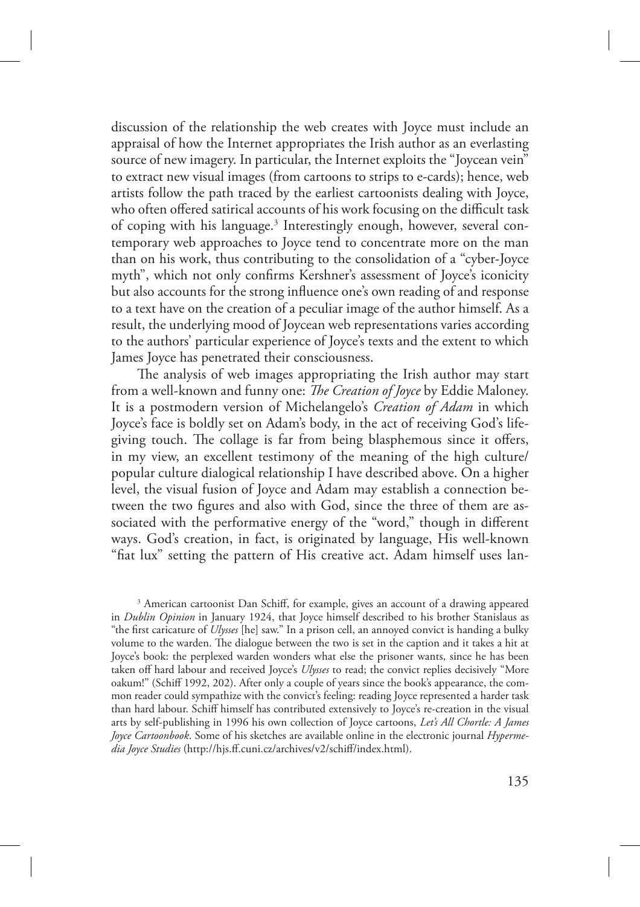discussion of the relationship the web creates with Joyce must include an appraisal of how the Internet appropriates the Irish author as an everlasting source of new imagery. In particular, the Internet exploits the "Joycean vein" to extract new visual images (from cartoons to strips to e-cards); hence, web artists follow the path traced by the earliest cartoonists dealing with Joyce, who often offered satirical accounts of his work focusing on the difficult task of coping with his language.[3] Interestingly enough, however, several contemporary web approaches to Joyce tend to concentrate more on the man than on his work, thus contributing to the consolidation of a "cyber-Joyce myth", which not only confirms Kershner's assessment of Joyce's iconicity but also accounts for the strong influence one's own reading of and response to a text have on the creation of a peculiar image of the author himself. As a result, the underlying mood of Joycean web representations varies according to the authors' particular experience of Joyce's texts and the extent to which James Joyce has penetrated their consciousness.

The analysis of web images appropriating the Irish author may start from a well-known and funny one: *The Creation of Joyce* by Eddie Maloney. It is a postmodern version of Michelangelo's *Creation of Adam* in which Joyce's face is boldly set on Adam's body, in the act of receiving God's life-giving touch. The collage is far from being blasphemous since it offers, in my view, an excellent testimony of the meaning of the high culture/popular culture dialogical relationship I have described above. On a higher level, the visual fusion of Joyce and Adam may establish a connection between the two figures and also with God, since the three of them are associated with the performative energy of the "word," though in different ways. God's creation, in fact, is originated by language, His well-known "fiat lux" setting the pattern of His creative act. Adam himself uses lan-

[3] American cartoonist Dan Schiff, for example, gives an account of a drawing appeared in *Dublin Opinion* in January 1924, that Joyce himself described to his brother Stanislaus as "the first caricature of *Ulysses* [he] saw." In a prison cell, an annoyed convict is handing a bulky volume to the warden. The dialogue between the two is set in the caption and it takes a hit at Joyce's book: the perplexed warden wonders what else the prisoner wants, since he has been taken off hard labour and received Joyce's *Ulysses* to read; the convict replies decisively "More oakum!" (Schiff 1992, 202). After only a couple of years since the book's appearance, the common reader could sympathize with the convict's feeling: reading Joyce represented a harder task than hard labour. Schiff himself has contributed extensively to Joyce's re-creation in the visual arts by self-publishing in 1996 his own collection of Joyce cartoons, *Let's All Chortle: A James Joyce Cartoonbook*. Some of his sketches are available online in the electronic journal *Hypermedia Joyce Studies* (http://hjs.ff.cuni.cz/archives/v2/schiff/index.html).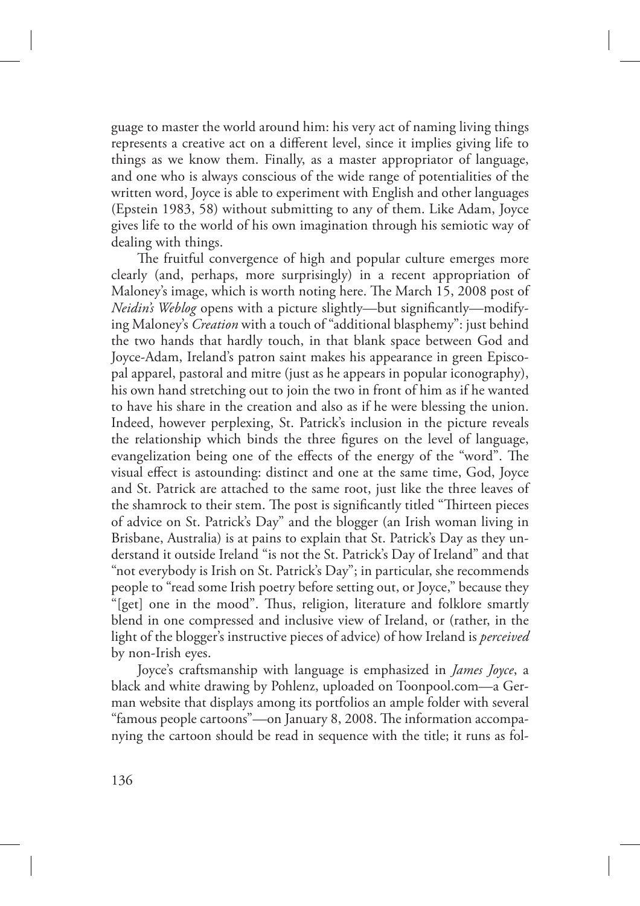guage to master the world around him: his very act of naming living things represents a creative act on a different level, since it implies giving life to things as we know them. Finally, as a master appropriator of language, and one who is always conscious of the wide range of potentialities of the written word, Joyce is able to experiment with English and other languages (Epstein 1983, 58) without submitting to any of them. Like Adam, Joyce gives life to the world of his own imagination through his semiotic way of dealing with things.

The fruitful convergence of high and popular culture emerges more clearly (and, perhaps, more surprisingly) in a recent appropriation of Maloney's image, which is worth noting here. The March 15, 2008 post of *Neidin's Weblog* opens with a picture slightly—but significantly—modifying Maloney's *Creation* with a touch of "additional blasphemy": just behind the two hands that hardly touch, in that blank space between God and Joyce-Adam, Ireland's patron saint makes his appearance in green Episcopal apparel, pastoral and mitre (just as he appears in popular iconography), his own hand stretching out to join the two in front of him as if he wanted to have his share in the creation and also as if he were blessing the union. Indeed, however perplexing, St. Patrick's inclusion in the picture reveals the relationship which binds the three figures on the level of language, evangelization being one of the effects of the energy of the "word". The visual effect is astounding: distinct and one at the same time, God, Joyce and St. Patrick are attached to the same root, just like the three leaves of the shamrock to their stem. The post is significantly titled "Thirteen pieces of advice on St. Patrick's Day" and the blogger (an Irish woman living in Brisbane, Australia) is at pains to explain that St. Patrick's Day as they understand it outside Ireland "is not the St. Patrick's Day of Ireland" and that "not everybody is Irish on St. Patrick's Day"; in particular, she recommends people to "read some Irish poetry before setting out, or Joyce," because they "[get] one in the mood". Thus, religion, literature and folklore smartly blend in one compressed and inclusive view of Ireland, or (rather, in the light of the blogger's instructive pieces of advice) of how Ireland is *perceived* by non-Irish eyes.

Joyce's craftsmanship with language is emphasized in *James Joyce*, a black and white drawing by Pohlenz, uploaded on Toonpool.com—a German website that displays among its portfolios an ample folder with several "famous people cartoons"—on January 8, 2008. The information accompanying the cartoon should be read in sequence with the title; it runs as fol-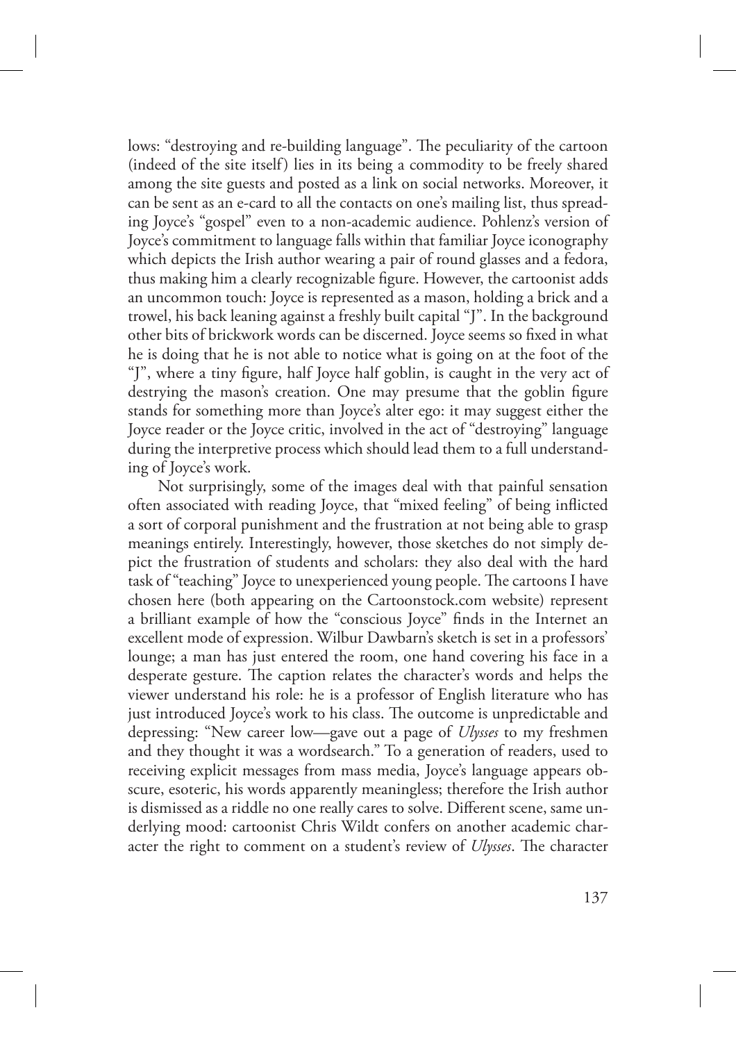lows: "destroying and re-building language". The peculiarity of the cartoon (indeed of the site itself) lies in its being a commodity to be freely shared among the site guests and posted as a link on social networks. Moreover, it can be sent as an e-card to all the contacts on one's mailing list, thus spreading Joyce's "gospel" even to a non-academic audience. Pohlenz's version of Joyce's commitment to language falls within that familiar Joyce iconography which depicts the Irish author wearing a pair of round glasses and a fedora, thus making him a clearly recognizable figure. However, the cartoonist adds an uncommon touch: Joyce is represented as a mason, holding a brick and a trowel, his back leaning against a freshly built capital "J". In the background other bits of brickwork words can be discerned. Joyce seems so fixed in what he is doing that he is not able to notice what is going on at the foot of the "J", where a tiny figure, half Joyce half goblin, is caught in the very act of destrying the mason's creation. One may presume that the goblin figure stands for something more than Joyce's alter ego: it may suggest either the Joyce reader or the Joyce critic, involved in the act of "destroying" language during the interpretive process which should lead them to a full understanding of Joyce's work.

Not surprisingly, some of the images deal with that painful sensation often associated with reading Joyce, that "mixed feeling" of being inflicted a sort of corporal punishment and the frustration at not being able to grasp meanings entirely. Interestingly, however, those sketches do not simply depict the frustration of students and scholars: they also deal with the hard task of "teaching" Joyce to unexperienced young people. The cartoons I have chosen here (both appearing on the Cartoonstock.com website) represent a brilliant example of how the "conscious Joyce" finds in the Internet an excellent mode of expression. Wilbur Dawbarn's sketch is set in a professors' lounge; a man has just entered the room, one hand covering his face in a desperate gesture. The caption relates the character's words and helps the viewer understand his role: he is a professor of English literature who has just introduced Joyce's work to his class. The outcome is unpredictable and depressing: "New career low—gave out a page of *Ulysses* to my freshmen and they thought it was a wordsearch." To a generation of readers, used to receiving explicit messages from mass media, Joyce's language appears obscure, esoteric, his words apparently meaningless; therefore the Irish author is dismissed as a riddle no one really cares to solve. Different scene, same underlying mood: cartoonist Chris Wildt confers on another academic character the right to comment on a student's review of *Ulysses*. The character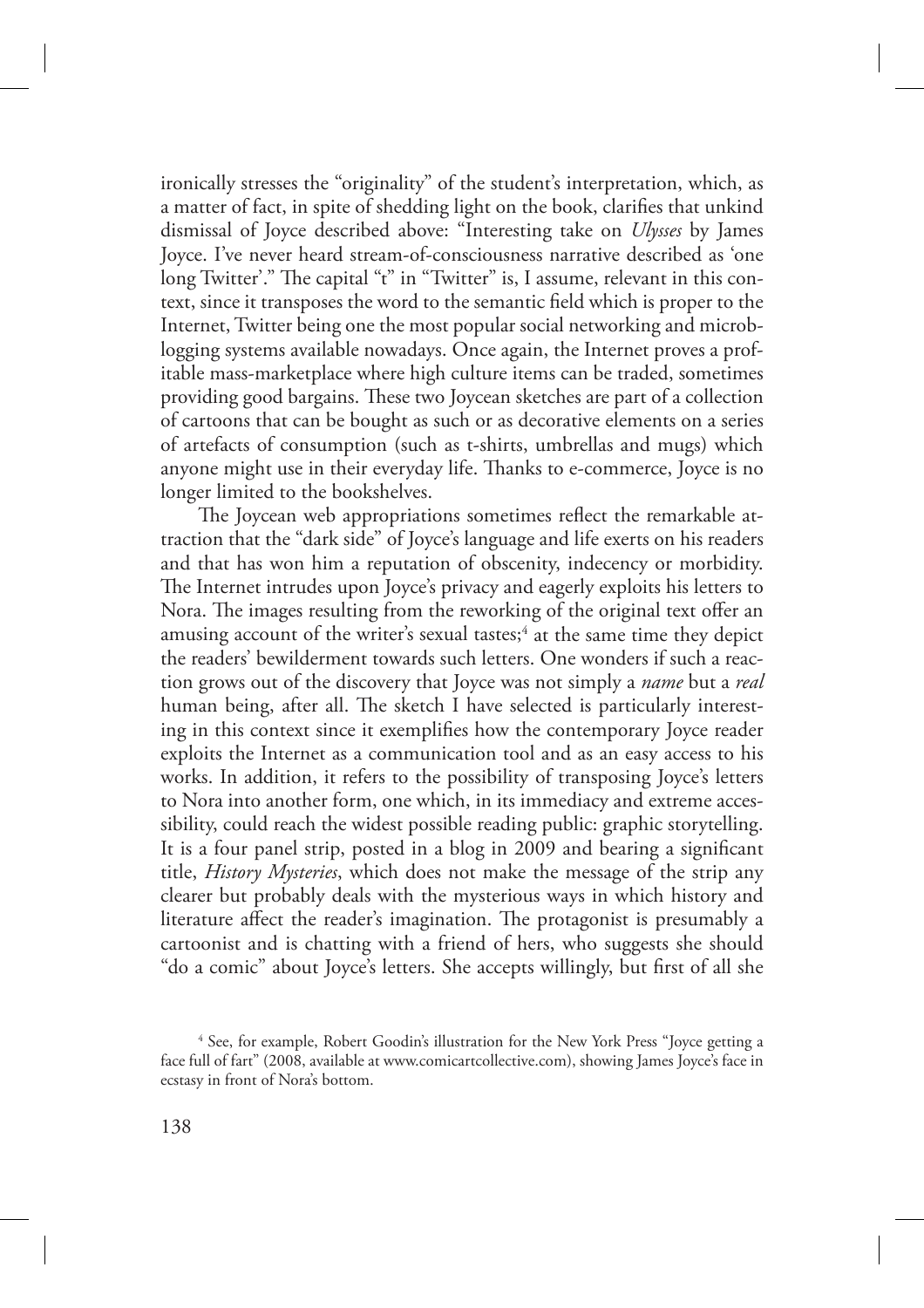ironically stresses the "originality" of the student's interpretation, which, as a matter of fact, in spite of shedding light on the book, clarifies that unkind dismissal of Joyce described above: "Interesting take on *Ulysses* by James Joyce. I've never heard stream-of-consciousness narrative described as 'one long Twitter'." The capital "t" in "Twitter" is, I assume, relevant in this context, since it transposes the word to the semantic field which is proper to the Internet, Twitter being one the most popular social networking and microblogging systems available nowadays. Once again, the Internet proves a profitable mass-marketplace where high culture items can be traded, sometimes providing good bargains. These two Joycean sketches are part of a collection of cartoons that can be bought as such or as decorative elements on a series of artefacts of consumption (such as t-shirts, umbrellas and mugs) which anyone might use in their everyday life. Thanks to e-commerce, Joyce is no longer limited to the bookshelves.

The Joycean web appropriations sometimes reflect the remarkable attraction that the "dark side" of Joyce's language and life exerts on his readers and that has won him a reputation of obscenity, indecency or morbidity. The Internet intrudes upon Joyce's privacy and eagerly exploits his letters to Nora. The images resulting from the reworking of the original text offer an amusing account of the writer's sexual tastes;[4] at the same time they depict the readers' bewilderment towards such letters. One wonders if such a reaction grows out of the discovery that Joyce was not simply a *name* but a *real* human being, after all. The sketch I have selected is particularly interesting in this context since it exemplifies how the contemporary Joyce reader exploits the Internet as a communication tool and as an easy access to his works. In addition, it refers to the possibility of transposing Joyce's letters to Nora into another form, one which, in its immediacy and extreme accessibility, could reach the widest possible reading public: graphic storytelling. It is a four panel strip, posted in a blog in 2009 and bearing a significant title, *History Mysteries*, which does not make the message of the strip any clearer but probably deals with the mysterious ways in which history and literature affect the reader's imagination. The protagonist is presumably a cartoonist and is chatting with a friend of hers, who suggests she should "do a comic" about Joyce's letters. She accepts willingly, but first of all she

[4] See, for example, Robert Goodin's illustration for the New York Press "Joyce getting a face full of fart" (2008, available at www.comicartcollective.com), showing James Joyce's face in ecstasy in front of Nora's bottom.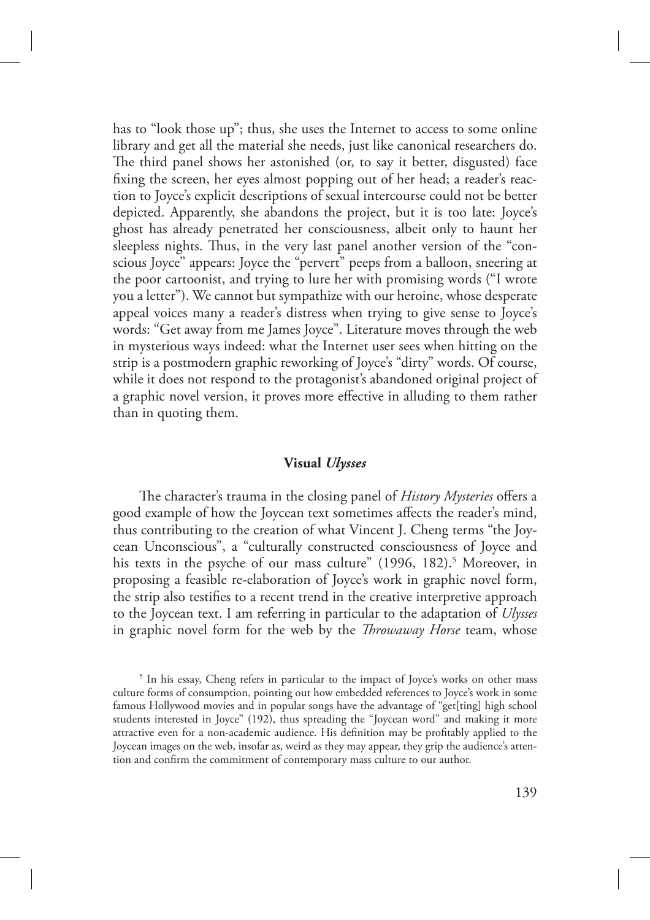has to "look those up"; thus, she uses the Internet to access to some online library and get all the material she needs, just like canonical researchers do. The third panel shows her astonished (or, to say it better, disgusted) face fixing the screen, her eyes almost popping out of her head; a reader's reaction to Joyce's explicit descriptions of sexual intercourse could not be better depicted. Apparently, she abandons the project, but it is too late: Joyce's ghost has already penetrated her consciousness, albeit only to haunt her sleepless nights. Thus, in the very last panel another version of the "conscious Joyce" appears: Joyce the "pervert" peeps from a balloon, sneering at the poor cartoonist, and trying to lure her with promising words ("I wrote you a letter"). We cannot but sympathize with our heroine, whose desperate appeal voices many a reader's distress when trying to give sense to Joyce's words: "Get away from me James Joyce". Literature moves through the web in mysterious ways indeed: what the Internet user sees when hitting on the strip is a postmodern graphic reworking of Joyce's "dirty" words. Of course, while it does not respond to the protagonist's abandoned original project of a graphic novel version, it proves more effective in alluding to them rather than in quoting them.

### Visual *Ulysses*

The character's trauma in the closing panel of *History Mysteries* offers a good example of how the Joycean text sometimes affects the reader's mind, thus contributing to the creation of what Vincent J. Cheng terms "the Joycean Unconscious", a "culturally constructed consciousness of Joyce and his texts in the psyche of our mass culture" (1996, 182).[5] Moreover, in proposing a feasible re-elaboration of Joyce's work in graphic novel form, the strip also testifies to a recent trend in the creative interpretive approach to the Joycean text. I am referring in particular to the adaptation of *Ulysses* in graphic novel form for the web by the *Throwaway Horse* team, whose

[5] In his essay, Cheng refers in particular to the impact of Joyce's works on other mass culture forms of consumption, pointing out how embedded references to Joyce's work in some famous Hollywood movies and in popular songs have the advantage of "get[ting] high school students interested in Joyce" (192), thus spreading the "Joycean word" and making it more attractive even for a non-academic audience. His definition may be profitably applied to the Joycean images on the web, insofar as, weird as they may appear, they grip the audience's attention and confirm the commitment of contemporary mass culture to our author.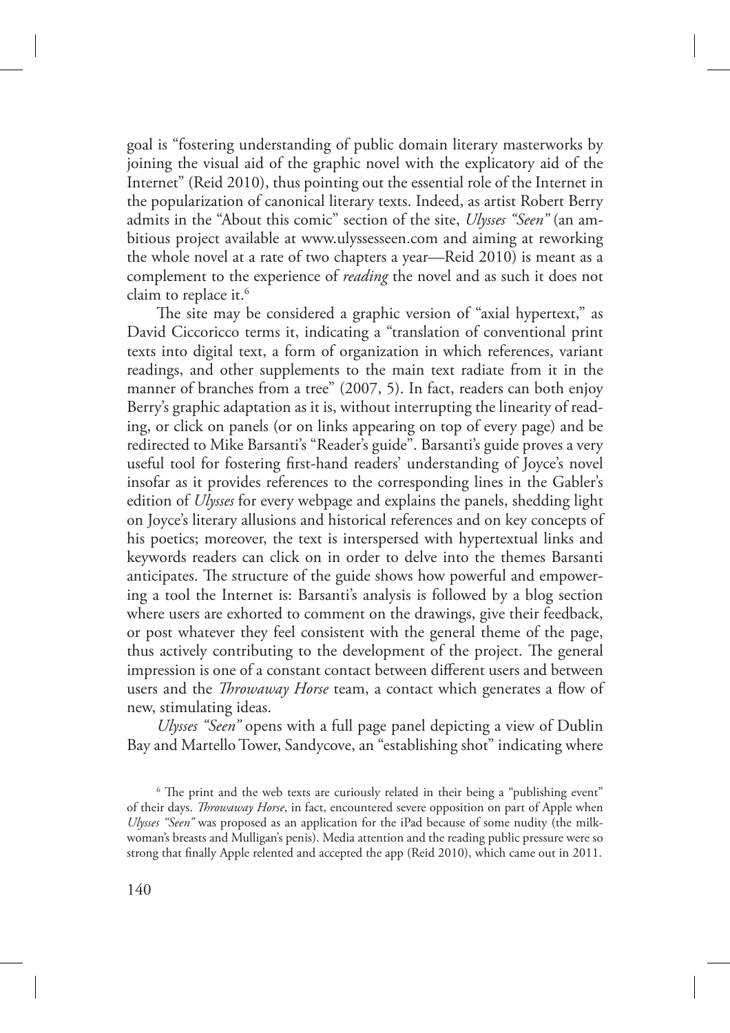goal is "fostering understanding of public domain literary masterworks by joining the visual aid of the graphic novel with the explicatory aid of the Internet" (Reid 2010), thus pointing out the essential role of the Internet in the popularization of canonical literary texts. Indeed, as artist Robert Berry admits in the "About this comic" section of the site, *Ulysses "Seen"* (an ambitious project available at www.ulyssesseen.com and aiming at reworking the whole novel at a rate of two chapters a year—Reid 2010) is meant as a complement to the experience of *reading* the novel and as such it does not claim to replace it.[6]

The site may be considered a graphic version of "axial hypertext," as David Ciccoricco terms it, indicating a "translation of conventional print texts into digital text, a form of organization in which references, variant readings, and other supplements to the main text radiate from it in the manner of branches from a tree" (2007, 5). In fact, readers can both enjoy Berry's graphic adaptation as it is, without interrupting the linearity of reading, or click on panels (or on links appearing on top of every page) and be redirected to Mike Barsanti's "Reader's guide". Barsanti's guide proves a very useful tool for fostering first-hand readers' understanding of Joyce's novel insofar as it provides references to the corresponding lines in the Gabler's edition of *Ulysses* for every webpage and explains the panels, shedding light on Joyce's literary allusions and historical references and on key concepts of his poetics; moreover, the text is interspersed with hypertextual links and keywords readers can click on in order to delve into the themes Barsanti anticipates. The structure of the guide shows how powerful and empowering a tool the Internet is: Barsanti's analysis is followed by a blog section where users are exhorted to comment on the drawings, give their feedback, or post whatever they feel consistent with the general theme of the page, thus actively contributing to the development of the project. The general impression is one of a constant contact between different users and between users and the *Throwaway Horse* team, a contact which generates a flow of new, stimulating ideas.

*Ulysses "Seen"* opens with a full page panel depicting a view of Dublin Bay and Martello Tower, Sandycove, an "establishing shot" indicating where

[6] The print and the web texts are curiously related in their being a "publishing event" of their days. *Throwaway Horse*, in fact, encountered severe opposition on part of Apple when *Ulysses "Seen"* was proposed as an application for the iPad because of some nudity (the milkwoman's breasts and Mulligan's penis). Media attention and the reading public pressure were so strong that finally Apple relented and accepted the app (Reid 2010), which came out in 2011.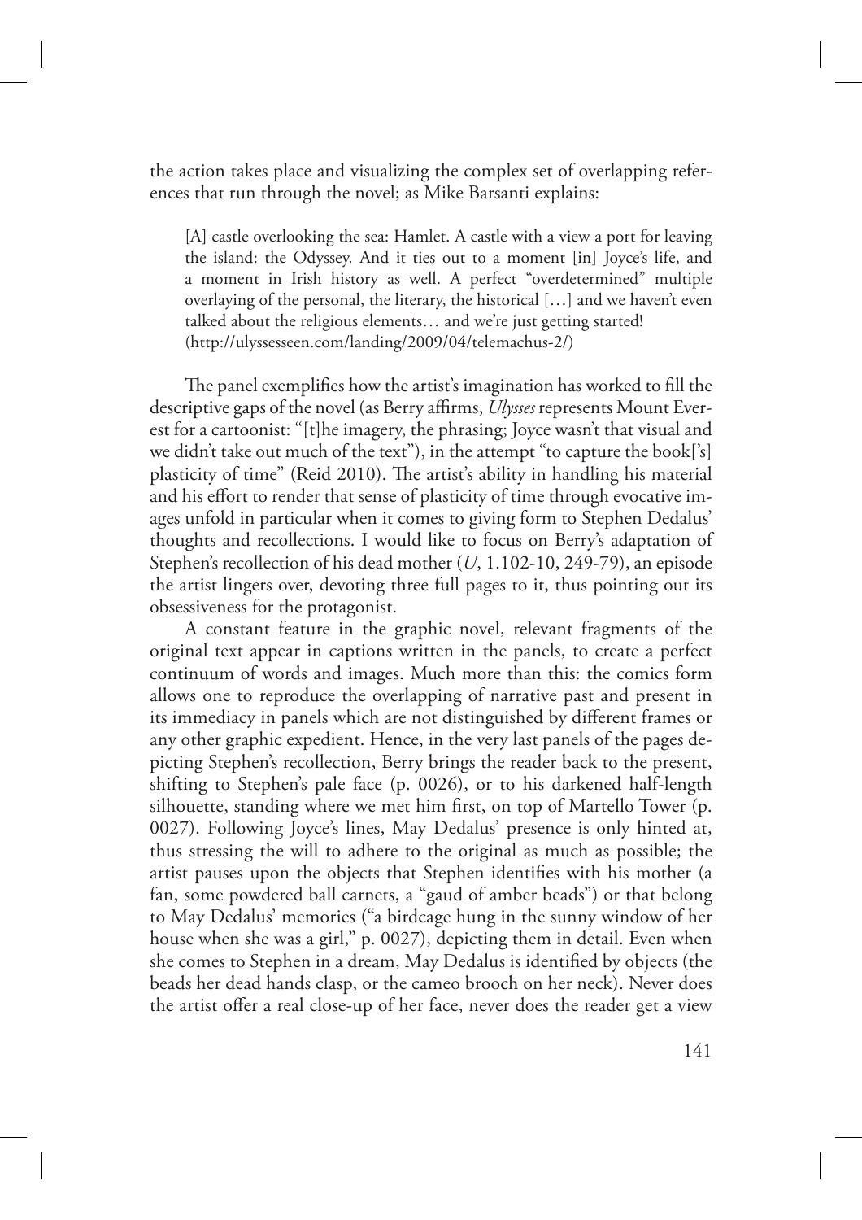the action takes place and visualizing the complex set of overlapping references that run through the novel; as Mike Barsanti explains:

> [A] castle overlooking the sea: Hamlet. A castle with a view a port for leaving the island: the Odyssey. And it ties out to a moment [in] Joyce's life, and a moment in Irish history as well. A perfect "overdetermined" multiple overlaying of the personal, the literary, the historical […] and we haven't even talked about the religious elements… and we're just getting started! (http://ulyssesseen.com/landing/2009/04/telemachus-2/)

The panel exemplifies how the artist's imagination has worked to fill the descriptive gaps of the novel (as Berry affirms, *Ulysses* represents Mount Everest for a cartoonist: "[t]he imagery, the phrasing; Joyce wasn't that visual and we didn't take out much of the text"), in the attempt "to capture the book['s] plasticity of time" (Reid 2010). The artist's ability in handling his material and his effort to render that sense of plasticity of time through evocative images unfold in particular when it comes to giving form to Stephen Dedalus' thoughts and recollections. I would like to focus on Berry's adaptation of Stephen's recollection of his dead mother (*U*, 1.102-10, 249-79), an episode the artist lingers over, devoting three full pages to it, thus pointing out its obsessiveness for the protagonist.

A constant feature in the graphic novel, relevant fragments of the original text appear in captions written in the panels, to create a perfect continuum of words and images. Much more than this: the comics form allows one to reproduce the overlapping of narrative past and present in its immediacy in panels which are not distinguished by different frames or any other graphic expedient. Hence, in the very last panels of the pages depicting Stephen's recollection, Berry brings the reader back to the present, shifting to Stephen's pale face (p. 0026), or to his darkened half-length silhouette, standing where we met him first, on top of Martello Tower (p. 0027). Following Joyce's lines, May Dedalus' presence is only hinted at, thus stressing the will to adhere to the original as much as possible; the artist pauses upon the objects that Stephen identifies with his mother (a fan, some powdered ball carnets, a "gaud of amber beads") or that belong to May Dedalus' memories ("a birdcage hung in the sunny window of her house when she was a girl," p. 0027), depicting them in detail. Even when she comes to Stephen in a dream, May Dedalus is identified by objects (the beads her dead hands clasp, or the cameo brooch on her neck). Never does the artist offer a real close-up of her face, never does the reader get a view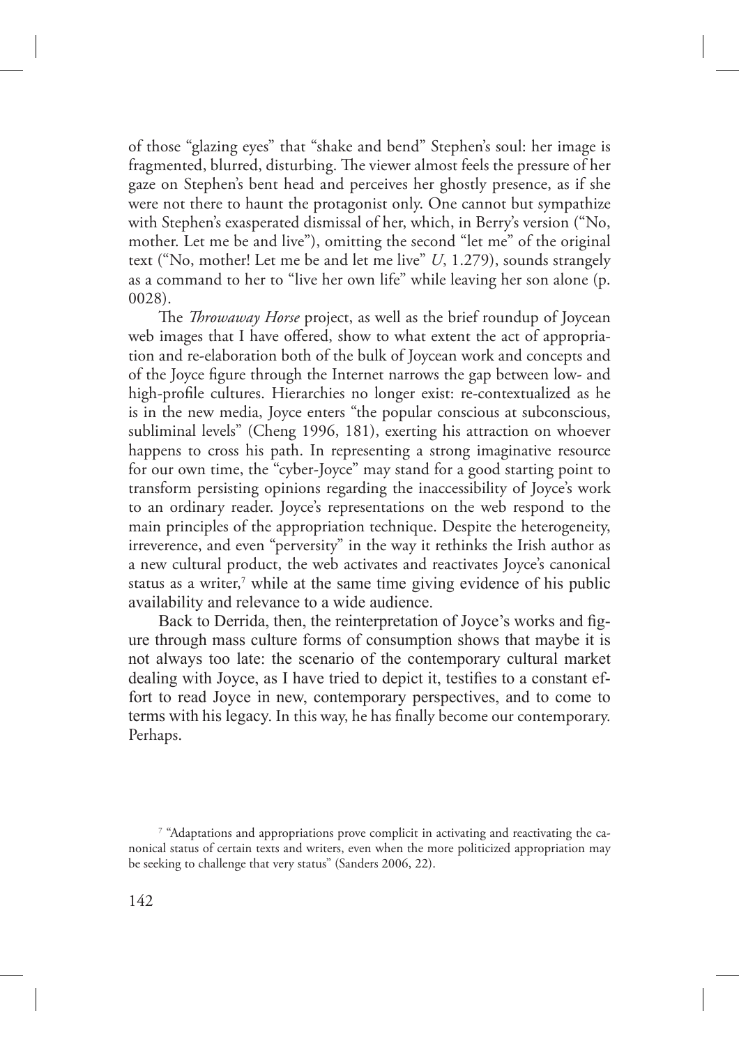of those "glazing eyes" that "shake and bend" Stephen's soul: her image is fragmented, blurred, disturbing. The viewer almost feels the pressure of her gaze on Stephen's bent head and perceives her ghostly presence, as if she were not there to haunt the protagonist only. One cannot but sympathize with Stephen's exasperated dismissal of her, which, in Berry's version ("No, mother. Let me be and live"), omitting the second "let me" of the original text ("No, mother! Let me be and let me live" *U*, 1.279), sounds strangely as a command to her to "live her own life" while leaving her son alone (p. 0028).

The *Throwaway Horse* project, as well as the brief roundup of Joycean web images that I have offered, show to what extent the act of appropriation and re-elaboration both of the bulk of Joycean work and concepts and of the Joyce figure through the Internet narrows the gap between low- and high-profile cultures. Hierarchies no longer exist: re-contextualized as he is in the new media, Joyce enters "the popular conscious at subconscious, subliminal levels" (Cheng 1996, 181), exerting his attraction on whoever happens to cross his path. In representing a strong imaginative resource for our own time, the "cyber-Joyce" may stand for a good starting point to transform persisting opinions regarding the inaccessibility of Joyce's work to an ordinary reader. Joyce's representations on the web respond to the main principles of the appropriation technique. Despite the heterogeneity, irreverence, and even "perversity" in the way it rethinks the Irish author as a new cultural product, the web activates and reactivates Joyce's canonical status as a writer,[7] while at the same time giving evidence of his public availability and relevance to a wide audience.

Back to Derrida, then, the reinterpretation of Joyce's works and figure through mass culture forms of consumption shows that maybe it is not always too late: the scenario of the contemporary cultural market dealing with Joyce, as I have tried to depict it, testifies to a constant effort to read Joyce in new, contemporary perspectives, and to come to terms with his legacy. In this way, he has finally become our contemporary. Perhaps.

[7] "Adaptations and appropriations prove complicit in activating and reactivating the canonical status of certain texts and writers, even when the more politicized appropriation may be seeking to challenge that very status" (Sanders 2006, 22).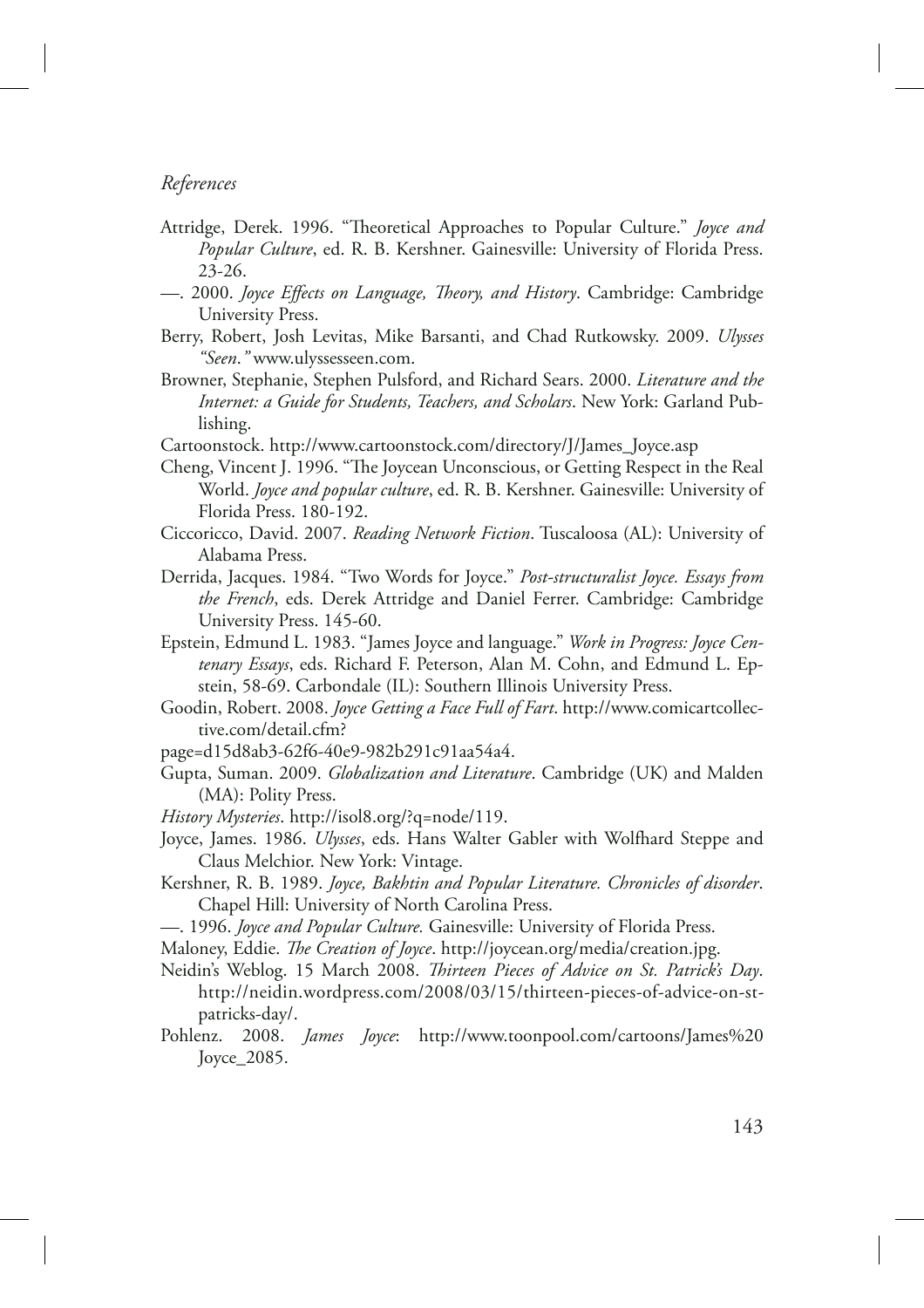*References*

Attridge, Derek. 1996. "Theoretical Approaches to Popular Culture." *Joyce and Popular Culture*, ed. R. B. Kershner. Gainesville: University of Florida Press. 23-26.

—. 2000. *Joyce Effects on Language, Theory, and History*. Cambridge: Cambridge University Press.

Berry, Robert, Josh Levitas, Mike Barsanti, and Chad Rutkowsky. 2009. *Ulysses "Seen."* www.ulyssesseen.com.

Browner, Stephanie, Stephen Pulsford, and Richard Sears. 2000. *Literature and the Internet: a Guide for Students, Teachers, and Scholars*. New York: Garland Publishing.

Cartoonstock. http://www.cartoonstock.com/directory/J/James_Joyce.asp

Cheng, Vincent J. 1996. "The Joycean Unconscious, or Getting Respect in the Real World. *Joyce and popular culture*, ed. R. B. Kershner. Gainesville: University of Florida Press. 180-192.

Ciccoricco, David. 2007. *Reading Network Fiction*. Tuscaloosa (AL): University of Alabama Press.

Derrida, Jacques. 1984. "Two Words for Joyce." *Post-structuralist Joyce. Essays from the French*, eds. Derek Attridge and Daniel Ferrer. Cambridge: Cambridge University Press. 145-60.

Epstein, Edmund L. 1983. "James Joyce and language." *Work in Progress: Joyce Centenary Essays*, eds. Richard F. Peterson, Alan M. Cohn, and Edmund L. Epstein, 58-69. Carbondale (IL): Southern Illinois University Press.

Goodin, Robert. 2008. *Joyce Getting a Face Full of Fart*. http://www.comicartcollective.com/detail.cfm?
page=d15d8ab3-62f6-40e9-982b291c91aa54a4.

Gupta, Suman. 2009. *Globalization and Literature*. Cambridge (UK) and Malden (MA): Polity Press.

*History Mysteries*. http://isol8.org/?q=node/119.

Joyce, James. 1986. *Ulysses*, eds. Hans Walter Gabler with Wolfhard Steppe and Claus Melchior. New York: Vintage.

Kershner, R. B. 1989. *Joyce, Bakhtin and Popular Literature. Chronicles of disorder*. Chapel Hill: University of North Carolina Press.

—. 1996. *Joyce and Popular Culture.* Gainesville: University of Florida Press.

Maloney, Eddie. *The Creation of Joyce*. http://joycean.org/media/creation.jpg.

Neidin's Weblog. 15 March 2008. *Thirteen Pieces of Advice on St. Patrick's Day*. http://neidin.wordpress.com/2008/03/15/thirteen-pieces-of-advice-on-st-patricks-day/.

Pohlenz. 2008. *James Joyce*: http://www.toonpool.com/cartoons/James%20 Joyce_2085.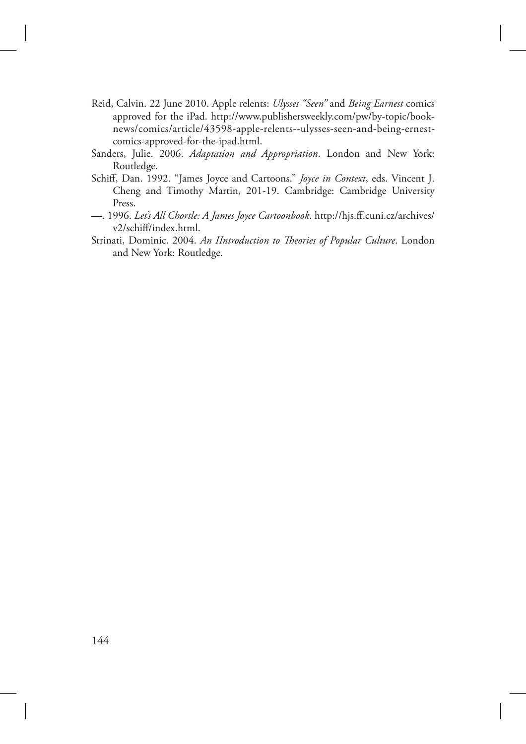Reid, Calvin. 22 June 2010. Apple relents: *Ulysses "Seen"* and *Being Earnest* comics approved for the iPad. http://www.publishersweekly.com/pw/by-topic/book-news/comics/article/43598-apple-relents--ulysses-seen-and-being-ernest-comics-approved-for-the-ipad.html.

Sanders, Julie. 2006. *Adaptation and Appropriation*. London and New York: Routledge.

Schiff, Dan. 1992. "James Joyce and Cartoons." *Joyce in Context*, eds. Vincent J. Cheng and Timothy Martin, 201-19. Cambridge: Cambridge University Press.

—. 1996. *Let's All Chortle: A James Joyce Cartoonbook*. http://hjs.ff.cuni.cz/archives/v2/schiff/index.html.

Strinati, Dominic. 2004. *An IIntroduction to Theories of Popular Culture*. London and New York: Routledge.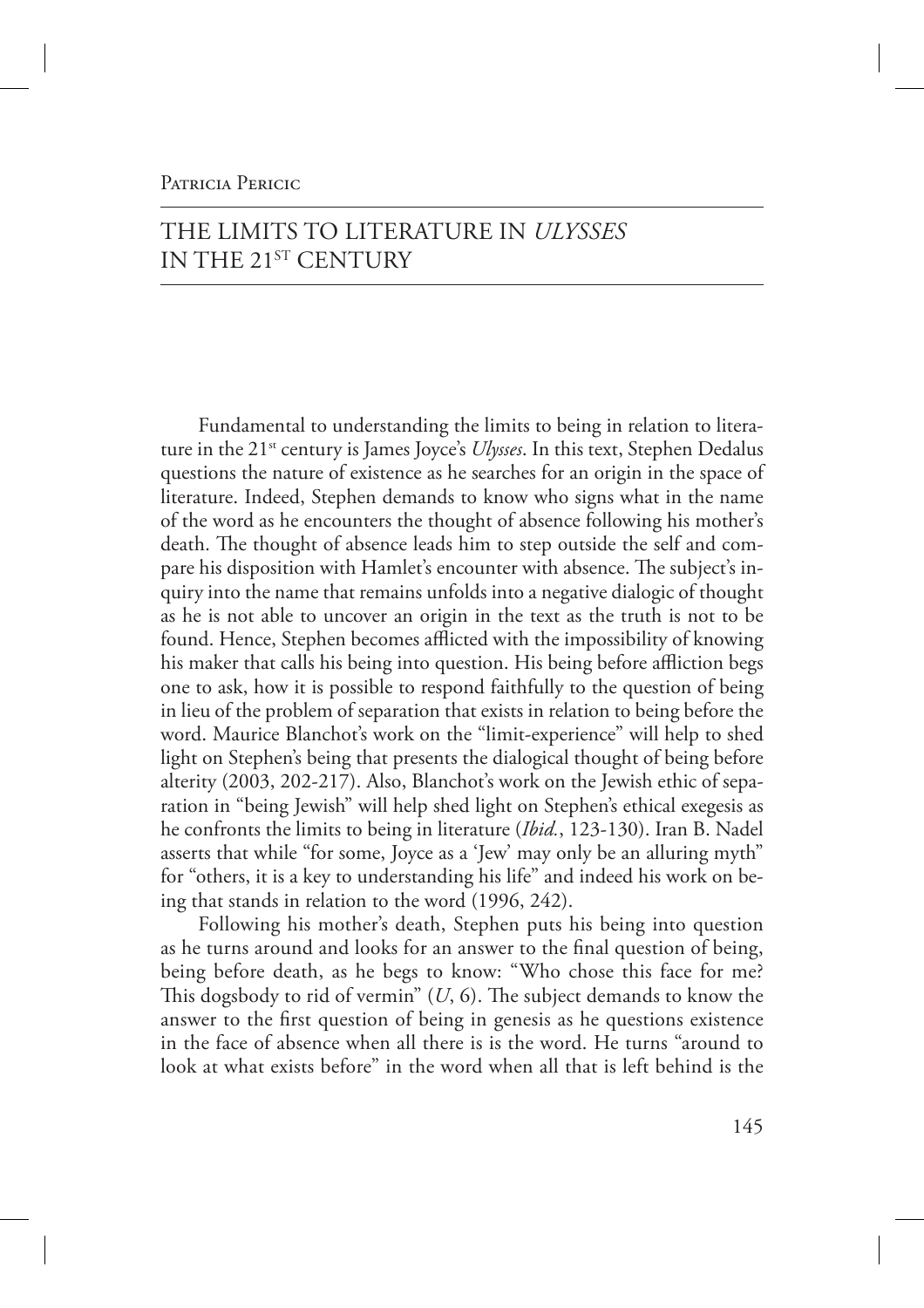Patricia Pericic

# THE LIMITS TO LITERATURE IN *ULYSSES* IN THE 21ST CENTURY

Fundamental to understanding the limits to being in relation to literature in the 21st century is James Joyce's *Ulysses*. In this text, Stephen Dedalus questions the nature of existence as he searches for an origin in the space of literature. Indeed, Stephen demands to know who signs what in the name of the word as he encounters the thought of absence following his mother's death. The thought of absence leads him to step outside the self and compare his disposition with Hamlet's encounter with absence. The subject's inquiry into the name that remains unfolds into a negative dialogic of thought as he is not able to uncover an origin in the text as the truth is not to be found. Hence, Stephen becomes afflicted with the impossibility of knowing his maker that calls his being into question. His being before affliction begs one to ask, how it is possible to respond faithfully to the question of being in lieu of the problem of separation that exists in relation to being before the word. Maurice Blanchot's work on the "limit-experience" will help to shed light on Stephen's being that presents the dialogical thought of being before alterity (2003, 202-217). Also, Blanchot's work on the Jewish ethic of separation in "being Jewish" will help shed light on Stephen's ethical exegesis as he confronts the limits to being in literature (*Ibid.*, 123-130). Iran B. Nadel asserts that while "for some, Joyce as a 'Jew' may only be an alluring myth" for "others, it is a key to understanding his life" and indeed his work on being that stands in relation to the word (1996, 242).

Following his mother's death, Stephen puts his being into question as he turns around and looks for an answer to the final question of being, being before death, as he begs to know: "Who chose this face for me? This dogsbody to rid of vermin" (*U*, 6). The subject demands to know the answer to the first question of being in genesis as he questions existence in the face of absence when all there is is the word. He turns "around to look at what exists before" in the word when all that is left behind is the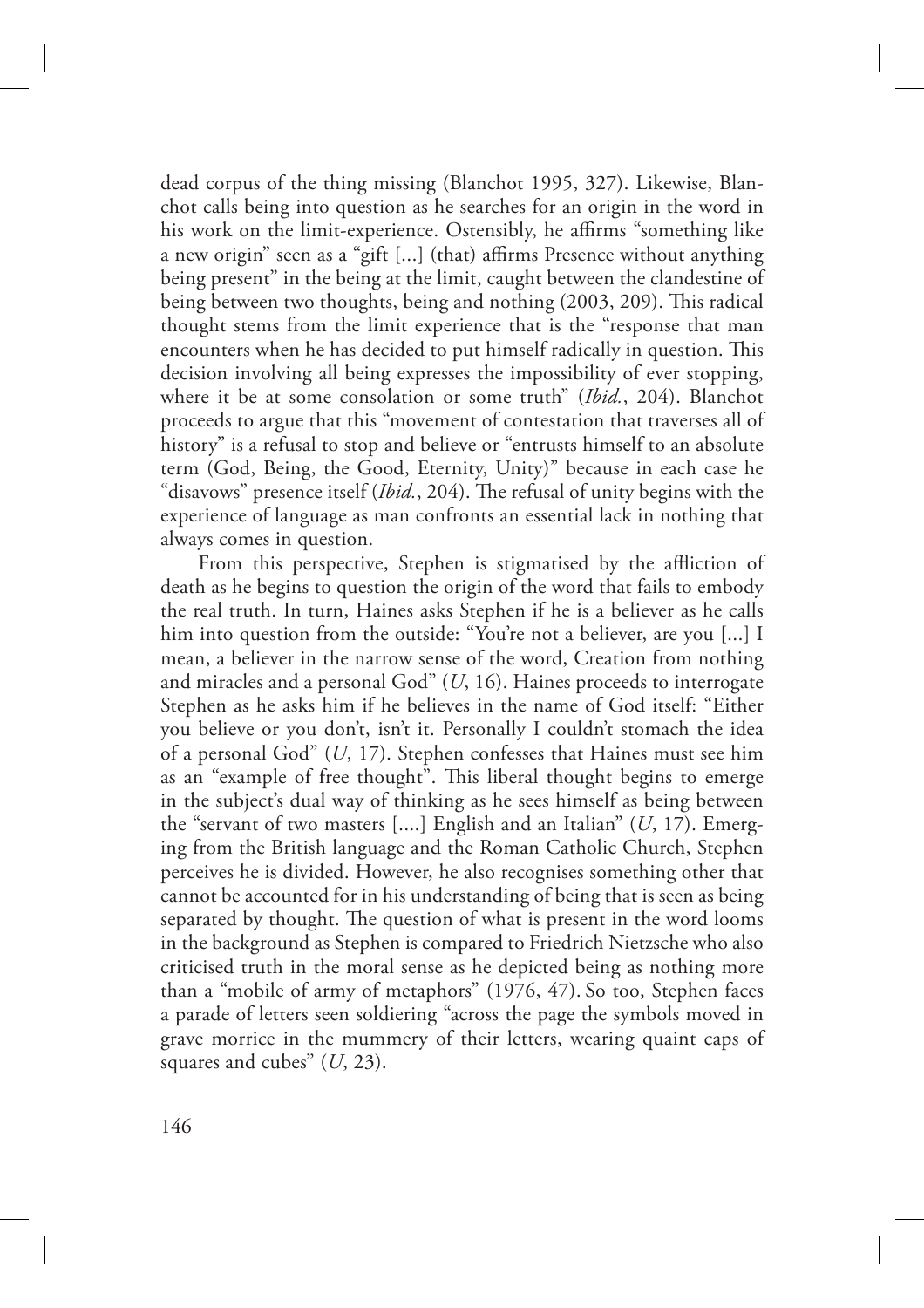dead corpus of the thing missing (Blanchot 1995, 327). Likewise, Blanchot calls being into question as he searches for an origin in the word in his work on the limit-experience. Ostensibly, he affirms "something like a new origin" seen as a "gift [...] (that) affirms Presence without anything being present" in the being at the limit, caught between the clandestine of being between two thoughts, being and nothing (2003, 209). This radical thought stems from the limit experience that is the "response that man encounters when he has decided to put himself radically in question. This decision involving all being expresses the impossibility of ever stopping, where it be at some consolation or some truth" (*Ibid.*, 204). Blanchot proceeds to argue that this "movement of contestation that traverses all of history" is a refusal to stop and believe or "entrusts himself to an absolute term (God, Being, the Good, Eternity, Unity)" because in each case he "disavows" presence itself (*Ibid.*, 204). The refusal of unity begins with the experience of language as man confronts an essential lack in nothing that always comes in question.

From this perspective, Stephen is stigmatised by the affliction of death as he begins to question the origin of the word that fails to embody the real truth. In turn, Haines asks Stephen if he is a believer as he calls him into question from the outside: "You're not a believer, are you [...] I mean, a believer in the narrow sense of the word, Creation from nothing and miracles and a personal God" (*U*, 16). Haines proceeds to interrogate Stephen as he asks him if he believes in the name of God itself: "Either you believe or you don't, isn't it. Personally I couldn't stomach the idea of a personal God" (*U*, 17). Stephen confesses that Haines must see him as an "example of free thought". This liberal thought begins to emerge in the subject's dual way of thinking as he sees himself as being between the "servant of two masters [....] English and an Italian" (*U*, 17). Emerging from the British language and the Roman Catholic Church, Stephen perceives he is divided. However, he also recognises something other that cannot be accounted for in his understanding of being that is seen as being separated by thought. The question of what is present in the word looms in the background as Stephen is compared to Friedrich Nietzsche who also criticised truth in the moral sense as he depicted being as nothing more than a "mobile of army of metaphors" (1976, 47). So too, Stephen faces a parade of letters seen soldiering "across the page the symbols moved in grave morrice in the mummery of their letters, wearing quaint caps of squares and cubes" (*U*, 23).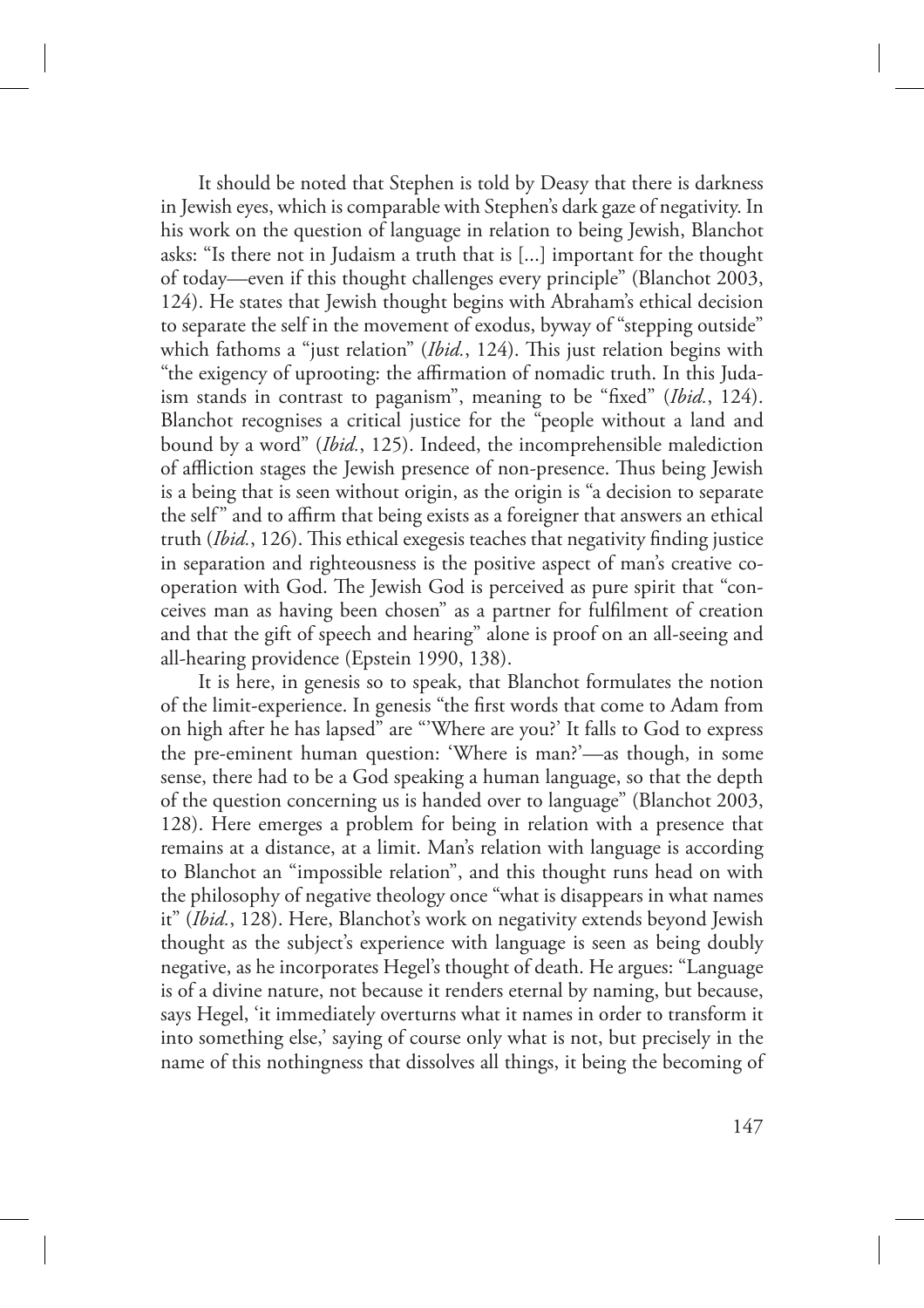It should be noted that Stephen is told by Deasy that there is darkness in Jewish eyes, which is comparable with Stephen's dark gaze of negativity. In his work on the question of language in relation to being Jewish, Blanchot asks: "Is there not in Judaism a truth that is [...] important for the thought of today—even if this thought challenges every principle" (Blanchot 2003, 124). He states that Jewish thought begins with Abraham's ethical decision to separate the self in the movement of exodus, byway of "stepping outside" which fathoms a "just relation" (*Ibid.*, 124). This just relation begins with "the exigency of uprooting: the affirmation of nomadic truth. In this Judaism stands in contrast to paganism", meaning to be "fixed" (*Ibid.*, 124). Blanchot recognises a critical justice for the "people without a land and bound by a word" (*Ibid.*, 125). Indeed, the incomprehensible malediction of affliction stages the Jewish presence of non-presence. Thus being Jewish is a being that is seen without origin, as the origin is "a decision to separate the self" and to affirm that being exists as a foreigner that answers an ethical truth (*Ibid.*, 126). This ethical exegesis teaches that negativity finding justice in separation and righteousness is the positive aspect of man's creative co-operation with God. The Jewish God is perceived as pure spirit that "conceives man as having been chosen" as a partner for fulfilment of creation and that the gift of speech and hearing" alone is proof on an all-seeing and all-hearing providence (Epstein 1990, 138).

It is here, in genesis so to speak, that Blanchot formulates the notion of the limit-experience. In genesis "the first words that come to Adam from on high after he has lapsed" are "'Where are you?' It falls to God to express the pre-eminent human question: 'Where is man?'—as though, in some sense, there had to be a God speaking a human language, so that the depth of the question concerning us is handed over to language" (Blanchot 2003, 128). Here emerges a problem for being in relation with a presence that remains at a distance, at a limit. Man's relation with language is according to Blanchot an "impossible relation", and this thought runs head on with the philosophy of negative theology once "what is disappears in what names it" (*Ibid.*, 128). Here, Blanchot's work on negativity extends beyond Jewish thought as the subject's experience with language is seen as being doubly negative, as he incorporates Hegel's thought of death. He argues: "Language is of a divine nature, not because it renders eternal by naming, but because, says Hegel, 'it immediately overturns what it names in order to transform it into something else,' saying of course only what is not, but precisely in the name of this nothingness that dissolves all things, it being the becoming of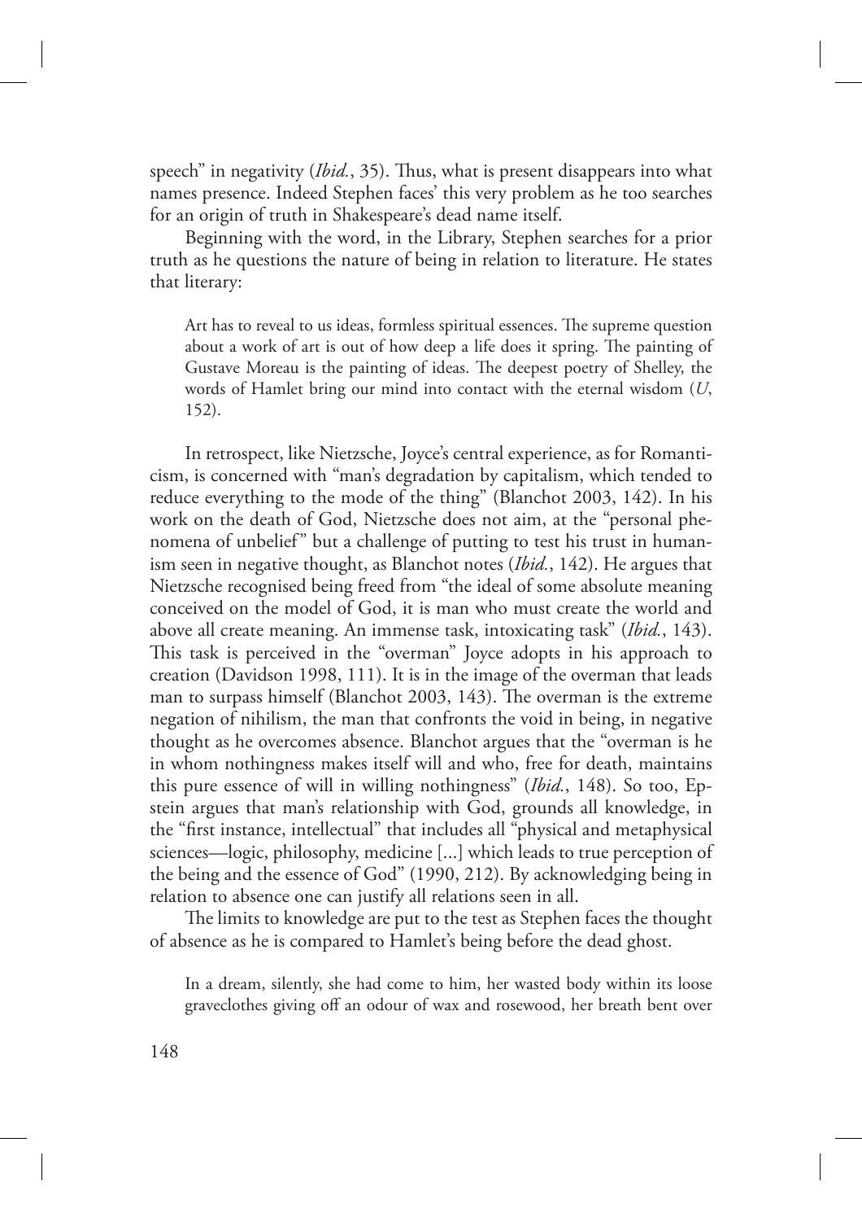speech" in negativity (*Ibid.*, 35). Thus, what is present disappears into what names presence. Indeed Stephen faces' this very problem as he too searches for an origin of truth in Shakespeare's dead name itself.

Beginning with the word, in the Library, Stephen searches for a prior truth as he questions the nature of being in relation to literature. He states that literary:

> Art has to reveal to us ideas, formless spiritual essences. The supreme question about a work of art is out of how deep a life does it spring. The painting of Gustave Moreau is the painting of ideas. The deepest poetry of Shelley, the words of Hamlet bring our mind into contact with the eternal wisdom (*U*, 152).

In retrospect, like Nietzsche, Joyce's central experience, as for Romanticism, is concerned with "man's degradation by capitalism, which tended to reduce everything to the mode of the thing" (Blanchot 2003, 142). In his work on the death of God, Nietzsche does not aim, at the "personal phenomena of unbelief" but a challenge of putting to test his trust in humanism seen in negative thought, as Blanchot notes (*Ibid.*, 142). He argues that Nietzsche recognised being freed from "the ideal of some absolute meaning conceived on the model of God, it is man who must create the world and above all create meaning. An immense task, intoxicating task" (*Ibid.*, 143). This task is perceived in the "overman" Joyce adopts in his approach to creation (Davidson 1998, 111). It is in the image of the overman that leads man to surpass himself (Blanchot 2003, 143). The overman is the extreme negation of nihilism, the man that confronts the void in being, in negative thought as he overcomes absence. Blanchot argues that the "overman is he in whom nothingness makes itself will and who, free for death, maintains this pure essence of will in willing nothingness" (*Ibid.*, 148). So too, Epstein argues that man's relationship with God, grounds all knowledge, in the "first instance, intellectual" that includes all "physical and metaphysical sciences—logic, philosophy, medicine [...] which leads to true perception of the being and the essence of God" (1990, 212). By acknowledging being in relation to absence one can justify all relations seen in all.

The limits to knowledge are put to the test as Stephen faces the thought of absence as he is compared to Hamlet's being before the dead ghost.

> In a dream, silently, she had come to him, her wasted body within its loose graveclothes giving off an odour of wax and rosewood, her breath bent over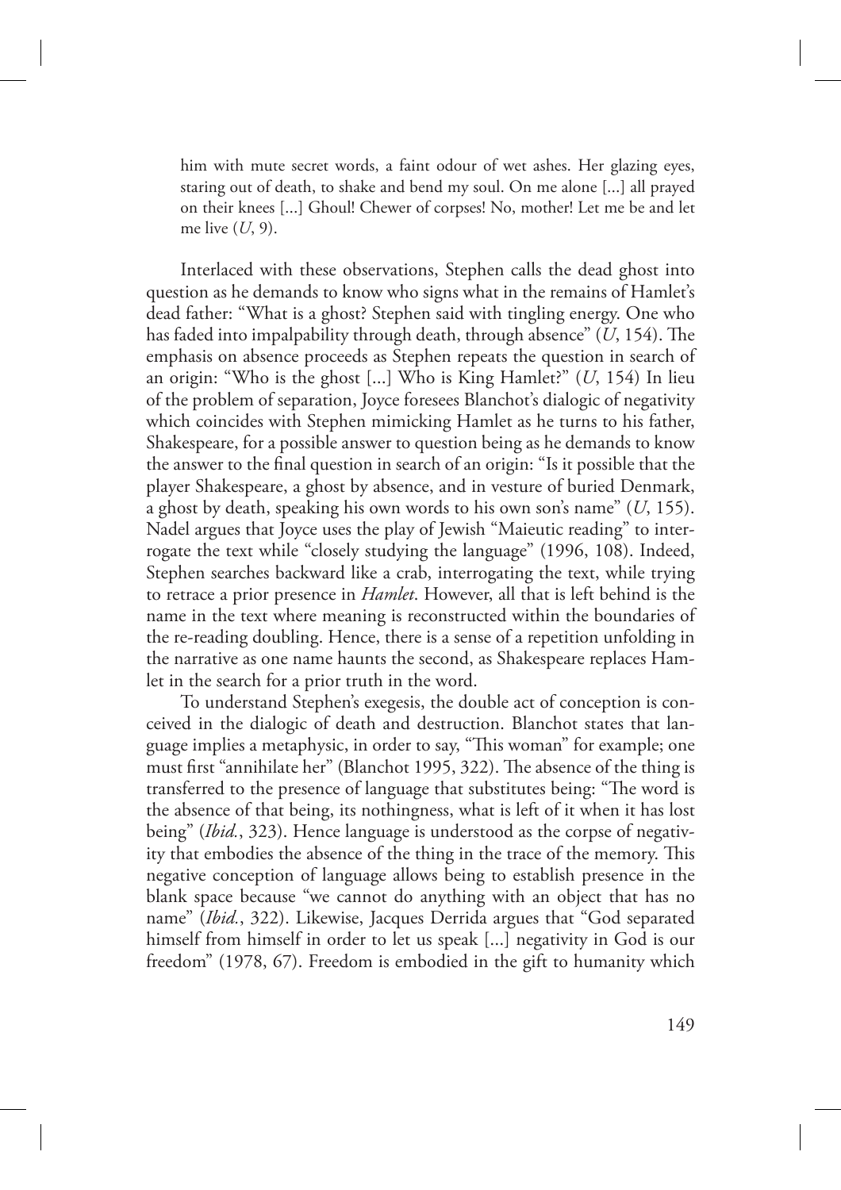> him with mute secret words, a faint odour of wet ashes. Her glazing eyes, staring out of death, to shake and bend my soul. On me alone [...] all prayed on their knees [...] Ghoul! Chewer of corpses! No, mother! Let me be and let me live (*U*, 9).

Interlaced with these observations, Stephen calls the dead ghost into question as he demands to know who signs what in the remains of Hamlet's dead father: "What is a ghost? Stephen said with tingling energy. One who has faded into impalpability through death, through absence" (*U*, 154). The emphasis on absence proceeds as Stephen repeats the question in search of an origin: "Who is the ghost [...] Who is King Hamlet?" (*U*, 154) In lieu of the problem of separation, Joyce foresees Blanchot's dialogic of negativity which coincides with Stephen mimicking Hamlet as he turns to his father, Shakespeare, for a possible answer to question being as he demands to know the answer to the final question in search of an origin: "Is it possible that the player Shakespeare, a ghost by absence, and in vesture of buried Denmark, a ghost by death, speaking his own words to his own son's name" (*U*, 155). Nadel argues that Joyce uses the play of Jewish "Maieutic reading" to interrogate the text while "closely studying the language" (1996, 108). Indeed, Stephen searches backward like a crab, interrogating the text, while trying to retrace a prior presence in *Hamlet*. However, all that is left behind is the name in the text where meaning is reconstructed within the boundaries of the re-reading doubling. Hence, there is a sense of a repetition unfolding in the narrative as one name haunts the second, as Shakespeare replaces Hamlet in the search for a prior truth in the word.

To understand Stephen's exegesis, the double act of conception is conceived in the dialogic of death and destruction. Blanchot states that language implies a metaphysic, in order to say, "This woman" for example; one must first "annihilate her" (Blanchot 1995, 322). The absence of the thing is transferred to the presence of language that substitutes being: "The word is the absence of that being, its nothingness, what is left of it when it has lost being" (*Ibid.*, 323). Hence language is understood as the corpse of negativity that embodies the absence of the thing in the trace of the memory. This negative conception of language allows being to establish presence in the blank space because "we cannot do anything with an object that has no name" (*Ibid.*, 322). Likewise, Jacques Derrida argues that "God separated himself from himself in order to let us speak [...] negativity in God is our freedom" (1978, 67). Freedom is embodied in the gift to humanity which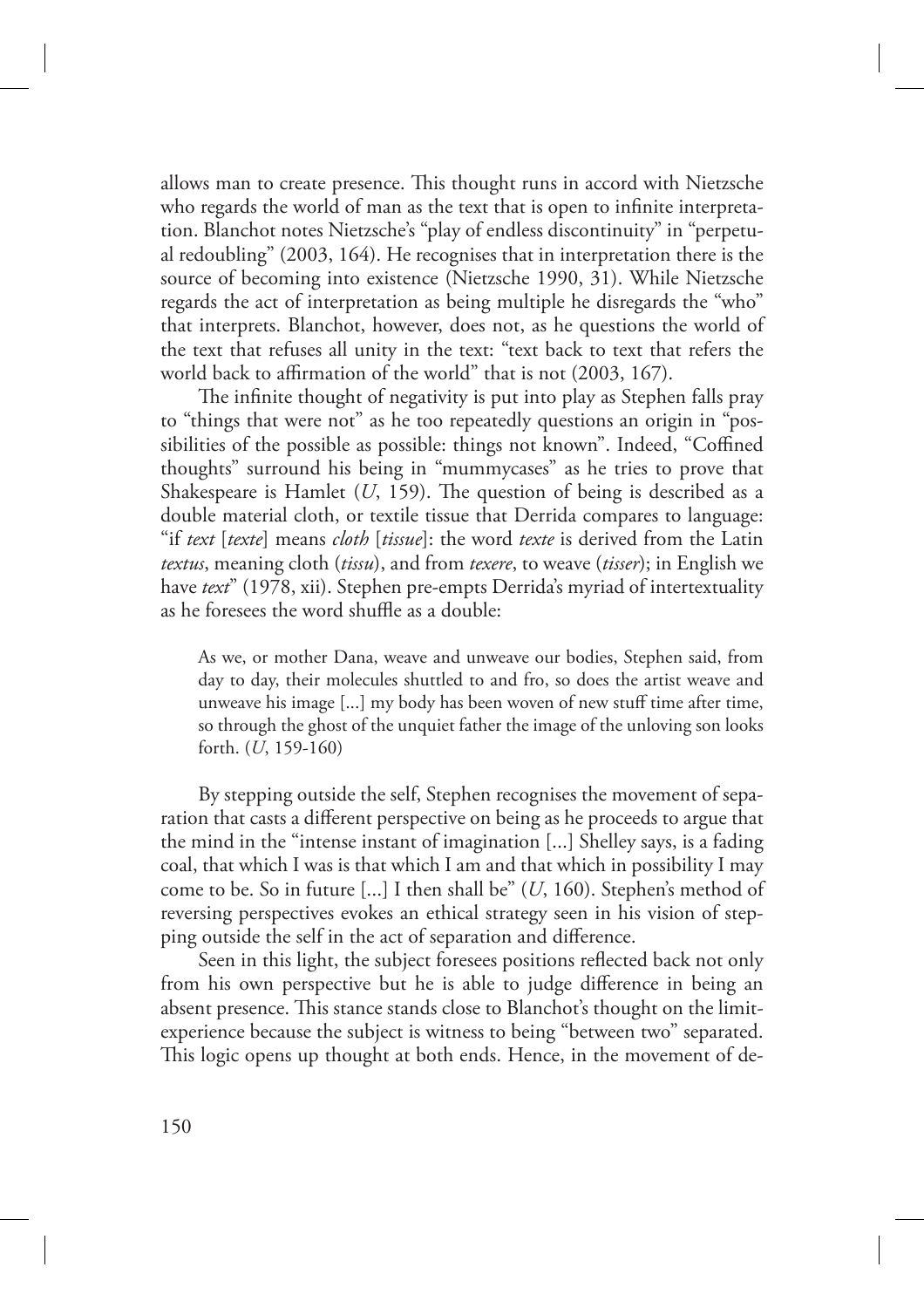allows man to create presence. This thought runs in accord with Nietzsche who regards the world of man as the text that is open to infinite interpretation. Blanchot notes Nietzsche's "play of endless discontinuity" in "perpetual redoubling" (2003, 164). He recognises that in interpretation there is the source of becoming into existence (Nietzsche 1990, 31). While Nietzsche regards the act of interpretation as being multiple he disregards the "who" that interprets. Blanchot, however, does not, as he questions the world of the text that refuses all unity in the text: "text back to text that refers the world back to affirmation of the world" that is not (2003, 167).

The infinite thought of negativity is put into play as Stephen falls pray to "things that were not" as he too repeatedly questions an origin in "possibilities of the possible as possible: things not known". Indeed, "Coffined thoughts" surround his being in "mummycases" as he tries to prove that Shakespeare is Hamlet (*U*, 159). The question of being is described as a double material cloth, or textile tissue that Derrida compares to language: "if *text* [*texte*] means *cloth* [*tissue*]: the word *texte* is derived from the Latin *textus*, meaning cloth (*tissu*), and from *texere*, to weave (*tisser*); in English we have *text*" (1978, xii). Stephen pre-empts Derrida's myriad of intertextuality as he foresees the word shuffle as a double:

> As we, or mother Dana, weave and unweave our bodies, Stephen said, from day to day, their molecules shuttled to and fro, so does the artist weave and unweave his image [...] my body has been woven of new stuff time after time, so through the ghost of the unquiet father the image of the unloving son looks forth. (*U*, 159-160)

By stepping outside the self, Stephen recognises the movement of separation that casts a different perspective on being as he proceeds to argue that the mind in the "intense instant of imagination [...] Shelley says, is a fading coal, that which I was is that which I am and that which in possibility I may come to be. So in future [...] I then shall be" (*U*, 160). Stephen's method of reversing perspectives evokes an ethical strategy seen in his vision of stepping outside the self in the act of separation and difference.

Seen in this light, the subject foresees positions reflected back not only from his own perspective but he is able to judge difference in being an absent presence. This stance stands close to Blanchot's thought on the limit-experience because the subject is witness to being "between two" separated. This logic opens up thought at both ends. Hence, in the movement of de-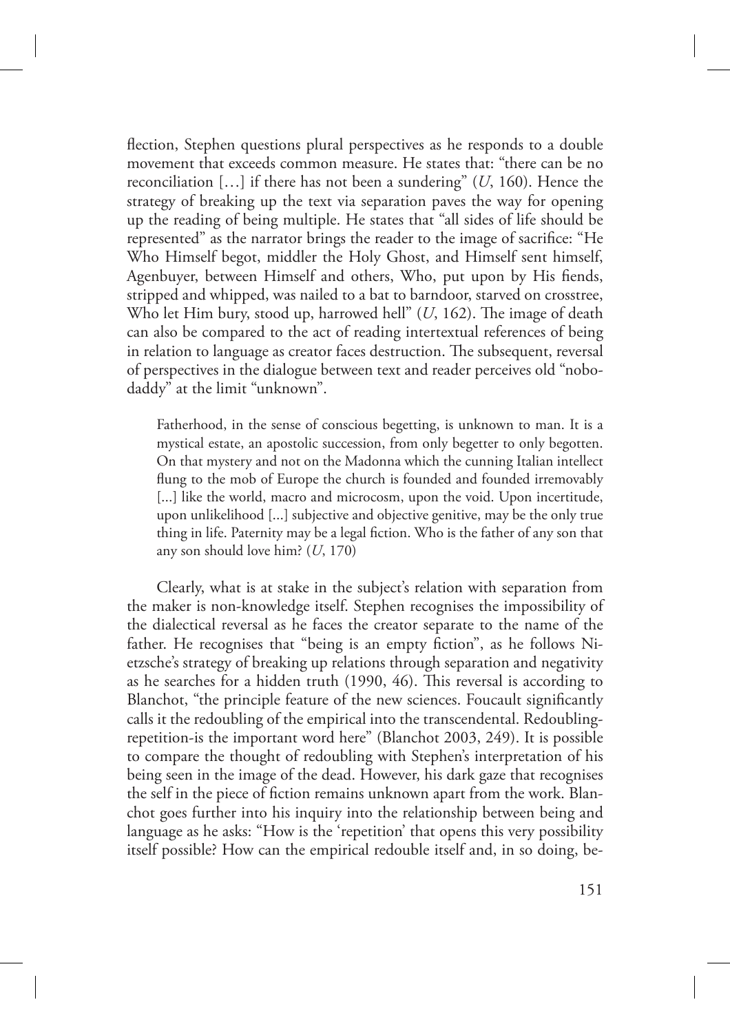flection, Stephen questions plural perspectives as he responds to a double movement that exceeds common measure. He states that: "there can be no reconciliation […] if there has not been a sundering" (*U*, 160). Hence the strategy of breaking up the text via separation paves the way for opening up the reading of being multiple. He states that "all sides of life should be represented" as the narrator brings the reader to the image of sacrifice: "He Who Himself begot, middler the Holy Ghost, and Himself sent himself, Agenbuyer, between Himself and others, Who, put upon by His fiends, stripped and whipped, was nailed to a bat to barndoor, starved on crosstree, Who let Him bury, stood up, harrowed hell" (*U*, 162). The image of death can also be compared to the act of reading intertextual references of being in relation to language as creator faces destruction. The subsequent, reversal of perspectives in the dialogue between text and reader perceives old "nobodaddy" at the limit "unknown".

> Fatherhood, in the sense of conscious begetting, is unknown to man. It is a mystical estate, an apostolic succession, from only begetter to only begotten. On that mystery and not on the Madonna which the cunning Italian intellect flung to the mob of Europe the church is founded and founded irremovably [...] like the world, macro and microcosm, upon the void. Upon incertitude, upon unlikelihood [...] subjective and objective genitive, may be the only true thing in life. Paternity may be a legal fiction. Who is the father of any son that any son should love him? (*U*, 170)

Clearly, what is at stake in the subject's relation with separation from the maker is non-knowledge itself. Stephen recognises the impossibility of the dialectical reversal as he faces the creator separate to the name of the father. He recognises that "being is an empty fiction", as he follows Nietzsche's strategy of breaking up relations through separation and negativity as he searches for a hidden truth (1990, 46). This reversal is according to Blanchot, "the principle feature of the new sciences. Foucault significantly calls it the redoubling of the empirical into the transcendental. Redoubling-repetition-is the important word here" (Blanchot 2003, 249). It is possible to compare the thought of redoubling with Stephen's interpretation of his being seen in the image of the dead. However, his dark gaze that recognises the self in the piece of fiction remains unknown apart from the work. Blanchot goes further into his inquiry into the relationship between being and language as he asks: "How is the 'repetition' that opens this very possibility itself possible? How can the empirical redouble itself and, in so doing, be-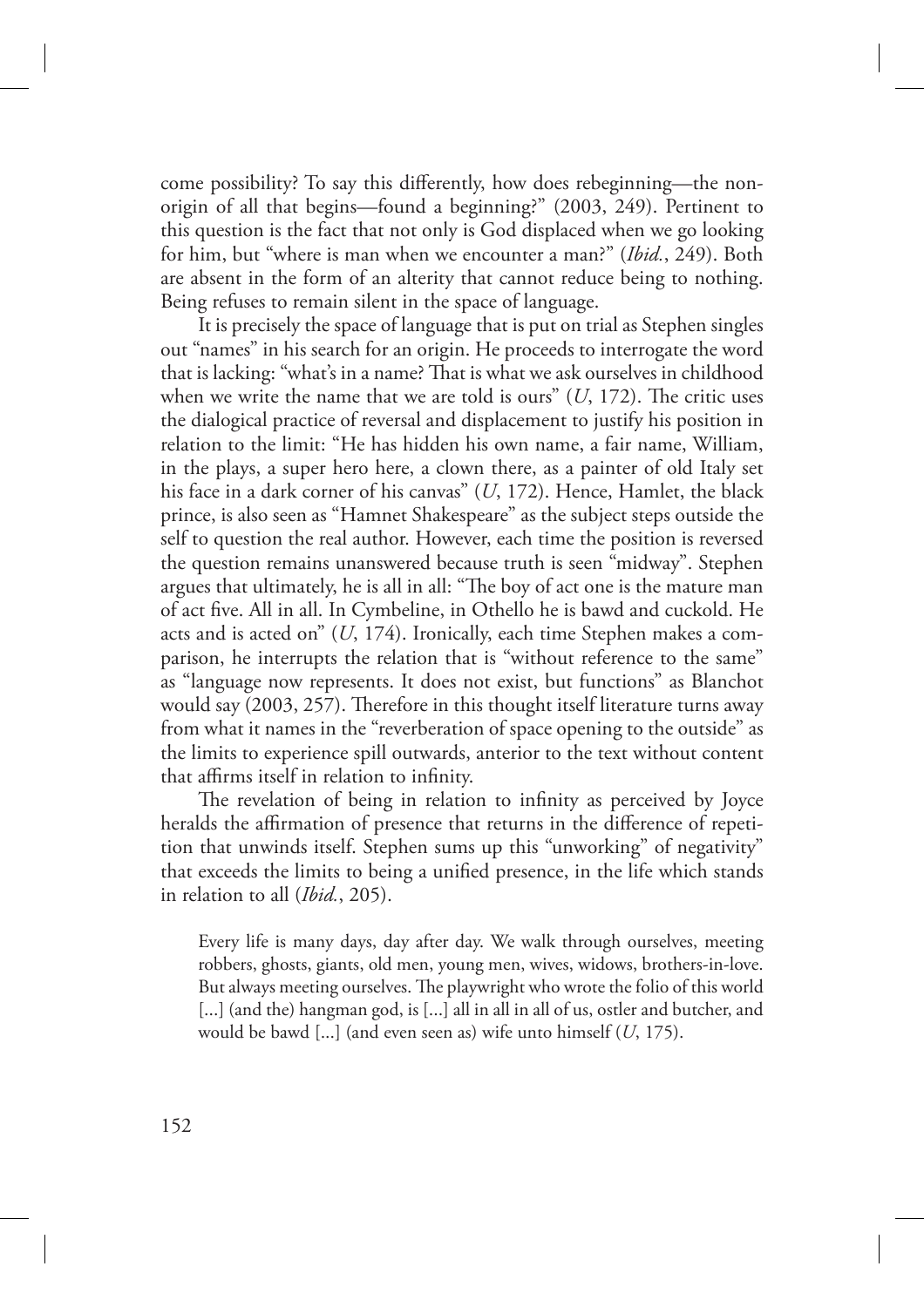come possibility? To say this differently, how does rebeginning—the non-origin of all that begins—found a beginning?" (2003, 249). Pertinent to this question is the fact that not only is God displaced when we go looking for him, but "where is man when we encounter a man?" (*Ibid.*, 249). Both are absent in the form of an alterity that cannot reduce being to nothing. Being refuses to remain silent in the space of language.

It is precisely the space of language that is put on trial as Stephen singles out "names" in his search for an origin. He proceeds to interrogate the word that is lacking: "what's in a name? That is what we ask ourselves in childhood when we write the name that we are told is ours" (*U*, 172). The critic uses the dialogical practice of reversal and displacement to justify his position in relation to the limit: "He has hidden his own name, a fair name, William, in the plays, a super hero here, a clown there, as a painter of old Italy set his face in a dark corner of his canvas" (*U*, 172). Hence, Hamlet, the black prince, is also seen as "Hamnet Shakespeare" as the subject steps outside the self to question the real author. However, each time the position is reversed the question remains unanswered because truth is seen "midway". Stephen argues that ultimately, he is all in all: "The boy of act one is the mature man of act five. All in all. In Cymbeline, in Othello he is bawd and cuckold. He acts and is acted on" (*U*, 174). Ironically, each time Stephen makes a comparison, he interrupts the relation that is "without reference to the same" as "language now represents. It does not exist, but functions" as Blanchot would say (2003, 257). Therefore in this thought itself literature turns away from what it names in the "reverberation of space opening to the outside" as the limits to experience spill outwards, anterior to the text without content that affirms itself in relation to infinity.

The revelation of being in relation to infinity as perceived by Joyce heralds the affirmation of presence that returns in the difference of repetition that unwinds itself. Stephen sums up this "unworking" of negativity" that exceeds the limits to being a unified presence, in the life which stands in relation to all (*Ibid.*, 205).

> Every life is many days, day after day. We walk through ourselves, meeting robbers, ghosts, giants, old men, young men, wives, widows, brothers-in-love. But always meeting ourselves. The playwright who wrote the folio of this world [...] (and the) hangman god, is [...] all in all in all of us, ostler and butcher, and would be bawd [...] (and even seen as) wife unto himself (*U*, 175).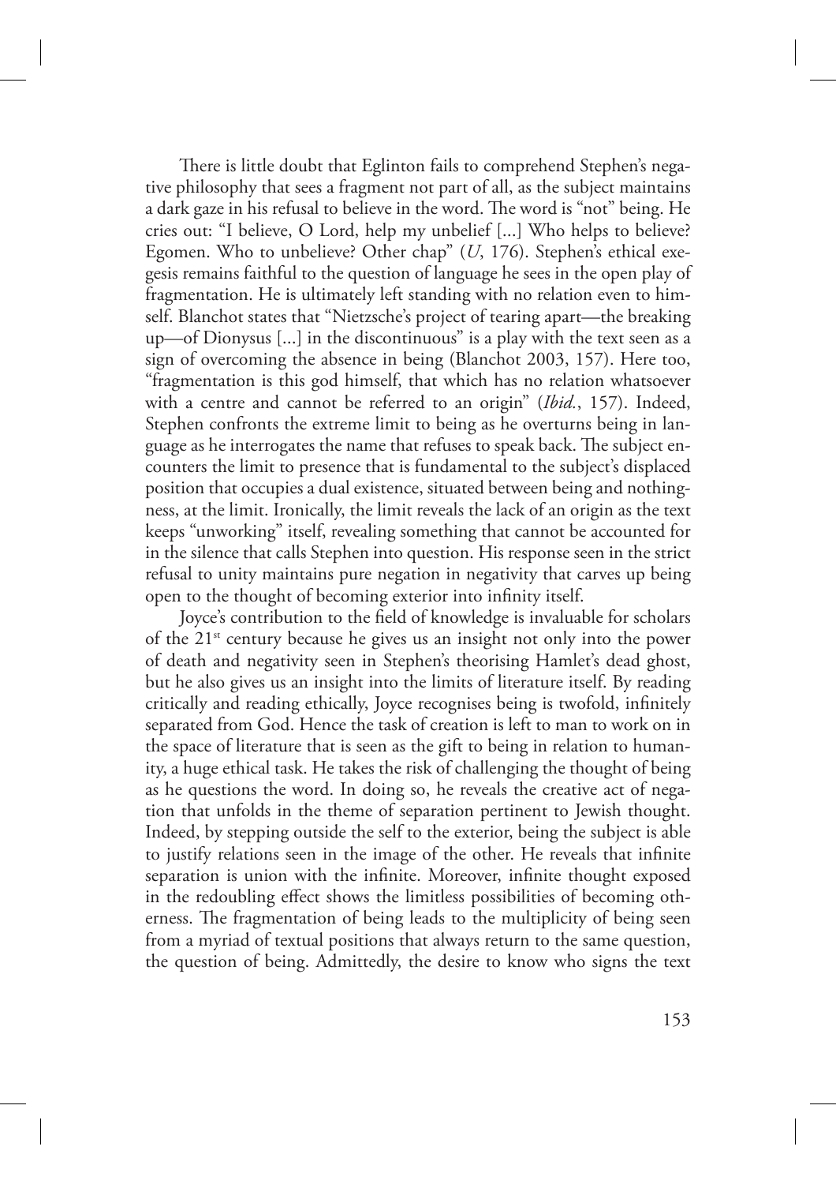There is little doubt that Eglinton fails to comprehend Stephen's negative philosophy that sees a fragment not part of all, as the subject maintains a dark gaze in his refusal to believe in the word. The word is "not" being. He cries out: "I believe, O Lord, help my unbelief [...] Who helps to believe? Egomen. Who to unbelieve? Other chap" (*U*, 176). Stephen's ethical exegesis remains faithful to the question of language he sees in the open play of fragmentation. He is ultimately left standing with no relation even to himself. Blanchot states that "Nietzsche's project of tearing apart—the breaking up—of Dionysus [...] in the discontinuous" is a play with the text seen as a sign of overcoming the absence in being (Blanchot 2003, 157). Here too, "fragmentation is this god himself, that which has no relation whatsoever with a centre and cannot be referred to an origin" (*Ibid.*, 157). Indeed, Stephen confronts the extreme limit to being as he overturns being in language as he interrogates the name that refuses to speak back. The subject encounters the limit to presence that is fundamental to the subject's displaced position that occupies a dual existence, situated between being and nothingness, at the limit. Ironically, the limit reveals the lack of an origin as the text keeps "unworking" itself, revealing something that cannot be accounted for in the silence that calls Stephen into question. His response seen in the strict refusal to unity maintains pure negation in negativity that carves up being open to the thought of becoming exterior into infinity itself.

Joyce's contribution to the field of knowledge is invaluable for scholars of the 21st century because he gives us an insight not only into the power of death and negativity seen in Stephen's theorising Hamlet's dead ghost, but he also gives us an insight into the limits of literature itself. By reading critically and reading ethically, Joyce recognises being is twofold, infinitely separated from God. Hence the task of creation is left to man to work on in the space of literature that is seen as the gift to being in relation to humanity, a huge ethical task. He takes the risk of challenging the thought of being as he questions the word. In doing so, he reveals the creative act of negation that unfolds in the theme of separation pertinent to Jewish thought. Indeed, by stepping outside the self to the exterior, being the subject is able to justify relations seen in the image of the other. He reveals that infinite separation is union with the infinite. Moreover, infinite thought exposed in the redoubling effect shows the limitless possibilities of becoming otherness. The fragmentation of being leads to the multiplicity of being seen from a myriad of textual positions that always return to the same question, the question of being. Admittedly, the desire to know who signs the text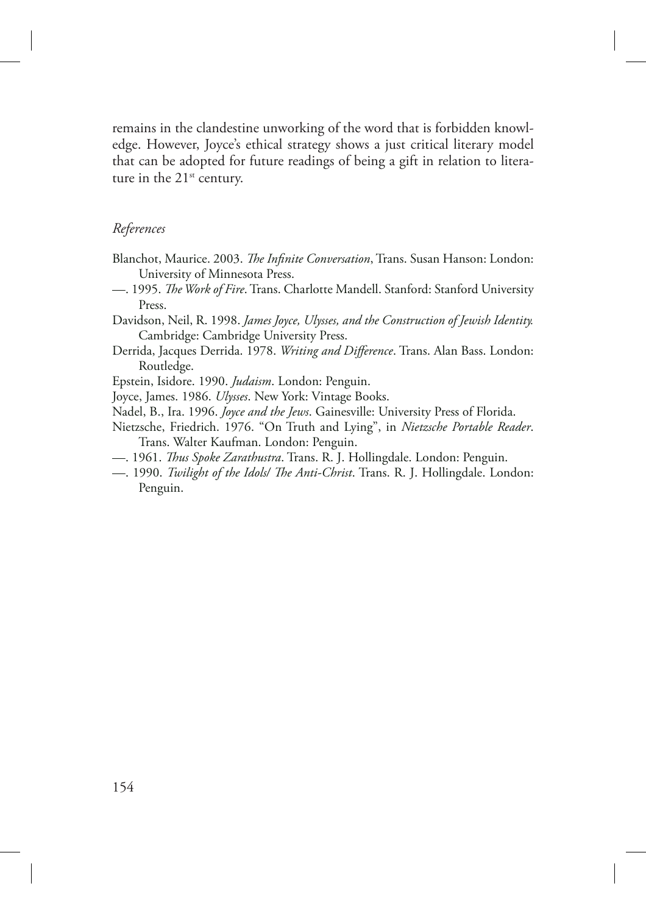remains in the clandestine unworking of the word that is forbidden knowledge. However, Joyce's ethical strategy shows a just critical literary model that can be adopted for future readings of being a gift in relation to literature in the 21st century.

*References*

Blanchot, Maurice. 2003. *The Infinite Conversation*, Trans. Susan Hanson: London: University of Minnesota Press.

—. 1995. *The Work of Fire*. Trans. Charlotte Mandell. Stanford: Stanford University Press.

Davidson, Neil, R. 1998. *James Joyce, Ulysses, and the Construction of Jewish Identity.* Cambridge: Cambridge University Press.

Derrida, Jacques Derrida. 1978. *Writing and Difference*. Trans. Alan Bass. London: Routledge.

Epstein, Isidore. 1990. *Judaism*. London: Penguin.

Joyce, James. 1986. *Ulysses*. New York: Vintage Books.

Nadel, B., Ira. 1996. *Joyce and the Jews*. Gainesville: University Press of Florida.

Nietzsche, Friedrich. 1976. "On Truth and Lying", in *Nietzsche Portable Reader*. Trans. Walter Kaufman. London: Penguin.

—. 1961. *Thus Spoke Zarathustra*. Trans. R. J. Hollingdale. London: Penguin.

—. 1990. *Twilight of the Idols/ The Anti-Christ*. Trans. R. J. Hollingdale. London: Penguin.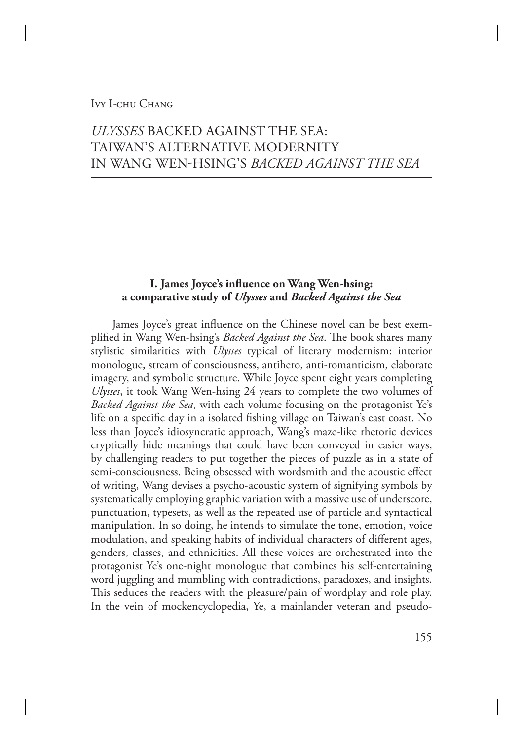Ivy I-chu Chang

# *ULYSSES* BACKED AGAINST THE SEA: TAIWAN'S ALTERNATIVE MODERNITY IN WANG WEN-HSING'S *BACKED AGAINST THE SEA*

## I. James Joyce's influence on Wang Wen-hsing: a comparative study of *Ulysses* and *Backed Against the Sea*

James Joyce's great influence on the Chinese novel can be best exemplified in Wang Wen-hsing's *Backed Against the Sea*. The book shares many stylistic similarities with *Ulysses* typical of literary modernism: interior monologue, stream of consciousness, antihero, anti-romanticism, elaborate imagery, and symbolic structure. While Joyce spent eight years completing *Ulysses*, it took Wang Wen-hsing 24 years to complete the two volumes of *Backed Against the Sea*, with each volume focusing on the protagonist Ye's life on a specific day in a isolated fishing village on Taiwan's east coast. No less than Joyce's idiosyncratic approach, Wang's maze-like rhetoric devices cryptically hide meanings that could have been conveyed in easier ways, by challenging readers to put together the pieces of puzzle as in a state of semi-consciousness. Being obsessed with wordsmith and the acoustic effect of writing, Wang devises a psycho-acoustic system of signifying symbols by systematically employing graphic variation with a massive use of underscore, punctuation, typesets, as well as the repeated use of particle and syntactical manipulation. In so doing, he intends to simulate the tone, emotion, voice modulation, and speaking habits of individual characters of different ages, genders, classes, and ethnicities. All these voices are orchestrated into the protagonist Ye's one-night monologue that combines his self-entertaining word juggling and mumbling with contradictions, paradoxes, and insights. This seduces the readers with the pleasure/pain of wordplay and role play. In the vein of mockencyclopedia, Ye, a mainlander veteran and pseudo-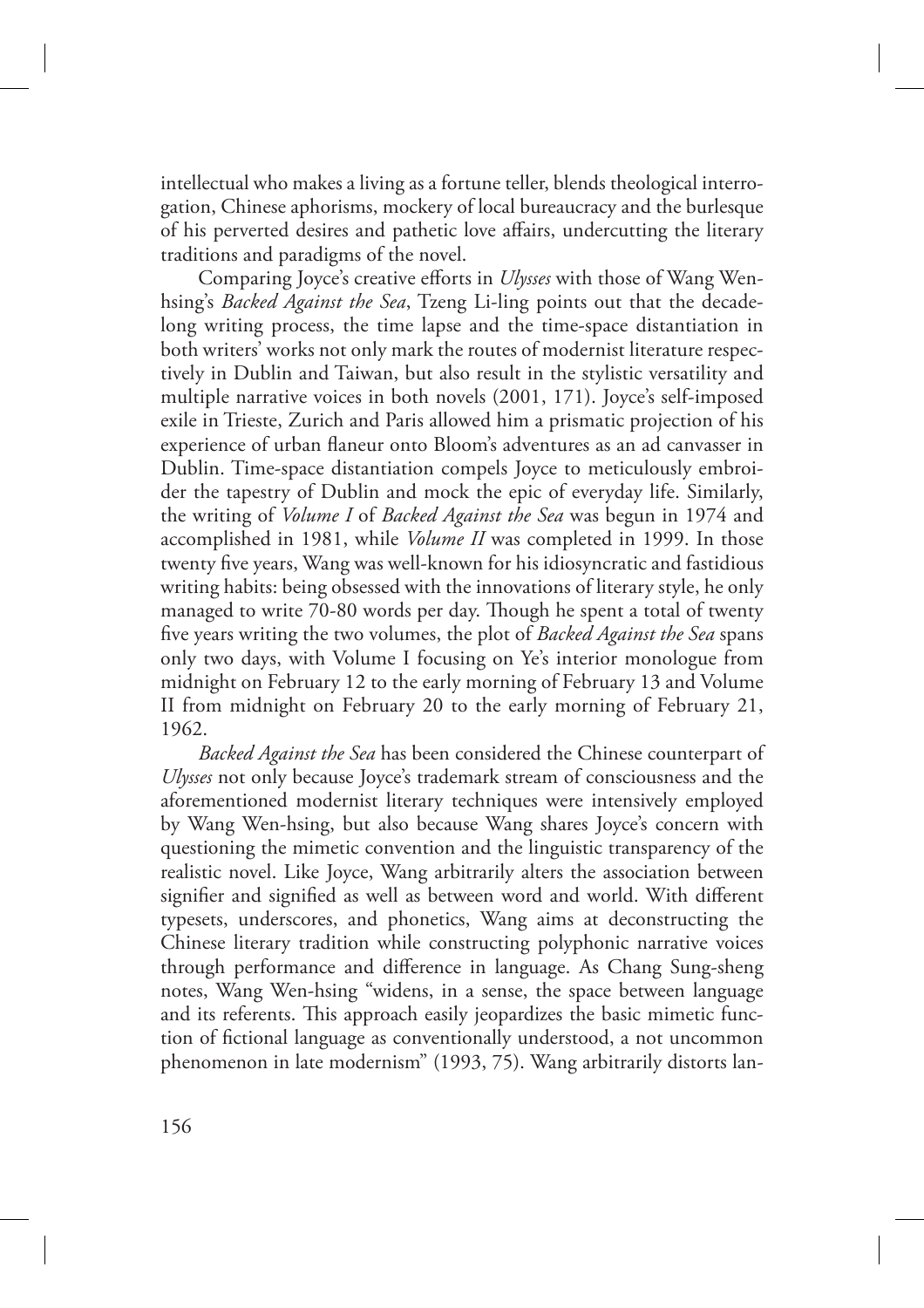intellectual who makes a living as a fortune teller, blends theological interrogation, Chinese aphorisms, mockery of local bureaucracy and the burlesque of his perverted desires and pathetic love affairs, undercutting the literary traditions and paradigms of the novel.

Comparing Joyce's creative efforts in *Ulysses* with those of Wang Wen-hsing's *Backed Against the Sea*, Tzeng Li-ling points out that the decade-long writing process, the time lapse and the time-space distantiation in both writers' works not only mark the routes of modernist literature respectively in Dublin and Taiwan, but also result in the stylistic versatility and multiple narrative voices in both novels (2001, 171). Joyce's self-imposed exile in Trieste, Zurich and Paris allowed him a prismatic projection of his experience of urban flaneur onto Bloom's adventures as an ad canvasser in Dublin. Time-space distantiation compels Joyce to meticulously embroider the tapestry of Dublin and mock the epic of everyday life. Similarly, the writing of *Volume I* of *Backed Against the Sea* was begun in 1974 and accomplished in 1981, while *Volume II* was completed in 1999. In those twenty five years, Wang was well-known for his idiosyncratic and fastidious writing habits: being obsessed with the innovations of literary style, he only managed to write 70-80 words per day. Though he spent a total of twenty five years writing the two volumes, the plot of *Backed Against the Sea* spans only two days, with Volume I focusing on Ye's interior monologue from midnight on February 12 to the early morning of February 13 and Volume II from midnight on February 20 to the early morning of February 21, 1962.

*Backed Against the Sea* has been considered the Chinese counterpart of *Ulysses* not only because Joyce's trademark stream of consciousness and the aforementioned modernist literary techniques were intensively employed by Wang Wen-hsing, but also because Wang shares Joyce's concern with questioning the mimetic convention and the linguistic transparency of the realistic novel. Like Joyce, Wang arbitrarily alters the association between signifier and signified as well as between word and world. With different typesets, underscores, and phonetics, Wang aims at deconstructing the Chinese literary tradition while constructing polyphonic narrative voices through performance and difference in language. As Chang Sung-sheng notes, Wang Wen-hsing "widens, in a sense, the space between language and its referents. This approach easily jeopardizes the basic mimetic function of fictional language as conventionally understood, a not uncommon phenomenon in late modernism" (1993, 75). Wang arbitrarily distorts lan-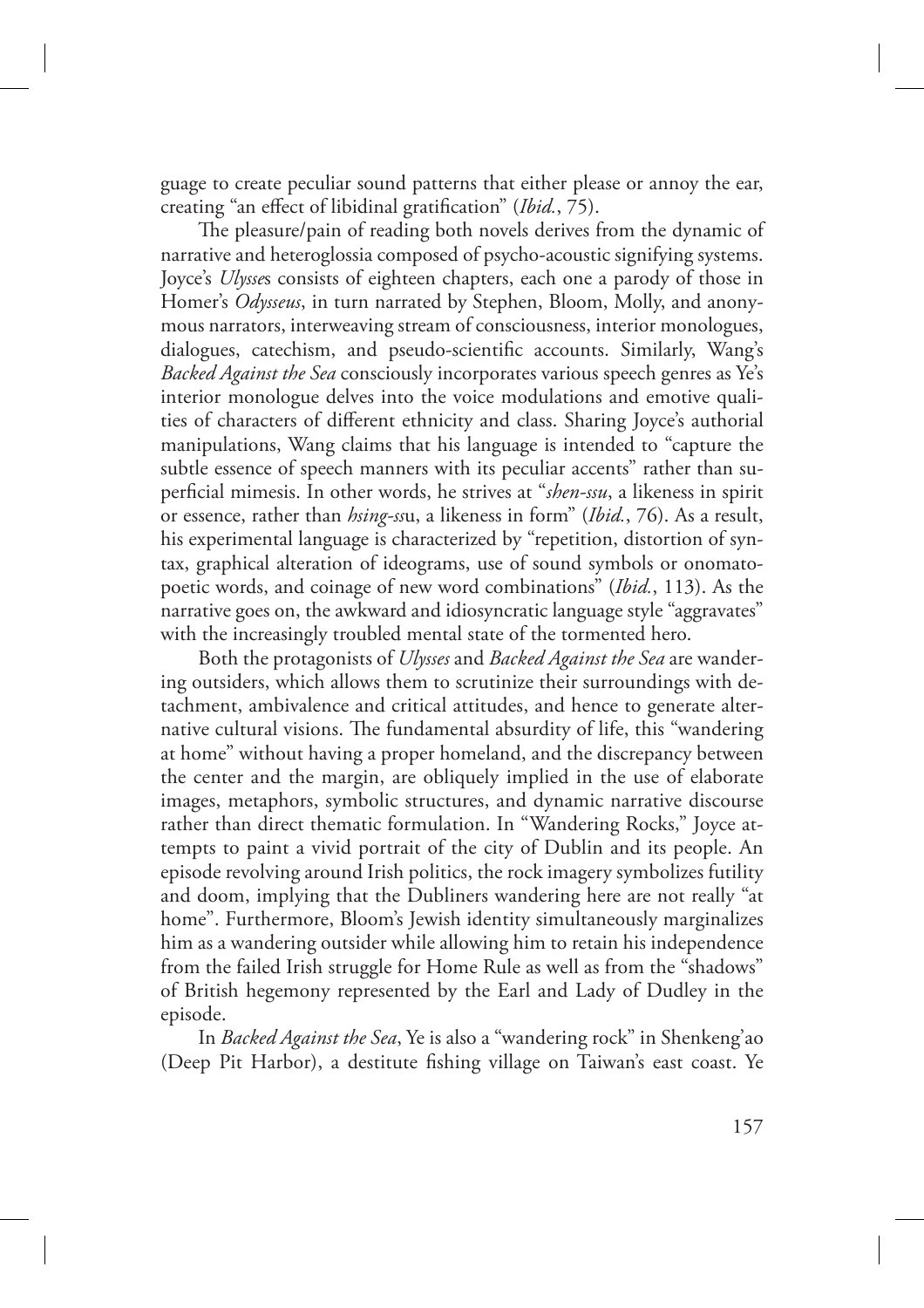guage to create peculiar sound patterns that either please or annoy the ear, creating "an effect of libidinal gratification" (*Ibid.*, 75).

The pleasure/pain of reading both novels derives from the dynamic of narrative and heteroglossia composed of psycho-acoustic signifying systems. Joyce's *Ulysses* consists of eighteen chapters, each one a parody of those in Homer's *Odysseus*, in turn narrated by Stephen, Bloom, Molly, and anonymous narrators, interweaving stream of consciousness, interior monologues, dialogues, catechism, and pseudo-scientific accounts. Similarly, Wang's *Backed Against the Sea* consciously incorporates various speech genres as Ye's interior monologue delves into the voice modulations and emotive qualities of characters of different ethnicity and class. Sharing Joyce's authorial manipulations, Wang claims that his language is intended to "capture the subtle essence of speech manners with its peculiar accents" rather than superficial mimesis. In other words, he strives at "*shen-ssu*, a likeness in spirit or essence, rather than *hsing-ssu*, a likeness in form" (*Ibid.*, 76). As a result, his experimental language is characterized by "repetition, distortion of syntax, graphical alteration of ideograms, use of sound symbols or onomatopoetic words, and coinage of new word combinations" (*Ibid.*, 113). As the narrative goes on, the awkward and idiosyncratic language style "aggravates" with the increasingly troubled mental state of the tormented hero.

Both the protagonists of *Ulysses* and *Backed Against the Sea* are wandering outsiders, which allows them to scrutinize their surroundings with detachment, ambivalence and critical attitudes, and hence to generate alternative cultural visions. The fundamental absurdity of life, this "wandering at home" without having a proper homeland, and the discrepancy between the center and the margin, are obliquely implied in the use of elaborate images, metaphors, symbolic structures, and dynamic narrative discourse rather than direct thematic formulation. In "Wandering Rocks," Joyce attempts to paint a vivid portrait of the city of Dublin and its people. An episode revolving around Irish politics, the rock imagery symbolizes futility and doom, implying that the Dubliners wandering here are not really "at home". Furthermore, Bloom's Jewish identity simultaneously marginalizes him as a wandering outsider while allowing him to retain his independence from the failed Irish struggle for Home Rule as well as from the "shadows" of British hegemony represented by the Earl and Lady of Dudley in the episode.

In *Backed Against the Sea*, Ye is also a "wandering rock" in Shenkeng'ao (Deep Pit Harbor), a destitute fishing village on Taiwan's east coast. Ye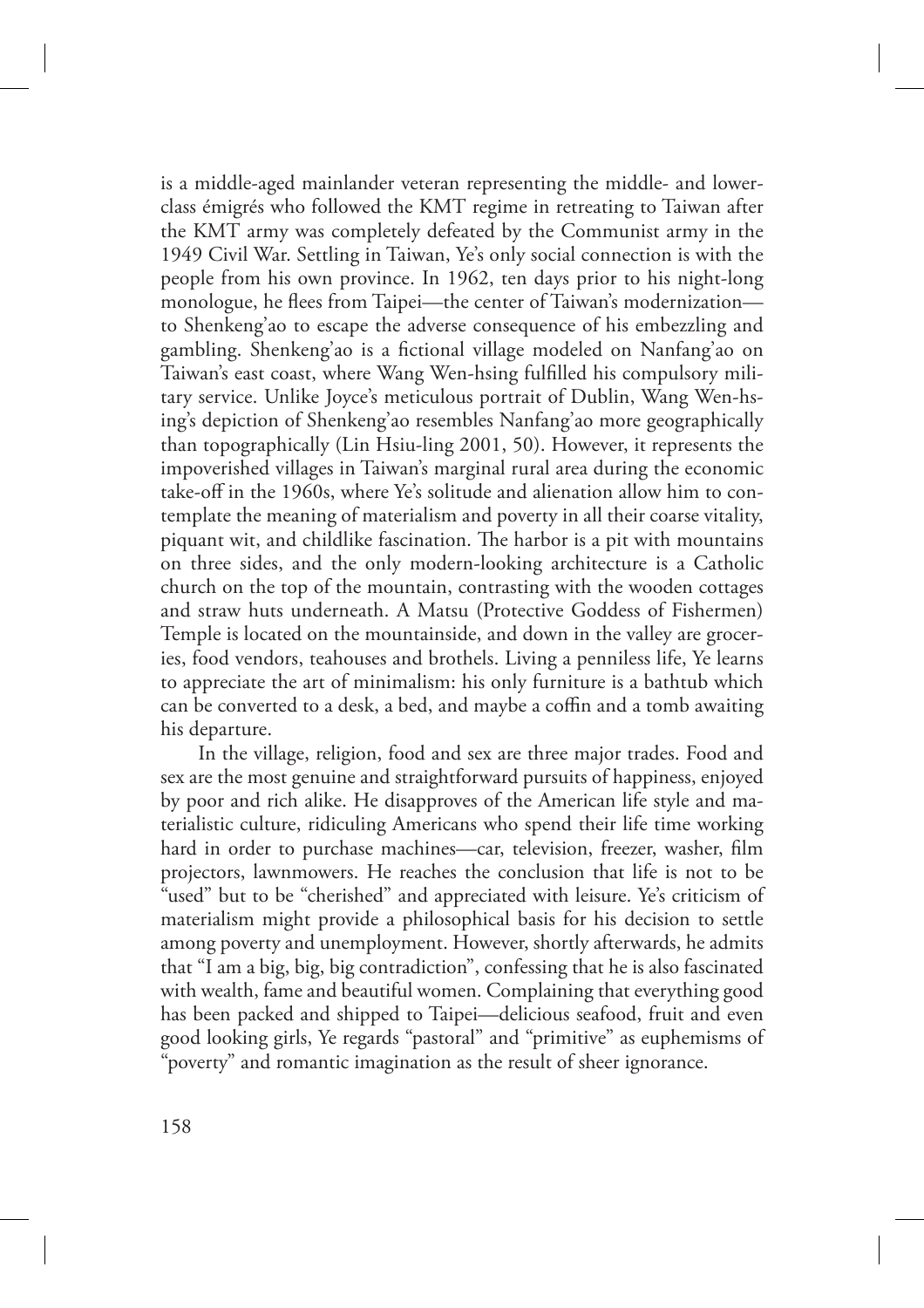is a middle-aged mainlander veteran representing the middle- and lower-class émigrés who followed the KMT regime in retreating to Taiwan after the KMT army was completely defeated by the Communist army in the 1949 Civil War. Settling in Taiwan, Ye's only social connection is with the people from his own province. In 1962, ten days prior to his night-long monologue, he flees from Taipei—the center of Taiwan's modernization—to Shenkeng'ao to escape the adverse consequence of his embezzling and gambling. Shenkeng'ao is a fictional village modeled on Nanfang'ao on Taiwan's east coast, where Wang Wen-hsing fulfilled his compulsory military service. Unlike Joyce's meticulous portrait of Dublin, Wang Wen-hsing's depiction of Shenkeng'ao resembles Nanfang'ao more geographically than topographically (Lin Hsiu-ling 2001, 50). However, it represents the impoverished villages in Taiwan's marginal rural area during the economic take-off in the 1960s, where Ye's solitude and alienation allow him to contemplate the meaning of materialism and poverty in all their coarse vitality, piquant wit, and childlike fascination. The harbor is a pit with mountains on three sides, and the only modern-looking architecture is a Catholic church on the top of the mountain, contrasting with the wooden cottages and straw huts underneath. A Matsu (Protective Goddess of Fishermen) Temple is located on the mountainside, and down in the valley are groceries, food vendors, teahouses and brothels. Living a penniless life, Ye learns to appreciate the art of minimalism: his only furniture is a bathtub which can be converted to a desk, a bed, and maybe a coffin and a tomb awaiting his departure.

In the village, religion, food and sex are three major trades. Food and sex are the most genuine and straightforward pursuits of happiness, enjoyed by poor and rich alike. He disapproves of the American life style and materialistic culture, ridiculing Americans who spend their life time working hard in order to purchase machines—car, television, freezer, washer, film projectors, lawnmowers. He reaches the conclusion that life is not to be "used" but to be "cherished" and appreciated with leisure. Ye's criticism of materialism might provide a philosophical basis for his decision to settle among poverty and unemployment. However, shortly afterwards, he admits that "I am a big, big, big contradiction", confessing that he is also fascinated with wealth, fame and beautiful women. Complaining that everything good has been packed and shipped to Taipei—delicious seafood, fruit and even good looking girls, Ye regards "pastoral" and "primitive" as euphemisms of "poverty" and romantic imagination as the result of sheer ignorance.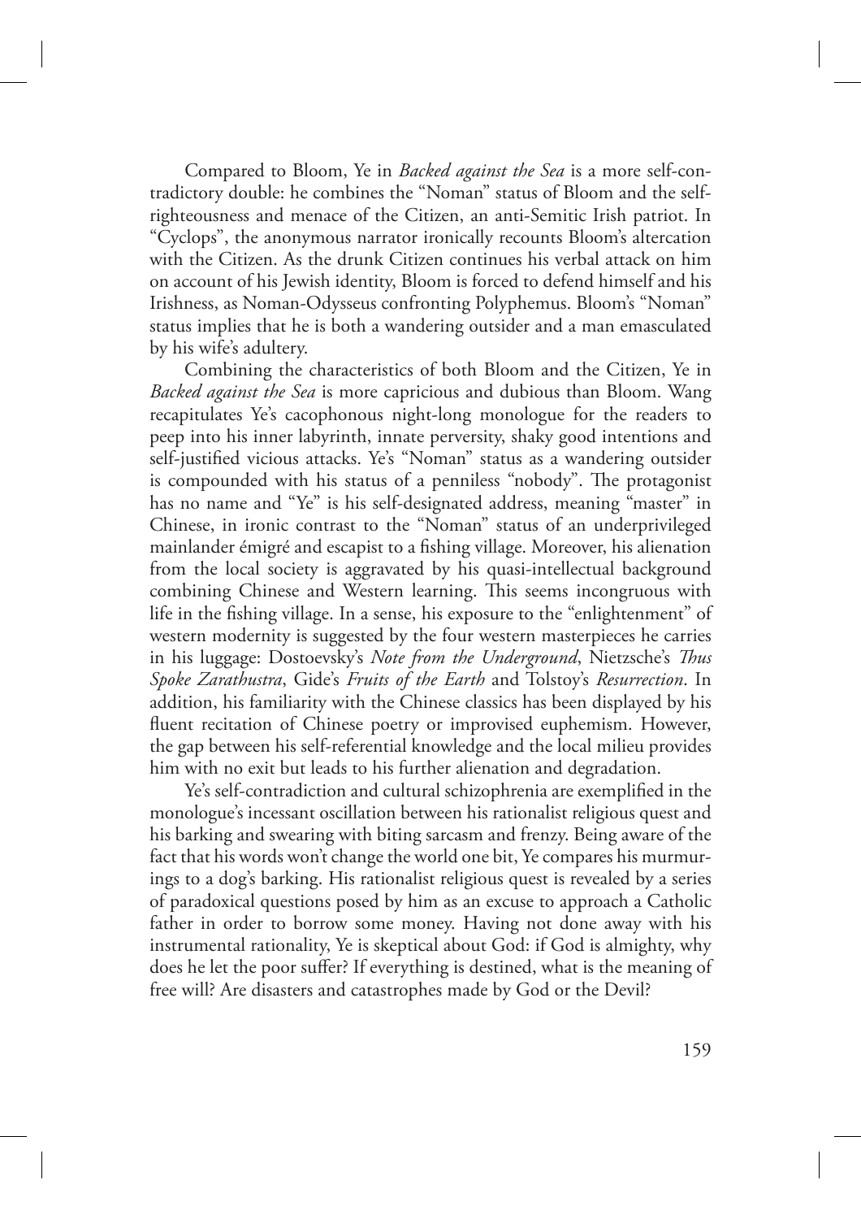Compared to Bloom, Ye in *Backed against the Sea* is a more self-contradictory double: he combines the "Noman" status of Bloom and the self-righteousness and menace of the Citizen, an anti-Semitic Irish patriot. In "Cyclops", the anonymous narrator ironically recounts Bloom's altercation with the Citizen. As the drunk Citizen continues his verbal attack on him on account of his Jewish identity, Bloom is forced to defend himself and his Irishness, as Noman-Odysseus confronting Polyphemus. Bloom's "Noman" status implies that he is both a wandering outsider and a man emasculated by his wife's adultery.

Combining the characteristics of both Bloom and the Citizen, Ye in *Backed against the Sea* is more capricious and dubious than Bloom. Wang recapitulates Ye's cacophonous night-long monologue for the readers to peep into his inner labyrinth, innate perversity, shaky good intentions and self-justified vicious attacks. Ye's "Noman" status as a wandering outsider is compounded with his status of a penniless "nobody". The protagonist has no name and "Ye" is his self-designated address, meaning "master" in Chinese, in ironic contrast to the "Noman" status of an underprivileged mainlander émigré and escapist to a fishing village. Moreover, his alienation from the local society is aggravated by his quasi-intellectual background combining Chinese and Western learning. This seems incongruous with life in the fishing village. In a sense, his exposure to the "enlightenment" of western modernity is suggested by the four western masterpieces he carries in his luggage: Dostoevsky's *Note from the Underground*, Nietzsche's *Thus Spoke Zarathustra*, Gide's *Fruits of the Earth* and Tolstoy's *Resurrection*. In addition, his familiarity with the Chinese classics has been displayed by his fluent recitation of Chinese poetry or improvised euphemism. However, the gap between his self-referential knowledge and the local milieu provides him with no exit but leads to his further alienation and degradation.

Ye's self-contradiction and cultural schizophrenia are exemplified in the monologue's incessant oscillation between his rationalist religious quest and his barking and swearing with biting sarcasm and frenzy. Being aware of the fact that his words won't change the world one bit, Ye compares his murmurings to a dog's barking. His rationalist religious quest is revealed by a series of paradoxical questions posed by him as an excuse to approach a Catholic father in order to borrow some money. Having not done away with his instrumental rationality, Ye is skeptical about God: if God is almighty, why does he let the poor suffer? If everything is destined, what is the meaning of free will? Are disasters and catastrophes made by God or the Devil?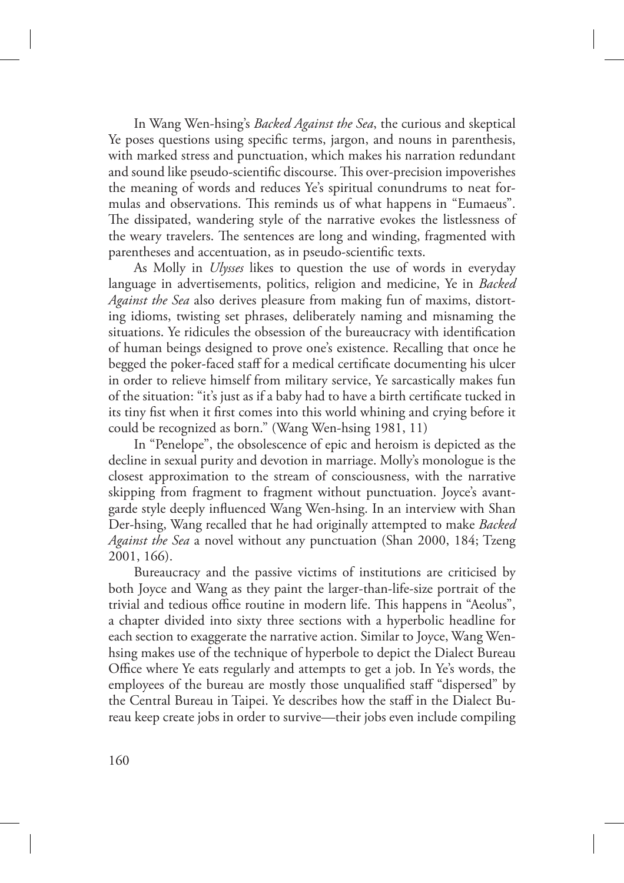In Wang Wen-hsing's *Backed Against the Sea*, the curious and skeptical Ye poses questions using specific terms, jargon, and nouns in parenthesis, with marked stress and punctuation, which makes his narration redundant and sound like pseudo-scientific discourse. This over-precision impoverishes the meaning of words and reduces Ye's spiritual conundrums to neat formulas and observations. This reminds us of what happens in "Eumaeus". The dissipated, wandering style of the narrative evokes the listlessness of the weary travelers. The sentences are long and winding, fragmented with parentheses and accentuation, as in pseudo-scientific texts.

As Molly in *Ulysses* likes to question the use of words in everyday language in advertisements, politics, religion and medicine, Ye in *Backed Against the Sea* also derives pleasure from making fun of maxims, distorting idioms, twisting set phrases, deliberately naming and misnaming the situations. Ye ridicules the obsession of the bureaucracy with identification of human beings designed to prove one's existence. Recalling that once he begged the poker-faced staff for a medical certificate documenting his ulcer in order to relieve himself from military service, Ye sarcastically makes fun of the situation: "it's just as if a baby had to have a birth certificate tucked in its tiny fist when it first comes into this world whining and crying before it could be recognized as born." (Wang Wen-hsing 1981, 11)

In "Penelope", the obsolescence of epic and heroism is depicted as the decline in sexual purity and devotion in marriage. Molly's monologue is the closest approximation to the stream of consciousness, with the narrative skipping from fragment to fragment without punctuation. Joyce's avant-garde style deeply influenced Wang Wen-hsing. In an interview with Shan Der-hsing, Wang recalled that he had originally attempted to make *Backed Against the Sea* a novel without any punctuation (Shan 2000, 184; Tzeng 2001, 166).

Bureaucracy and the passive victims of institutions are criticised by both Joyce and Wang as they paint the larger-than-life-size portrait of the trivial and tedious office routine in modern life. This happens in "Aeolus", a chapter divided into sixty three sections with a hyperbolic headline for each section to exaggerate the narrative action. Similar to Joyce, Wang Wen-hsing makes use of the technique of hyperbole to depict the Dialect Bureau Office where Ye eats regularly and attempts to get a job. In Ye's words, the employees of the bureau are mostly those unqualified staff "dispersed" by the Central Bureau in Taipei. Ye describes how the staff in the Dialect Bureau keep create jobs in order to survive—their jobs even include compiling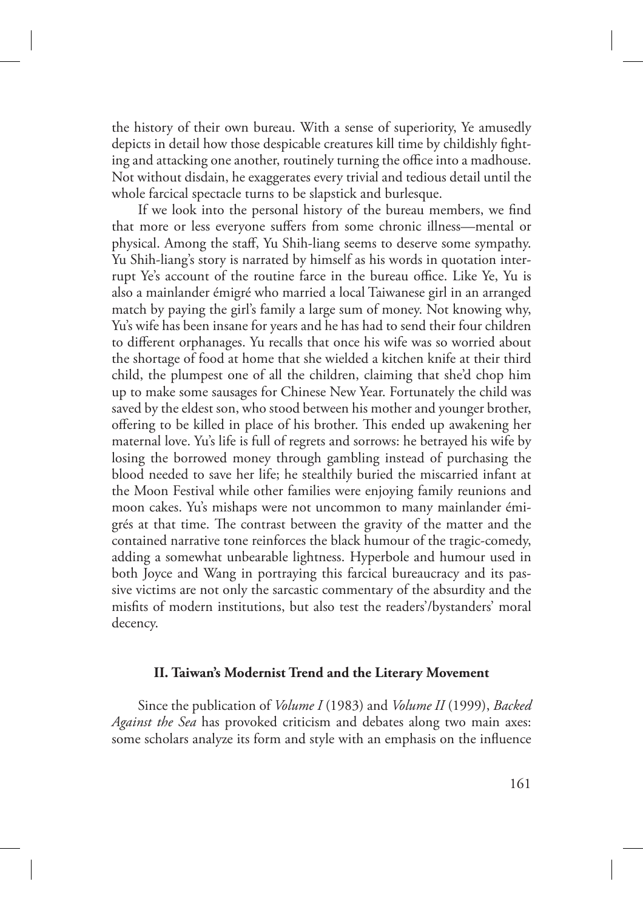the history of their own bureau. With a sense of superiority, Ye amusedly depicts in detail how those despicable creatures kill time by childishly fighting and attacking one another, routinely turning the office into a madhouse. Not without disdain, he exaggerates every trivial and tedious detail until the whole farcical spectacle turns to be slapstick and burlesque.

If we look into the personal history of the bureau members, we find that more or less everyone suffers from some chronic illness—mental or physical. Among the staff, Yu Shih-liang seems to deserve some sympathy. Yu Shih-liang's story is narrated by himself as his words in quotation interrupt Ye's account of the routine farce in the bureau office. Like Ye, Yu is also a mainlander émigré who married a local Taiwanese girl in an arranged match by paying the girl's family a large sum of money. Not knowing why, Yu's wife has been insane for years and he has had to send their four children to different orphanages. Yu recalls that once his wife was so worried about the shortage of food at home that she wielded a kitchen knife at their third child, the plumpest one of all the children, claiming that she'd chop him up to make some sausages for Chinese New Year. Fortunately the child was saved by the eldest son, who stood between his mother and younger brother, offering to be killed in place of his brother. This ended up awakening her maternal love. Yu's life is full of regrets and sorrows: he betrayed his wife by losing the borrowed money through gambling instead of purchasing the blood needed to save her life; he stealthily buried the miscarried infant at the Moon Festival while other families were enjoying family reunions and moon cakes. Yu's mishaps were not uncommon to many mainlander émigrés at that time. The contrast between the gravity of the matter and the contained narrative tone reinforces the black humour of the tragic-comedy, adding a somewhat unbearable lightness. Hyperbole and humour used in both Joyce and Wang in portraying this farcical bureaucracy and its passive victims are not only the sarcastic commentary of the absurdity and the misfits of modern institutions, but also test the readers'/bystanders' moral decency.

## II. Taiwan's Modernist Trend and the Literary Movement

Since the publication of *Volume I* (1983) and *Volume II* (1999), *Backed Against the Sea* has provoked criticism and debates along two main axes: some scholars analyze its form and style with an emphasis on the influence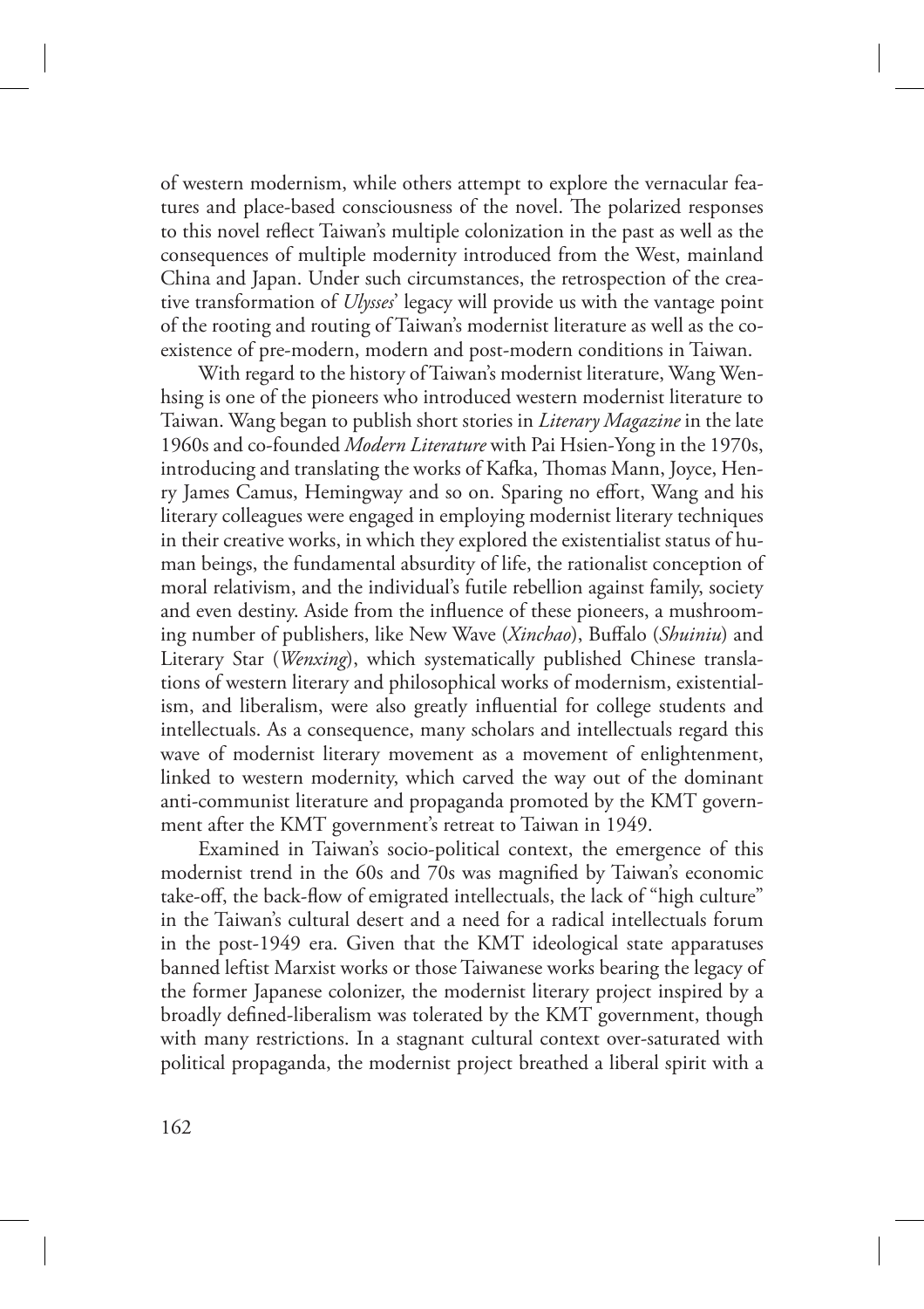of western modernism, while others attempt to explore the vernacular features and place-based consciousness of the novel. The polarized responses to this novel reflect Taiwan's multiple colonization in the past as well as the consequences of multiple modernity introduced from the West, mainland China and Japan. Under such circumstances, the retrospection of the creative transformation of *Ulysses*' legacy will provide us with the vantage point of the rooting and routing of Taiwan's modernist literature as well as the coexistence of pre-modern, modern and post-modern conditions in Taiwan.

With regard to the history of Taiwan's modernist literature, Wang Wenhsing is one of the pioneers who introduced western modernist literature to Taiwan. Wang began to publish short stories in *Literary Magazine* in the late 1960s and co-founded *Modern Literature* with Pai Hsien-Yong in the 1970s, introducing and translating the works of Kafka, Thomas Mann, Joyce, Henry James Camus, Hemingway and so on. Sparing no effort, Wang and his literary colleagues were engaged in employing modernist literary techniques in their creative works, in which they explored the existentialist status of human beings, the fundamental absurdity of life, the rationalist conception of moral relativism, and the individual's futile rebellion against family, society and even destiny. Aside from the influence of these pioneers, a mushrooming number of publishers, like New Wave (*Xinchao*), Buffalo (*Shuiniu*) and Literary Star (*Wenxing*), which systematically published Chinese translations of western literary and philosophical works of modernism, existentialism, and liberalism, were also greatly influential for college students and intellectuals. As a consequence, many scholars and intellectuals regard this wave of modernist literary movement as a movement of enlightenment, linked to western modernity, which carved the way out of the dominant anti-communist literature and propaganda promoted by the KMT government after the KMT government's retreat to Taiwan in 1949.

Examined in Taiwan's socio-political context, the emergence of this modernist trend in the 60s and 70s was magnified by Taiwan's economic take-off, the back-flow of emigrated intellectuals, the lack of "high culture" in the Taiwan's cultural desert and a need for a radical intellectuals forum in the post-1949 era. Given that the KMT ideological state apparatuses banned leftist Marxist works or those Taiwanese works bearing the legacy of the former Japanese colonizer, the modernist literary project inspired by a broadly defined-liberalism was tolerated by the KMT government, though with many restrictions. In a stagnant cultural context over-saturated with political propaganda, the modernist project breathed a liberal spirit with a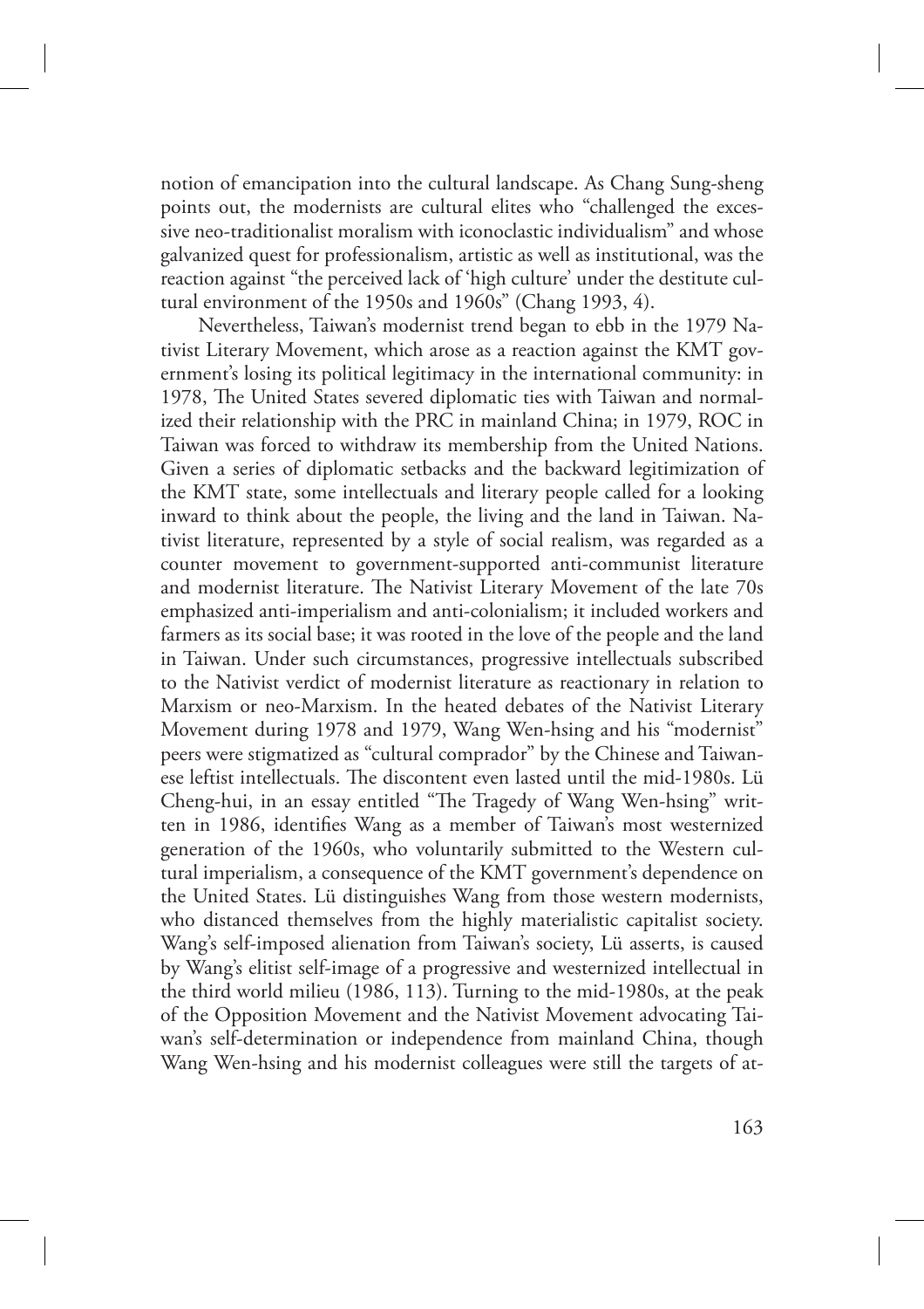notion of emancipation into the cultural landscape. As Chang Sung-sheng points out, the modernists are cultural elites who "challenged the excessive neo-traditionalist moralism with iconoclastic individualism" and whose galvanized quest for professionalism, artistic as well as institutional, was the reaction against "the perceived lack of 'high culture' under the destitute cultural environment of the 1950s and 1960s" (Chang 1993, 4).

Nevertheless, Taiwan's modernist trend began to ebb in the 1979 Nativist Literary Movement, which arose as a reaction against the KMT government's losing its political legitimacy in the international community: in 1978, The United States severed diplomatic ties with Taiwan and normalized their relationship with the PRC in mainland China; in 1979, ROC in Taiwan was forced to withdraw its membership from the United Nations. Given a series of diplomatic setbacks and the backward legitimization of the KMT state, some intellectuals and literary people called for a looking inward to think about the people, the living and the land in Taiwan. Nativist literature, represented by a style of social realism, was regarded as a counter movement to government-supported anti-communist literature and modernist literature. The Nativist Literary Movement of the late 70s emphasized anti-imperialism and anti-colonialism; it included workers and farmers as its social base; it was rooted in the love of the people and the land in Taiwan. Under such circumstances, progressive intellectuals subscribed to the Nativist verdict of modernist literature as reactionary in relation to Marxism or neo-Marxism. In the heated debates of the Nativist Literary Movement during 1978 and 1979, Wang Wen-hsing and his "modernist" peers were stigmatized as "cultural comprador" by the Chinese and Taiwanese leftist intellectuals. The discontent even lasted until the mid-1980s. Lü Cheng-hui, in an essay entitled "The Tragedy of Wang Wen-hsing" written in 1986, identifies Wang as a member of Taiwan's most westernized generation of the 1960s, who voluntarily submitted to the Western cultural imperialism, a consequence of the KMT government's dependence on the United States. Lü distinguishes Wang from those western modernists, who distanced themselves from the highly materialistic capitalist society. Wang's self-imposed alienation from Taiwan's society, Lü asserts, is caused by Wang's elitist self-image of a progressive and westernized intellectual in the third world milieu (1986, 113). Turning to the mid-1980s, at the peak of the Opposition Movement and the Nativist Movement advocating Taiwan's self-determination or independence from mainland China, though Wang Wen-hsing and his modernist colleagues were still the targets of at-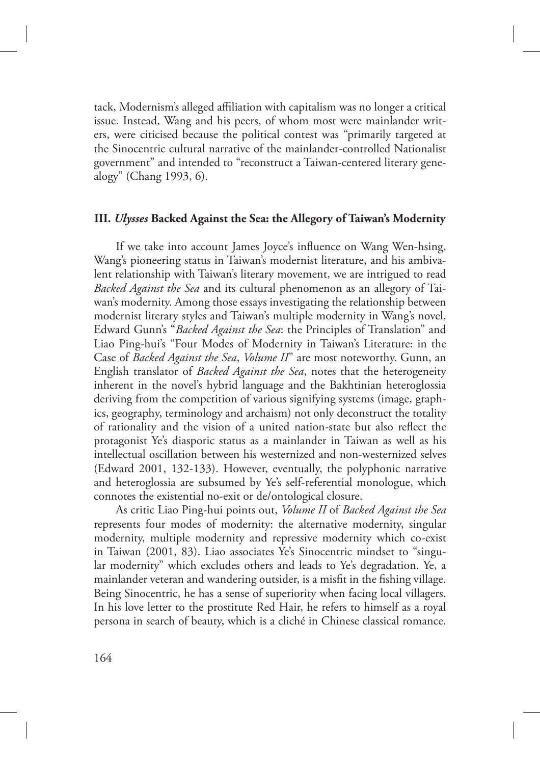tack, Modernism's alleged affiliation with capitalism was no longer a critical issue. Instead, Wang and his peers, of whom most were mainlander writers, were citicised because the political contest was "primarily targeted at the Sinocentric cultural narrative of the mainlander-controlled Nationalist government" and intended to "reconstruct a Taiwan-centered literary genealogy" (Chang 1993, 6).

### III. *Ulysses* Backed Against the Sea: the Allegory of Taiwan's Modernity

If we take into account James Joyce's influence on Wang Wen-hsing, Wang's pioneering status in Taiwan's modernist literature, and his ambivalent relationship with Taiwan's literary movement, we are intrigued to read *Backed Against the Sea* and its cultural phenomenon as an allegory of Taiwan's modernity. Among those essays investigating the relationship between modernist literary styles and Taiwan's multiple modernity in Wang's novel, Edward Gunn's "*Backed Against the Sea*: the Principles of Translation" and Liao Ping-hui's "Four Modes of Modernity in Taiwan's Literature: in the Case of *Backed Against the Sea*, *Volume II*" are most noteworthy. Gunn, an English translator of *Backed Against the Sea*, notes that the heterogeneity inherent in the novel's hybrid language and the Bakhtinian heteroglossia deriving from the competition of various signifying systems (image, graphics, geography, terminology and archaism) not only deconstruct the totality of rationality and the vision of a united nation-state but also reflect the protagonist Ye's diasporic status as a mainlander in Taiwan as well as his intellectual oscillation between his westernized and non-westernized selves (Edward 2001, 132-133). However, eventually, the polyphonic narrative and heteroglossia are subsumed by Ye's self-referential monologue, which connotes the existential no-exit or de/ontological closure.

As critic Liao Ping-hui points out, *Volume II* of *Backed Against the Sea* represents four modes of modernity: the alternative modernity, singular modernity, multiple modernity and repressive modernity which co-exist in Taiwan (2001, 83). Liao associates Ye's Sinocentric mindset to "singular modernity" which excludes others and leads to Ye's degradation. Ye, a mainlander veteran and wandering outsider, is a misfit in the fishing village. Being Sinocentric, he has a sense of superiority when facing local villagers. In his love letter to the prostitute Red Hair, he refers to himself as a royal persona in search of beauty, which is a cliché in Chinese classical romance.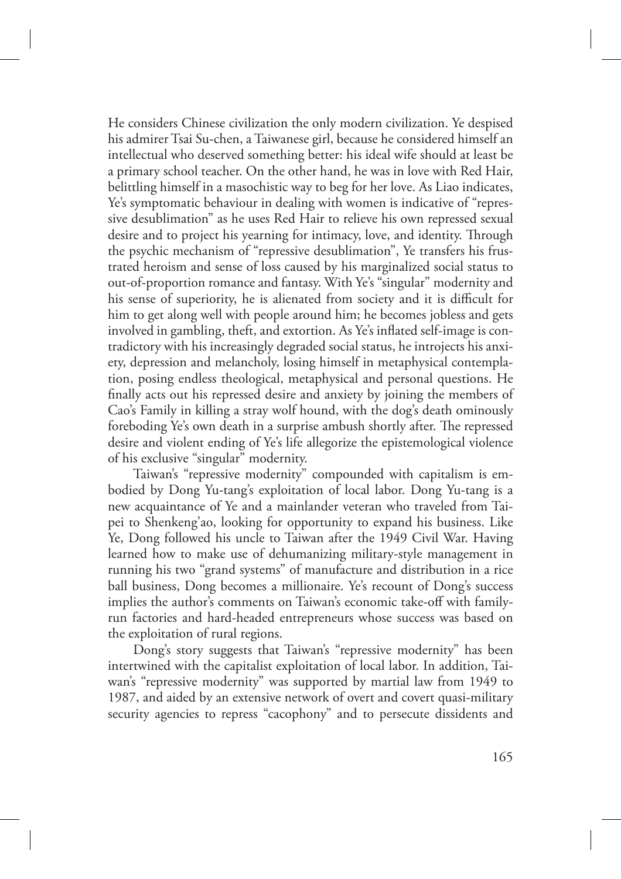He considers Chinese civilization the only modern civilization. Ye despised his admirer Tsai Su-chen, a Taiwanese girl, because he considered himself an intellectual who deserved something better: his ideal wife should at least be a primary school teacher. On the other hand, he was in love with Red Hair, belittling himself in a masochistic way to beg for her love. As Liao indicates, Ye's symptomatic behaviour in dealing with women is indicative of "repressive desublimation" as he uses Red Hair to relieve his own repressed sexual desire and to project his yearning for intimacy, love, and identity. Through the psychic mechanism of "repressive desublimation", Ye transfers his frustrated heroism and sense of loss caused by his marginalized social status to out-of-proportion romance and fantasy. With Ye's "singular" modernity and his sense of superiority, he is alienated from society and it is difficult for him to get along well with people around him; he becomes jobless and gets involved in gambling, theft, and extortion. As Ye's inflated self-image is contradictory with his increasingly degraded social status, he introjects his anxiety, depression and melancholy, losing himself in metaphysical contemplation, posing endless theological, metaphysical and personal questions. He finally acts out his repressed desire and anxiety by joining the members of Cao's Family in killing a stray wolf hound, with the dog's death ominously foreboding Ye's own death in a surprise ambush shortly after. The repressed desire and violent ending of Ye's life allegorize the epistemological violence of his exclusive "singular" modernity.

Taiwan's "repressive modernity" compounded with capitalism is embodied by Dong Yu-tang's exploitation of local labor. Dong Yu-tang is a new acquaintance of Ye and a mainlander veteran who traveled from Taipei to Shenkeng'ao, looking for opportunity to expand his business. Like Ye, Dong followed his uncle to Taiwan after the 1949 Civil War. Having learned how to make use of dehumanizing military-style management in running his two "grand systems" of manufacture and distribution in a rice ball business, Dong becomes a millionaire. Ye's recount of Dong's success implies the author's comments on Taiwan's economic take-off with family-run factories and hard-headed entrepreneurs whose success was based on the exploitation of rural regions.

Dong's story suggests that Taiwan's "repressive modernity" has been intertwined with the capitalist exploitation of local labor. In addition, Taiwan's "repressive modernity" was supported by martial law from 1949 to 1987, and aided by an extensive network of overt and covert quasi-military security agencies to repress "cacophony" and to persecute dissidents and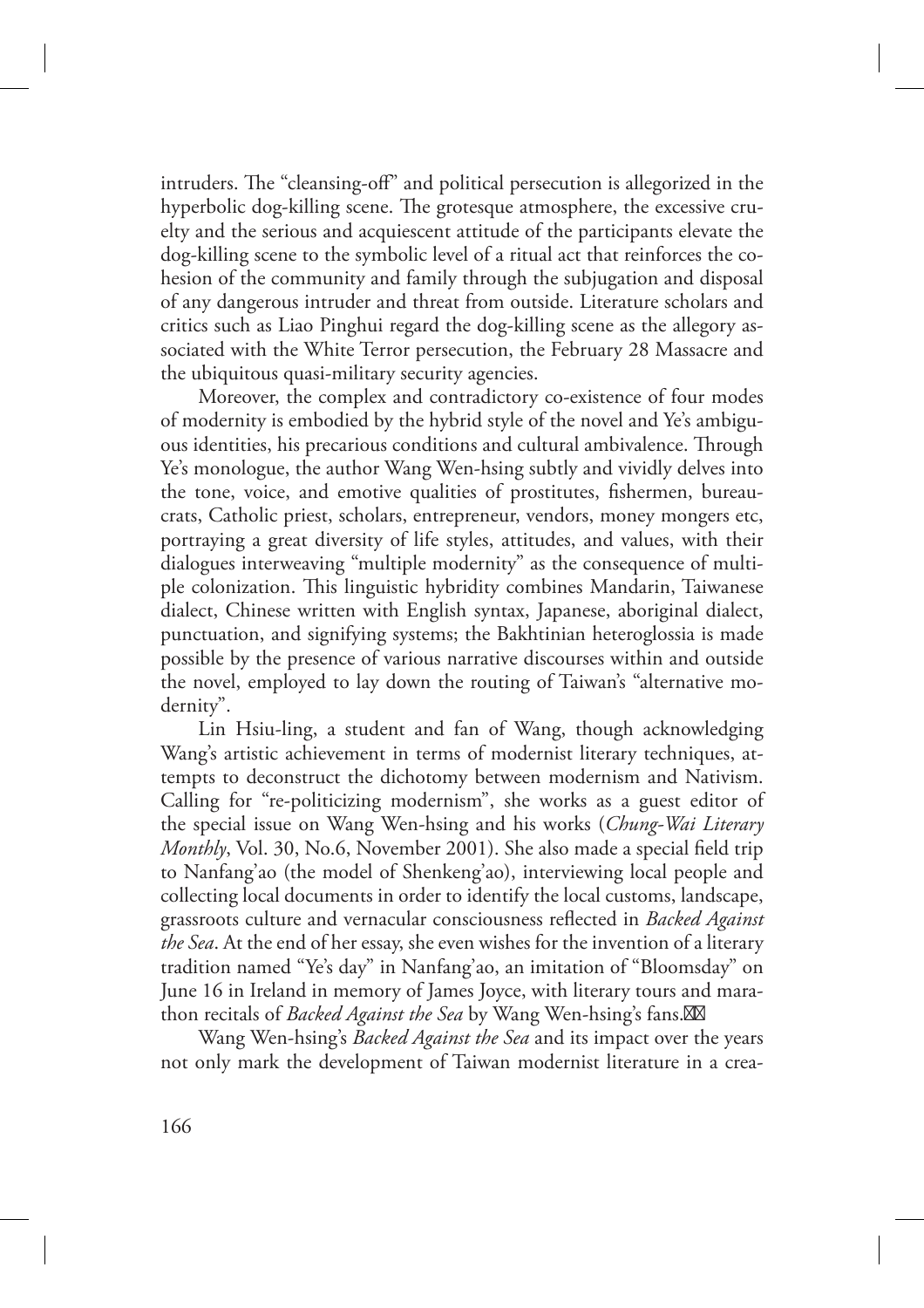intruders. The "cleansing-off" and political persecution is allegorized in the hyperbolic dog-killing scene. The grotesque atmosphere, the excessive cruelty and the serious and acquiescent attitude of the participants elevate the dog-killing scene to the symbolic level of a ritual act that reinforces the cohesion of the community and family through the subjugation and disposal of any dangerous intruder and threat from outside. Literature scholars and critics such as Liao Pinghui regard the dog-killing scene as the allegory associated with the White Terror persecution, the February 28 Massacre and the ubiquitous quasi-military security agencies.

Moreover, the complex and contradictory co-existence of four modes of modernity is embodied by the hybrid style of the novel and Ye's ambiguous identities, his precarious conditions and cultural ambivalence. Through Ye's monologue, the author Wang Wen-hsing subtly and vividly delves into the tone, voice, and emotive qualities of prostitutes, fishermen, bureaucrats, Catholic priest, scholars, entrepreneur, vendors, money mongers etc, portraying a great diversity of life styles, attitudes, and values, with their dialogues interweaving "multiple modernity" as the consequence of multiple colonization. This linguistic hybridity combines Mandarin, Taiwanese dialect, Chinese written with English syntax, Japanese, aboriginal dialect, punctuation, and signifying systems; the Bakhtinian heteroglossia is made possible by the presence of various narrative discourses within and outside the novel, employed to lay down the routing of Taiwan's "alternative modernity".

Lin Hsiu-ling, a student and fan of Wang, though acknowledging Wang's artistic achievement in terms of modernist literary techniques, attempts to deconstruct the dichotomy between modernism and Nativism. Calling for "re-politicizing modernism", she works as a guest editor of the special issue on Wang Wen-hsing and his works (*Chung-Wai Literary Monthly*, Vol. 30, No.6, November 2001). She also made a special field trip to Nanfang'ao (the model of Shenkeng'ao), interviewing local people and collecting local documents in order to identify the local customs, landscape, grassroots culture and vernacular consciousness reflected in *Backed Against the Sea*. At the end of her essay, she even wishes for the invention of a literary tradition named "Ye's day" in Nanfang'ao, an imitation of "Bloomsday" on June 16 in Ireland in memory of James Joyce, with literary tours and marathon recitals of *Backed Against the Sea* by Wang Wen-hsing's fans.

Wang Wen-hsing's *Backed Against the Sea* and its impact over the years not only mark the development of Taiwan modernist literature in a crea-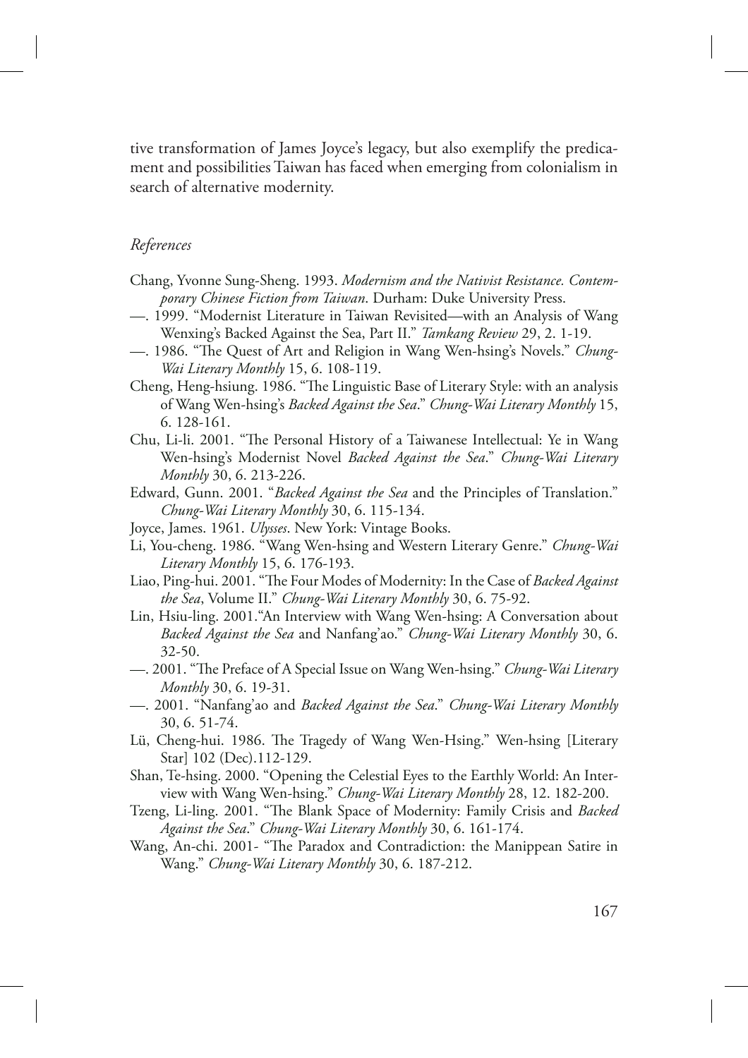tive transformation of James Joyce's legacy, but also exemplify the predicament and possibilities Taiwan has faced when emerging from colonialism in search of alternative modernity.

### *References*

Chang, Yvonne Sung-Sheng. 1993. *Modernism and the Nativist Resistance. Contemporary Chinese Fiction from Taiwan*. Durham: Duke University Press.

—. 1999. "Modernist Literature in Taiwan Revisited—with an Analysis of Wang Wenxing's Backed Against the Sea, Part II." *Tamkang Review* 29, 2. 1-19.

—. 1986. "The Quest of Art and Religion in Wang Wen-hsing's Novels." *Chung-Wai Literary Monthly* 15, 6. 108-119.

Cheng, Heng-hsiung. 1986. "The Linguistic Base of Literary Style: with an analysis of Wang Wen-hsing's *Backed Against the Sea*." *Chung-Wai Literary Monthly* 15, 6. 128-161.

Chu, Li-li. 2001. "The Personal History of a Taiwanese Intellectual: Ye in Wang Wen-hsing's Modernist Novel *Backed Against the Sea*." *Chung-Wai Literary Monthly* 30, 6. 213-226.

Edward, Gunn. 2001. "*Backed Against the Sea* and the Principles of Translation." *Chung-Wai Literary Monthly* 30, 6. 115-134.

Joyce, James. 1961. *Ulysses*. New York: Vintage Books.

Li, You-cheng. 1986. "Wang Wen-hsing and Western Literary Genre." *Chung-Wai Literary Monthly* 15, 6. 176-193.

Liao, Ping-hui. 2001. "The Four Modes of Modernity: In the Case of *Backed Against the Sea*, Volume II." *Chung-Wai Literary Monthly* 30, 6. 75-92.

Lin, Hsiu-ling. 2001."An Interview with Wang Wen-hsing: A Conversation about *Backed Against the Sea* and Nanfang'ao." *Chung-Wai Literary Monthly* 30, 6. 32-50.

—. 2001. "The Preface of A Special Issue on Wang Wen-hsing." *Chung-Wai Literary Monthly* 30, 6. 19-31.

—. 2001. "Nanfang'ao and *Backed Against the Sea*." *Chung-Wai Literary Monthly* 30, 6. 51-74.

Lü, Cheng-hui. 1986. The Tragedy of Wang Wen-Hsing." Wen-hsing [Literary Star] 102 (Dec).112-129.

Shan, Te-hsing. 2000. "Opening the Celestial Eyes to the Earthly World: An Interview with Wang Wen-hsing." *Chung-Wai Literary Monthly* 28, 12. 182-200.

Tzeng, Li-ling. 2001. "The Blank Space of Modernity: Family Crisis and *Backed Against the Sea*." *Chung-Wai Literary Monthly* 30, 6. 161-174.

Wang, An-chi. 2001- "The Paradox and Contradiction: the Manippean Satire in Wang." *Chung-Wai Literary Monthly* 30, 6. 187-212.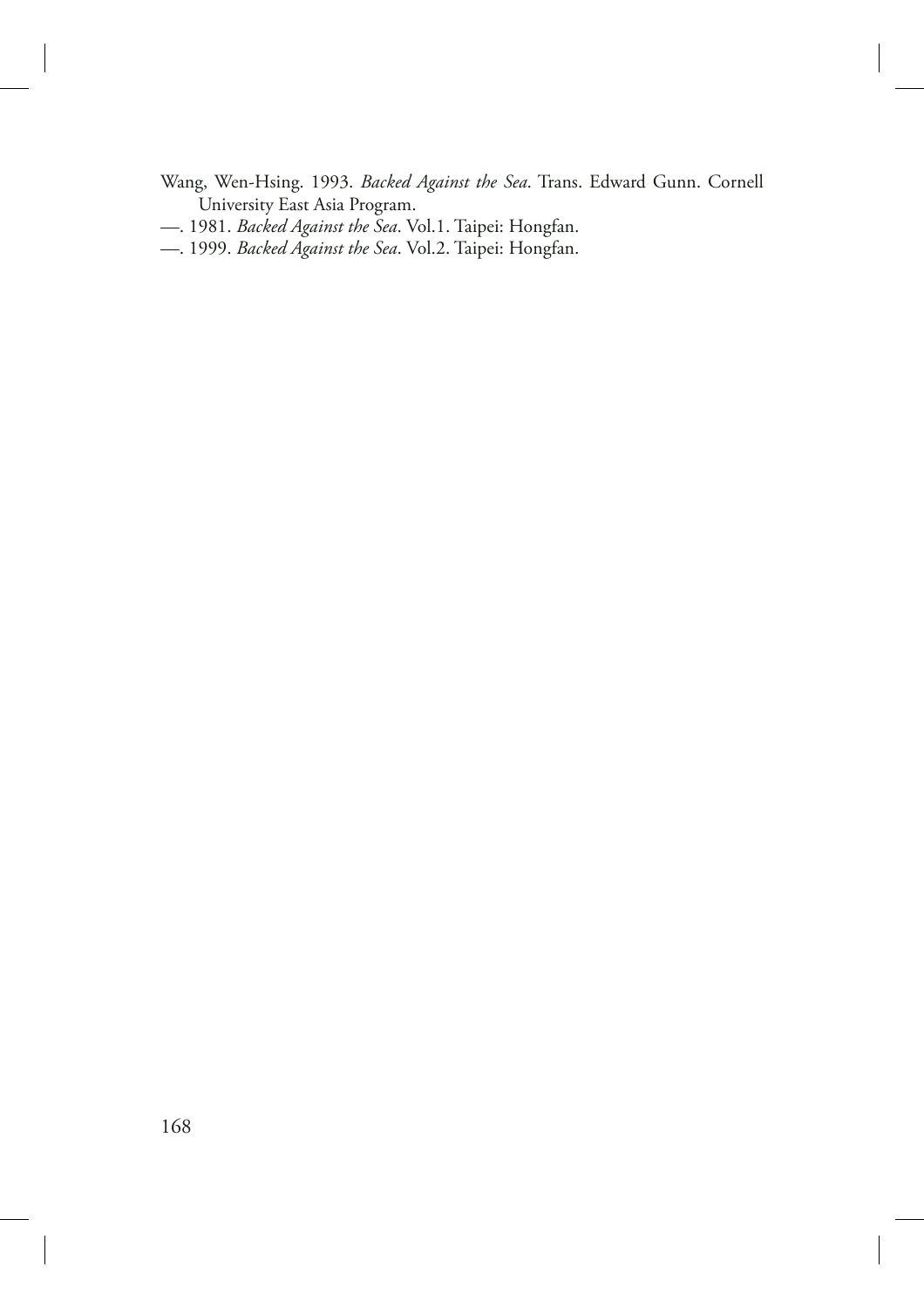Wang, Wen-Hsing. 1993. *Backed Against the Sea*. Trans. Edward Gunn. Cornell University East Asia Program.

—. 1981. *Backed Against the Sea*. Vol.1. Taipei: Hongfan.

—. 1999. *Backed Against the Sea*. Vol.2. Taipei: Hongfan.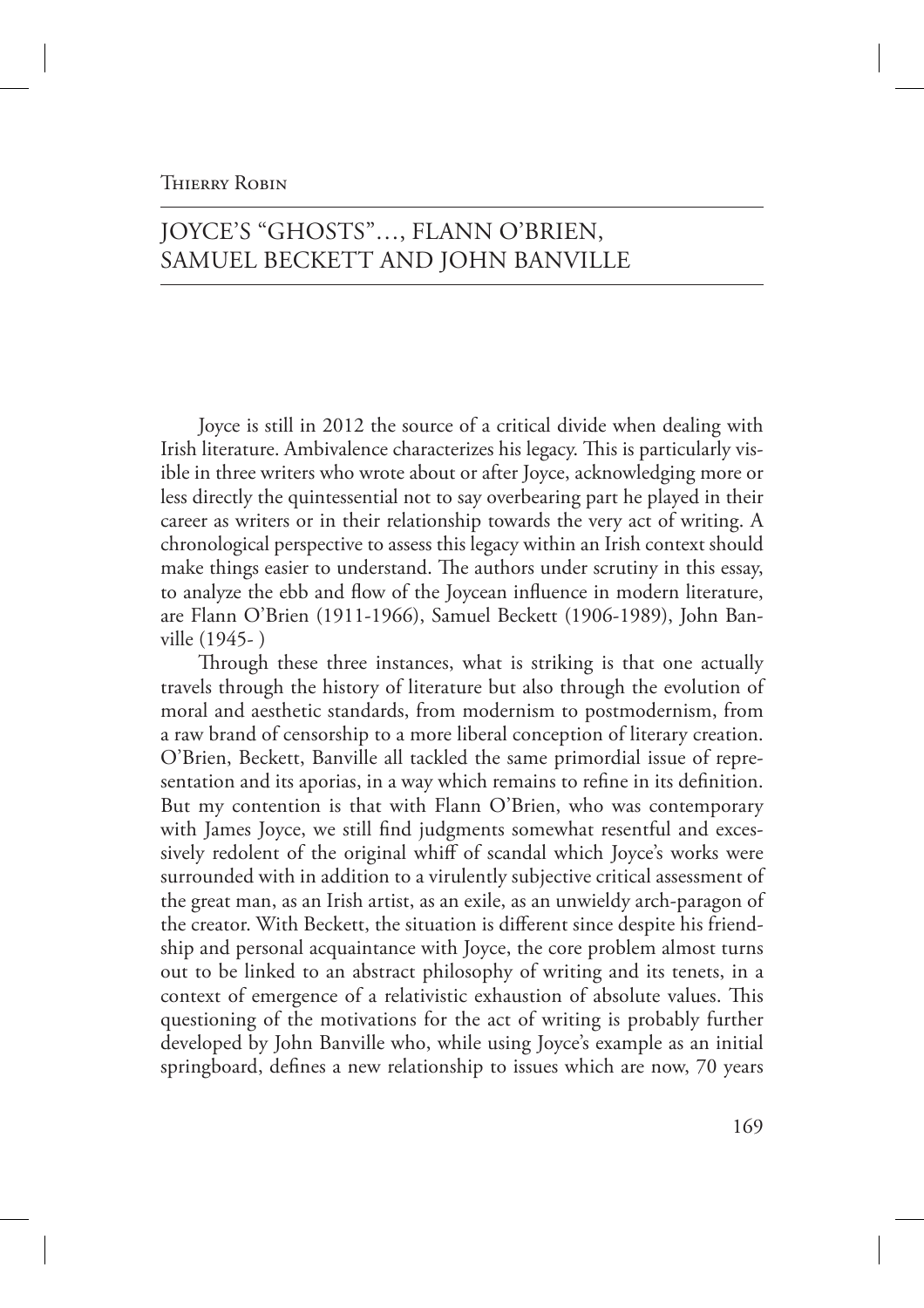Thierry Robin

# JOYCE'S "GHOSTS"…, FLANN O'BRIEN, SAMUEL BECKETT AND JOHN BANVILLE

Joyce is still in 2012 the source of a critical divide when dealing with Irish literature. Ambivalence characterizes his legacy. This is particularly visible in three writers who wrote about or after Joyce, acknowledging more or less directly the quintessential not to say overbearing part he played in their career as writers or in their relationship towards the very act of writing. A chronological perspective to assess this legacy within an Irish context should make things easier to understand. The authors under scrutiny in this essay, to analyze the ebb and flow of the Joycean influence in modern literature, are Flann O'Brien (1911-1966), Samuel Beckett (1906-1989), John Banville (1945- )

Through these three instances, what is striking is that one actually travels through the history of literature but also through the evolution of moral and aesthetic standards, from modernism to postmodernism, from a raw brand of censorship to a more liberal conception of literary creation. O'Brien, Beckett, Banville all tackled the same primordial issue of representation and its aporias, in a way which remains to refine in its definition. But my contention is that with Flann O'Brien, who was contemporary with James Joyce, we still find judgments somewhat resentful and excessively redolent of the original whiff of scandal which Joyce's works were surrounded with in addition to a virulently subjective critical assessment of the great man, as an Irish artist, as an exile, as an unwieldy arch-paragon of the creator. With Beckett, the situation is different since despite his friendship and personal acquaintance with Joyce, the core problem almost turns out to be linked to an abstract philosophy of writing and its tenets, in a context of emergence of a relativistic exhaustion of absolute values. This questioning of the motivations for the act of writing is probably further developed by John Banville who, while using Joyce's example as an initial springboard, defines a new relationship to issues which are now, 70 years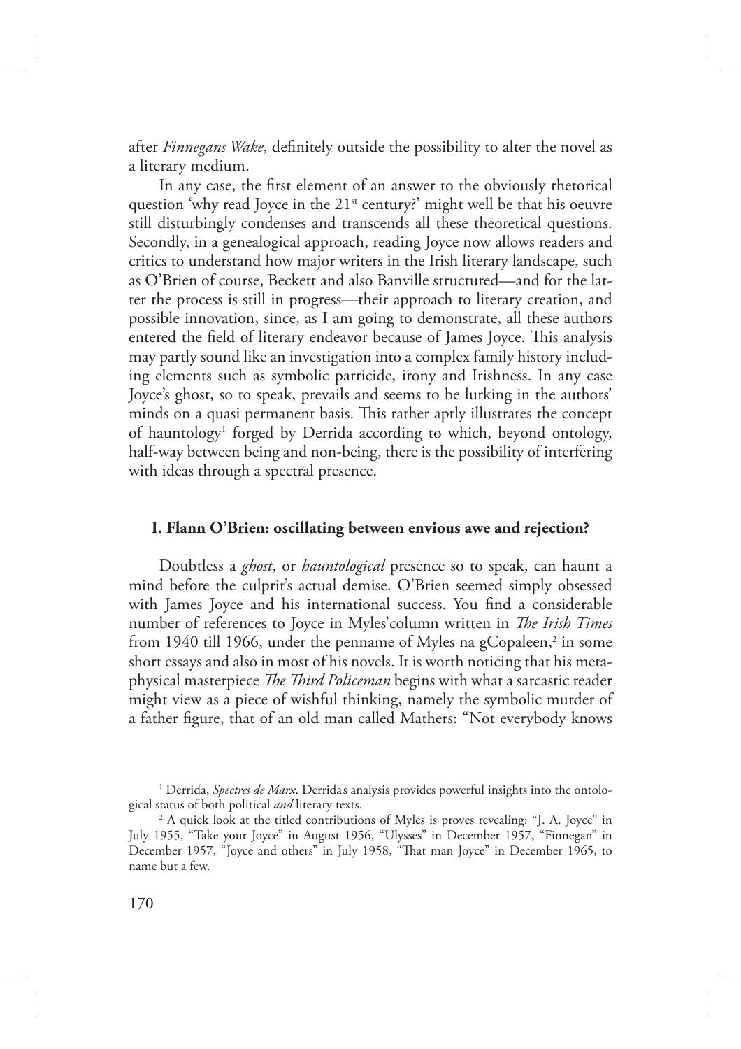after *Finnegans Wake*, definitely outside the possibility to alter the novel as a literary medium.

In any case, the first element of an answer to the obviously rhetorical question 'why read Joyce in the 21st century?' might well be that his oeuvre still disturbingly condenses and transcends all these theoretical questions. Secondly, in a genealogical approach, reading Joyce now allows readers and critics to understand how major writers in the Irish literary landscape, such as O'Brien of course, Beckett and also Banville structured—and for the latter the process is still in progress—their approach to literary creation, and possible innovation, since, as I am going to demonstrate, all these authors entered the field of literary endeavor because of James Joyce. This analysis may partly sound like an investigation into a complex family history including elements such as symbolic parricide, irony and Irishness. In any case Joyce's ghost, so to speak, prevails and seems to be lurking in the authors' minds on a quasi permanent basis. This rather aptly illustrates the concept of hauntology[1] forged by Derrida according to which, beyond ontology, half-way between being and non-being, there is the possibility of interfering with ideas through a spectral presence.

## I. Flann O'Brien: oscillating between envious awe and rejection?

Doubtless a *ghost*, or *hauntological* presence so to speak, can haunt a mind before the culprit's actual demise. O'Brien seemed simply obsessed with James Joyce and his international success. You find a considerable number of references to Joyce in Myles'column written in *The Irish Times* from 1940 till 1966, under the penname of Myles na gCopaleen,[2] in some short essays and also in most of his novels. It is worth noticing that his metaphysical masterpiece *The Third Policeman* begins with what a sarcastic reader might view as a piece of wishful thinking, namely the symbolic murder of a father figure, that of an old man called Mathers: "Not everybody knows

[1] Derrida, *Spectres de Marx*. Derrida's analysis provides powerful insights into the ontological status of both political *and* literary texts.

[2] A quick look at the titled contributions of Myles is proves revealing: "J. A. Joyce" in July 1955, "Take your Joyce" in August 1956, "Ulysses" in December 1957, "Finnegan" in December 1957, "Joyce and others" in July 1958, "That man Joyce" in December 1965, to name but a few.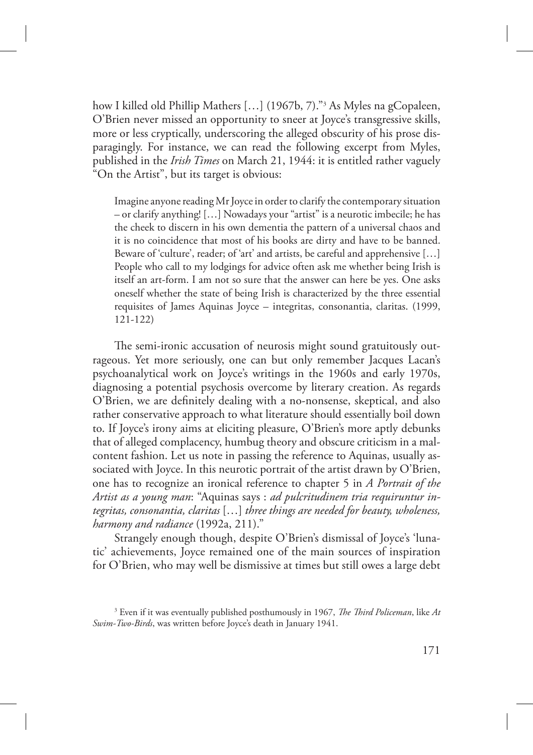how I killed old Phillip Mathers […] (1967b, 7)."[3] As Myles na gCopaleen, O'Brien never missed an opportunity to sneer at Joyce's transgressive skills, more or less cryptically, underscoring the alleged obscurity of his prose disparagingly. For instance, we can read the following excerpt from Myles, published in the *Irish Times* on March 21, 1944: it is entitled rather vaguely "On the Artist", but its target is obvious:

> Imagine anyone reading Mr Joyce in order to clarify the contemporary situation – or clarify anything! […] Nowadays your "artist" is a neurotic imbecile; he has the cheek to discern in his own dementia the pattern of a universal chaos and it is no coincidence that most of his books are dirty and have to be banned. Beware of 'culture', reader; of 'art' and artists, be careful and apprehensive […] People who call to my lodgings for advice often ask me whether being Irish is itself an art-form. I am not so sure that the answer can here be yes. One asks oneself whether the state of being Irish is characterized by the three essential requisites of James Aquinas Joyce – integritas, consonantia, claritas. (1999, 121-122)

The semi-ironic accusation of neurosis might sound gratuitously outrageous. Yet more seriously, one can but only remember Jacques Lacan's psychoanalytical work on Joyce's writings in the 1960s and early 1970s, diagnosing a potential psychosis overcome by literary creation. As regards O'Brien, we are definitely dealing with a no-nonsense, skeptical, and also rather conservative approach to what literature should essentially boil down to. If Joyce's irony aims at eliciting pleasure, O'Brien's more aptly debunks that of alleged complacency, humbug theory and obscure criticism in a malcontent fashion. Let us note in passing the reference to Aquinas, usually associated with Joyce. In this neurotic portrait of the artist drawn by O'Brien, one has to recognize an ironical reference to chapter 5 in *A Portrait of the Artist as a young man*: "Aquinas says : *ad pulcritudinem tria requiruntur integritas, consonantia, claritas* […] *three things are needed for beauty, wholeness, harmony and radiance* (1992a, 211)."

Strangely enough though, despite O'Brien's dismissal of Joyce's 'lunatic' achievements, Joyce remained one of the main sources of inspiration for O'Brien, who may well be dismissive at times but still owes a large debt

[3] Even if it was eventually published posthumously in 1967, *The Third Policeman*, like *At Swim-Two-Birds*, was written before Joyce's death in January 1941.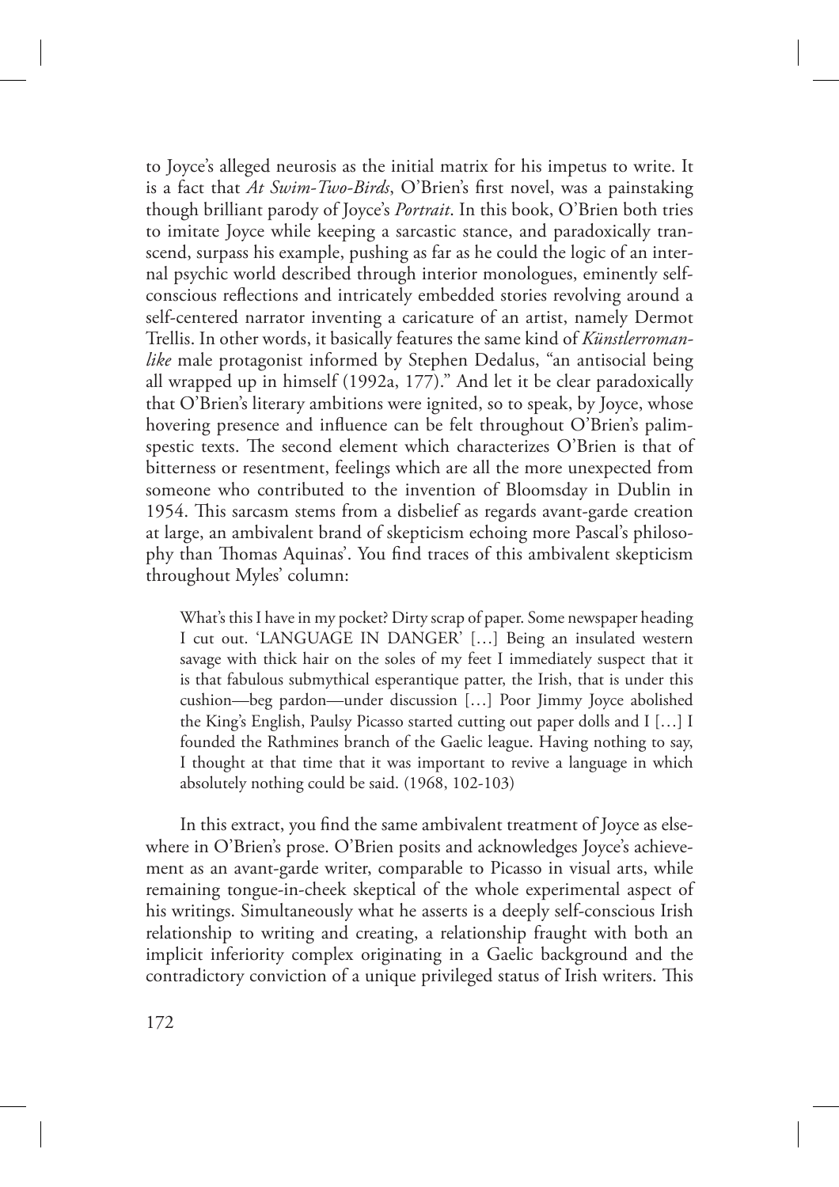to Joyce's alleged neurosis as the initial matrix for his impetus to write. It is a fact that *At Swim-Two-Birds*, O'Brien's first novel, was a painstaking though brilliant parody of Joyce's *Portrait*. In this book, O'Brien both tries to imitate Joyce while keeping a sarcastic stance, and paradoxically transcend, surpass his example, pushing as far as he could the logic of an internal psychic world described through interior monologues, eminently self-conscious reflections and intricately embedded stories revolving around a self-centered narrator inventing a caricature of an artist, namely Dermot Trellis. In other words, it basically features the same kind of *Künstlerroman-like* male protagonist informed by Stephen Dedalus, "an antisocial being all wrapped up in himself (1992a, 177)." And let it be clear paradoxically that O'Brien's literary ambitions were ignited, so to speak, by Joyce, whose hovering presence and influence can be felt throughout O'Brien's palimpsestic texts. The second element which characterizes O'Brien is that of bitterness or resentment, feelings which are all the more unexpected from someone who contributed to the invention of Bloomsday in Dublin in 1954. This sarcasm stems from a disbelief as regards avant-garde creation at large, an ambivalent brand of skepticism echoing more Pascal's philosophy than Thomas Aquinas'. You find traces of this ambivalent skepticism throughout Myles' column:

> What's this I have in my pocket? Dirty scrap of paper. Some newspaper heading I cut out. 'LANGUAGE IN DANGER' […] Being an insulated western savage with thick hair on the soles of my feet I immediately suspect that it is that fabulous submythical esperantique patter, the Irish, that is under this cushion—beg pardon—under discussion […] Poor Jimmy Joyce abolished the King's English, Paulsy Picasso started cutting out paper dolls and I […] I founded the Rathmines branch of the Gaelic league. Having nothing to say, I thought at that time that it was important to revive a language in which absolutely nothing could be said. (1968, 102-103)

In this extract, you find the same ambivalent treatment of Joyce as elsewhere in O'Brien's prose. O'Brien posits and acknowledges Joyce's achievement as an avant-garde writer, comparable to Picasso in visual arts, while remaining tongue-in-cheek skeptical of the whole experimental aspect of his writings. Simultaneously what he asserts is a deeply self-conscious Irish relationship to writing and creating, a relationship fraught with both an implicit inferiority complex originating in a Gaelic background and the contradictory conviction of a unique privileged status of Irish writers. This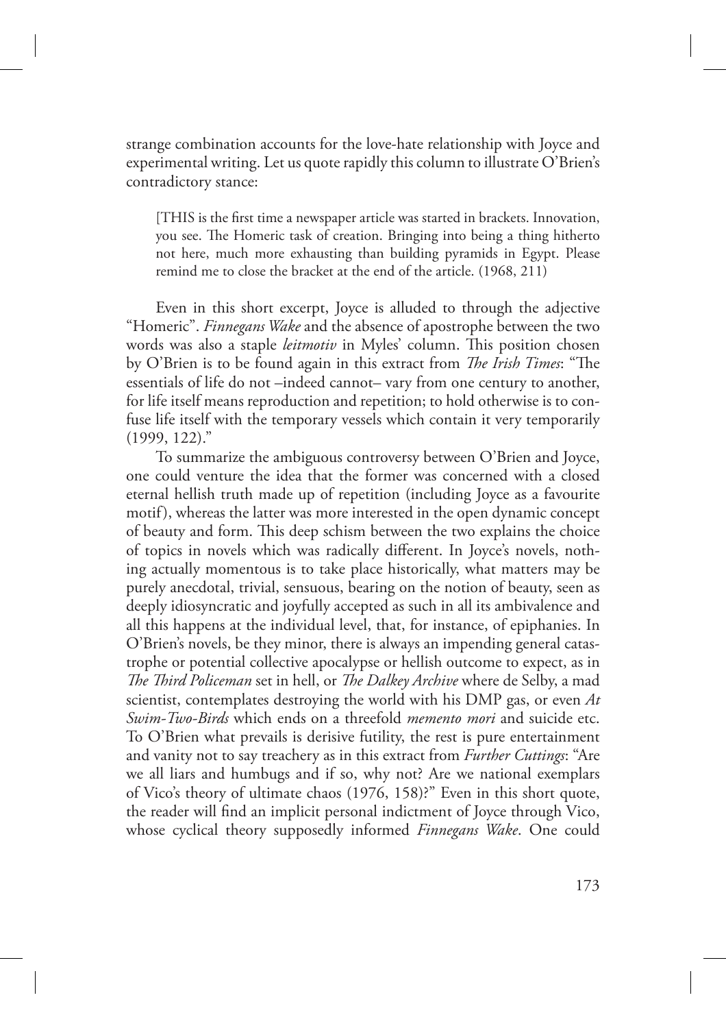strange combination accounts for the love-hate relationship with Joyce and experimental writing. Let us quote rapidly this column to illustrate O'Brien's contradictory stance:

> [THIS is the first time a newspaper article was started in brackets. Innovation, you see. The Homeric task of creation. Bringing into being a thing hitherto not here, much more exhausting than building pyramids in Egypt. Please remind me to close the bracket at the end of the article. (1968, 211)

Even in this short excerpt, Joyce is alluded to through the adjective "Homeric". *Finnegans Wake* and the absence of apostrophe between the two words was also a staple *leitmotiv* in Myles' column. This position chosen by O'Brien is to be found again in this extract from *The Irish Times*: "The essentials of life do not –indeed cannot– vary from one century to another, for life itself means reproduction and repetition; to hold otherwise is to confuse life itself with the temporary vessels which contain it very temporarily (1999, 122)."

To summarize the ambiguous controversy between O'Brien and Joyce, one could venture the idea that the former was concerned with a closed eternal hellish truth made up of repetition (including Joyce as a favourite motif), whereas the latter was more interested in the open dynamic concept of beauty and form. This deep schism between the two explains the choice of topics in novels which was radically different. In Joyce's novels, nothing actually momentous is to take place historically, what matters may be purely anecdotal, trivial, sensuous, bearing on the notion of beauty, seen as deeply idiosyncratic and joyfully accepted as such in all its ambivalence and all this happens at the individual level, that, for instance, of epiphanies. In O'Brien's novels, be they minor, there is always an impending general catastrophe or potential collective apocalypse or hellish outcome to expect, as in *The Third Policeman* set in hell, or *The Dalkey Archive* where de Selby, a mad scientist, contemplates destroying the world with his DMP gas, or even *At Swim-Two-Birds* which ends on a threefold *memento mori* and suicide etc. To O'Brien what prevails is derisive futility, the rest is pure entertainment and vanity not to say treachery as in this extract from *Further Cuttings*: "Are we all liars and humbugs and if so, why not? Are we national exemplars of Vico's theory of ultimate chaos (1976, 158)?" Even in this short quote, the reader will find an implicit personal indictment of Joyce through Vico, whose cyclical theory supposedly informed *Finnegans Wake*. One could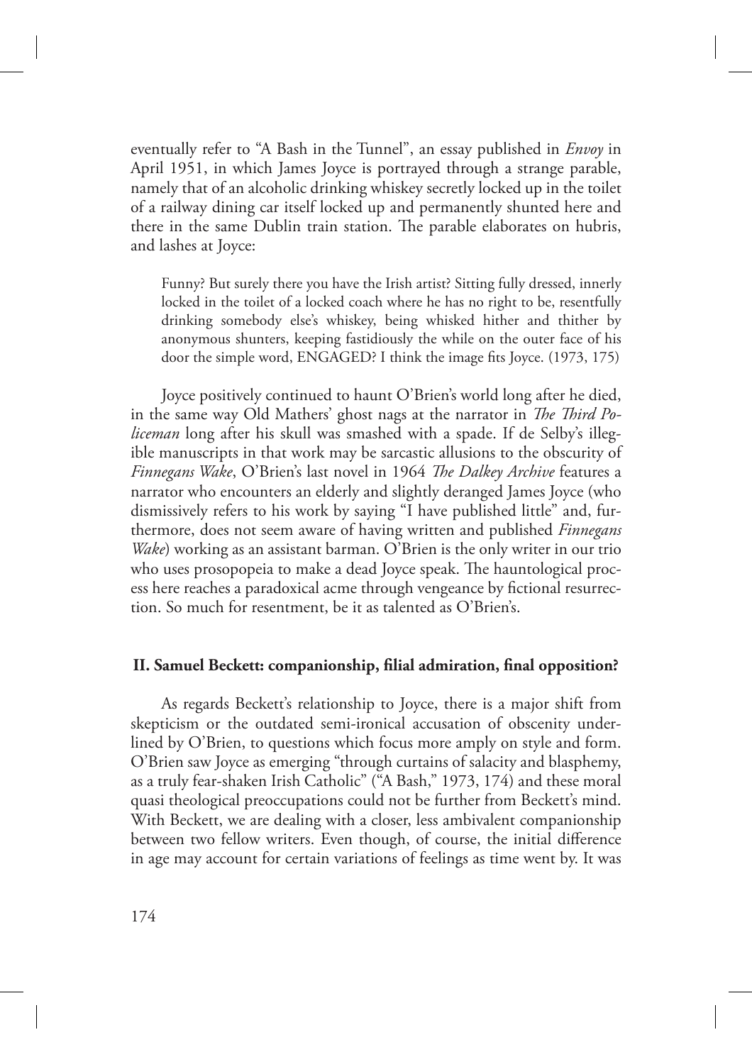eventually refer to "A Bash in the Tunnel", an essay published in *Envoy* in April 1951, in which James Joyce is portrayed through a strange parable, namely that of an alcoholic drinking whiskey secretly locked up in the toilet of a railway dining car itself locked up and permanently shunted here and there in the same Dublin train station. The parable elaborates on hubris, and lashes at Joyce:

> Funny? But surely there you have the Irish artist? Sitting fully dressed, innerly locked in the toilet of a locked coach where he has no right to be, resentfully drinking somebody else's whiskey, being whisked hither and thither by anonymous shunters, keeping fastidiously the while on the outer face of his door the simple word, ENGAGED? I think the image fits Joyce. (1973, 175)

Joyce positively continued to haunt O'Brien's world long after he died, in the same way Old Mathers' ghost nags at the narrator in *The Third Policeman* long after his skull was smashed with a spade. If de Selby's illegible manuscripts in that work may be sarcastic allusions to the obscurity of *Finnegans Wake*, O'Brien's last novel in 1964 *The Dalkey Archive* features a narrator who encounters an elderly and slightly deranged James Joyce (who dismissively refers to his work by saying "I have published little" and, furthermore, does not seem aware of having written and published *Finnegans Wake*) working as an assistant barman. O'Brien is the only writer in our trio who uses prosopopeia to make a dead Joyce speak. The hauntological process here reaches a paradoxical acme through vengeance by fictional resurrection. So much for resentment, be it as talented as O'Brien's.

## II. Samuel Beckett: companionship, filial admiration, final opposition?

As regards Beckett's relationship to Joyce, there is a major shift from skepticism or the outdated semi-ironical accusation of obscenity underlined by O'Brien, to questions which focus more amply on style and form. O'Brien saw Joyce as emerging "through curtains of salacity and blasphemy, as a truly fear-shaken Irish Catholic" ("A Bash," 1973, 174) and these moral quasi theological preoccupations could not be further from Beckett's mind. With Beckett, we are dealing with a closer, less ambivalent companionship between two fellow writers. Even though, of course, the initial difference in age may account for certain variations of feelings as time went by. It was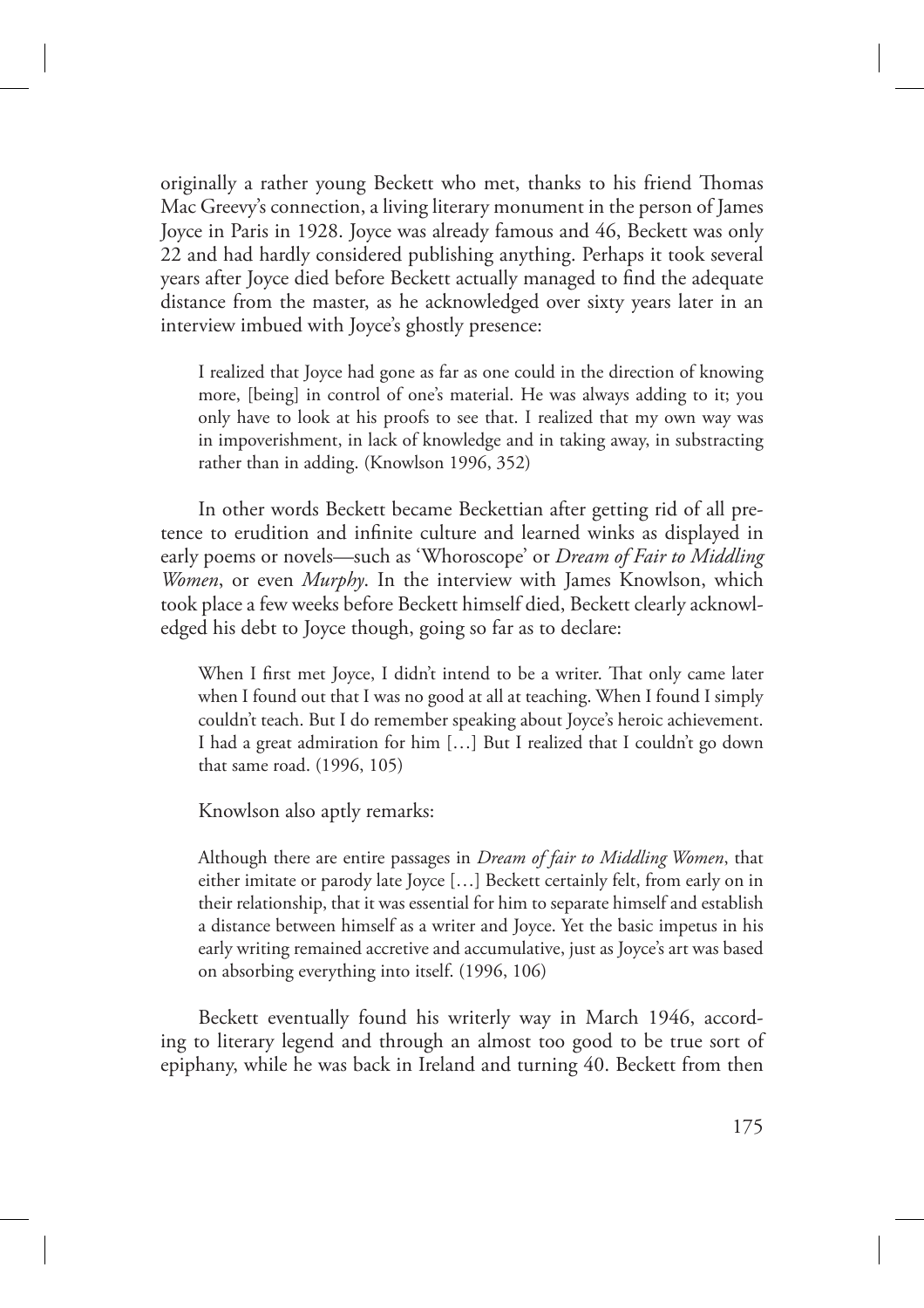originally a rather young Beckett who met, thanks to his friend Thomas Mac Greevy's connection, a living literary monument in the person of James Joyce in Paris in 1928. Joyce was already famous and 46, Beckett was only 22 and had hardly considered publishing anything. Perhaps it took several years after Joyce died before Beckett actually managed to find the adequate distance from the master, as he acknowledged over sixty years later in an interview imbued with Joyce's ghostly presence:

> I realized that Joyce had gone as far as one could in the direction of knowing more, [being] in control of one's material. He was always adding to it; you only have to look at his proofs to see that. I realized that my own way was in impoverishment, in lack of knowledge and in taking away, in substracting rather than in adding. (Knowlson 1996, 352)

In other words Beckett became Beckettian after getting rid of all pretence to erudition and infinite culture and learned winks as displayed in early poems or novels—such as 'Whoroscope' or *Dream of Fair to Middling Women*, or even *Murphy*. In the interview with James Knowlson, which took place a few weeks before Beckett himself died, Beckett clearly acknowledged his debt to Joyce though, going so far as to declare:

> When I first met Joyce, I didn't intend to be a writer. That only came later when I found out that I was no good at all at teaching. When I found I simply couldn't teach. But I do remember speaking about Joyce's heroic achievement. I had a great admiration for him […] But I realized that I couldn't go down that same road. (1996, 105)

Knowlson also aptly remarks:

> Although there are entire passages in *Dream of fair to Middling Women*, that either imitate or parody late Joyce […] Beckett certainly felt, from early on in their relationship, that it was essential for him to separate himself and establish a distance between himself as a writer and Joyce. Yet the basic impetus in his early writing remained accretive and accumulative, just as Joyce's art was based on absorbing everything into itself. (1996, 106)

Beckett eventually found his writerly way in March 1946, according to literary legend and through an almost too good to be true sort of epiphany, while he was back in Ireland and turning 40. Beckett from then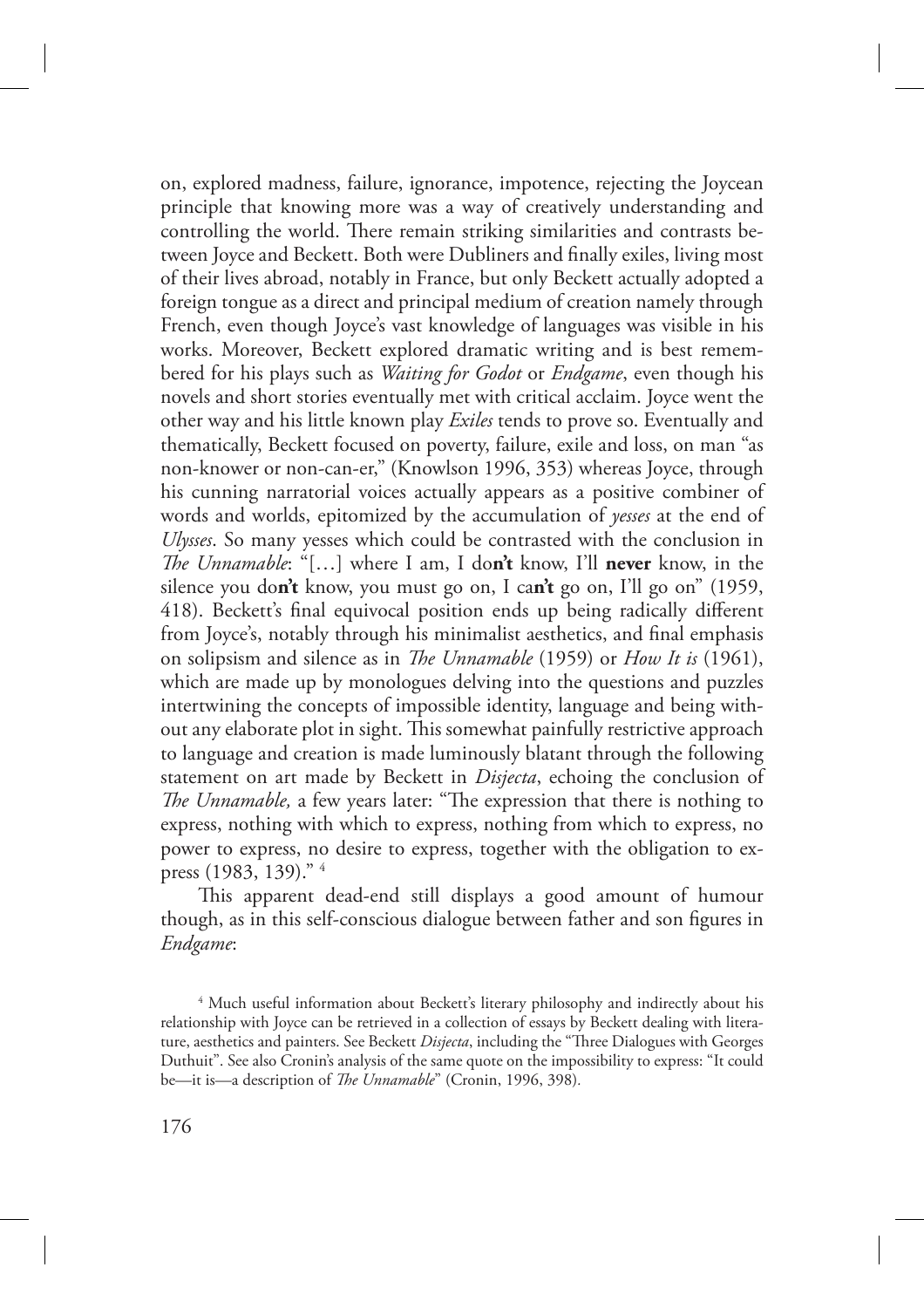on, explored madness, failure, ignorance, impotence, rejecting the Joycean principle that knowing more was a way of creatively understanding and controlling the world. There remain striking similarities and contrasts between Joyce and Beckett. Both were Dubliners and finally exiles, living most of their lives abroad, notably in France, but only Beckett actually adopted a foreign tongue as a direct and principal medium of creation namely through French, even though Joyce's vast knowledge of languages was visible in his works. Moreover, Beckett explored dramatic writing and is best remembered for his plays such as *Waiting for Godot* or *Endgame*, even though his novels and short stories eventually met with critical acclaim. Joyce went the other way and his little known play *Exiles* tends to prove so. Eventually and thematically, Beckett focused on poverty, failure, exile and loss, on man "as non-knower or non-can-er," (Knowlson 1996, 353) whereas Joyce, through his cunning narratorial voices actually appears as a positive combiner of words and worlds, epitomized by the accumulation of *yesses* at the end of *Ulysses*. So many yesses which could be contrasted with the conclusion in *The Unnamable*: "[…] where I am, I do**n't** know, I'll **never** know, in the silence you do**n't** know, you must go on, I ca**n't** go on, I'll go on" (1959, 418). Beckett's final equivocal position ends up being radically different from Joyce's, notably through his minimalist aesthetics, and final emphasis on solipsism and silence as in *The Unnamable* (1959) or *How It is* (1961), which are made up by monologues delving into the questions and puzzles intertwining the concepts of impossible identity, language and being without any elaborate plot in sight. This somewhat painfully restrictive approach to language and creation is made luminously blatant through the following statement on art made by Beckett in *Disjecta*, echoing the conclusion of *The Unnamable,* a few years later: "The expression that there is nothing to express, nothing with which to express, nothing from which to express, no power to express, no desire to express, together with the obligation to express (1983, 139)." [4]

This apparent dead-end still displays a good amount of humour though, as in this self-conscious dialogue between father and son figures in *Endgame*:

[4] Much useful information about Beckett's literary philosophy and indirectly about his relationship with Joyce can be retrieved in a collection of essays by Beckett dealing with literature, aesthetics and painters. See Beckett *Disjecta*, including the "Three Dialogues with Georges Duthuit". See also Cronin's analysis of the same quote on the impossibility to express: "It could be—it is—a description of *The Unnamable*" (Cronin, 1996, 398).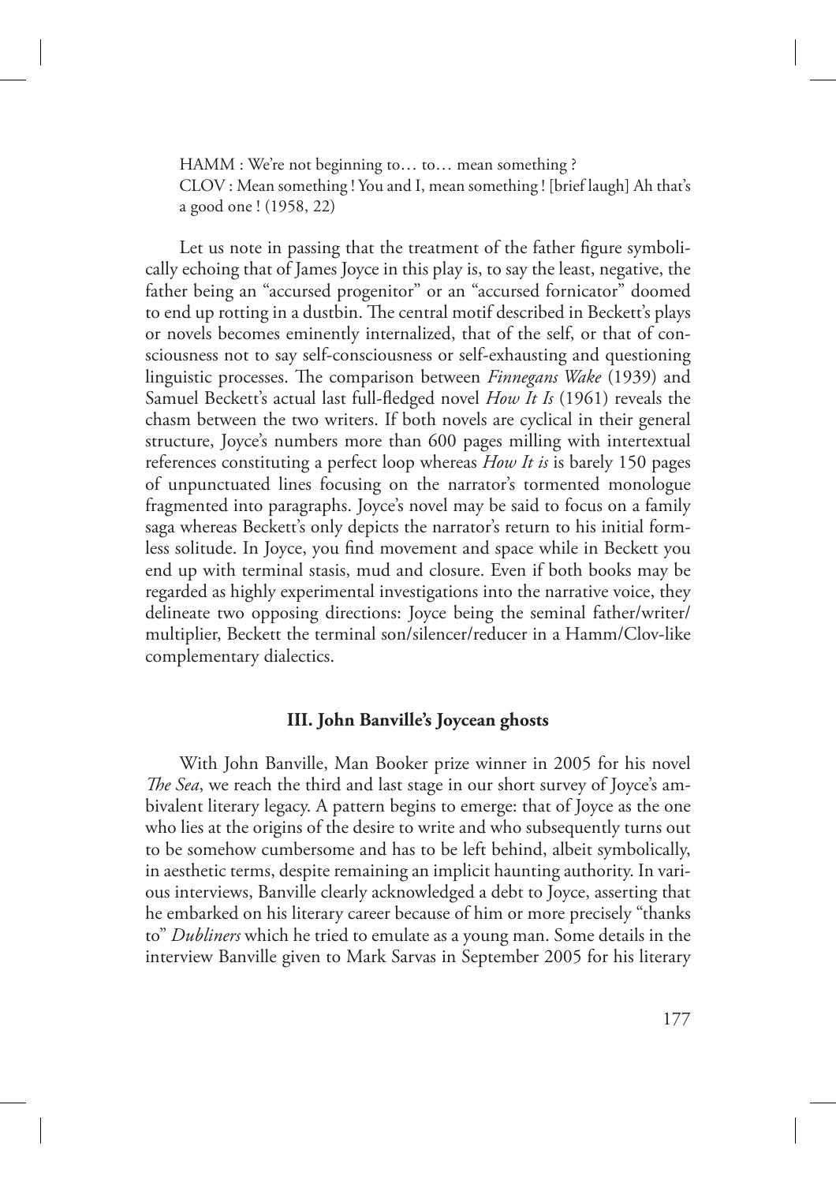HAMM : We're not beginning to… to… mean something ?
CLOV : Mean something ! You and I, mean something ! [brief laugh] Ah that's a good one ! (1958, 22)

Let us note in passing that the treatment of the father figure symbolically echoing that of James Joyce in this play is, to say the least, negative, the father being an "accursed progenitor" or an "accursed fornicator" doomed to end up rotting in a dustbin. The central motif described in Beckett's plays or novels becomes eminently internalized, that of the self, or that of consciousness not to say self-consciousness or self-exhausting and questioning linguistic processes. The comparison between *Finnegans Wake* (1939) and Samuel Beckett's actual last full-fledged novel *How It Is* (1961) reveals the chasm between the two writers. If both novels are cyclical in their general structure, Joyce's numbers more than 600 pages milling with intertextual references constituting a perfect loop whereas *How It is* is barely 150 pages of unpunctuated lines focusing on the narrator's tormented monologue fragmented into paragraphs. Joyce's novel may be said to focus on a family saga whereas Beckett's only depicts the narrator's return to his initial formless solitude. In Joyce, you find movement and space while in Beckett you end up with terminal stasis, mud and closure. Even if both books may be regarded as highly experimental investigations into the narrative voice, they delineate two opposing directions: Joyce being the seminal father/writer/multiplier, Beckett the terminal son/silencer/reducer in a Hamm/Clov-like complementary dialectics.

## III. John Banville's Joycean ghosts

With John Banville, Man Booker prize winner in 2005 for his novel *The Sea*, we reach the third and last stage in our short survey of Joyce's ambivalent literary legacy. A pattern begins to emerge: that of Joyce as the one who lies at the origins of the desire to write and who subsequently turns out to be somehow cumbersome and has to be left behind, albeit symbolically, in aesthetic terms, despite remaining an implicit haunting authority. In various interviews, Banville clearly acknowledged a debt to Joyce, asserting that he embarked on his literary career because of him or more precisely "thanks to" *Dubliners* which he tried to emulate as a young man. Some details in the interview Banville given to Mark Sarvas in September 2005 for his literary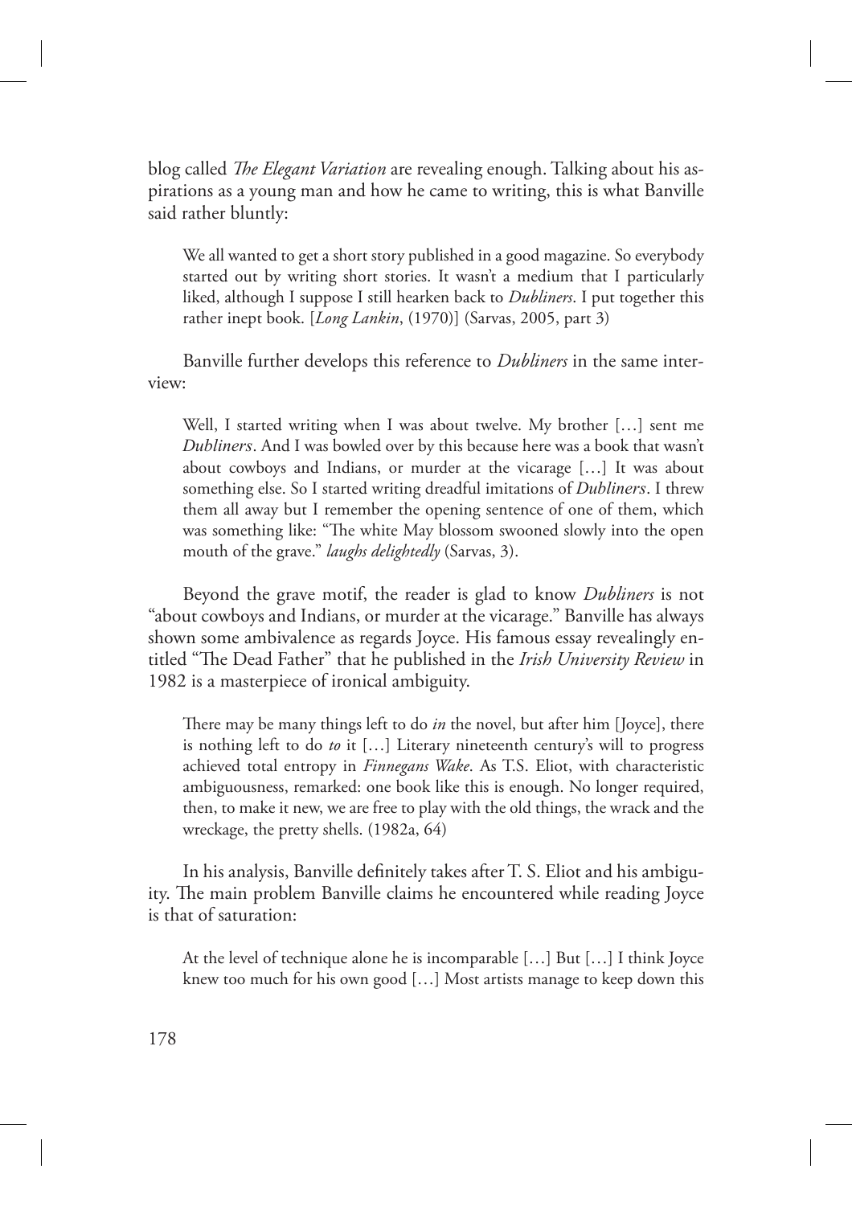blog called *The Elegant Variation* are revealing enough. Talking about his aspirations as a young man and how he came to writing, this is what Banville said rather bluntly:

> We all wanted to get a short story published in a good magazine. So everybody started out by writing short stories. It wasn't a medium that I particularly liked, although I suppose I still hearken back to *Dubliners*. I put together this rather inept book. [*Long Lankin*, (1970)] (Sarvas, 2005, part 3)

Banville further develops this reference to *Dubliners* in the same interview:

> Well, I started writing when I was about twelve. My brother […] sent me *Dubliners*. And I was bowled over by this because here was a book that wasn't about cowboys and Indians, or murder at the vicarage […] It was about something else. So I started writing dreadful imitations of *Dubliners*. I threw them all away but I remember the opening sentence of one of them, which was something like: "The white May blossom swooned slowly into the open mouth of the grave." *laughs delightedly* (Sarvas, 3).

Beyond the grave motif, the reader is glad to know *Dubliners* is not "about cowboys and Indians, or murder at the vicarage." Banville has always shown some ambivalence as regards Joyce. His famous essay revealingly entitled "The Dead Father" that he published in the *Irish University Review* in 1982 is a masterpiece of ironical ambiguity.

> There may be many things left to do *in* the novel, but after him [Joyce], there is nothing left to do *to* it […] Literary nineteenth century's will to progress achieved total entropy in *Finnegans Wake*. As T.S. Eliot, with characteristic ambiguousness, remarked: one book like this is enough. No longer required, then, to make it new, we are free to play with the old things, the wrack and the wreckage, the pretty shells. (1982a, 64)

In his analysis, Banville definitely takes after T. S. Eliot and his ambiguity. The main problem Banville claims he encountered while reading Joyce is that of saturation:

> At the level of technique alone he is incomparable […] But […] I think Joyce knew too much for his own good […] Most artists manage to keep down this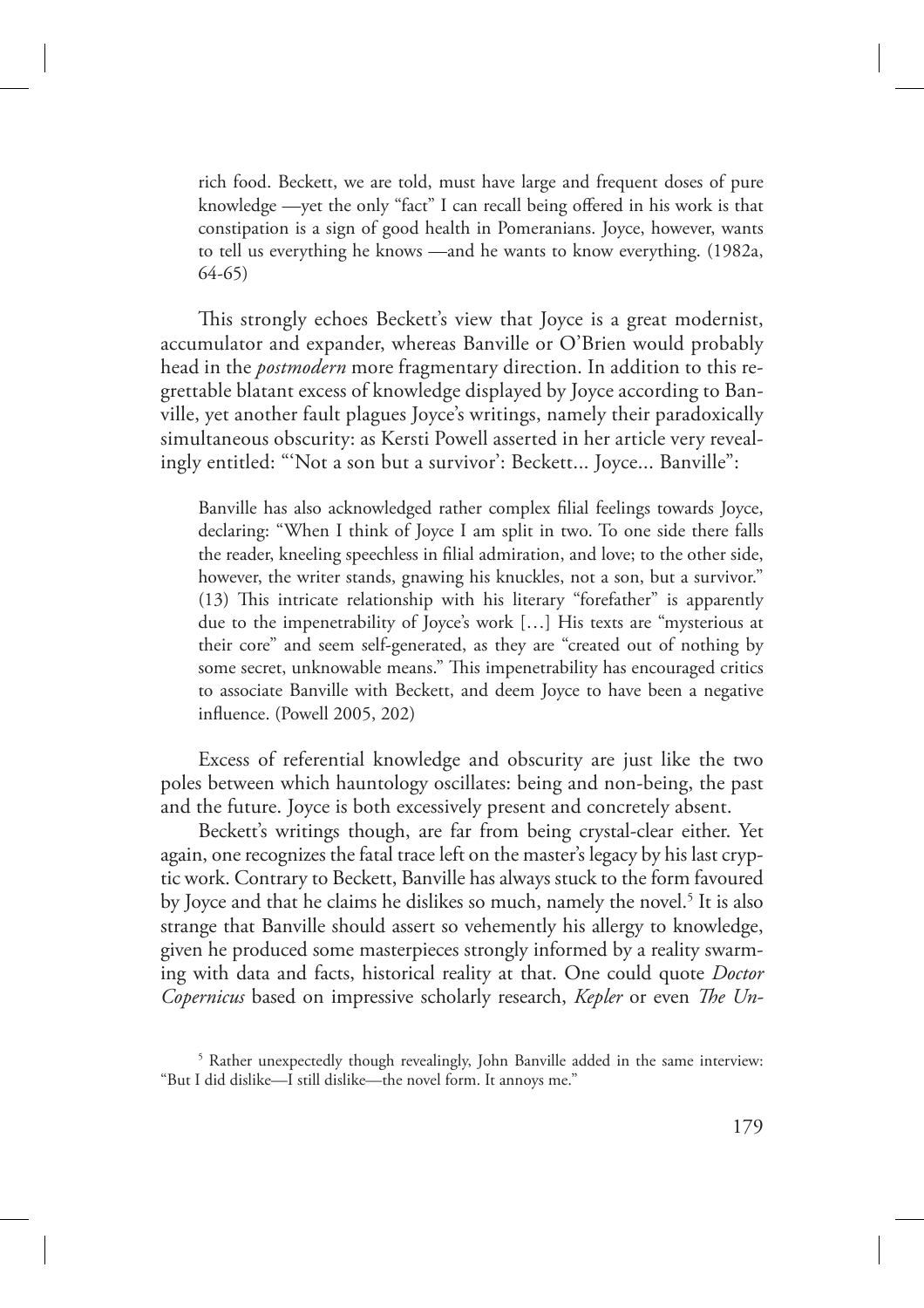> rich food. Beckett, we are told, must have large and frequent doses of pure knowledge —yet the only "fact" I can recall being offered in his work is that constipation is a sign of good health in Pomeranians. Joyce, however, wants to tell us everything he knows —and he wants to know everything. (1982a, 64-65)

This strongly echoes Beckett's view that Joyce is a great modernist, accumulator and expander, whereas Banville or O'Brien would probably head in the *postmodern* more fragmentary direction. In addition to this regrettable blatant excess of knowledge displayed by Joyce according to Banville, yet another fault plagues Joyce's writings, namely their paradoxically simultaneous obscurity: as Kersti Powell asserted in her article very revealingly entitled: "'Not a son but a survivor': Beckett... Joyce... Banville":

> Banville has also acknowledged rather complex filial feelings towards Joyce, declaring: "When I think of Joyce I am split in two. To one side there falls the reader, kneeling speechless in filial admiration, and love; to the other side, however, the writer stands, gnawing his knuckles, not a son, but a survivor." (13) This intricate relationship with his literary "forefather" is apparently due to the impenetrability of Joyce's work […] His texts are "mysterious at their core" and seem self-generated, as they are "created out of nothing by some secret, unknowable means." This impenetrability has encouraged critics to associate Banville with Beckett, and deem Joyce to have been a negative influence. (Powell 2005, 202)

Excess of referential knowledge and obscurity are just like the two poles between which hauntology oscillates: being and non-being, the past and the future. Joyce is both excessively present and concretely absent.

Beckett's writings though, are far from being crystal-clear either. Yet again, one recognizes the fatal trace left on the master's legacy by his last cryptic work. Contrary to Beckett, Banville has always stuck to the form favoured by Joyce and that he claims he dislikes so much, namely the novel.[5] It is also strange that Banville should assert so vehemently his allergy to knowledge, given he produced some masterpieces strongly informed by a reality swarming with data and facts, historical reality at that. One could quote *Doctor Copernicus* based on impressive scholarly research, *Kepler* or even *The Un-*

[5] Rather unexpectedly though revealingly, John Banville added in the same interview: "But I did dislike—I still dislike—the novel form. It annoys me."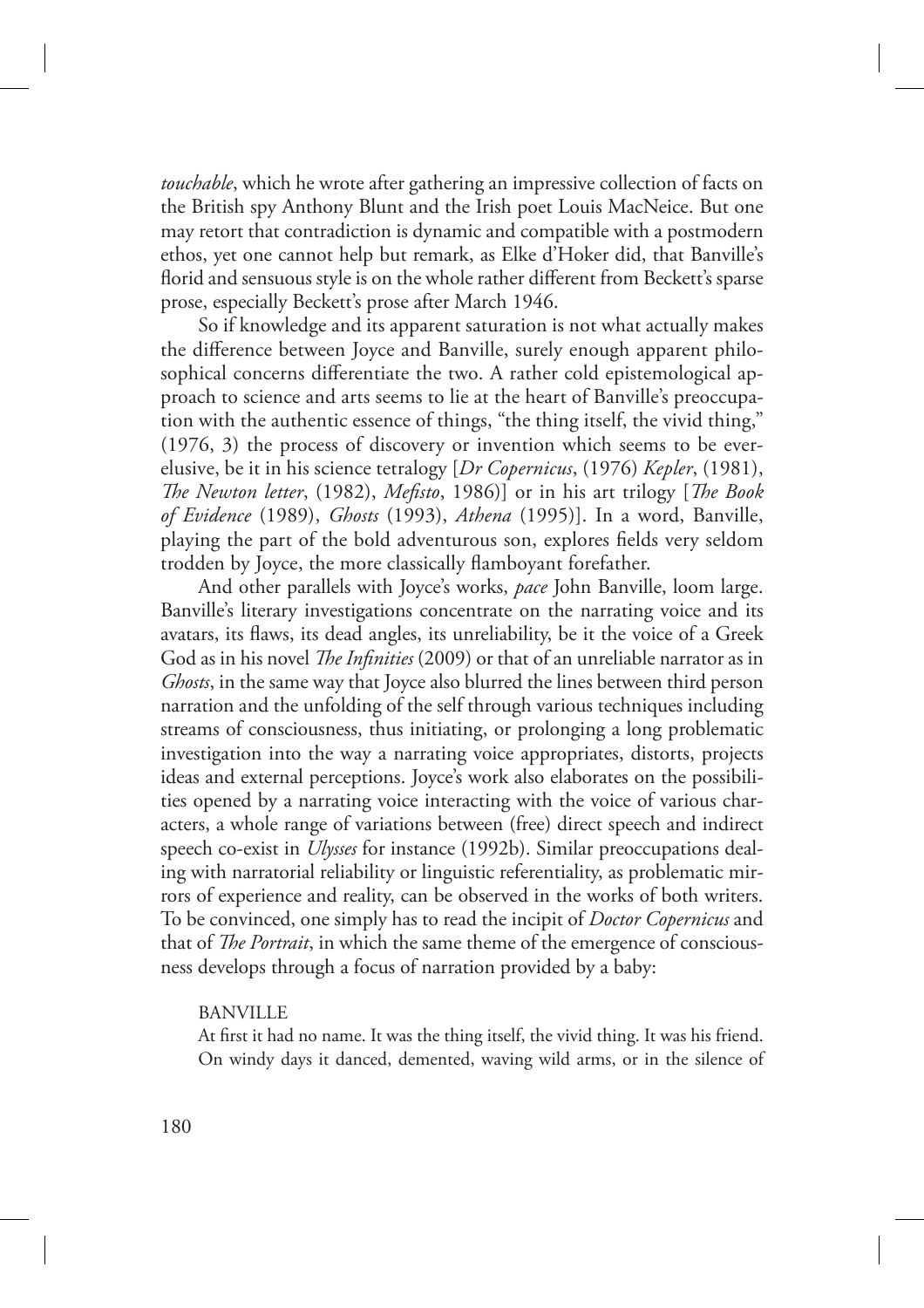*touchable*, which he wrote after gathering an impressive collection of facts on the British spy Anthony Blunt and the Irish poet Louis MacNeice. But one may retort that contradiction is dynamic and compatible with a postmodern ethos, yet one cannot help but remark, as Elke d'Hoker did, that Banville's florid and sensuous style is on the whole rather different from Beckett's sparse prose, especially Beckett's prose after March 1946.

So if knowledge and its apparent saturation is not what actually makes the difference between Joyce and Banville, surely enough apparent philosophical concerns differentiate the two. A rather cold epistemological approach to science and arts seems to lie at the heart of Banville's preoccupation with the authentic essence of things, "the thing itself, the vivid thing," (1976, 3) the process of discovery or invention which seems to be ever-elusive, be it in his science tetralogy [*Dr Copernicus*, (1976) *Kepler*, (1981), *The Newton letter*, (1982), *Mefisto*, 1986)] or in his art trilogy [*The Book of Evidence* (1989), *Ghosts* (1993), *Athena* (1995)]. In a word, Banville, playing the part of the bold adventurous son, explores fields very seldom trodden by Joyce, the more classically flamboyant forefather.

And other parallels with Joyce's works, *pace* John Banville, loom large. Banville's literary investigations concentrate on the narrating voice and its avatars, its flaws, its dead angles, its unreliability, be it the voice of a Greek God as in his novel *The Infinities* (2009) or that of an unreliable narrator as in *Ghosts*, in the same way that Joyce also blurred the lines between third person narration and the unfolding of the self through various techniques including streams of consciousness, thus initiating, or prolonging a long problematic investigation into the way a narrating voice appropriates, distorts, projects ideas and external perceptions. Joyce's work also elaborates on the possibilities opened by a narrating voice interacting with the voice of various characters, a whole range of variations between (free) direct speech and indirect speech co-exist in *Ulysses* for instance (1992b). Similar preoccupations dealing with narratorial reliability or linguistic referentiality, as problematic mirrors of experience and reality, can be observed in the works of both writers. To be convinced, one simply has to read the incipit of *Doctor Copernicus* and that of *The Portrait*, in which the same theme of the emergence of consciousness develops through a focus of narration provided by a baby:

> BANVILLE
>
> At first it had no name. It was the thing itself, the vivid thing. It was his friend. On windy days it danced, demented, waving wild arms, or in the silence of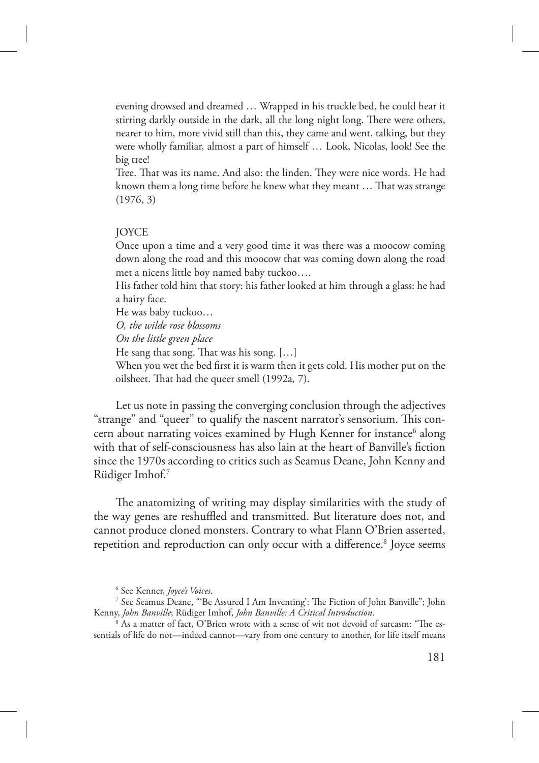> evening drowsed and dreamed … Wrapped in his truckle bed, he could hear it stirring darkly outside in the dark, all the long night long. There were others, nearer to him, more vivid still than this, they came and went, talking, but they were wholly familiar, almost a part of himself … Look, Nicolas, look! See the big tree!
>
> Tree. That was its name. And also: the linden. They were nice words. He had known them a long time before he knew what they meant … That was strange (1976, 3)

JOYCE

> Once upon a time and a very good time it was there was a moocow coming down along the road and this moocow that was coming down along the road met a nicens little boy named baby tuckoo….
>
> His father told him that story: his father looked at him through a glass: he had a hairy face.
>
> He was baby tuckoo…
>
> *O, the wilde rose blossoms*
>
> *On the little green place*
>
> He sang that song. That was his song. […]
>
> When you wet the bed first it is warm then it gets cold. His mother put on the oilsheet. That had the queer smell (1992a*,* 7).

Let us note in passing the converging conclusion through the adjectives "strange" and "queer" to qualify the nascent narrator's sensorium. This concern about narrating voices examined by Hugh Kenner for instance[6] along with that of self-consciousness has also lain at the heart of Banville's fiction since the 1970s according to critics such as Seamus Deane, John Kenny and Rüdiger Imhof.[7]

The anatomizing of writing may display similarities with the study of the way genes are reshuffled and transmitted. But literature does not, and cannot produce cloned monsters. Contrary to what Flann O'Brien asserted, repetition and reproduction can only occur with a difference.[8] Joyce seems

[6] See Kenner, *Joyce's Voices*.

[7] See Seamus Deane, "'Be Assured I Am Inventing': The Fiction of John Banville"; John Kenny, *John Banville*; Rüdiger Imhof, *John Banville: A Critical Introduction*.

[8] As a matter of fact, O'Brien wrote with a sense of wit not devoid of sarcasm: "The essentials of life do not—indeed cannot—vary from one century to another, for life itself means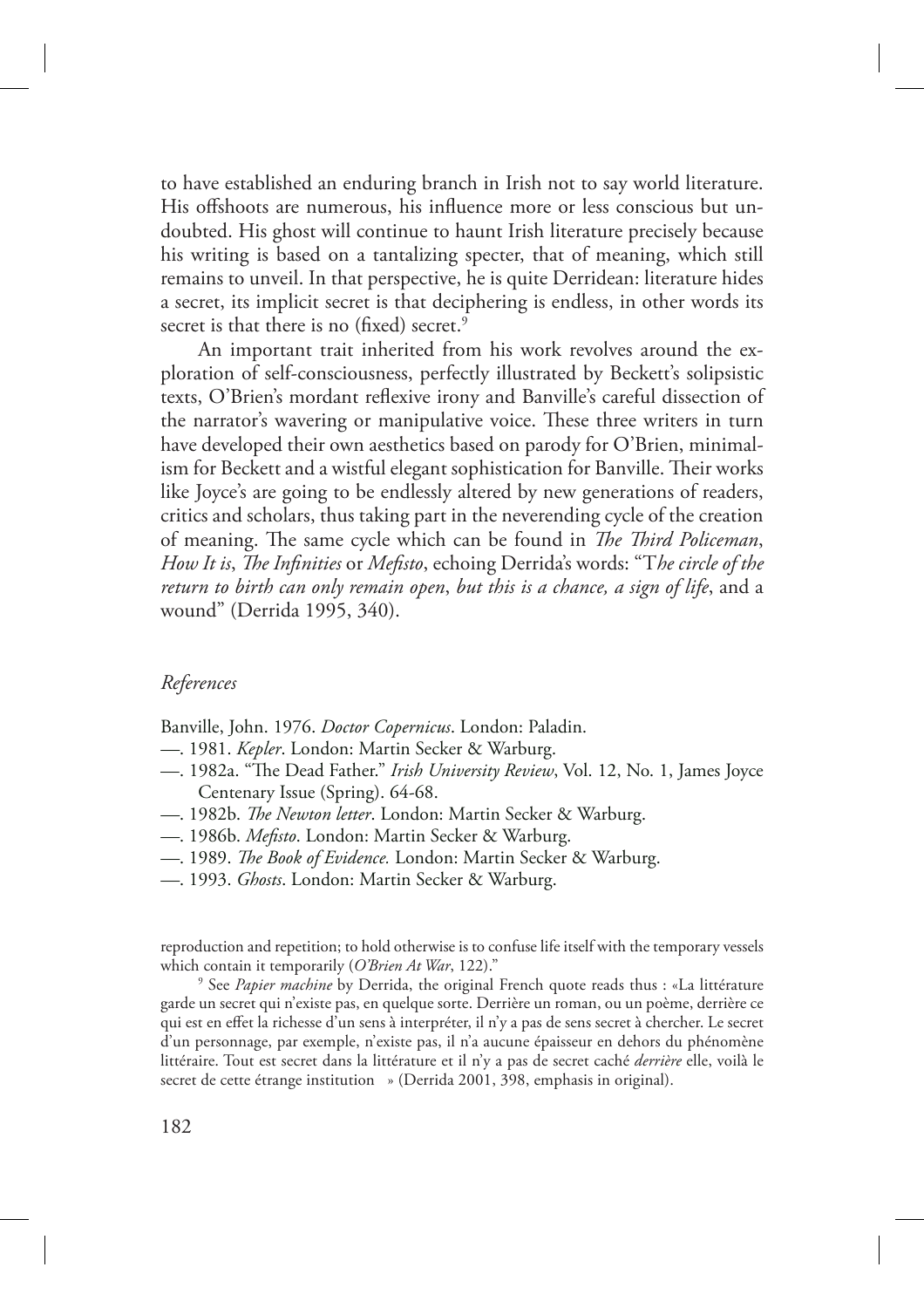to have established an enduring branch in Irish not to say world literature. His offshoots are numerous, his influence more or less conscious but undoubted. His ghost will continue to haunt Irish literature precisely because his writing is based on a tantalizing specter, that of meaning, which still remains to unveil. In that perspective, he is quite Derridean: literature hides a secret, its implicit secret is that deciphering is endless, in other words its secret is that there is no (fixed) secret.[9]

An important trait inherited from his work revolves around the exploration of self-consciousness, perfectly illustrated by Beckett's solipsistic texts, O'Brien's mordant reflexive irony and Banville's careful dissection of the narrator's wavering or manipulative voice. These three writers in turn have developed their own aesthetics based on parody for O'Brien, minimalism for Beckett and a wistful elegant sophistication for Banville. Their works like Joyce's are going to be endlessly altered by new generations of readers, critics and scholars, thus taking part in the neverending cycle of the creation of meaning. The same cycle which can be found in *The Third Policeman*, *How It is*, *The Infinities* or *Mefisto*, echoing Derrida's words: "T*he circle of the return to birth can only remain open*, *but this is a chance, a sign of life*, and a wound" (Derrida 1995, 340).

## *References*

Banville, John. 1976. *Doctor Copernicus*. London: Paladin.

—. 1981. *Kepler*. London: Martin Secker & Warburg.

—. 1982a. "The Dead Father." *Irish University Review*, Vol. 12, No. 1, James Joyce Centenary Issue (Spring). 64-68.

—. 1982b. *The Newton letter*. London: Martin Secker & Warburg.

—. 1986b. *Mefisto*. London: Martin Secker & Warburg.

—. 1989. *The Book of Evidence.* London: Martin Secker & Warburg.

—. 1993. *Ghosts*. London: Martin Secker & Warburg.

reproduction and repetition; to hold otherwise is to confuse life itself with the temporary vessels which contain it temporarily (*O'Brien At War*, 122)."

[9] See *Papier machine* by Derrida, the original French quote reads thus : «La littérature garde un secret qui n'existe pas, en quelque sorte. Derrière un roman, ou un poème, derrière ce qui est en effet la richesse d'un sens à interpréter, il n'y a pas de sens secret à chercher. Le secret d'un personnage, par exemple, n'existe pas, il n'a aucune épaisseur en dehors du phénomène littéraire. Tout est secret dans la littérature et il n'y a pas de secret caché *derrière* elle, voilà le secret de cette étrange institution » (Derrida 2001, 398, emphasis in original).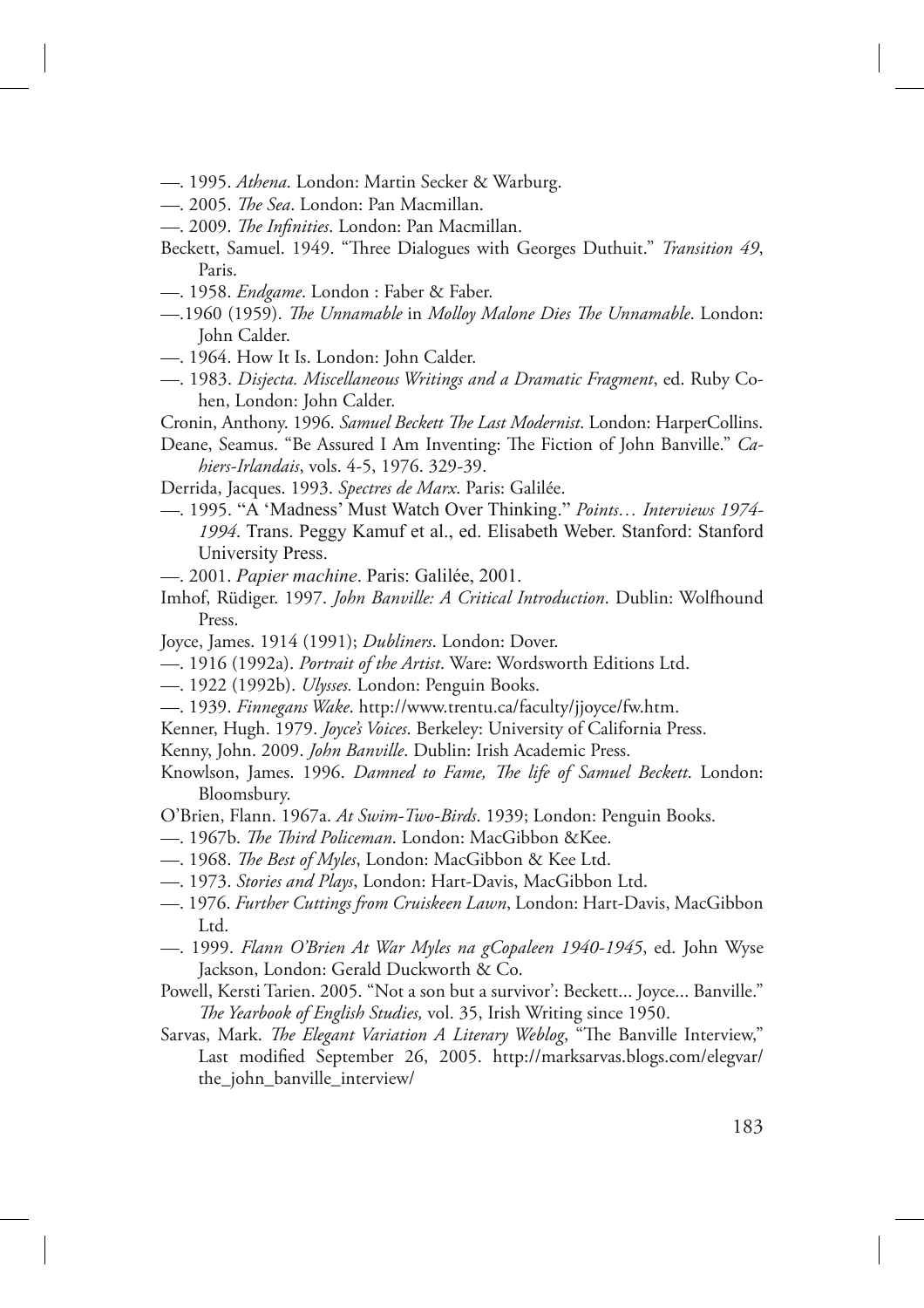—. 1995. *Athena*. London: Martin Secker & Warburg.

—. 2005. *The Sea*. London: Pan Macmillan.

—. 2009. *The Infinities*. London: Pan Macmillan.

Beckett, Samuel. 1949. "Three Dialogues with Georges Duthuit." *Transition 49*, Paris.

—. 1958. *Endgame*. London : Faber & Faber.

—.1960 (1959). *The Unnamable* in *Molloy Malone Dies The Unnamable*. London: John Calder.

—. 1964. How It Is. London: John Calder.

—. 1983. *Disjecta. Miscellaneous Writings and a Dramatic Fragment*, ed. Ruby Cohen, London: John Calder.

Cronin, Anthony. 1996. *Samuel Beckett The Last Modernist*. London: HarperCollins.

Deane, Seamus. "Be Assured I Am Inventing: The Fiction of John Banville." *Cahiers-Irlandais*, vols. 4-5, 1976. 329-39.

Derrida, Jacques. 1993. *Spectres de Marx*. Paris: Galilée.

—. 1995. "A 'Madness' Must Watch Over Thinking." *Points… Interviews 1974-1994*. Trans. Peggy Kamuf et al., ed. Elisabeth Weber. Stanford: Stanford University Press.

—. 2001. *Papier machine*. Paris: Galilée, 2001.

Imhof, Rüdiger. 1997. *John Banville: A Critical Introduction*. Dublin: Wolfhound Press.

Joyce, James. 1914 (1991); *Dubliners*. London: Dover.

—. 1916 (1992a). *Portrait of the Artist*. Ware: Wordsworth Editions Ltd.

—. 1922 (1992b). *Ulysses.* London: Penguin Books.

—. 1939. *Finnegans Wake*. http://www.trentu.ca/faculty/jjoyce/fw.htm.

Kenner, Hugh. 1979. *Joyce's Voices*. Berkeley: University of California Press.

Kenny, John. 2009. *John Banville*. Dublin: Irish Academic Press.

Knowlson, James. 1996. *Damned to Fame, The life of Samuel Beckett*. London: Bloomsbury.

O'Brien, Flann. 1967a. *At Swim-Two-Birds*. 1939; London: Penguin Books.

—. 1967b. *The Third Policeman*. London: MacGibbon &Kee.

—. 1968. *The Best of Myles*, London: MacGibbon & Kee Ltd.

—. 1973. *Stories and Plays*, London: Hart-Davis, MacGibbon Ltd.

—. 1976. *Further Cuttings from Cruiskeen Lawn*, London: Hart-Davis, MacGibbon Ltd.

—. 1999. *Flann O'Brien At War Myles na gCopaleen 1940-1945*, ed. John Wyse Jackson, London: Gerald Duckworth & Co.

Powell, Kersti Tarien. 2005. "Not a son but a survivor': Beckett... Joyce... Banville." *The Yearbook of English Studies,* vol. 35, Irish Writing since 1950.

Sarvas, Mark. *The Elegant Variation A Literary Weblog*, "The Banville Interview," Last modified September 26, 2005. http://marksarvas.blogs.com/elegvar/the_john_banville_interview/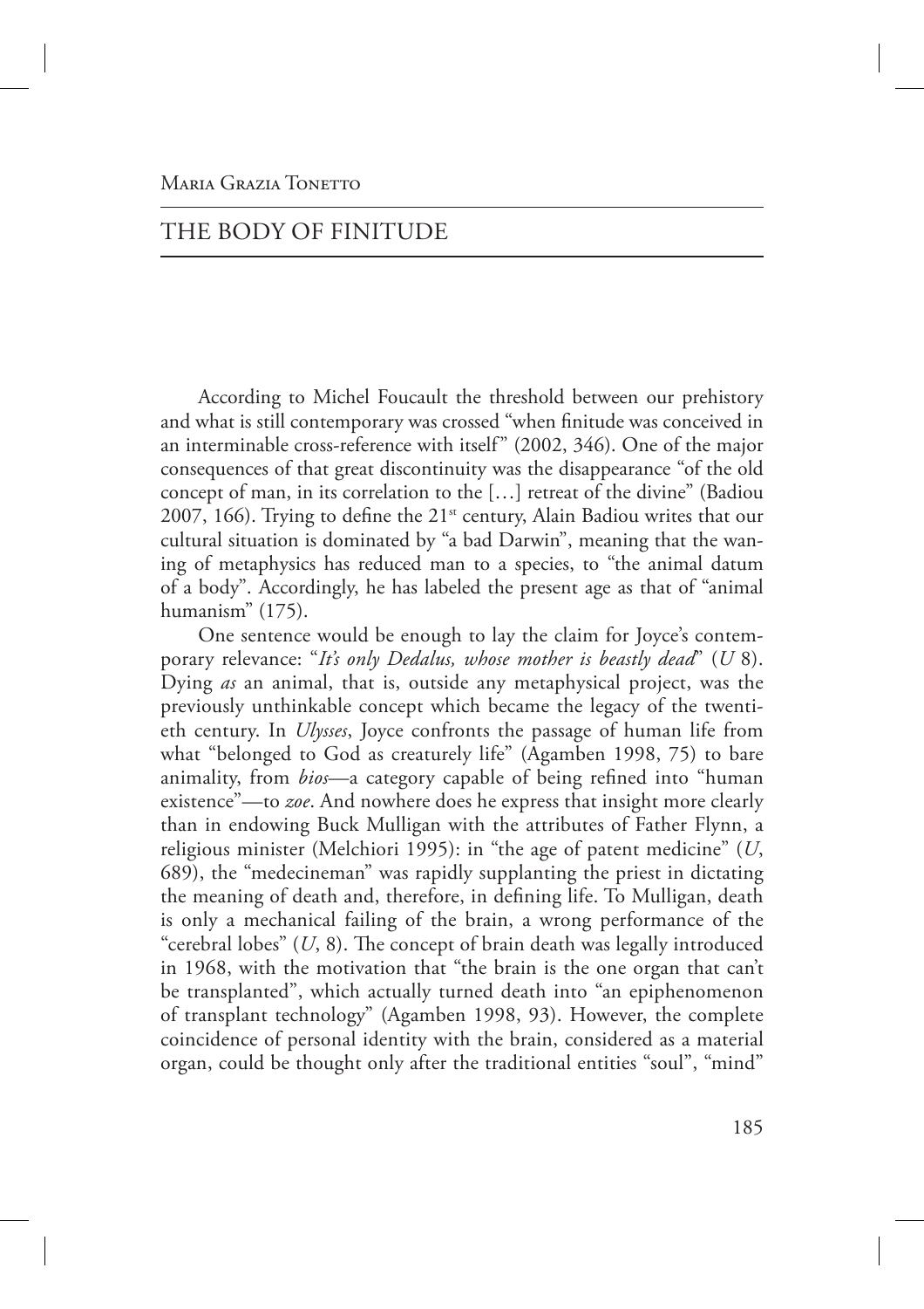Maria Grazia Tonetto

# THE BODY OF FINITUDE

According to Michel Foucault the threshold between our prehistory and what is still contemporary was crossed "when finitude was conceived in an interminable cross-reference with itself" (2002, 346). One of the major consequences of that great discontinuity was the disappearance "of the old concept of man, in its correlation to the […] retreat of the divine" (Badiou 2007, 166). Trying to define the 21st century, Alain Badiou writes that our cultural situation is dominated by "a bad Darwin", meaning that the waning of metaphysics has reduced man to a species, to "the animal datum of a body". Accordingly, he has labeled the present age as that of "animal humanism" (175).

One sentence would be enough to lay the claim for Joyce's contemporary relevance: "*It's only Dedalus, whose mother is beastly dead*" (*U* 8). Dying *as* an animal, that is, outside any metaphysical project, was the previously unthinkable concept which became the legacy of the twentieth century. In *Ulysses*, Joyce confronts the passage of human life from what "belonged to God as creaturely life" (Agamben 1998, 75) to bare animality, from *bios*—a category capable of being refined into "human existence"—to *zoe*. And nowhere does he express that insight more clearly than in endowing Buck Mulligan with the attributes of Father Flynn, a religious minister (Melchiori 1995): in "the age of patent medicine" (*U*, 689), the "medecineman" was rapidly supplanting the priest in dictating the meaning of death and, therefore, in defining life. To Mulligan, death is only a mechanical failing of the brain, a wrong performance of the "cerebral lobes" (*U*, 8). The concept of brain death was legally introduced in 1968, with the motivation that "the brain is the one organ that can't be transplanted", which actually turned death into "an epiphenomenon of transplant technology" (Agamben 1998, 93). However, the complete coincidence of personal identity with the brain, considered as a material organ, could be thought only after the traditional entities "soul", "mind"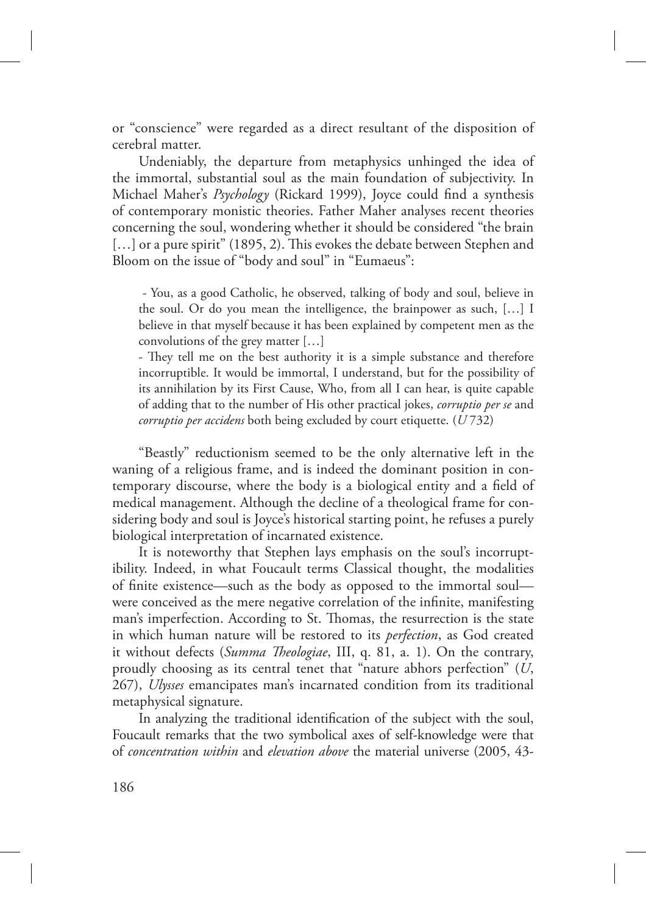or "conscience" were regarded as a direct resultant of the disposition of cerebral matter.

Undeniably, the departure from metaphysics unhinged the idea of the immortal, substantial soul as the main foundation of subjectivity. In Michael Maher's *Psychology* (Rickard 1999), Joyce could find a synthesis of contemporary monistic theories. Father Maher analyses recent theories concerning the soul, wondering whether it should be considered "the brain […] or a pure spirit" (1895, 2). This evokes the debate between Stephen and Bloom on the issue of "body and soul" in "Eumaeus":

> - You, as a good Catholic, he observed, talking of body and soul, believe in the soul. Or do you mean the intelligence, the brainpower as such, […] I believe in that myself because it has been explained by competent men as the convolutions of the grey matter […]
>
> - They tell me on the best authority it is a simple substance and therefore incorruptible. It would be immortal, I understand, but for the possibility of its annihilation by its First Cause, Who, from all I can hear, is quite capable of adding that to the number of His other practical jokes, *corruptio per se* and *corruptio per accidens* both being excluded by court etiquette. (*U* 732)

"Beastly" reductionism seemed to be the only alternative left in the waning of a religious frame, and is indeed the dominant position in contemporary discourse, where the body is a biological entity and a field of medical management. Although the decline of a theological frame for considering body and soul is Joyce's historical starting point, he refuses a purely biological interpretation of incarnated existence.

It is noteworthy that Stephen lays emphasis on the soul's incorruptibility. Indeed, in what Foucault terms Classical thought, the modalities of finite existence—such as the body as opposed to the immortal soul—were conceived as the mere negative correlation of the infinite, manifesting man's imperfection. According to St. Thomas, the resurrection is the state in which human nature will be restored to its *perfection*, as God created it without defects (*Summa Theologiae*, III, q. 81, a. 1). On the contrary, proudly choosing as its central tenet that "nature abhors perfection" (*U*, 267), *Ulysses* emancipates man's incarnated condition from its traditional metaphysical signature.

In analyzing the traditional identification of the subject with the soul, Foucault remarks that the two symbolical axes of self-knowledge were that of *concentration within* and *elevation above* the material universe (2005, 43-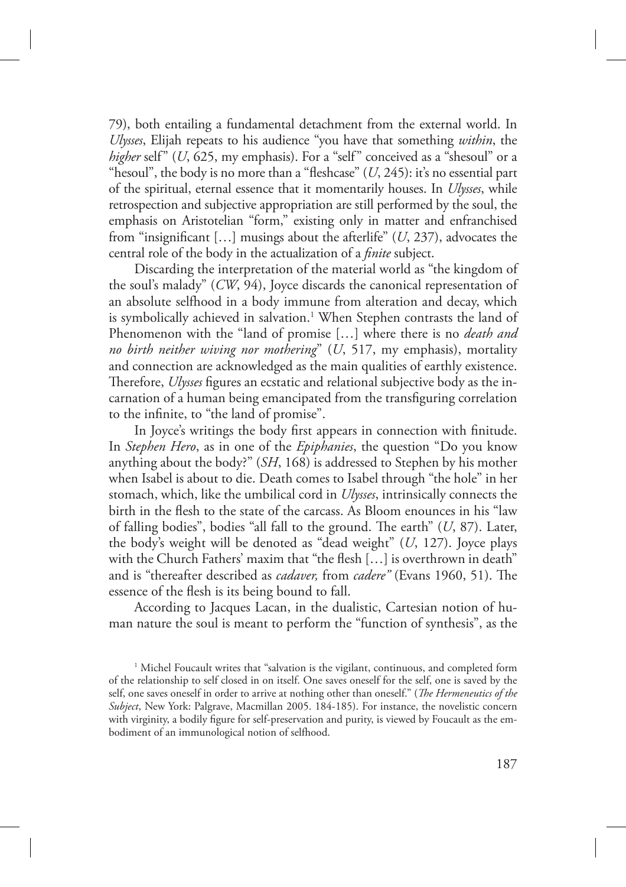79), both entailing a fundamental detachment from the external world. In *Ulysses*, Elijah repeats to his audience "you have that something *within*, the *higher* self" (*U*, 625, my emphasis). For a "self" conceived as a "shesoul" or a "hesoul", the body is no more than a "fleshcase" (*U*, 245): it's no essential part of the spiritual, eternal essence that it momentarily houses. In *Ulysses*, while retrospection and subjective appropriation are still performed by the soul, the emphasis on Aristotelian "form," existing only in matter and enfranchised from "insignificant […] musings about the afterlife" (*U*, 237), advocates the central role of the body in the actualization of a *finite* subject.

Discarding the interpretation of the material world as "the kingdom of the soul's malady" (*CW*, 94), Joyce discards the canonical representation of an absolute selfhood in a body immune from alteration and decay, which is symbolically achieved in salvation.[1] When Stephen contrasts the land of Phenomenon with the "land of promise […] where there is no *death and no birth neither wiving nor mothering*" (*U*, 517, my emphasis), mortality and connection are acknowledged as the main qualities of earthly existence. Therefore, *Ulysses* figures an ecstatic and relational subjective body as the incarnation of a human being emancipated from the transfiguring correlation to the infinite, to "the land of promise".

In Joyce's writings the body first appears in connection with finitude. In *Stephen Hero*, as in one of the *Epiphanies*, the question "Do you know anything about the body?" (*SH*, 168) is addressed to Stephen by his mother when Isabel is about to die. Death comes to Isabel through "the hole" in her stomach, which, like the umbilical cord in *Ulysses*, intrinsically connects the birth in the flesh to the state of the carcass. As Bloom enounces in his "law of falling bodies", bodies "all fall to the ground. The earth" (*U*, 87). Later, the body's weight will be denoted as "dead weight" (*U*, 127). Joyce plays with the Church Fathers' maxim that "the flesh […] is overthrown in death" and is "thereafter described as *cadaver,* from *cadere"* (Evans 1960, 51). The essence of the flesh is its being bound to fall.

According to Jacques Lacan, in the dualistic, Cartesian notion of human nature the soul is meant to perform the "function of synthesis", as the

[1] Michel Foucault writes that "salvation is the vigilant, continuous, and completed form of the relationship to self closed in on itself. One saves oneself for the self, one is saved by the self, one saves oneself in order to arrive at nothing other than oneself." (*The Hermeneutics of the Subject*, New York: Palgrave, Macmillan 2005. 184-185). For instance, the novelistic concern with virginity, a bodily figure for self-preservation and purity, is viewed by Foucault as the embodiment of an immunological notion of selfhood.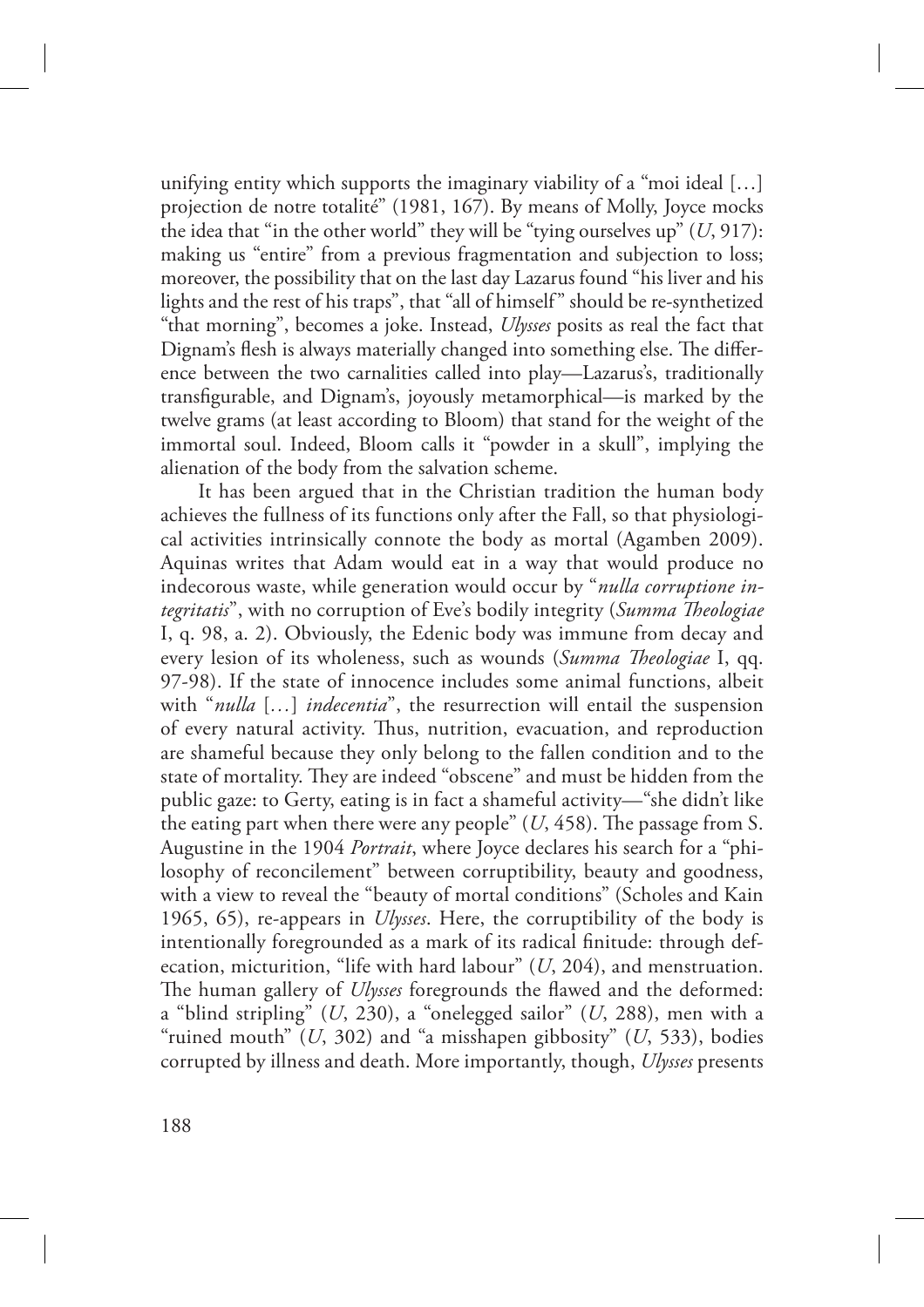unifying entity which supports the imaginary viability of a "moi ideal […] projection de notre totalité" (1981, 167). By means of Molly, Joyce mocks the idea that "in the other world" they will be "tying ourselves up" (*U*, 917): making us "entire" from a previous fragmentation and subjection to loss; moreover, the possibility that on the last day Lazarus found "his liver and his lights and the rest of his traps", that "all of himself" should be re-synthetized "that morning", becomes a joke. Instead, *Ulysses* posits as real the fact that Dignam's flesh is always materially changed into something else. The difference between the two carnalities called into play—Lazarus's, traditionally transfigurable, and Dignam's, joyously metamorphical—is marked by the twelve grams (at least according to Bloom) that stand for the weight of the immortal soul. Indeed, Bloom calls it "powder in a skull", implying the alienation of the body from the salvation scheme.

It has been argued that in the Christian tradition the human body achieves the fullness of its functions only after the Fall, so that physiological activities intrinsically connote the body as mortal (Agamben 2009). Aquinas writes that Adam would eat in a way that would produce no indecorous waste, while generation would occur by "*nulla corruptione integritatis*", with no corruption of Eve's bodily integrity (*Summa Theologiae* I, q. 98, a. 2). Obviously, the Edenic body was immune from decay and every lesion of its wholeness, such as wounds (*Summa Theologiae* I, qq. 97-98). If the state of innocence includes some animal functions, albeit with "*nulla* […] *indecentia*", the resurrection will entail the suspension of every natural activity. Thus, nutrition, evacuation, and reproduction are shameful because they only belong to the fallen condition and to the state of mortality. They are indeed "obscene" and must be hidden from the public gaze: to Gerty, eating is in fact a shameful activity—"she didn't like the eating part when there were any people" (*U*, 458). The passage from S. Augustine in the 1904 *Portrait*, where Joyce declares his search for a "philosophy of reconcilement" between corruptibility, beauty and goodness, with a view to reveal the "beauty of mortal conditions" (Scholes and Kain 1965, 65), re-appears in *Ulysses*. Here, the corruptibility of the body is intentionally foregrounded as a mark of its radical finitude: through defecation, micturition, "life with hard labour" (*U*, 204), and menstruation. The human gallery of *Ulysses* foregrounds the flawed and the deformed: a "blind stripling" (*U*, 230), a "onelegged sailor" (*U*, 288), men with a "ruined mouth" (*U*, 302) and "a misshapen gibbosity" (*U*, 533), bodies corrupted by illness and death. More importantly, though, *Ulysses* presents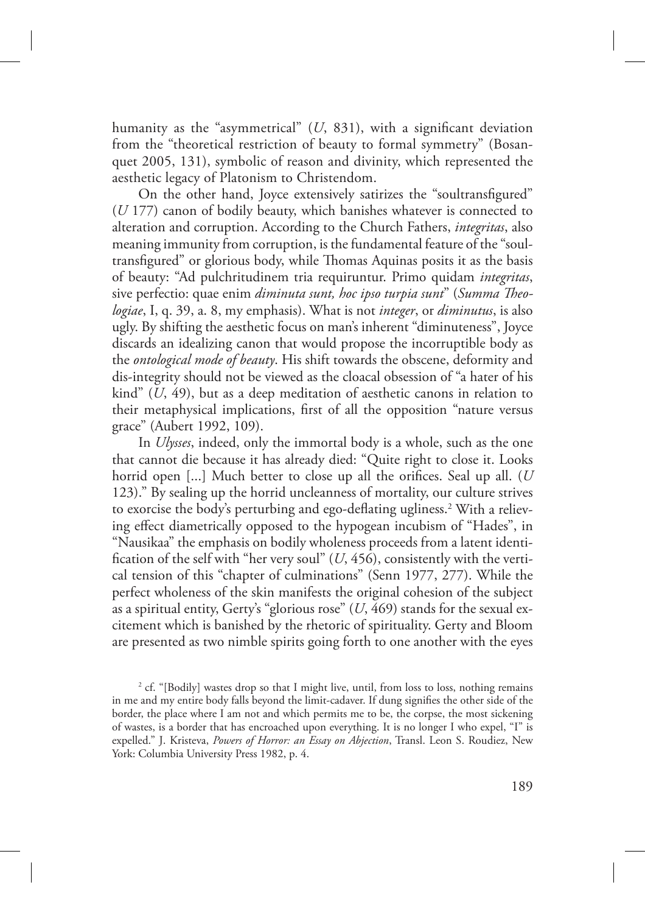humanity as the "asymmetrical" (*U*, 831), with a significant deviation from the "theoretical restriction of beauty to formal symmetry" (Bosanquet 2005, 131), symbolic of reason and divinity, which represented the aesthetic legacy of Platonism to Christendom.

On the other hand, Joyce extensively satirizes the "soultransfigured" (*U* 177) canon of bodily beauty, which banishes whatever is connected to alteration and corruption. According to the Church Fathers, *integritas*, also meaning immunity from corruption, is the fundamental feature of the "soultransfigured" or glorious body, while Thomas Aquinas posits it as the basis of beauty: "Ad pulchritudinem tria requiruntur. Primo quidam *integritas*, sive perfectio: quae enim *diminuta sunt, hoc ipso turpia sunt*" (*Summa Theologiae*, I, q. 39, a. 8, my emphasis). What is not *integer*, or *diminutus*, is also ugly. By shifting the aesthetic focus on man's inherent "diminuteness", Joyce discards an idealizing canon that would propose the incorruptible body as the *ontological mode of beauty*. His shift towards the obscene, deformity and dis-integrity should not be viewed as the cloacal obsession of "a hater of his kind" (*U*, 49), but as a deep meditation of aesthetic canons in relation to their metaphysical implications, first of all the opposition "nature versus grace" (Aubert 1992, 109).

In *Ulysses*, indeed, only the immortal body is a whole, such as the one that cannot die because it has already died: "Quite right to close it. Looks horrid open [...] Much better to close up all the orifices. Seal up all. (*U* 123)." By sealing up the horrid uncleanness of mortality, our culture strives to exorcise the body's perturbing and ego-deflating ugliness.[2] With a relieving effect diametrically opposed to the hypogean incubism of "Hades", in "Nausikaa" the emphasis on bodily wholeness proceeds from a latent identification of the self with "her very soul" (*U*, 456), consistently with the vertical tension of this "chapter of culminations" (Senn 1977, 277). While the perfect wholeness of the skin manifests the original cohesion of the subject as a spiritual entity, Gerty's "glorious rose" (*U*, 469) stands for the sexual excitement which is banished by the rhetoric of spirituality. Gerty and Bloom are presented as two nimble spirits going forth to one another with the eyes

[2] cf. "[Bodily] wastes drop so that I might live, until, from loss to loss, nothing remains in me and my entire body falls beyond the limit-cadaver. If dung signifies the other side of the border, the place where I am not and which permits me to be, the corpse, the most sickening of wastes, is a border that has encroached upon everything. It is no longer I who expel, "I" is expelled." J. Kristeva, *Powers of Horror: an Essay on Abjection*, Transl. Leon S. Roudiez, New York: Columbia University Press 1982, p. 4.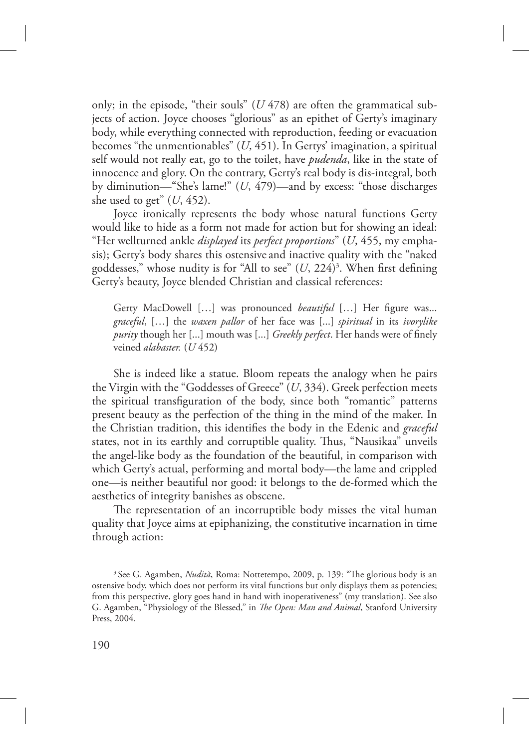only; in the episode, "their souls" (*U* 478) are often the grammatical subjects of action. Joyce chooses "glorious" as an epithet of Gerty's imaginary body, while everything connected with reproduction, feeding or evacuation becomes "the unmentionables" (*U*, 451). In Gertys' imagination, a spiritual self would not really eat, go to the toilet, have *pudenda*, like in the state of innocence and glory. On the contrary, Gerty's real body is dis-integral, both by diminution—"She's lame!" (*U*, 479)—and by excess: "those discharges she used to get" (*U*, 452).

Joyce ironically represents the body whose natural functions Gerty would like to hide as a form not made for action but for showing an ideal: "Her wellturned ankle *displayed* its *perfect proportions*" (*U*, 455, my emphasis); Gerty's body shares this ostensive and inactive quality with the "naked goddesses," whose nudity is for "All to see" (*U*, 224)[3]. When first defining Gerty's beauty, Joyce blended Christian and classical references:

> Gerty MacDowell […] was pronounced *beautiful* […] Her figure was... *graceful*, […] the *waxen pallor* of her face was [...] *spiritual* in its *ivorylike purity* though her [...] mouth was [...] *Greekly perfect*. Her hands were of finely veined *alabaster.* (*U* 452)

She is indeed like a statue. Bloom repeats the analogy when he pairs the Virgin with the "Goddesses of Greece" (*U*, 334). Greek perfection meets the spiritual transfiguration of the body, since both "romantic" patterns present beauty as the perfection of the thing in the mind of the maker. In the Christian tradition, this identifies the body in the Edenic and *graceful* states, not in its earthly and corruptible quality. Thus, "Nausikaa" unveils the angel-like body as the foundation of the beautiful, in comparison with which Gerty's actual, performing and mortal body—the lame and crippled one—is neither beautiful nor good: it belongs to the de-formed which the aesthetics of integrity banishes as obscene.

The representation of an incorruptible body misses the vital human quality that Joyce aims at epiphanizing, the constitutive incarnation in time through action:

[3] See G. Agamben, *Nudità*, Roma: Nottetempo, 2009, p. 139: "The glorious body is an ostensive body, which does not perform its vital functions but only displays them as potencies; from this perspective, glory goes hand in hand with inoperativeness" (my translation). See also G. Agamben, "Physiology of the Blessed," in *The Open: Man and Animal*, Stanford University Press, 2004.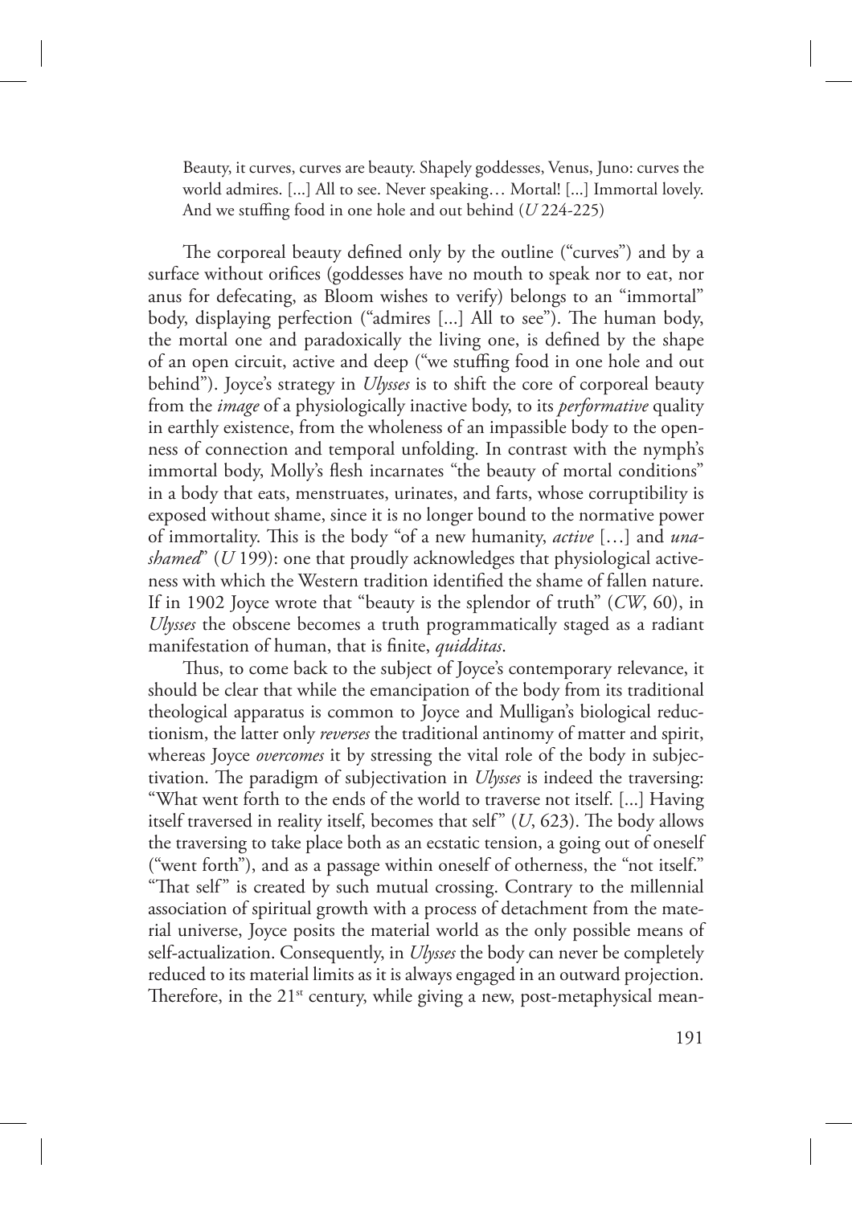> Beauty, it curves, curves are beauty. Shapely goddesses, Venus, Juno: curves the world admires. [...] All to see. Never speaking… Mortal! [...] Immortal lovely. And we stuffing food in one hole and out behind (*U* 224-225)

The corporeal beauty defined only by the outline ("curves") and by a surface without orifices (goddesses have no mouth to speak nor to eat, nor anus for defecating, as Bloom wishes to verify) belongs to an "immortal" body, displaying perfection ("admires [...] All to see"). The human body, the mortal one and paradoxically the living one, is defined by the shape of an open circuit, active and deep ("we stuffing food in one hole and out behind"). Joyce's strategy in *Ulysses* is to shift the core of corporeal beauty from the *image* of a physiologically inactive body, to its *performative* quality in earthly existence, from the wholeness of an impassible body to the openness of connection and temporal unfolding. In contrast with the nymph's immortal body, Molly's flesh incarnates "the beauty of mortal conditions" in a body that eats, menstruates, urinates, and farts, whose corruptibility is exposed without shame, since it is no longer bound to the normative power of immortality. This is the body "of a new humanity, *active* […] and *unashamed*" (*U* 199): one that proudly acknowledges that physiological activeness with which the Western tradition identified the shame of fallen nature. If in 1902 Joyce wrote that "beauty is the splendor of truth" (*CW*, 60), in *Ulysses* the obscene becomes a truth programmatically staged as a radiant manifestation of human, that is finite, *quidditas*.

Thus, to come back to the subject of Joyce's contemporary relevance, it should be clear that while the emancipation of the body from its traditional theological apparatus is common to Joyce and Mulligan's biological reductionism, the latter only *reverses* the traditional antinomy of matter and spirit, whereas Joyce *overcomes* it by stressing the vital role of the body in subjectivation. The paradigm of subjectivation in *Ulysses* is indeed the traversing: "What went forth to the ends of the world to traverse not itself. [...] Having itself traversed in reality itself, becomes that self" (*U*, 623). The body allows the traversing to take place both as an ecstatic tension, a going out of oneself ("went forth"), and as a passage within oneself of otherness, the "not itself." "That self" is created by such mutual crossing. Contrary to the millennial association of spiritual growth with a process of detachment from the material universe, Joyce posits the material world as the only possible means of self-actualization. Consequently, in *Ulysses* the body can never be completely reduced to its material limits as it is always engaged in an outward projection. Therefore, in the 21st century, while giving a new, post-metaphysical mean-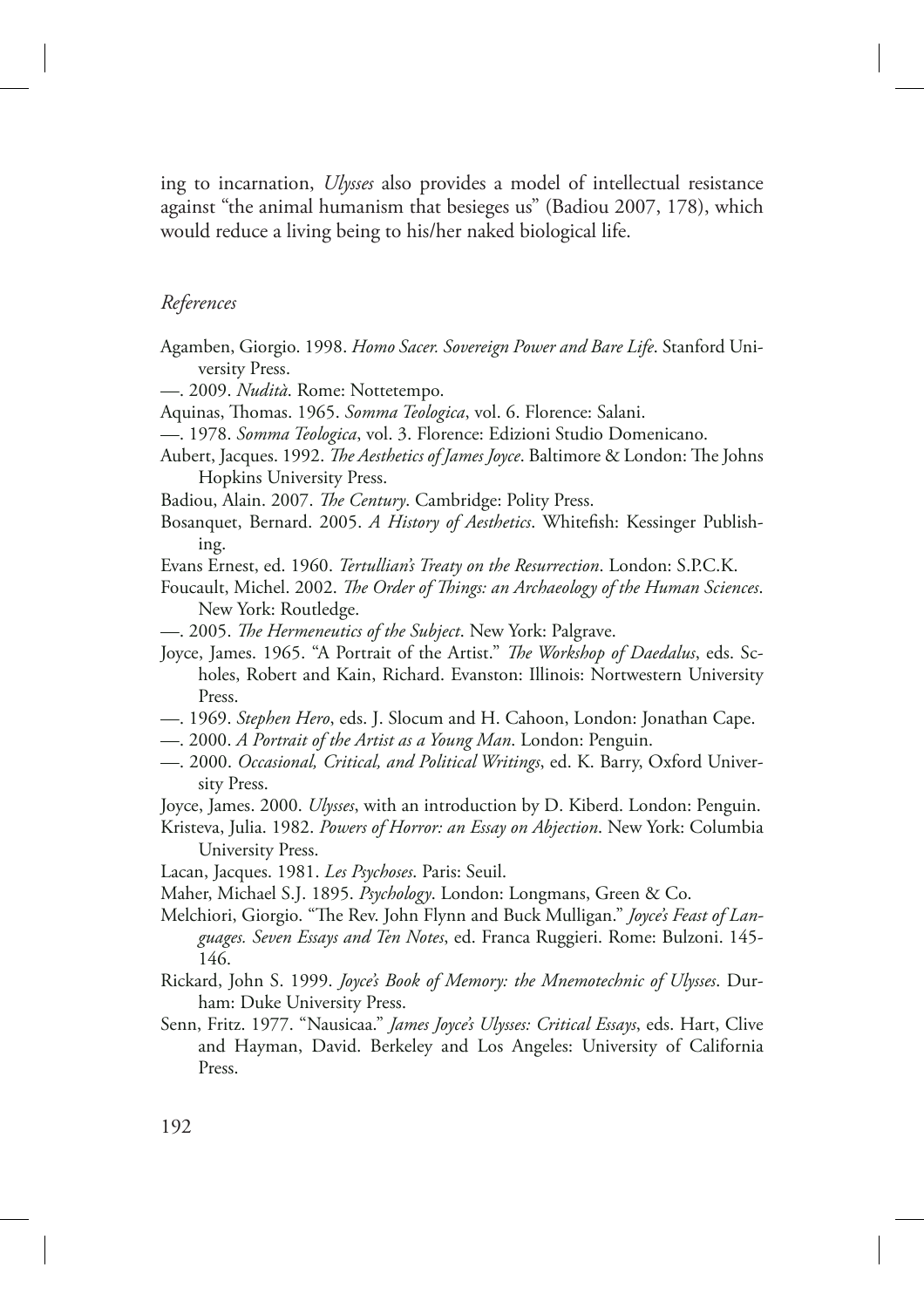ing to incarnation, *Ulysses* also provides a model of intellectual resistance against "the animal humanism that besieges us" (Badiou 2007, 178), which would reduce a living being to his/her naked biological life.

*References*

Agamben, Giorgio. 1998. *Homo Sacer. Sovereign Power and Bare Life*. Stanford University Press.

—. 2009. *Nudità*. Rome: Nottetempo.

Aquinas, Thomas. 1965. *Somma Teologica*, vol. 6. Florence: Salani.

—. 1978. *Somma Teologica*, vol. 3. Florence: Edizioni Studio Domenicano.

Aubert, Jacques. 1992. *The Aesthetics of James Joyce*. Baltimore & London: The Johns Hopkins University Press.

Badiou, Alain. 2007. *The Century*. Cambridge: Polity Press.

Bosanquet, Bernard. 2005. *A History of Aesthetics*. Whitefish: Kessinger Publishing.

Evans Ernest, ed. 1960. *Tertullian's Treaty on the Resurrection*. London: S.P.C.K.

Foucault, Michel. 2002. *The Order of Things: an Archaeology of the Human Sciences*. New York: Routledge.

—. 2005. *The Hermeneutics of the Subject*. New York: Palgrave.

Joyce, James. 1965. "A Portrait of the Artist." *The Workshop of Daedalus*, eds. Scholes, Robert and Kain, Richard. Evanston: Illinois: Nortwestern University Press.

—. 1969. *Stephen Hero*, eds. J. Slocum and H. Cahoon, London: Jonathan Cape.

—. 2000. *A Portrait of the Artist as a Young Man*. London: Penguin.

—. 2000. *Occasional, Critical, and Political Writings*, ed. K. Barry, Oxford University Press.

Joyce, James. 2000. *Ulysses*, with an introduction by D. Kiberd. London: Penguin.

Kristeva, Julia. 1982. *Powers of Horror: an Essay on Abjection*. New York: Columbia University Press.

Lacan, Jacques. 1981. *Les Psychoses*. Paris: Seuil.

Maher, Michael S.J. 1895. *Psychology*. London: Longmans, Green & Co.

Melchiori, Giorgio. "The Rev. John Flynn and Buck Mulligan." *Joyce's Feast of Languages. Seven Essays and Ten Notes*, ed. Franca Ruggieri. Rome: Bulzoni. 145-146.

Rickard, John S. 1999. *Joyce's Book of Memory: the Mnemotechnic of Ulysses*. Durham: Duke University Press.

Senn, Fritz. 1977. "Nausicaa." *James Joyce's Ulysses: Critical Essays*, eds. Hart, Clive and Hayman, David. Berkeley and Los Angeles: University of California Press.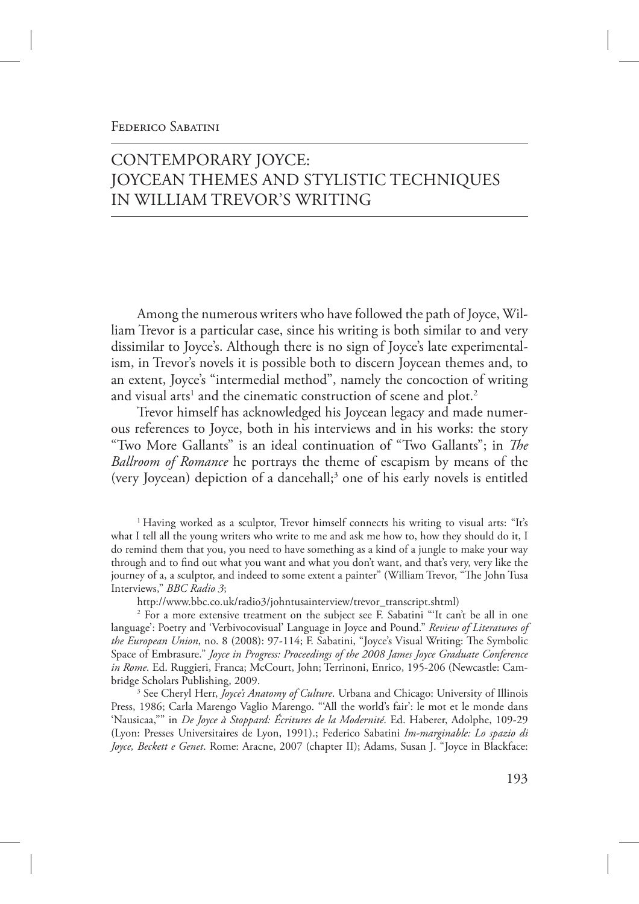Federico Sabatini

# CONTEMPORARY JOYCE: JOYCEAN THEMES AND STYLISTIC TECHNIQUES IN WILLIAM TREVOR'S WRITING

Among the numerous writers who have followed the path of Joyce, William Trevor is a particular case, since his writing is both similar to and very dissimilar to Joyce's. Although there is no sign of Joyce's late experimentalism, in Trevor's novels it is possible both to discern Joycean themes and, to an extent, Joyce's "intermedial method", namely the concoction of writing and visual arts[1] and the cinematic construction of scene and plot.[2]

Trevor himself has acknowledged his Joycean legacy and made numerous references to Joyce, both in his interviews and in his works: the story "Two More Gallants" is an ideal continuation of "Two Gallants"; in *The Ballroom of Romance* he portrays the theme of escapism by means of the (very Joycean) depiction of a dancehall;[3] one of his early novels is entitled

---

[1] Having worked as a sculptor, Trevor himself connects his writing to visual arts: "It's what I tell all the young writers who write to me and ask me how to, how they should do it, I do remind them that you, you need to have something as a kind of a jungle to make your way through and to find out what you want and what you don't want, and that's very, very like the journey of a, a sculptor, and indeed to some extent a painter" (William Trevor, "The John Tusa Interviews," *BBC Radio 3*;

http://www.bbc.co.uk/radio3/johntusainterview/trevor_transcript.shtml)

[2] For a more extensive treatment on the subject see F. Sabatini "'It can't be all in one language': Poetry and 'Verbivocovisual' Language in Joyce and Pound." *Review of Literatures of the European Union*, no. 8 (2008): 97-114; F. Sabatini, "Joyce's Visual Writing: The Symbolic Space of Embrasure." *Joyce in Progress: Proceedings of the 2008 James Joyce Graduate Conference in Rome*. Ed. Ruggieri, Franca; McCourt, John; Terrinoni, Enrico, 195-206 (Newcastle: Cambridge Scholars Publishing, 2009.

[3] See Cheryl Herr, *Joyce's Anatomy of Culture*. Urbana and Chicago: University of Illinois Press, 1986; Carla Marengo Vaglio Marengo. "'All the world's fair': le mot et le monde dans 'Nausicaa,'" in *De Joyce à Stoppard: Écritures de la Modernité*. Ed. Haberer, Adolphe, 109-29 (Lyon: Presses Universitaires de Lyon, 1991).; Federico Sabatini *Im-marginable: Lo spazio di Joyce, Beckett e Genet*. Rome: Aracne, 2007 (chapter II); Adams, Susan J. "Joyce in Blackface: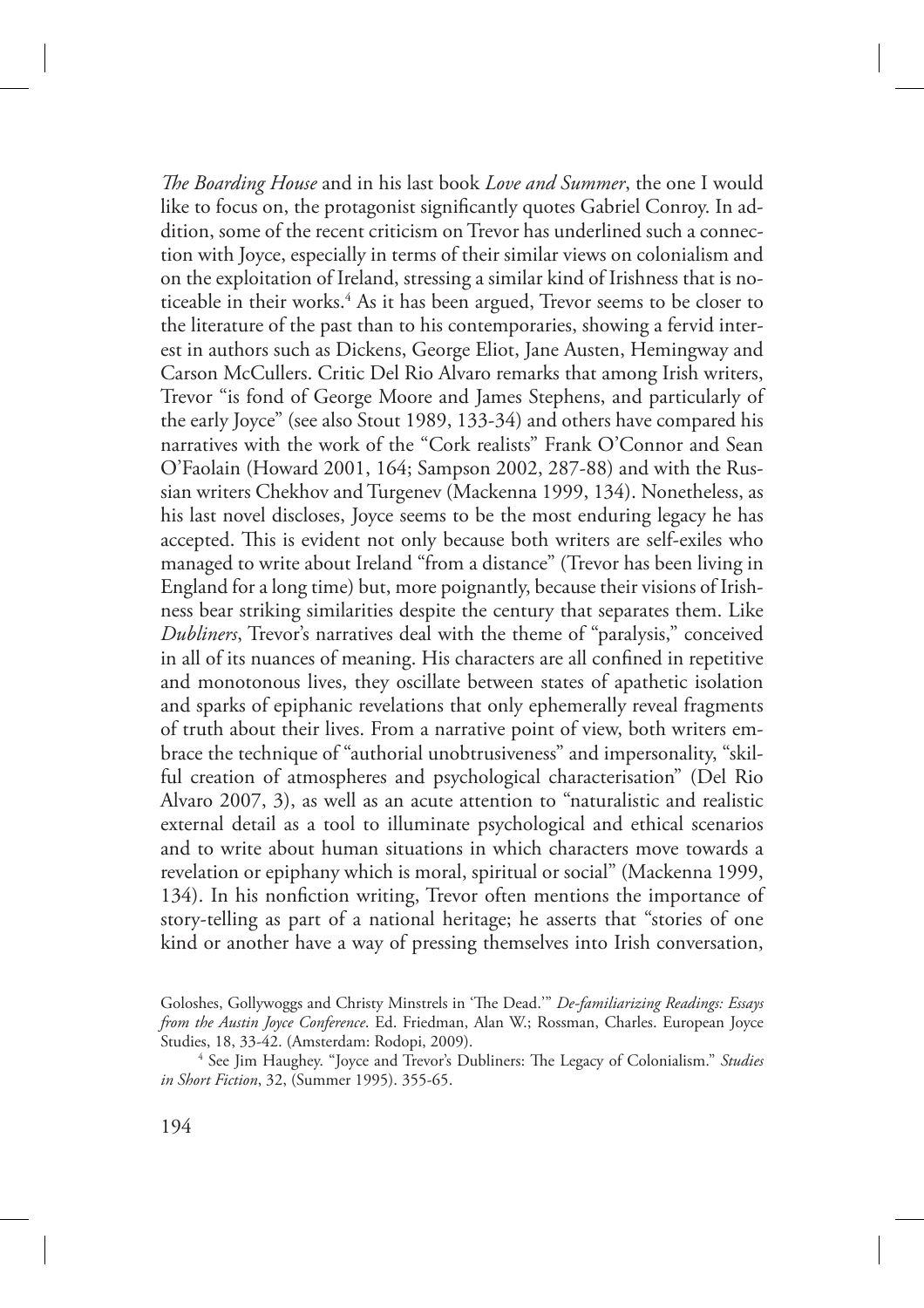*The Boarding House* and in his last book *Love and Summer*, the one I would like to focus on, the protagonist significantly quotes Gabriel Conroy. In addition, some of the recent criticism on Trevor has underlined such a connection with Joyce, especially in terms of their similar views on colonialism and on the exploitation of Ireland, stressing a similar kind of Irishness that is noticeable in their works.[4] As it has been argued, Trevor seems to be closer to the literature of the past than to his contemporaries, showing a fervid interest in authors such as Dickens, George Eliot, Jane Austen, Hemingway and Carson McCullers. Critic Del Rio Alvaro remarks that among Irish writers, Trevor "is fond of George Moore and James Stephens, and particularly of the early Joyce" (see also Stout 1989, 133-34) and others have compared his narratives with the work of the "Cork realists" Frank O'Connor and Sean O'Faolain (Howard 2001, 164; Sampson 2002, 287-88) and with the Russian writers Chekhov and Turgenev (Mackenna 1999, 134). Nonetheless, as his last novel discloses, Joyce seems to be the most enduring legacy he has accepted. This is evident not only because both writers are self-exiles who managed to write about Ireland "from a distance" (Trevor has been living in England for a long time) but, more poignantly, because their visions of Irishness bear striking similarities despite the century that separates them. Like *Dubliners*, Trevor's narratives deal with the theme of "paralysis," conceived in all of its nuances of meaning. His characters are all confined in repetitive and monotonous lives, they oscillate between states of apathetic isolation and sparks of epiphanic revelations that only ephemerally reveal fragments of truth about their lives. From a narrative point of view, both writers embrace the technique of "authorial unobtrusiveness" and impersonality, "skilful creation of atmospheres and psychological characterisation" (Del Rio Alvaro 2007, 3), as well as an acute attention to "naturalistic and realistic external detail as a tool to illuminate psychological and ethical scenarios and to write about human situations in which characters move towards a revelation or epiphany which is moral, spiritual or social" (Mackenna 1999, 134). In his nonfiction writing, Trevor often mentions the importance of story-telling as part of a national heritage; he asserts that "stories of one kind or another have a way of pressing themselves into Irish conversation,

Goloshes, Gollywoggs and Christy Minstrels in 'The Dead.'" *De-familiarizing Readings: Essays from the Austin Joyce Conference*. Ed. Friedman, Alan W.; Rossman, Charles. European Joyce Studies, 18, 33-42. (Amsterdam: Rodopi, 2009).

[4] See Jim Haughey. "Joyce and Trevor's Dubliners: The Legacy of Colonialism." *Studies in Short Fiction*, 32, (Summer 1995). 355-65.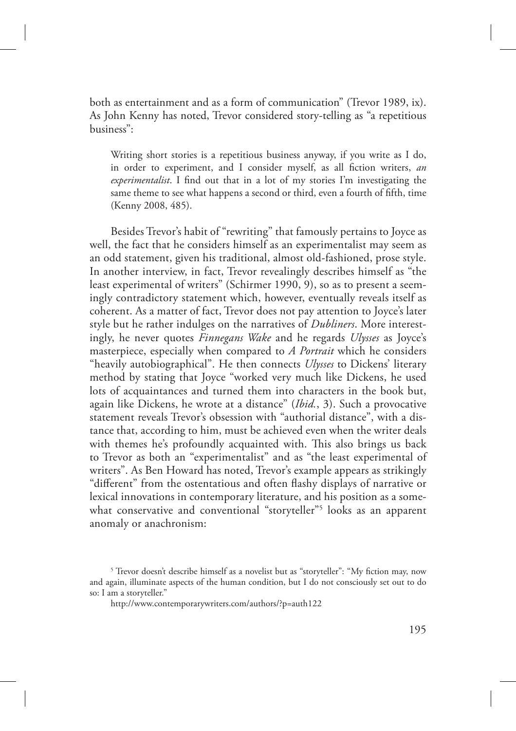both as entertainment and as a form of communication" (Trevor 1989, ix). As John Kenny has noted, Trevor considered story-telling as "a repetitious business":

> Writing short stories is a repetitious business anyway, if you write as I do, in order to experiment, and I consider myself, as all fiction writers, *an experimentalist*. I find out that in a lot of my stories I'm investigating the same theme to see what happens a second or third, even a fourth of fifth, time (Kenny 2008, 485).

Besides Trevor's habit of "rewriting" that famously pertains to Joyce as well, the fact that he considers himself as an experimentalist may seem as an odd statement, given his traditional, almost old-fashioned, prose style. In another interview, in fact, Trevor revealingly describes himself as "the least experimental of writers" (Schirmer 1990, 9), so as to present a seemingly contradictory statement which, however, eventually reveals itself as coherent. As a matter of fact, Trevor does not pay attention to Joyce's later style but he rather indulges on the narratives of *Dubliners*. More interestingly, he never quotes *Finnegans Wake* and he regards *Ulysses* as Joyce's masterpiece, especially when compared to *A Portrait* which he considers "heavily autobiographical". He then connects *Ulysses* to Dickens' literary method by stating that Joyce "worked very much like Dickens, he used lots of acquaintances and turned them into characters in the book but, again like Dickens, he wrote at a distance" (*Ibid.*, 3). Such a provocative statement reveals Trevor's obsession with "authorial distance", with a distance that, according to him, must be achieved even when the writer deals with themes he's profoundly acquainted with. This also brings us back to Trevor as both an "experimentalist" and as "the least experimental of writers". As Ben Howard has noted, Trevor's example appears as strikingly "different" from the ostentatious and often flashy displays of narrative or lexical innovations in contemporary literature, and his position as a somewhat conservative and conventional "storyteller"[5] looks as an apparent anomaly or anachronism:

[5] Trevor doesn't describe himself as a novelist but as "storyteller": "My fiction may, now and again, illuminate aspects of the human condition, but I do not consciously set out to do so: I am a storyteller."

http://www.contemporarywriters.com/authors/?p=auth122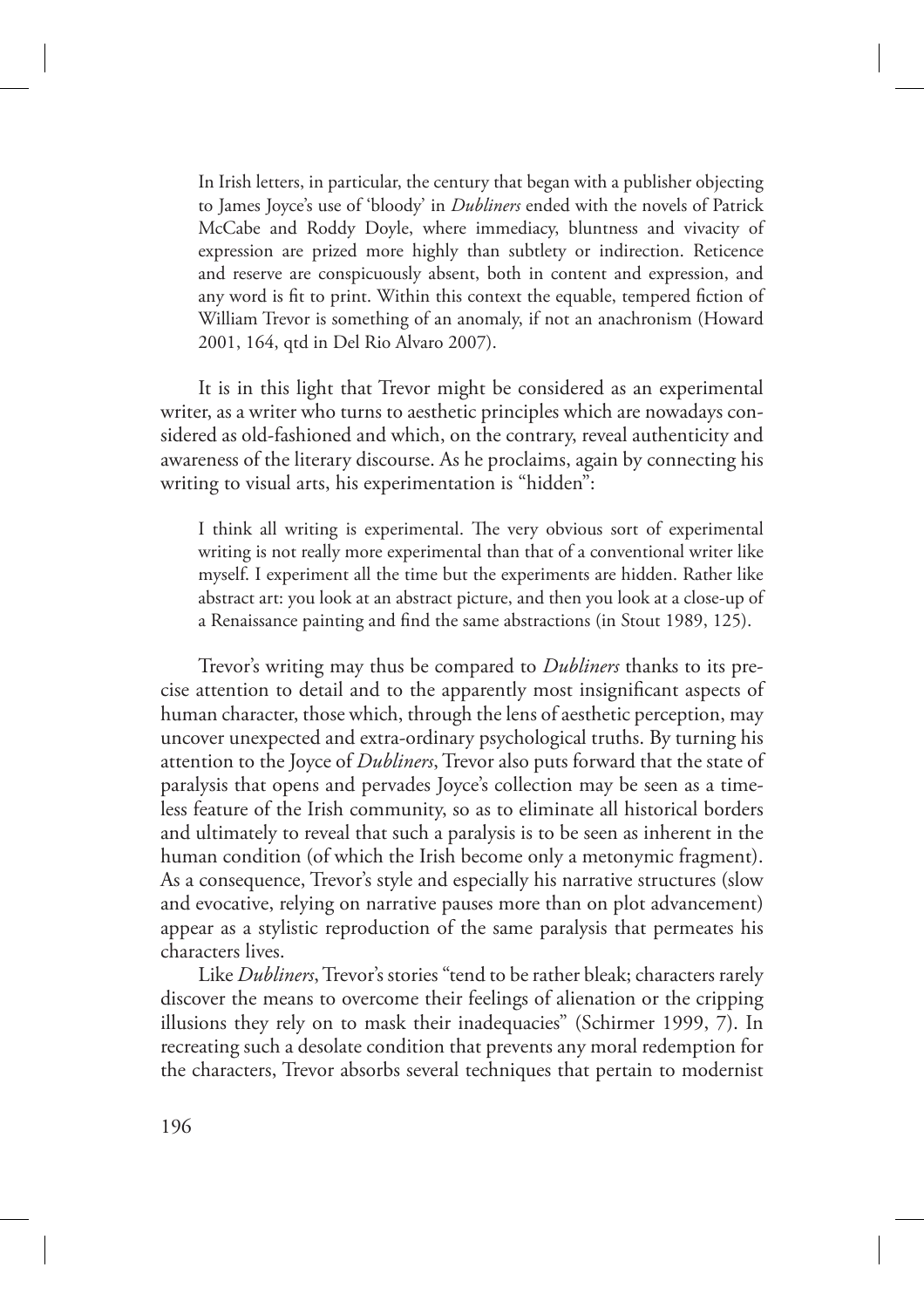> In Irish letters, in particular, the century that began with a publisher objecting to James Joyce's use of 'bloody' in *Dubliners* ended with the novels of Patrick McCabe and Roddy Doyle, where immediacy, bluntness and vivacity of expression are prized more highly than subtlety or indirection. Reticence and reserve are conspicuously absent, both in content and expression, and any word is fit to print. Within this context the equable, tempered fiction of William Trevor is something of an anomaly, if not an anachronism (Howard 2001, 164, qtd in Del Rio Alvaro 2007).

It is in this light that Trevor might be considered as an experimental writer, as a writer who turns to aesthetic principles which are nowadays considered as old-fashioned and which, on the contrary, reveal authenticity and awareness of the literary discourse. As he proclaims, again by connecting his writing to visual arts, his experimentation is "hidden":

> I think all writing is experimental. The very obvious sort of experimental writing is not really more experimental than that of a conventional writer like myself. I experiment all the time but the experiments are hidden. Rather like abstract art: you look at an abstract picture, and then you look at a close-up of a Renaissance painting and find the same abstractions (in Stout 1989, 125).

Trevor's writing may thus be compared to *Dubliners* thanks to its precise attention to detail and to the apparently most insignificant aspects of human character, those which, through the lens of aesthetic perception, may uncover unexpected and extra-ordinary psychological truths. By turning his attention to the Joyce of *Dubliners*, Trevor also puts forward that the state of paralysis that opens and pervades Joyce's collection may be seen as a timeless feature of the Irish community, so as to eliminate all historical borders and ultimately to reveal that such a paralysis is to be seen as inherent in the human condition (of which the Irish become only a metonymic fragment). As a consequence, Trevor's style and especially his narrative structures (slow and evocative, relying on narrative pauses more than on plot advancement) appear as a stylistic reproduction of the same paralysis that permeates his characters lives.

Like *Dubliners*, Trevor's stories "tend to be rather bleak; characters rarely discover the means to overcome their feelings of alienation or the cripping illusions they rely on to mask their inadequacies" (Schirmer 1999, 7). In recreating such a desolate condition that prevents any moral redemption for the characters, Trevor absorbs several techniques that pertain to modernist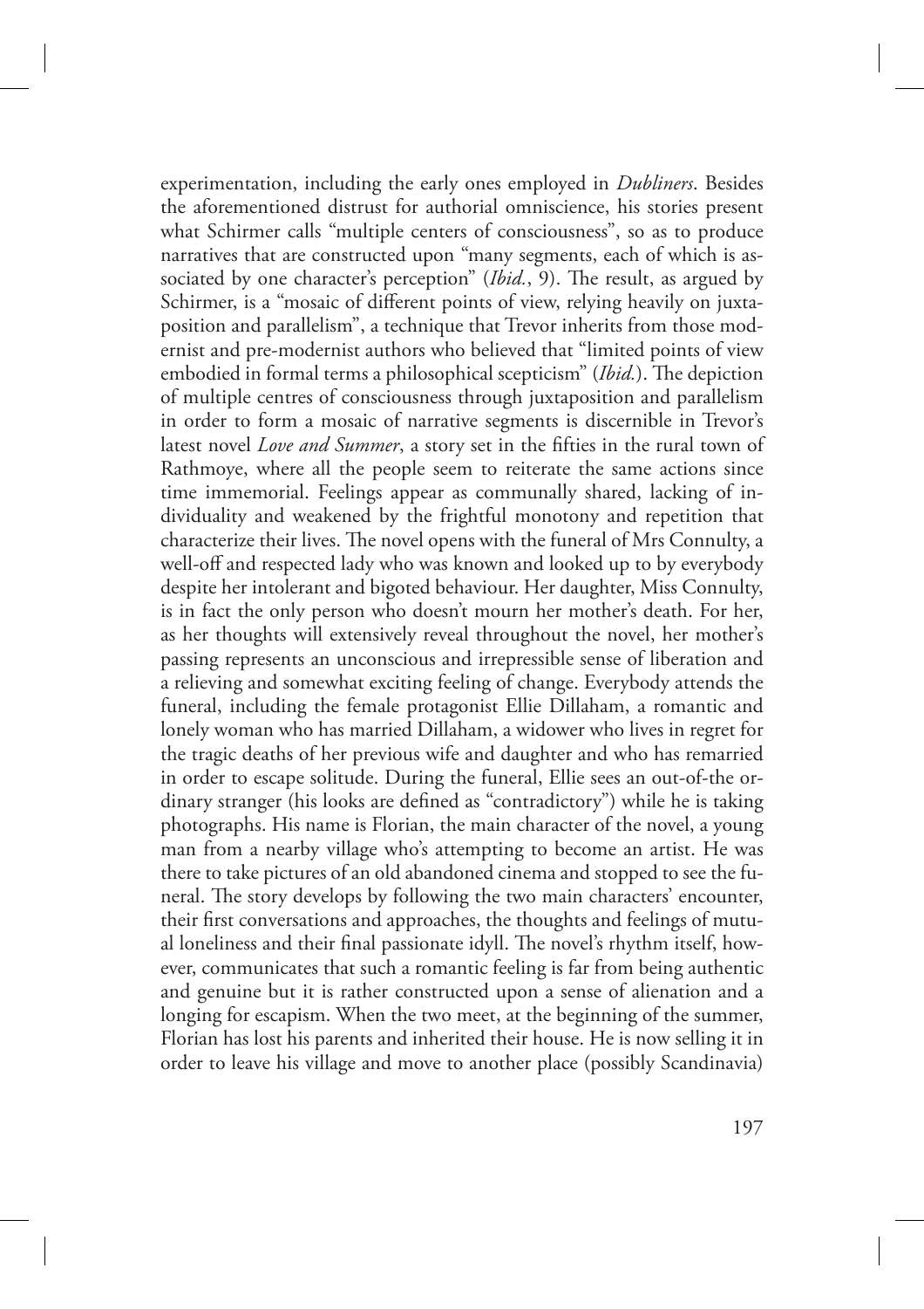experimentation, including the early ones employed in *Dubliners*. Besides the aforementioned distrust for authorial omniscience, his stories present what Schirmer calls "multiple centers of consciousness", so as to produce narratives that are constructed upon "many segments, each of which is associated by one character's perception" (*Ibid.*, 9). The result, as argued by Schirmer, is a "mosaic of different points of view, relying heavily on juxtaposition and parallelism", a technique that Trevor inherits from those modernist and pre-modernist authors who believed that "limited points of view embodied in formal terms a philosophical scepticism" (*Ibid.*). The depiction of multiple centres of consciousness through juxtaposition and parallelism in order to form a mosaic of narrative segments is discernible in Trevor's latest novel *Love and Summer*, a story set in the fifties in the rural town of Rathmoye, where all the people seem to reiterate the same actions since time immemorial. Feelings appear as communally shared, lacking of individuality and weakened by the frightful monotony and repetition that characterize their lives. The novel opens with the funeral of Mrs Connulty, a well-off and respected lady who was known and looked up to by everybody despite her intolerant and bigoted behaviour. Her daughter, Miss Connulty, is in fact the only person who doesn't mourn her mother's death. For her, as her thoughts will extensively reveal throughout the novel, her mother's passing represents an unconscious and irrepressible sense of liberation and a relieving and somewhat exciting feeling of change. Everybody attends the funeral, including the female protagonist Ellie Dillaham, a romantic and lonely woman who has married Dillaham, a widower who lives in regret for the tragic deaths of her previous wife and daughter and who has remarried in order to escape solitude. During the funeral, Ellie sees an out-of-the ordinary stranger (his looks are defined as "contradictory") while he is taking photographs. His name is Florian, the main character of the novel, a young man from a nearby village who's attempting to become an artist. He was there to take pictures of an old abandoned cinema and stopped to see the funeral. The story develops by following the two main characters' encounter, their first conversations and approaches, the thoughts and feelings of mutual loneliness and their final passionate idyll. The novel's rhythm itself, however, communicates that such a romantic feeling is far from being authentic and genuine but it is rather constructed upon a sense of alienation and a longing for escapism. When the two meet, at the beginning of the summer, Florian has lost his parents and inherited their house. He is now selling it in order to leave his village and move to another place (possibly Scandinavia)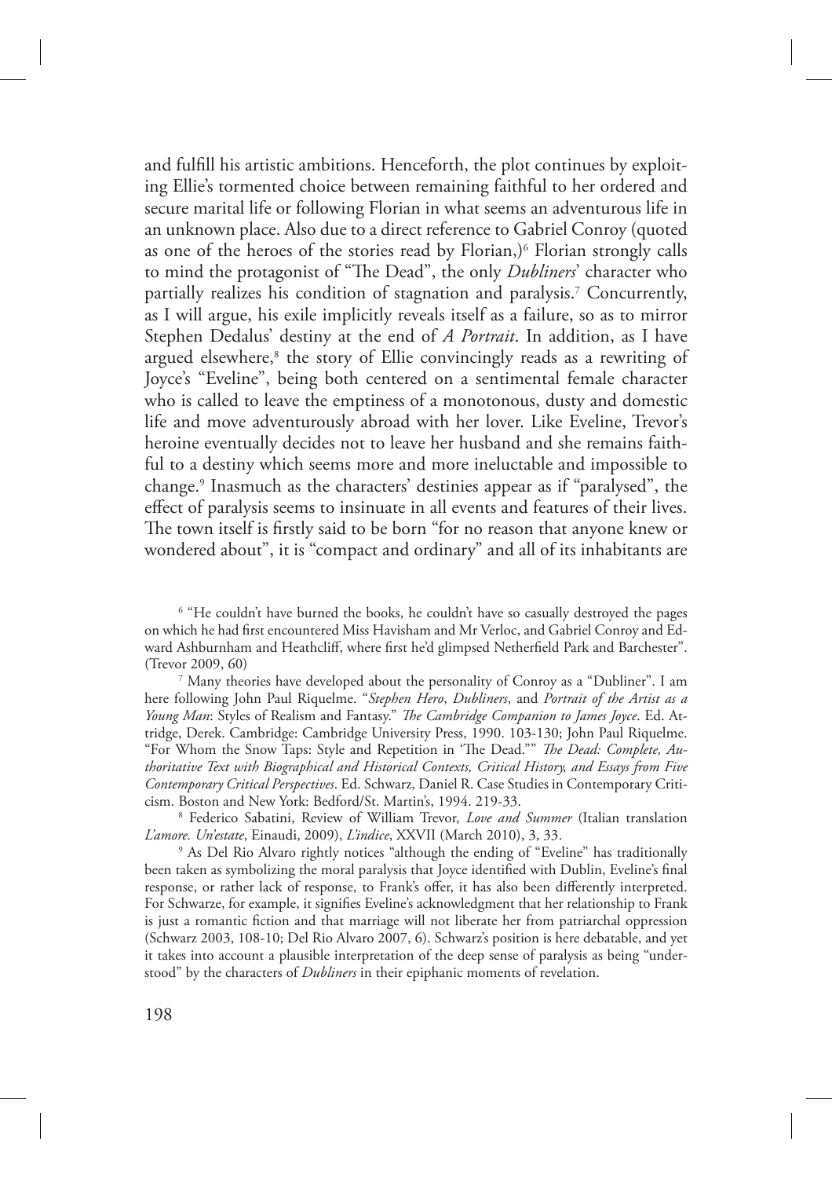and fulfill his artistic ambitions. Henceforth, the plot continues by exploiting Ellie's tormented choice between remaining faithful to her ordered and secure marital life or following Florian in what seems an adventurous life in an unknown place. Also due to a direct reference to Gabriel Conroy (quoted as one of the heroes of the stories read by Florian,)[6] Florian strongly calls to mind the protagonist of "The Dead", the only *Dubliners*' character who partially realizes his condition of stagnation and paralysis.[7] Concurrently, as I will argue, his exile implicitly reveals itself as a failure, so as to mirror Stephen Dedalus' destiny at the end of *A Portrait*. In addition, as I have argued elsewhere,[8] the story of Ellie convincingly reads as a rewriting of Joyce's "Eveline", being both centered on a sentimental female character who is called to leave the emptiness of a monotonous, dusty and domestic life and move adventurously abroad with her lover. Like Eveline, Trevor's heroine eventually decides not to leave her husband and she remains faithful to a destiny which seems more and more ineluctable and impossible to change.[9] Inasmuch as the characters' destinies appear as if "paralysed", the effect of paralysis seems to insinuate in all events and features of their lives. The town itself is firstly said to be born "for no reason that anyone knew or wondered about", it is "compact and ordinary" and all of its inhabitants are

[6] "He couldn't have burned the books, he couldn't have so casually destroyed the pages on which he had first encountered Miss Havisham and Mr Verloc, and Gabriel Conroy and Edward Ashburnham and Heathcliff, where first he'd glimpsed Netherfield Park and Barchester". (Trevor 2009, 60)

[7] Many theories have developed about the personality of Conroy as a "Dubliner". I am here following John Paul Riquelme. "*Stephen Hero*, *Dubliners*, and *Portrait of the Artist as a Young Man*: Styles of Realism and Fantasy." *The Cambridge Companion to James Joyce*. Ed. Attridge, Derek. Cambridge: Cambridge University Press, 1990. 103-130; John Paul Riquelme. "For Whom the Snow Taps: Style and Repetition in 'The Dead.'" *The Dead: Complete, Authoritative Text with Biographical and Historical Contexts, Critical History, and Essays from Five Contemporary Critical Perspectives*. Ed. Schwarz, Daniel R. Case Studies in Contemporary Criticism. Boston and New York: Bedford/St. Martin's, 1994. 219-33.

[8] Federico Sabatini, Review of William Trevor, *Love and Summer* (Italian translation *L'amore. Un'estate*, Einaudi, 2009), *L'indice*, XXVII (March 2010), 3, 33.

[9] As Del Rio Alvaro rightly notices "although the ending of "Eveline" has traditionally been taken as symbolizing the moral paralysis that Joyce identified with Dublin, Eveline's final response, or rather lack of response, to Frank's offer, it has also been differently interpreted. For Schwarze, for example, it signifies Eveline's acknowledgment that her relationship to Frank is just a romantic fiction and that marriage will not liberate her from patriarchal oppression (Schwarz 2003, 108-10; Del Rio Alvaro 2007, 6). Schwarz's position is here debatable, and yet it takes into account a plausible interpretation of the deep sense of paralysis as being "understood" by the characters of *Dubliners* in their epiphanic moments of revelation.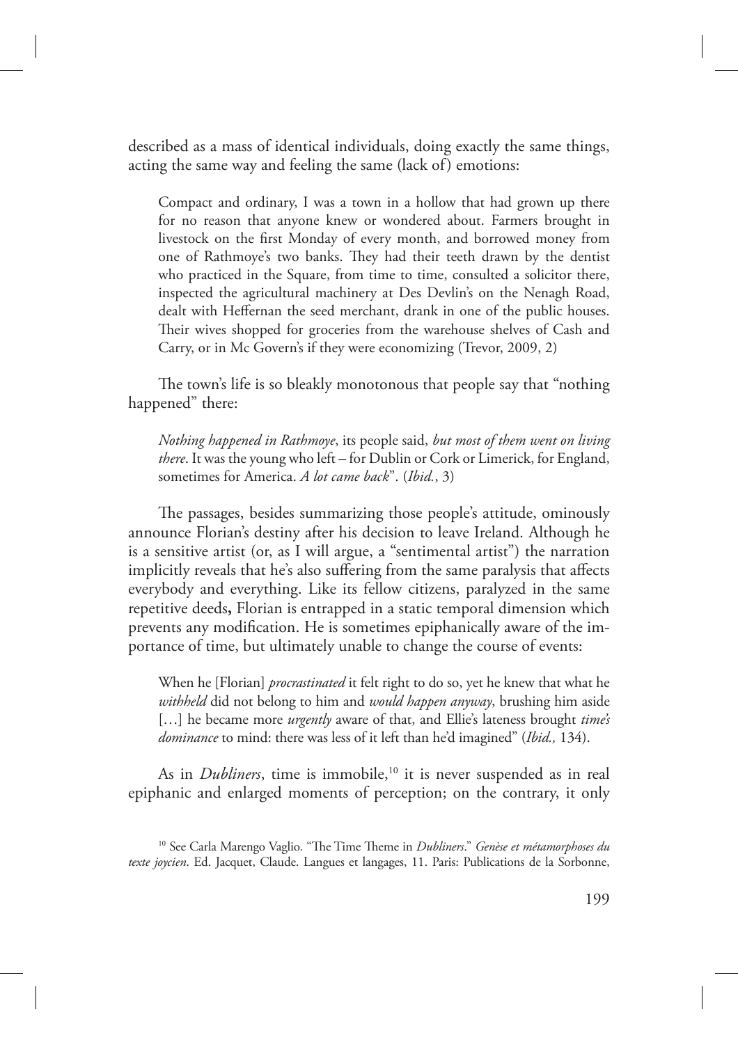described as a mass of identical individuals, doing exactly the same things, acting the same way and feeling the same (lack of) emotions:

> Compact and ordinary, I was a town in a hollow that had grown up there for no reason that anyone knew or wondered about. Farmers brought in livestock on the first Monday of every month, and borrowed money from one of Rathmoye's two banks. They had their teeth drawn by the dentist who practiced in the Square, from time to time, consulted a solicitor there, inspected the agricultural machinery at Des Devlin's on the Nenagh Road, dealt with Heffernan the seed merchant, drank in one of the public houses. Their wives shopped for groceries from the warehouse shelves of Cash and Carry, or in Mc Govern's if they were economizing (Trevor, 2009, 2)

The town's life is so bleakly monotonous that people say that "nothing happened" there:

> *Nothing happened in Rathmoye*, its people said, *but most of them went on living there*. It was the young who left – for Dublin or Cork or Limerick, for England, sometimes for America. *A lot came back*". (*Ibid.*, 3)

The passages, besides summarizing those people's attitude, ominously announce Florian's destiny after his decision to leave Ireland. Although he is a sensitive artist (or, as I will argue, a "sentimental artist") the narration implicitly reveals that he's also suffering from the same paralysis that affects everybody and everything. Like its fellow citizens, paralyzed in the same repetitive deeds**,** Florian is entrapped in a static temporal dimension which prevents any modification. He is sometimes epiphanically aware of the importance of time, but ultimately unable to change the course of events:

> When he [Florian] *procrastinated* it felt right to do so, yet he knew that what he *withheld* did not belong to him and *would happen anyway*, brushing him aside […] he became more *urgently* aware of that, and Ellie's lateness brought *time's dominance* to mind: there was less of it left than he'd imagined" (*Ibid.,* 134).

As in *Dubliners*, time is immobile,[10] it is never suspended as in real epiphanic and enlarged moments of perception; on the contrary, it only

[10] See Carla Marengo Vaglio. "The Time Theme in *Dubliners*." *Genèse et métamorphoses du texte joycien*. Ed. Jacquet, Claude. Langues et langages, 11. Paris: Publications de la Sorbonne,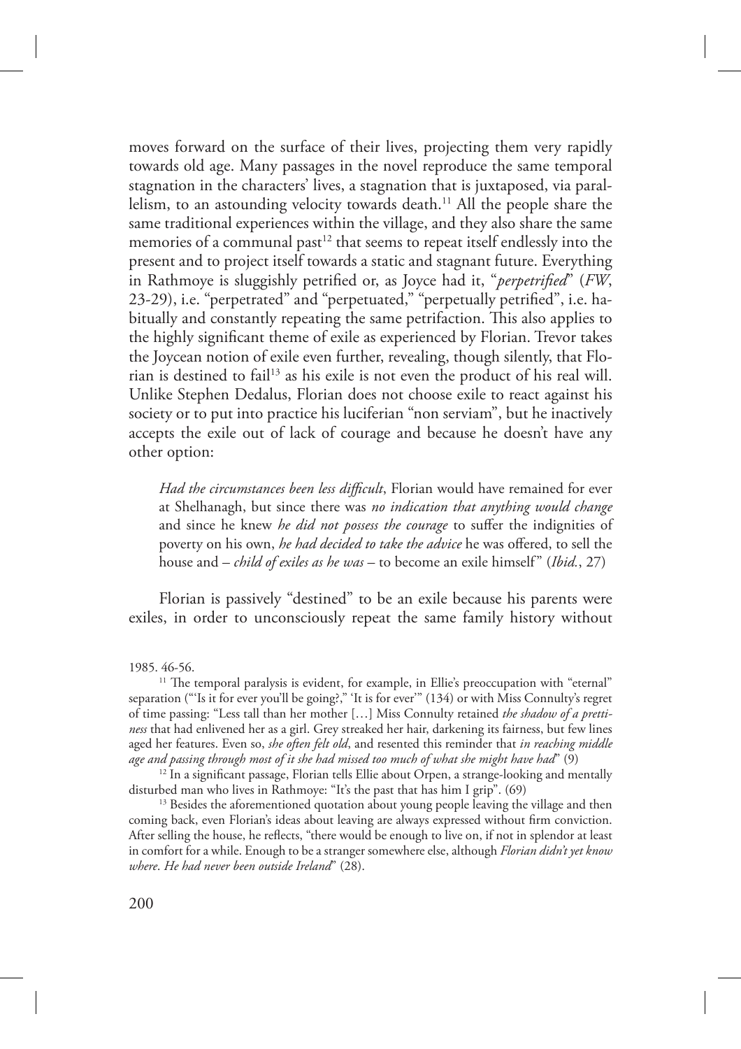moves forward on the surface of their lives, projecting them very rapidly towards old age. Many passages in the novel reproduce the same temporal stagnation in the characters' lives, a stagnation that is juxtaposed, via parallelism, to an astounding velocity towards death.[11] All the people share the same traditional experiences within the village, and they also share the same memories of a communal past[12] that seems to repeat itself endlessly into the present and to project itself towards a static and stagnant future. Everything in Rathmoye is sluggishly petrified or, as Joyce had it, "*perpetrified*" (*FW*, 23-29), i.e. "perpetrated" and "perpetuated," "perpetually petrified", i.e. habitually and constantly repeating the same petrifaction. This also applies to the highly significant theme of exile as experienced by Florian. Trevor takes the Joycean notion of exile even further, revealing, though silently, that Florian is destined to fail[13] as his exile is not even the product of his real will. Unlike Stephen Dedalus, Florian does not choose exile to react against his society or to put into practice his luciferian "non serviam", but he inactively accepts the exile out of lack of courage and because he doesn't have any other option:

> *Had the circumstances been less difficult*, Florian would have remained for ever at Shelhanagh, but since there was *no indication that anything would change* and since he knew *he did not possess the courage* to suffer the indignities of poverty on his own, *he had decided to take the advice* he was offered, to sell the house and – *child of exiles as he was* – to become an exile himself" (*Ibid.*, 27)

Florian is passively "destined" to be an exile because his parents were exiles, in order to unconsciously repeat the same family history without

1985. 46-56.

[11] The temporal paralysis is evident, for example, in Ellie's preoccupation with "eternal" separation ("'Is it for ever you'll be going?,' 'It is for ever'" (134) or with Miss Connulty's regret of time passing: "Less tall than her mother […] Miss Connulty retained *the shadow of a prettiness* that had enlivened her as a girl. Grey streaked her hair, darkening its fairness, but few lines aged her features. Even so, *she often felt old*, and resented this reminder that *in reaching middle age and passing through most of it she had missed too much of what she might have had*" (9)

[12] In a significant passage, Florian tells Ellie about Orpen, a strange-looking and mentally disturbed man who lives in Rathmoye: "It's the past that has him I grip". (69)

[13] Besides the aforementioned quotation about young people leaving the village and then coming back, even Florian's ideas about leaving are always expressed without firm conviction. After selling the house, he reflects, "there would be enough to live on, if not in splendor at least in comfort for a while. Enough to be a stranger somewhere else, although *Florian didn't yet know where. He had never been outside Ireland*" (28).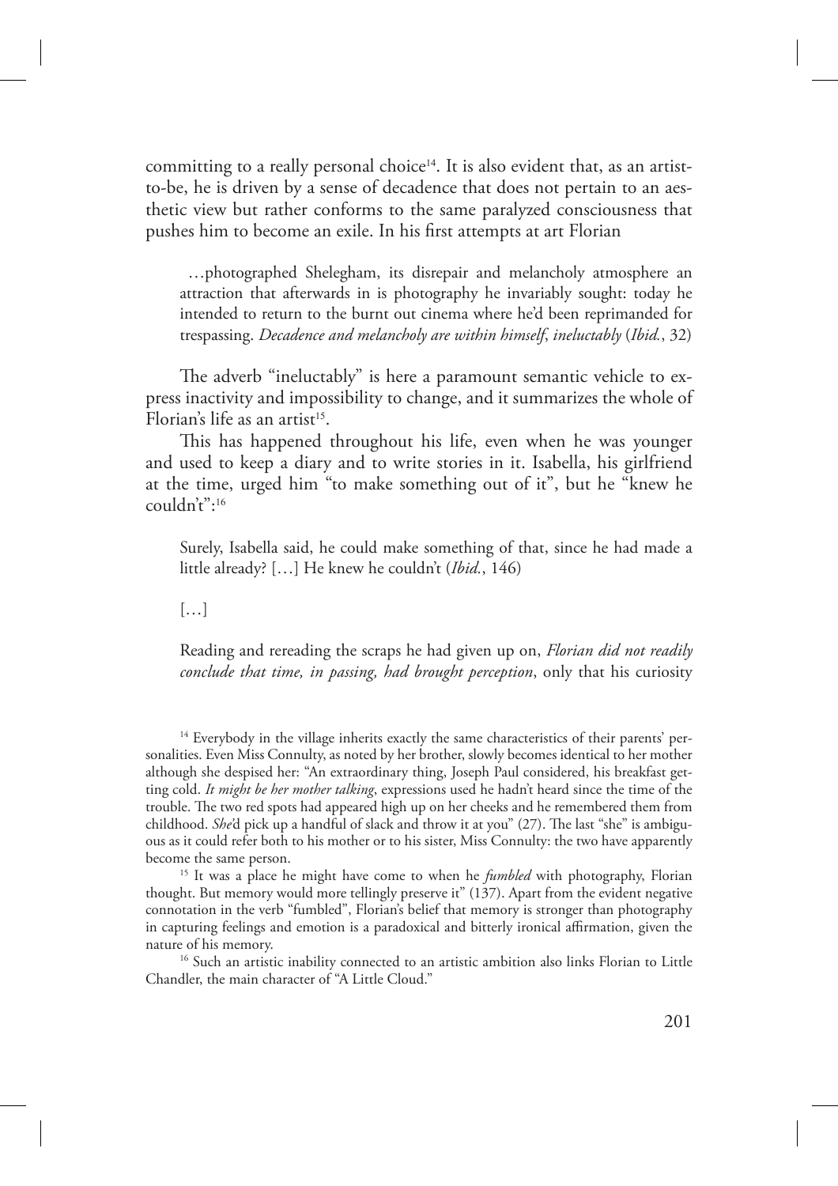committing to a really personal choice[14]. It is also evident that, as an artist-to-be, he is driven by a sense of decadence that does not pertain to an aesthetic view but rather conforms to the same paralyzed consciousness that pushes him to become an exile. In his first attempts at art Florian

> …photographed Shelegham, its disrepair and melancholy atmosphere an attraction that afterwards in is photography he invariably sought: today he intended to return to the burnt out cinema where he'd been reprimanded for trespassing. *Decadence and melancholy are within himself*, *ineluctably* (*Ibid.*, 32)

The adverb "ineluctably" is here a paramount semantic vehicle to express inactivity and impossibility to change, and it summarizes the whole of Florian's life as an artist[15].

This has happened throughout his life, even when he was younger and used to keep a diary and to write stories in it. Isabella, his girlfriend at the time, urged him "to make something out of it", but he "knew he couldn't":[16]

> Surely, Isabella said, he could make something of that, since he had made a little already? […] He knew he couldn't (*Ibid.*, 146)
>
> […]
>
> Reading and rereading the scraps he had given up on, *Florian did not readily conclude that time, in passing, had brought perception*, only that his curiosity

[14] Everybody in the village inherits exactly the same characteristics of their parents' personalities. Even Miss Connulty, as noted by her brother, slowly becomes identical to her mother although she despised her: "An extraordinary thing, Joseph Paul considered, his breakfast getting cold. *It might be her mother talking*, expressions used he hadn't heard since the time of the trouble. The two red spots had appeared high up on her cheeks and he remembered them from childhood. *She*'d pick up a handful of slack and throw it at you" (27). The last "she" is ambiguous as it could refer both to his mother or to his sister, Miss Connulty: the two have apparently become the same person.

[15] It was a place he might have come to when he *fumbled* with photography, Florian thought. But memory would more tellingly preserve it" (137). Apart from the evident negative connotation in the verb "fumbled", Florian's belief that memory is stronger than photography in capturing feelings and emotion is a paradoxical and bitterly ironical affirmation, given the nature of his memory.

[16] Such an artistic inability connected to an artistic ambition also links Florian to Little Chandler, the main character of "A Little Cloud."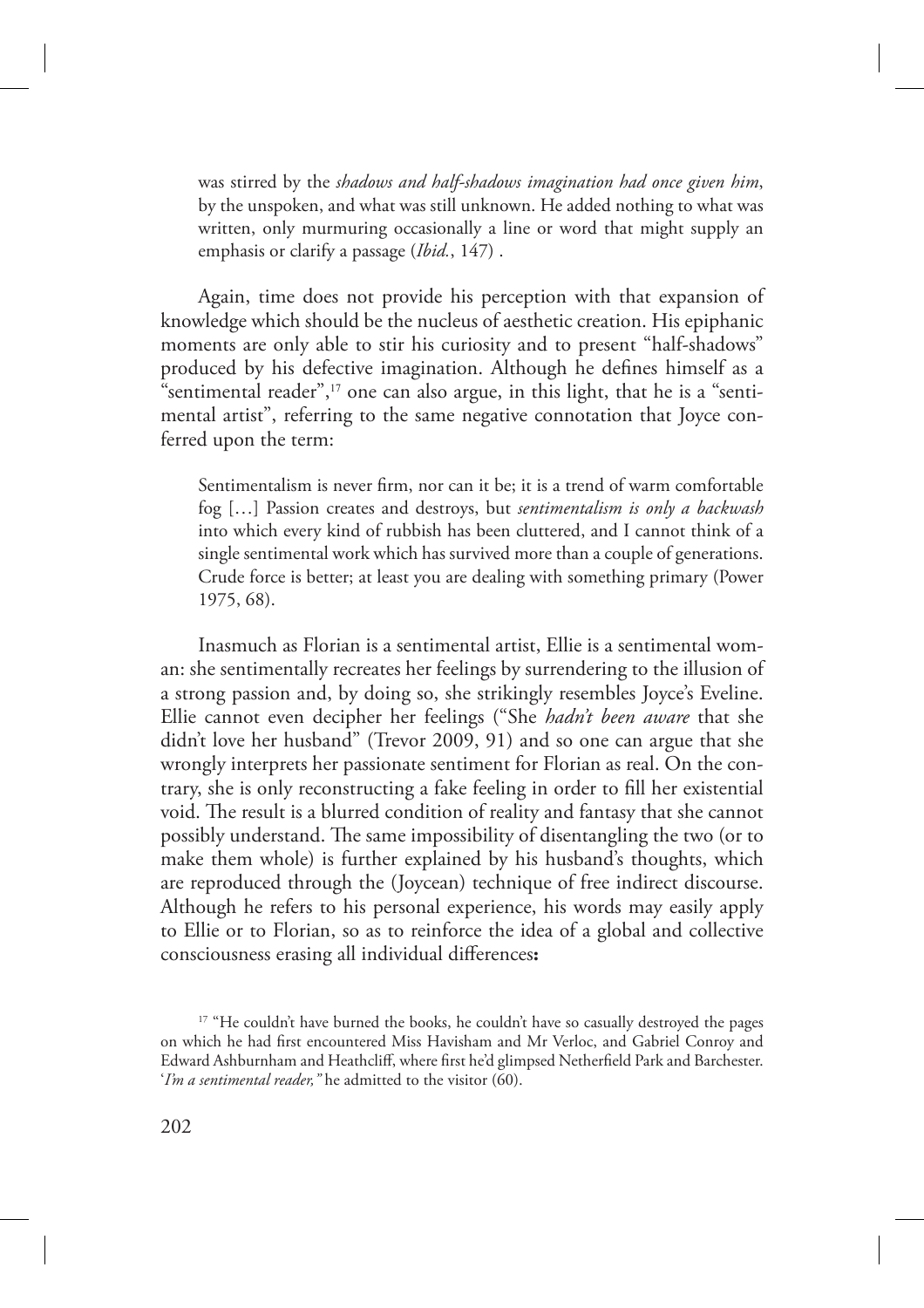> was stirred by the *shadows and half-shadows imagination had once given him*, by the unspoken, and what was still unknown. He added nothing to what was written, only murmuring occasionally a line or word that might supply an emphasis or clarify a passage (*Ibid.*, 147) .

Again, time does not provide his perception with that expansion of knowledge which should be the nucleus of aesthetic creation. His epiphanic moments are only able to stir his curiosity and to present "half-shadows" produced by his defective imagination. Although he defines himself as a "sentimental reader",[17] one can also argue, in this light, that he is a "sentimental artist", referring to the same negative connotation that Joyce conferred upon the term:

> Sentimentalism is never firm, nor can it be; it is a trend of warm comfortable fog […] Passion creates and destroys, but *sentimentalism is only a backwash* into which every kind of rubbish has been cluttered, and I cannot think of a single sentimental work which has survived more than a couple of generations. Crude force is better; at least you are dealing with something primary (Power 1975, 68).

Inasmuch as Florian is a sentimental artist, Ellie is a sentimental woman: she sentimentally recreates her feelings by surrendering to the illusion of a strong passion and, by doing so, she strikingly resembles Joyce's Eveline. Ellie cannot even decipher her feelings ("She *hadn't been aware* that she didn't love her husband" (Trevor 2009, 91) and so one can argue that she wrongly interprets her passionate sentiment for Florian as real. On the contrary, she is only reconstructing a fake feeling in order to fill her existential void. The result is a blurred condition of reality and fantasy that she cannot possibly understand. The same impossibility of disentangling the two (or to make them whole) is further explained by his husband's thoughts, which are reproduced through the (Joycean) technique of free indirect discourse. Although he refers to his personal experience, his words may easily apply to Ellie or to Florian, so as to reinforce the idea of a global and collective consciousness erasing all individual differences**:**

[17] "He couldn't have burned the books, he couldn't have so casually destroyed the pages on which he had first encountered Miss Havisham and Mr Verloc, and Gabriel Conroy and Edward Ashburnham and Heathcliff, where first he'd glimpsed Netherfield Park and Barchester. '*I'm a sentimental reader,"* he admitted to the visitor (60).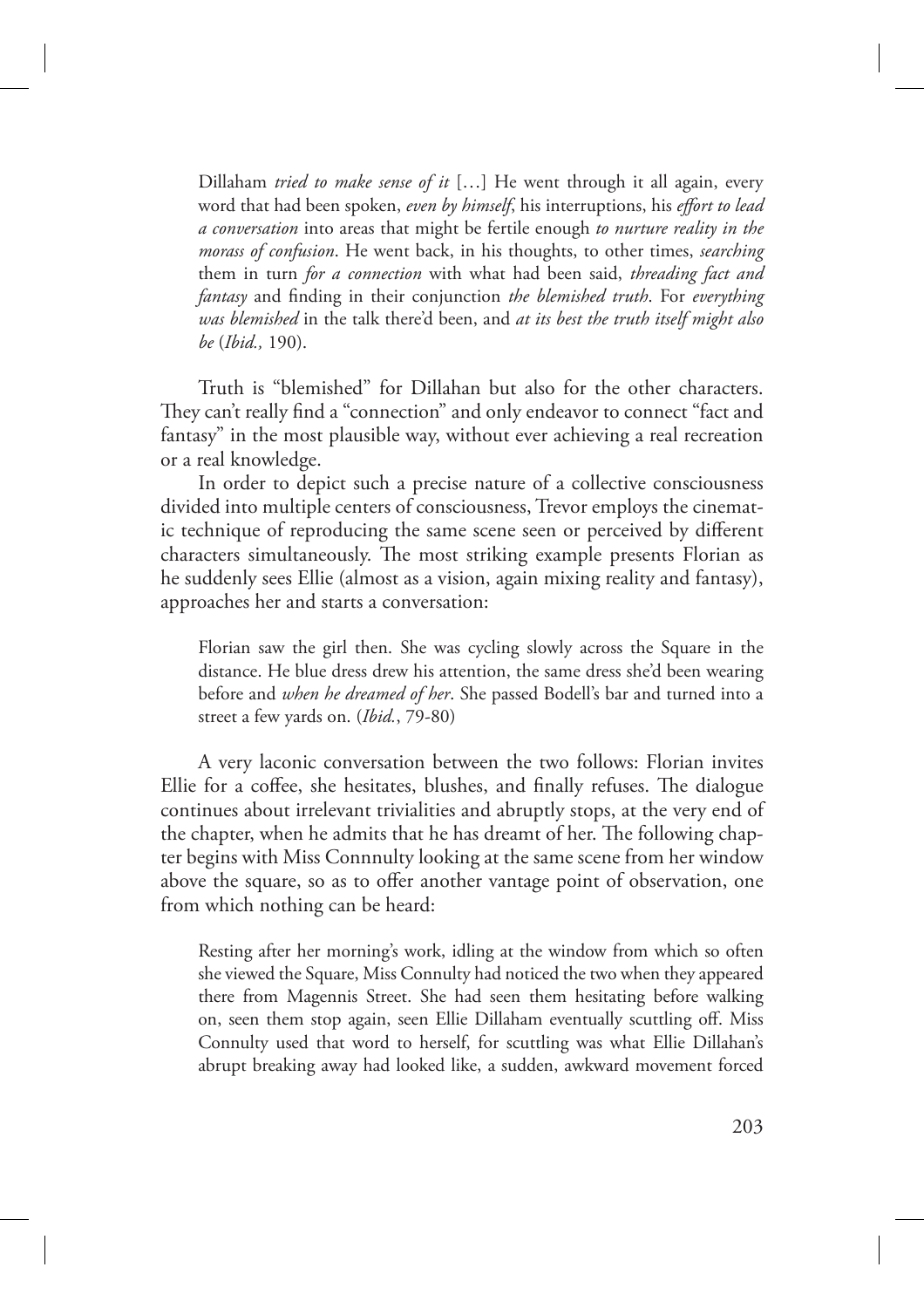> Dillaham *tried to make sense of it* […] He went through it all again, every word that had been spoken, *even by himself*, his interruptions, his *effort to lead a conversation* into areas that might be fertile enough *to nurture reality in the morass of confusion*. He went back, in his thoughts, to other times, *searching* them in turn *for a connection* with what had been said, *threading fact and fantasy* and finding in their conjunction *the blemished truth*. For *everything was blemished* in the talk there'd been, and *at its best the truth itself might also be* (*Ibid.,* 190).

Truth is "blemished" for Dillahan but also for the other characters. They can't really find a "connection" and only endeavor to connect "fact and fantasy" in the most plausible way, without ever achieving a real recreation or a real knowledge.

In order to depict such a precise nature of a collective consciousness divided into multiple centers of consciousness, Trevor employs the cinematic technique of reproducing the same scene seen or perceived by different characters simultaneously. The most striking example presents Florian as he suddenly sees Ellie (almost as a vision, again mixing reality and fantasy), approaches her and starts a conversation:

> Florian saw the girl then. She was cycling slowly across the Square in the distance. He blue dress drew his attention, the same dress she'd been wearing before and *when he dreamed of her*. She passed Bodell's bar and turned into a street a few yards on. (*Ibid.*, 79-80)

A very laconic conversation between the two follows: Florian invites Ellie for a coffee, she hesitates, blushes, and finally refuses. The dialogue continues about irrelevant trivialities and abruptly stops, at the very end of the chapter, when he admits that he has dreamt of her. The following chapter begins with Miss Connnulty looking at the same scene from her window above the square, so as to offer another vantage point of observation, one from which nothing can be heard:

> Resting after her morning's work, idling at the window from which so often she viewed the Square, Miss Connulty had noticed the two when they appeared there from Magennis Street. She had seen them hesitating before walking on, seen them stop again, seen Ellie Dillaham eventually scuttling off. Miss Connulty used that word to herself, for scuttling was what Ellie Dillahan's abrupt breaking away had looked like, a sudden, awkward movement forced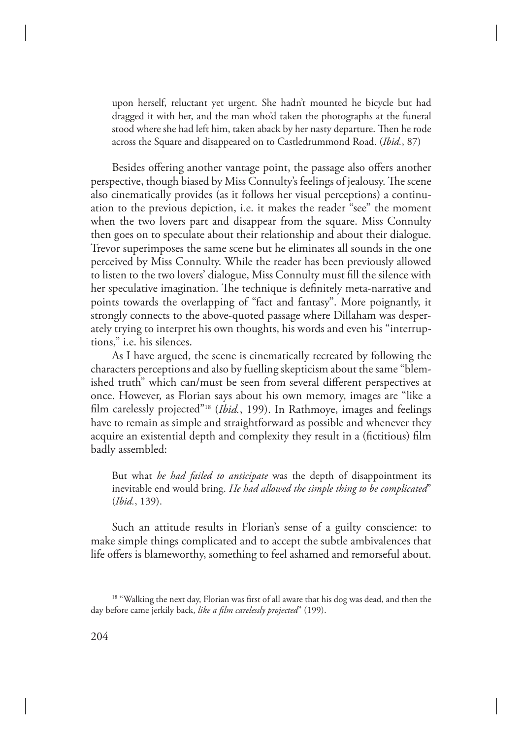> upon herself, reluctant yet urgent. She hadn't mounted he bicycle but had dragged it with her, and the man who'd taken the photographs at the funeral stood where she had left him, taken aback by her nasty departure. Then he rode across the Square and disappeared on to Castledrummond Road. (*Ibid.*, 87)

Besides offering another vantage point, the passage also offers another perspective, though biased by Miss Connulty's feelings of jealousy. The scene also cinematically provides (as it follows her visual perceptions) a continuation to the previous depiction, i.e. it makes the reader "see" the moment when the two lovers part and disappear from the square. Miss Connulty then goes on to speculate about their relationship and about their dialogue. Trevor superimposes the same scene but he eliminates all sounds in the one perceived by Miss Connulty. While the reader has been previously allowed to listen to the two lovers' dialogue, Miss Connulty must fill the silence with her speculative imagination. The technique is definitely meta-narrative and points towards the overlapping of "fact and fantasy". More poignantly, it strongly connects to the above-quoted passage where Dillaham was desperately trying to interpret his own thoughts, his words and even his "interruptions," i.e. his silences.

As I have argued, the scene is cinematically recreated by following the characters perceptions and also by fuelling skepticism about the same "blemished truth" which can/must be seen from several different perspectives at once. However, as Florian says about his own memory, images are "like a film carelessly projected"[18] (*Ibid.*, 199). In Rathmoye, images and feelings have to remain as simple and straightforward as possible and whenever they acquire an existential depth and complexity they result in a (fictitious) film badly assembled:

> But what *he had failed to anticipate* was the depth of disappointment its inevitable end would bring. *He had allowed the simple thing to be complicated*" (*Ibid.*, 139).

Such an attitude results in Florian's sense of a guilty conscience: to make simple things complicated and to accept the subtle ambivalences that life offers is blameworthy, something to feel ashamed and remorseful about.

[18] "Walking the next day, Florian was first of all aware that his dog was dead, and then the day before came jerkily back, *like a film carelessly projected*" (199).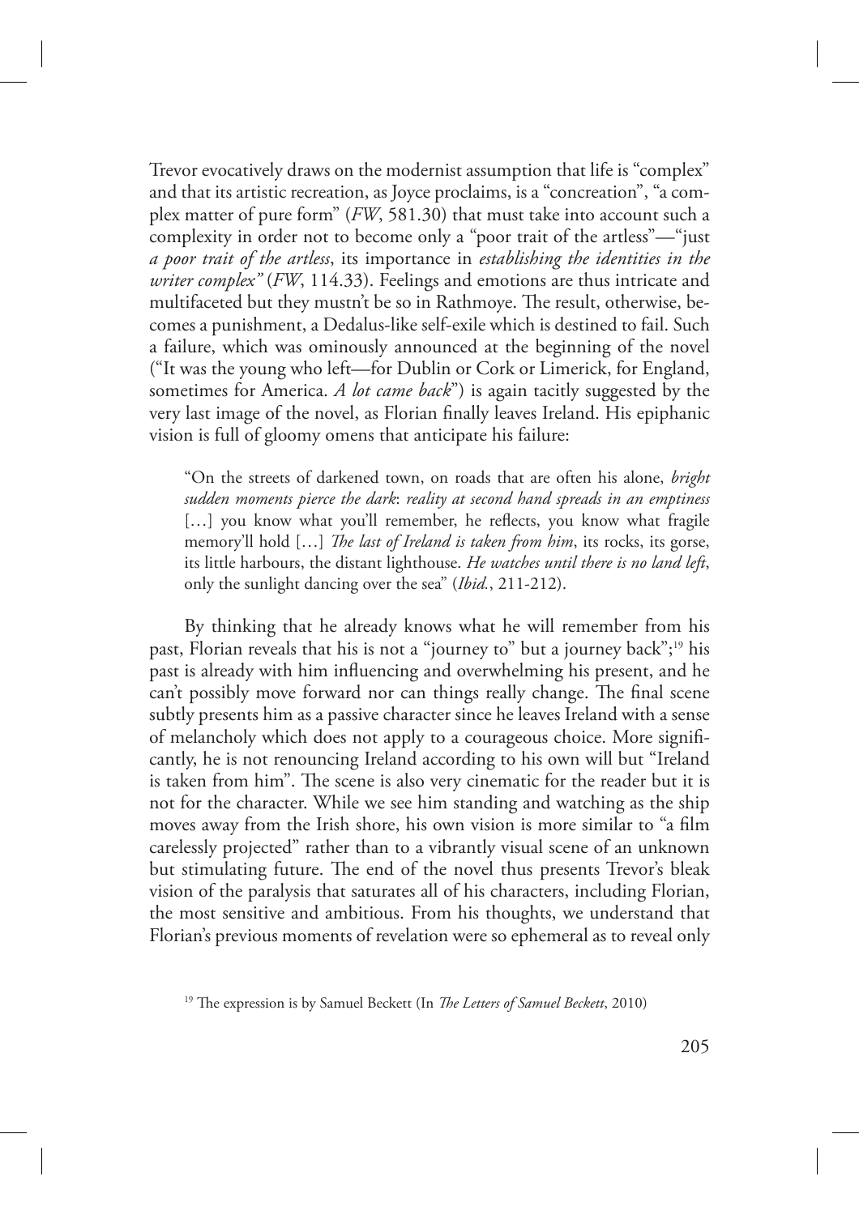Trevor evocatively draws on the modernist assumption that life is "complex" and that its artistic recreation, as Joyce proclaims, is a "concreation", "a complex matter of pure form" (*FW*, 581.30) that must take into account such a complexity in order not to become only a "poor trait of the artless"—"just *a poor trait of the artless*, its importance in *establishing the identities in the writer complex"* (*FW*, 114.33). Feelings and emotions are thus intricate and multifaceted but they mustn't be so in Rathmoye. The result, otherwise, becomes a punishment, a Dedalus-like self-exile which is destined to fail. Such a failure, which was ominously announced at the beginning of the novel ("It was the young who left—for Dublin or Cork or Limerick, for England, sometimes for America. *A lot came back*") is again tacitly suggested by the very last image of the novel, as Florian finally leaves Ireland. His epiphanic vision is full of gloomy omens that anticipate his failure:

> "On the streets of darkened town, on roads that are often his alone, *bright sudden moments pierce the dark*: *reality at second hand spreads in an emptiness* […] you know what you'll remember, he reflects, you know what fragile memory'll hold […] *The last of Ireland is taken from him*, its rocks, its gorse, its little harbours, the distant lighthouse. *He watches until there is no land left*, only the sunlight dancing over the sea" (*Ibid.*, 211-212).

By thinking that he already knows what he will remember from his past, Florian reveals that his is not a "journey to" but a journey back";[19] his past is already with him influencing and overwhelming his present, and he can't possibly move forward nor can things really change. The final scene subtly presents him as a passive character since he leaves Ireland with a sense of melancholy which does not apply to a courageous choice. More significantly, he is not renouncing Ireland according to his own will but "Ireland is taken from him". The scene is also very cinematic for the reader but it is not for the character. While we see him standing and watching as the ship moves away from the Irish shore, his own vision is more similar to "a film carelessly projected" rather than to a vibrantly visual scene of an unknown but stimulating future. The end of the novel thus presents Trevor's bleak vision of the paralysis that saturates all of his characters, including Florian, the most sensitive and ambitious. From his thoughts, we understand that Florian's previous moments of revelation were so ephemeral as to reveal only

[19] The expression is by Samuel Beckett (In *The Letters of Samuel Beckett*, 2010)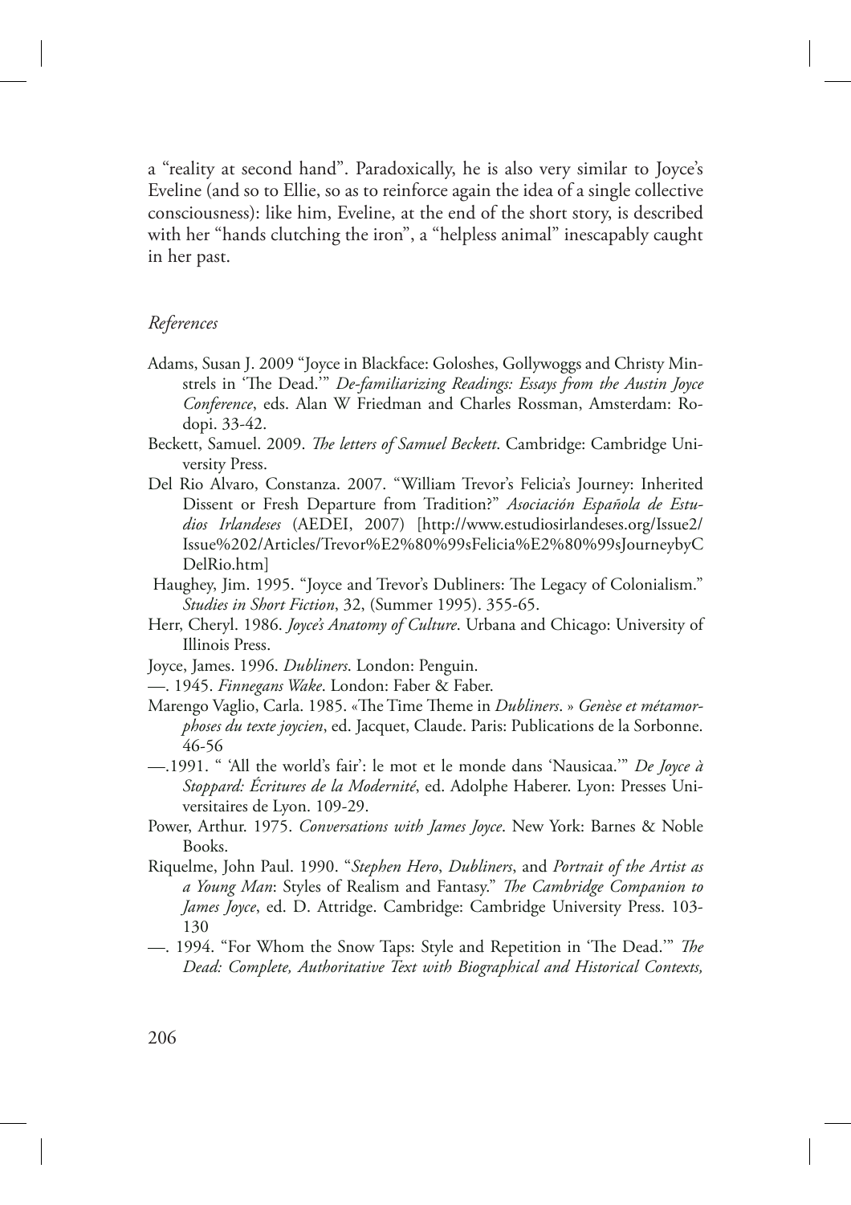a "reality at second hand". Paradoxically, he is also very similar to Joyce's Eveline (and so to Ellie, so as to reinforce again the idea of a single collective consciousness): like him, Eveline, at the end of the short story, is described with her "hands clutching the iron", a "helpless animal" inescapably caught in her past.

*References*

Adams, Susan J. 2009 "Joyce in Blackface: Goloshes, Gollywoggs and Christy Minstrels in 'The Dead.'" *De-familiarizing Readings: Essays from the Austin Joyce Conference*, eds. Alan W Friedman and Charles Rossman, Amsterdam: Rodopi. 33-42.

Beckett, Samuel. 2009. *The letters of Samuel Beckett*. Cambridge: Cambridge University Press.

Del Rio Alvaro, Constanza. 2007. "William Trevor's Felicia's Journey: Inherited Dissent or Fresh Departure from Tradition?" *Asociación Española de Estudios Irlandeses* (AEDEI, 2007) [http://www.estudiosirlandeses.org/Issue2/Issue%202/Articles/Trevor%E2%80%99sFelicia%E2%80%99sJourneybyCDelRio.htm]

Haughey, Jim. 1995. "Joyce and Trevor's Dubliners: The Legacy of Colonialism." *Studies in Short Fiction*, 32, (Summer 1995). 355-65.

Herr, Cheryl. 1986. *Joyce's Anatomy of Culture*. Urbana and Chicago: University of Illinois Press.

Joyce, James. 1996. *Dubliners*. London: Penguin.

—. 1945. *Finnegans Wake*. London: Faber & Faber.

Marengo Vaglio, Carla. 1985. «The Time Theme in *Dubliners*. » *Genèse et métamorphoses du texte joycien*, ed. Jacquet, Claude. Paris: Publications de la Sorbonne. 46-56

—.1991. " 'All the world's fair': le mot et le monde dans 'Nausicaa.'" *De Joyce à Stoppard: Écritures de la Modernité*, ed. Adolphe Haberer. Lyon: Presses Universitaires de Lyon. 109-29.

Power, Arthur. 1975. *Conversations with James Joyce*. New York: Barnes & Noble Books.

Riquelme, John Paul. 1990. "*Stephen Hero*, *Dubliners*, and *Portrait of the Artist as a Young Man*: Styles of Realism and Fantasy." *The Cambridge Companion to James Joyce*, ed. D. Attridge. Cambridge: Cambridge University Press. 103-130

—. 1994. "For Whom the Snow Taps: Style and Repetition in 'The Dead.'" *The Dead: Complete, Authoritative Text with Biographical and Historical Contexts,*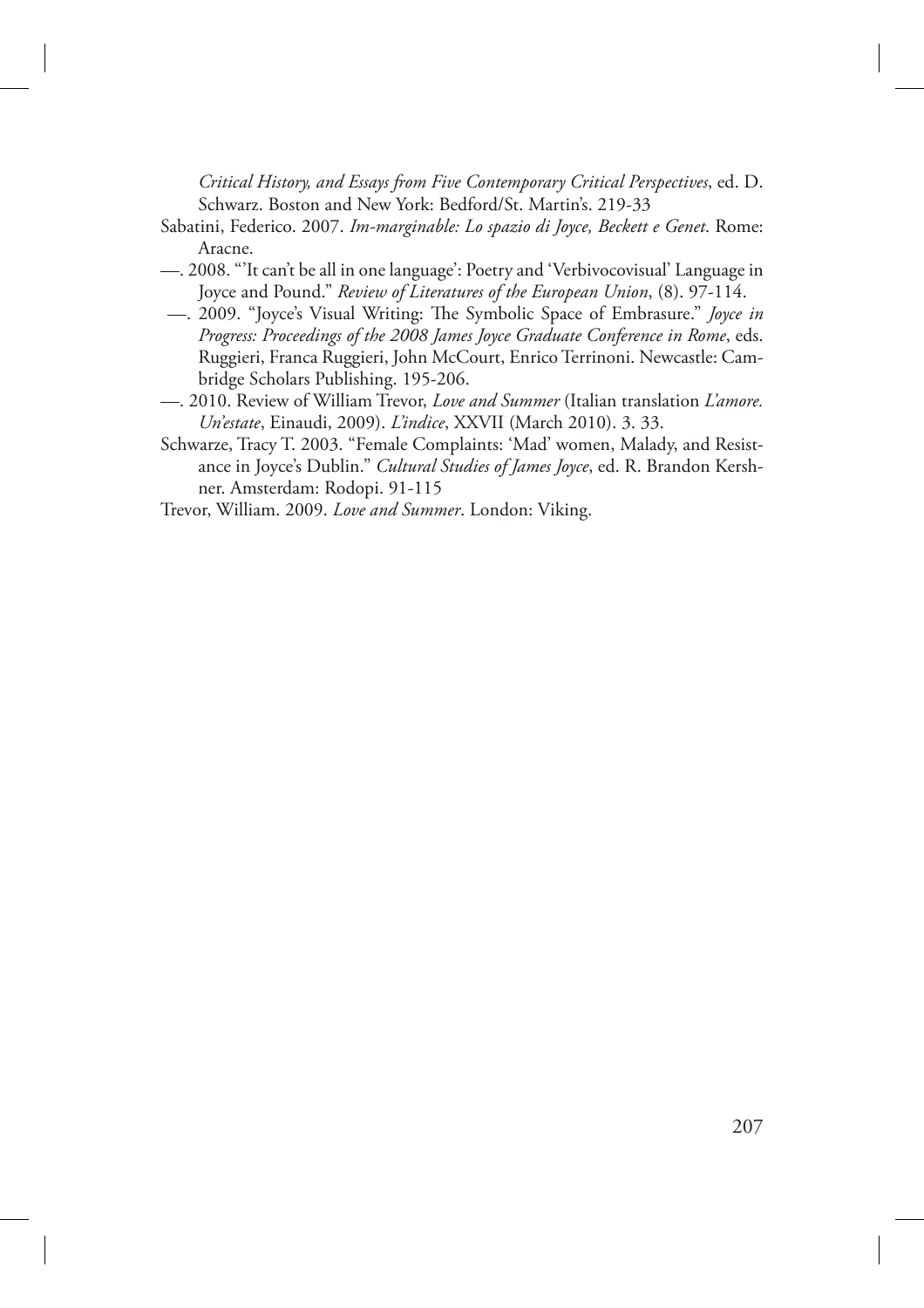*Critical History, and Essays from Five Contemporary Critical Perspectives*, ed. D. Schwarz. Boston and New York: Bedford/St. Martin's. 219-33

Sabatini, Federico. 2007. *Im-marginable: Lo spazio di Joyce, Beckett e Genet*. Rome: Aracne.

—. 2008. "'It can't be all in one language': Poetry and 'Verbivocovisual' Language in Joyce and Pound." *Review of Literatures of the European Union*, (8). 97-114.

—. 2009. "Joyce's Visual Writing: The Symbolic Space of Embrasure." *Joyce in Progress: Proceedings of the 2008 James Joyce Graduate Conference in Rome*, eds. Ruggieri, Franca Ruggieri, John McCourt, Enrico Terrinoni. Newcastle: Cambridge Scholars Publishing. 195-206.

—. 2010. Review of William Trevor, *Love and Summer* (Italian translation *L'amore. Un'estate*, Einaudi, 2009). *L'indice*, XXVII (March 2010). 3. 33.

Schwarze, Tracy T. 2003. "Female Complaints: 'Mad' women, Malady, and Resistance in Joyce's Dublin." *Cultural Studies of James Joyce*, ed. R. Brandon Kershner. Amsterdam: Rodopi. 91-115

Trevor, William. 2009. *Love and Summer*. London: Viking.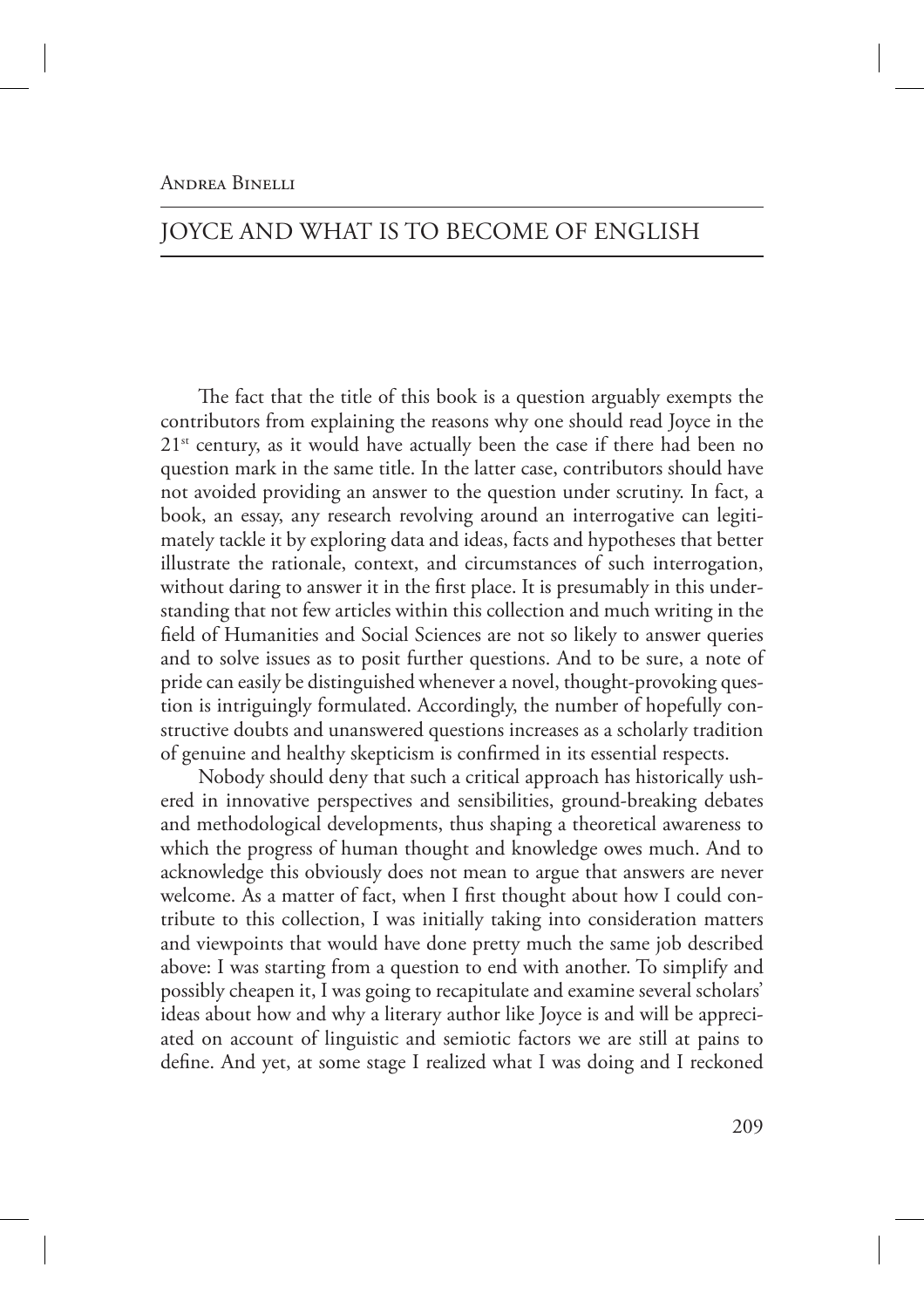Andrea Binelli

# JOYCE AND WHAT IS TO BECOME OF ENGLISH

The fact that the title of this book is a question arguably exempts the contributors from explaining the reasons why one should read Joyce in the 21st century, as it would have actually been the case if there had been no question mark in the same title. In the latter case, contributors should have not avoided providing an answer to the question under scrutiny. In fact, a book, an essay, any research revolving around an interrogative can legitimately tackle it by exploring data and ideas, facts and hypotheses that better illustrate the rationale, context, and circumstances of such interrogation, without daring to answer it in the first place. It is presumably in this understanding that not few articles within this collection and much writing in the field of Humanities and Social Sciences are not so likely to answer queries and to solve issues as to posit further questions. And to be sure, a note of pride can easily be distinguished whenever a novel, thought-provoking question is intriguingly formulated. Accordingly, the number of hopefully constructive doubts and unanswered questions increases as a scholarly tradition of genuine and healthy skepticism is confirmed in its essential respects.

Nobody should deny that such a critical approach has historically ushered in innovative perspectives and sensibilities, ground-breaking debates and methodological developments, thus shaping a theoretical awareness to which the progress of human thought and knowledge owes much. And to acknowledge this obviously does not mean to argue that answers are never welcome. As a matter of fact, when I first thought about how I could contribute to this collection, I was initially taking into consideration matters and viewpoints that would have done pretty much the same job described above: I was starting from a question to end with another. To simplify and possibly cheapen it, I was going to recapitulate and examine several scholars' ideas about how and why a literary author like Joyce is and will be appreciated on account of linguistic and semiotic factors we are still at pains to define. And yet, at some stage I realized what I was doing and I reckoned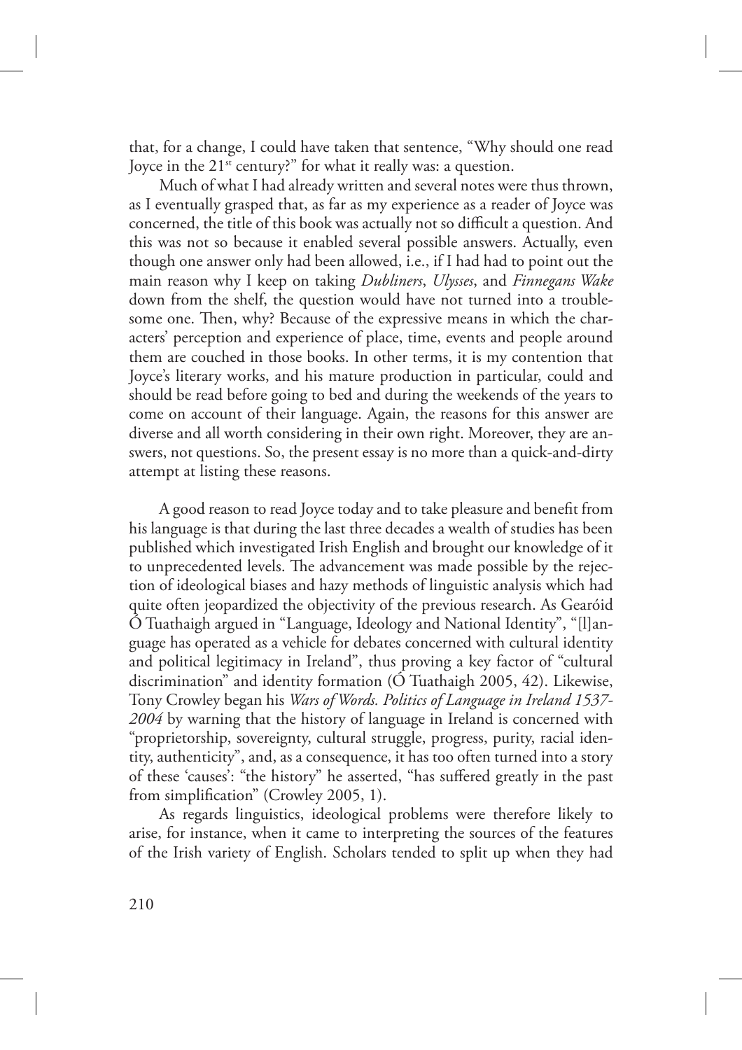that, for a change, I could have taken that sentence, "Why should one read Joyce in the 21st century?" for what it really was: a question.

Much of what I had already written and several notes were thus thrown, as I eventually grasped that, as far as my experience as a reader of Joyce was concerned, the title of this book was actually not so difficult a question. And this was not so because it enabled several possible answers. Actually, even though one answer only had been allowed, i.e., if I had had to point out the main reason why I keep on taking *Dubliners*, *Ulysses*, and *Finnegans Wake* down from the shelf, the question would have not turned into a troublesome one. Then, why? Because of the expressive means in which the characters' perception and experience of place, time, events and people around them are couched in those books. In other terms, it is my contention that Joyce's literary works, and his mature production in particular, could and should be read before going to bed and during the weekends of the years to come on account of their language. Again, the reasons for this answer are diverse and all worth considering in their own right. Moreover, they are answers, not questions. So, the present essay is no more than a quick-and-dirty attempt at listing these reasons.

A good reason to read Joyce today and to take pleasure and benefit from his language is that during the last three decades a wealth of studies has been published which investigated Irish English and brought our knowledge of it to unprecedented levels. The advancement was made possible by the rejection of ideological biases and hazy methods of linguistic analysis which had quite often jeopardized the objectivity of the previous research. As Gearóid Ó Tuathaigh argued in "Language, Ideology and National Identity", "[l]anguage has operated as a vehicle for debates concerned with cultural identity and political legitimacy in Ireland", thus proving a key factor of "cultural discrimination" and identity formation (Ó Tuathaigh 2005, 42). Likewise, Tony Crowley began his *Wars of Words. Politics of Language in Ireland 1537-2004* by warning that the history of language in Ireland is concerned with "proprietorship, sovereignty, cultural struggle, progress, purity, racial identity, authenticity", and, as a consequence, it has too often turned into a story of these 'causes': "the history" he asserted, "has suffered greatly in the past from simplification" (Crowley 2005, 1).

As regards linguistics, ideological problems were therefore likely to arise, for instance, when it came to interpreting the sources of the features of the Irish variety of English. Scholars tended to split up when they had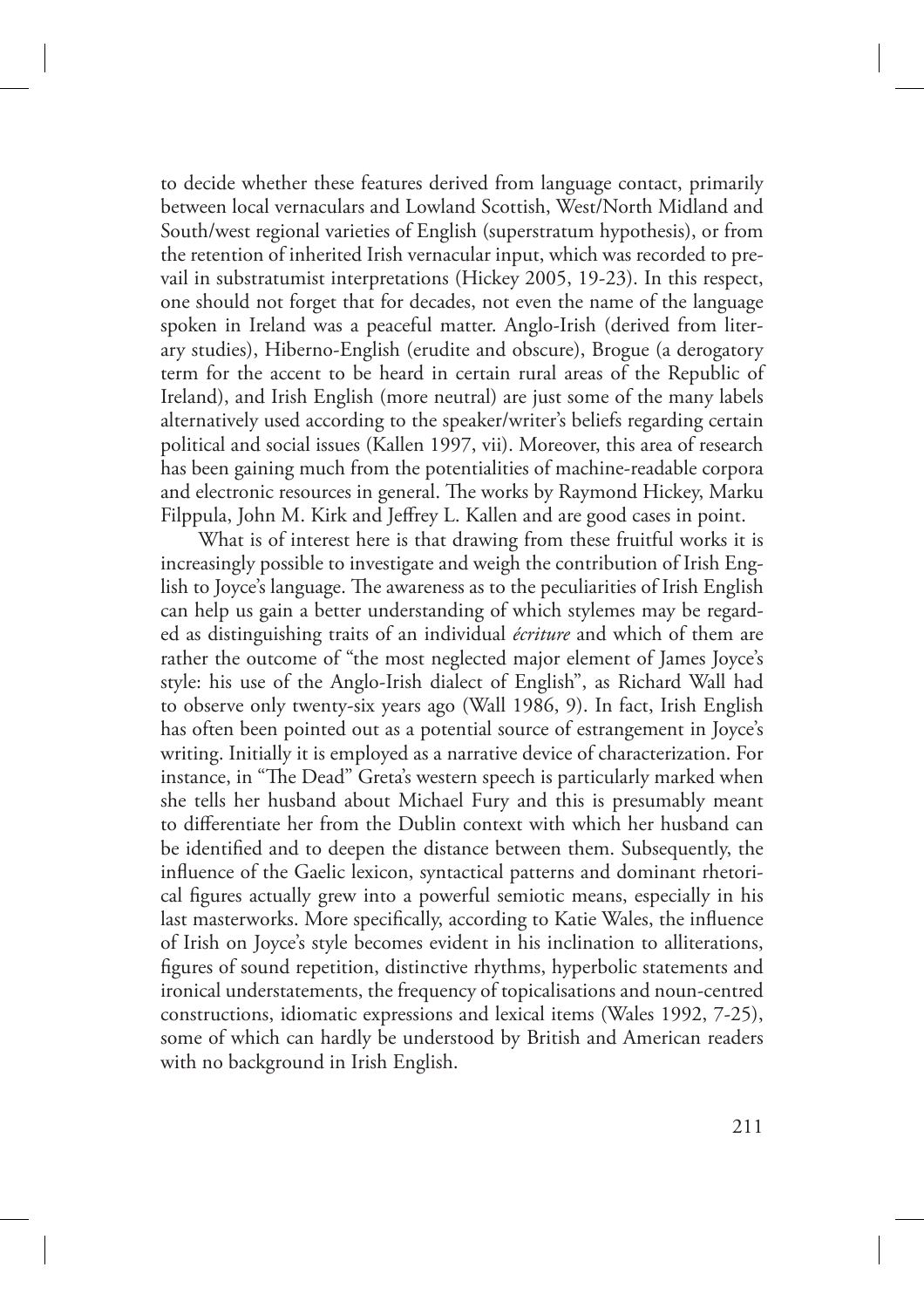to decide whether these features derived from language contact, primarily between local vernaculars and Lowland Scottish, West/North Midland and South/west regional varieties of English (superstratum hypothesis), or from the retention of inherited Irish vernacular input, which was recorded to prevail in substratumist interpretations (Hickey 2005, 19-23). In this respect, one should not forget that for decades, not even the name of the language spoken in Ireland was a peaceful matter. Anglo-Irish (derived from literary studies), Hiberno-English (erudite and obscure), Brogue (a derogatory term for the accent to be heard in certain rural areas of the Republic of Ireland), and Irish English (more neutral) are just some of the many labels alternatively used according to the speaker/writer's beliefs regarding certain political and social issues (Kallen 1997, vii). Moreover, this area of research has been gaining much from the potentialities of machine-readable corpora and electronic resources in general. The works by Raymond Hickey, Marku Filppula, John M. Kirk and Jeffrey L. Kallen and are good cases in point.

What is of interest here is that drawing from these fruitful works it is increasingly possible to investigate and weigh the contribution of Irish English to Joyce's language. The awareness as to the peculiarities of Irish English can help us gain a better understanding of which stylemes may be regarded as distinguishing traits of an individual *écriture* and which of them are rather the outcome of "the most neglected major element of James Joyce's style: his use of the Anglo-Irish dialect of English", as Richard Wall had to observe only twenty-six years ago (Wall 1986, 9). In fact, Irish English has often been pointed out as a potential source of estrangement in Joyce's writing. Initially it is employed as a narrative device of characterization. For instance, in "The Dead" Greta's western speech is particularly marked when she tells her husband about Michael Fury and this is presumably meant to differentiate her from the Dublin context with which her husband can be identified and to deepen the distance between them. Subsequently, the influence of the Gaelic lexicon, syntactical patterns and dominant rhetorical figures actually grew into a powerful semiotic means, especially in his last masterworks. More specifically, according to Katie Wales, the influence of Irish on Joyce's style becomes evident in his inclination to alliterations, figures of sound repetition, distinctive rhythms, hyperbolic statements and ironical understatements, the frequency of topicalisations and noun-centred constructions, idiomatic expressions and lexical items (Wales 1992, 7-25), some of which can hardly be understood by British and American readers with no background in Irish English.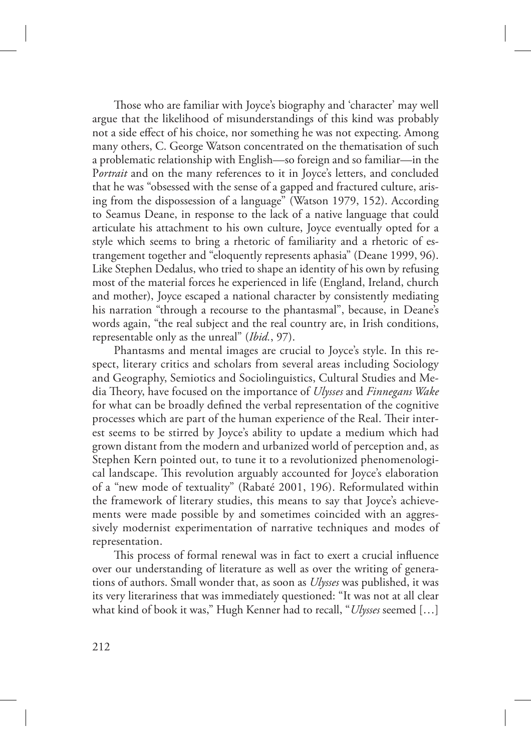Those who are familiar with Joyce's biography and 'character' may well argue that the likelihood of misunderstandings of this kind was probably not a side effect of his choice, nor something he was not expecting. Among many others, C. George Watson concentrated on the thematisation of such a problematic relationship with English—so foreign and so familiar—in the P*ortrait* and on the many references to it in Joyce's letters, and concluded that he was "obsessed with the sense of a gapped and fractured culture, arising from the dispossession of a language" (Watson 1979, 152). According to Seamus Deane, in response to the lack of a native language that could articulate his attachment to his own culture, Joyce eventually opted for a style which seems to bring a rhetoric of familiarity and a rhetoric of estrangement together and "eloquently represents aphasia" (Deane 1999, 96). Like Stephen Dedalus, who tried to shape an identity of his own by refusing most of the material forces he experienced in life (England, Ireland, church and mother), Joyce escaped a national character by consistently mediating his narration "through a recourse to the phantasmal", because, in Deane's words again, "the real subject and the real country are, in Irish conditions, representable only as the unreal" (*Ibid.*, 97).

Phantasms and mental images are crucial to Joyce's style. In this respect, literary critics and scholars from several areas including Sociology and Geography, Semiotics and Sociolinguistics, Cultural Studies and Media Theory, have focused on the importance of *Ulysses* and *Finnegans Wake* for what can be broadly defined the verbal representation of the cognitive processes which are part of the human experience of the Real. Their interest seems to be stirred by Joyce's ability to update a medium which had grown distant from the modern and urbanized world of perception and, as Stephen Kern pointed out, to tune it to a revolutionized phenomenological landscape. This revolution arguably accounted for Joyce's elaboration of a "new mode of textuality" (Rabaté 2001, 196). Reformulated within the framework of literary studies, this means to say that Joyce's achievements were made possible by and sometimes coincided with an aggressively modernist experimentation of narrative techniques and modes of representation.

This process of formal renewal was in fact to exert a crucial influence over our understanding of literature as well as over the writing of generations of authors. Small wonder that, as soon as *Ulysses* was published, it was its very literariness that was immediately questioned: "It was not at all clear what kind of book it was," Hugh Kenner had to recall, "*Ulysses* seemed […]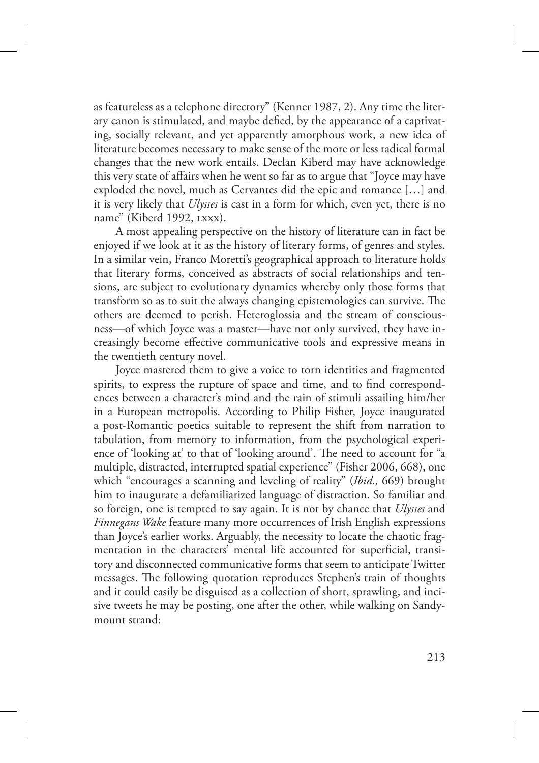as featureless as a telephone directory" (Kenner 1987, 2). Any time the literary canon is stimulated, and maybe defied, by the appearance of a captivating, socially relevant, and yet apparently amorphous work, a new idea of literature becomes necessary to make sense of the more or less radical formal changes that the new work entails. Declan Kiberd may have acknowledge this very state of affairs when he went so far as to argue that "Joyce may have exploded the novel, much as Cervantes did the epic and romance […] and it is very likely that *Ulysses* is cast in a form for which, even yet, there is no name" (Kiberd 1992, lxxx).

A most appealing perspective on the history of literature can in fact be enjoyed if we look at it as the history of literary forms, of genres and styles. In a similar vein, Franco Moretti's geographical approach to literature holds that literary forms, conceived as abstracts of social relationships and tensions, are subject to evolutionary dynamics whereby only those forms that transform so as to suit the always changing epistemologies can survive. The others are deemed to perish. Heteroglossia and the stream of consciousness—of which Joyce was a master—have not only survived, they have increasingly become effective communicative tools and expressive means in the twentieth century novel.

Joyce mastered them to give a voice to torn identities and fragmented spirits, to express the rupture of space and time, and to find correspondences between a character's mind and the rain of stimuli assailing him/her in a European metropolis. According to Philip Fisher, Joyce inaugurated a post-Romantic poetics suitable to represent the shift from narration to tabulation, from memory to information, from the psychological experience of 'looking at' to that of 'looking around'. The need to account for "a multiple, distracted, interrupted spatial experience" (Fisher 2006, 668), one which "encourages a scanning and leveling of reality" (*Ibid.,* 669) brought him to inaugurate a defamiliarized language of distraction. So familiar and so foreign, one is tempted to say again. It is not by chance that *Ulysses* and *Finnegans Wake* feature many more occurrences of Irish English expressions than Joyce's earlier works. Arguably, the necessity to locate the chaotic fragmentation in the characters' mental life accounted for superficial, transitory and disconnected communicative forms that seem to anticipate Twitter messages. The following quotation reproduces Stephen's train of thoughts and it could easily be disguised as a collection of short, sprawling, and incisive tweets he may be posting, one after the other, while walking on Sandymount strand: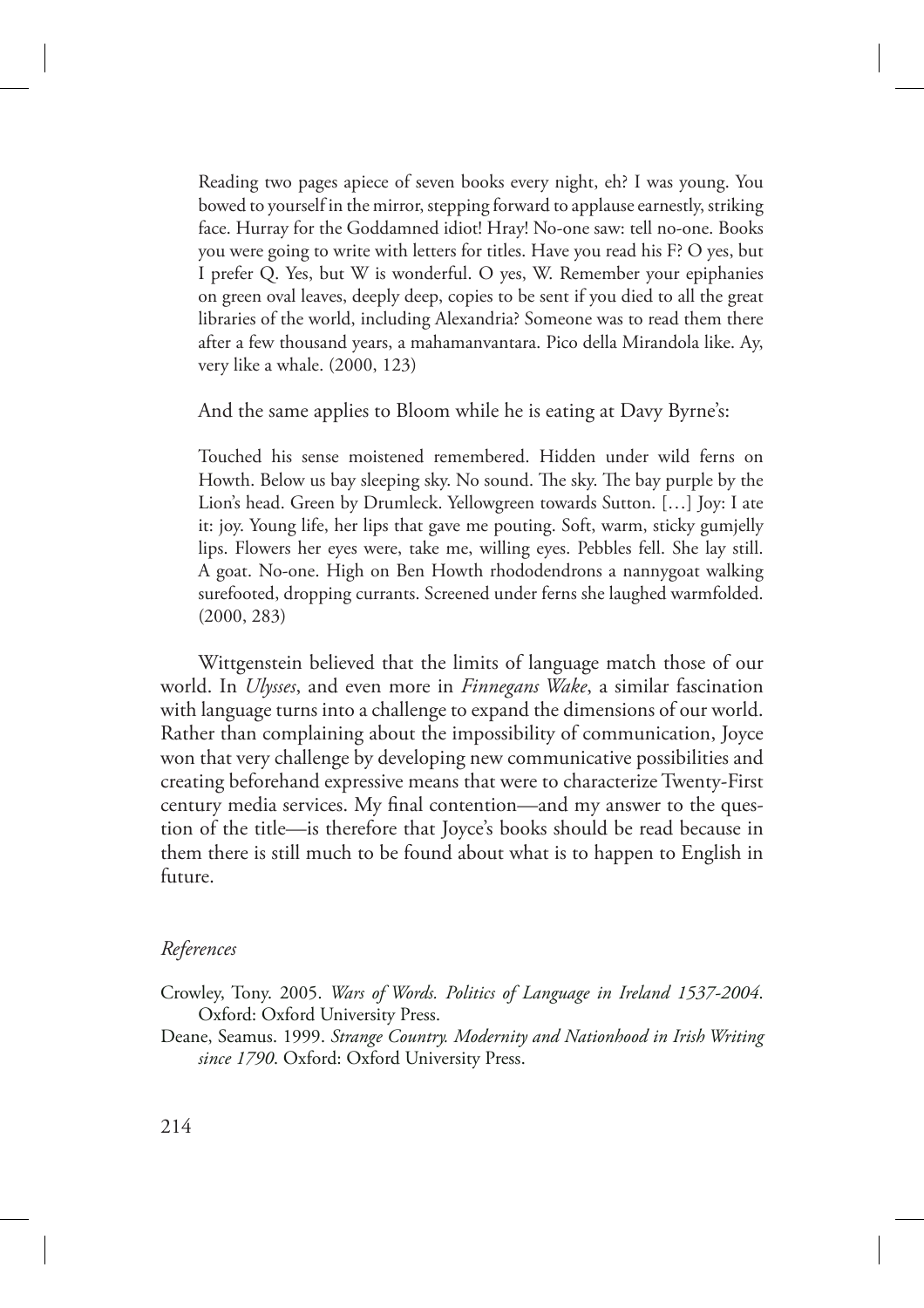> Reading two pages apiece of seven books every night, eh? I was young. You bowed to yourself in the mirror, stepping forward to applause earnestly, striking face. Hurray for the Goddamned idiot! Hray! No-one saw: tell no-one. Books you were going to write with letters for titles. Have you read his F? O yes, but I prefer Q. Yes, but W is wonderful. O yes, W. Remember your epiphanies on green oval leaves, deeply deep, copies to be sent if you died to all the great libraries of the world, including Alexandria? Someone was to read them there after a few thousand years, a mahamanvantara. Pico della Mirandola like. Ay, very like a whale. (2000, 123)

And the same applies to Bloom while he is eating at Davy Byrne's:

> Touched his sense moistened remembered. Hidden under wild ferns on Howth. Below us bay sleeping sky. No sound. The sky. The bay purple by the Lion's head. Green by Drumleck. Yellowgreen towards Sutton. […] Joy: I ate it: joy. Young life, her lips that gave me pouting. Soft, warm, sticky gumjelly lips. Flowers her eyes were, take me, willing eyes. Pebbles fell. She lay still. A goat. No-one. High on Ben Howth rhododendrons a nannygoat walking surefooted, dropping currants. Screened under ferns she laughed warmfolded. (2000, 283)

Wittgenstein believed that the limits of language match those of our world. In *Ulysses*, and even more in *Finnegans Wake*, a similar fascination with language turns into a challenge to expand the dimensions of our world. Rather than complaining about the impossibility of communication, Joyce won that very challenge by developing new communicative possibilities and creating beforehand expressive means that were to characterize Twenty-First century media services. My final contention—and my answer to the question of the title—is therefore that Joyce's books should be read because in them there is still much to be found about what is to happen to English in future.

*References*

Crowley, Tony. 2005. *Wars of Words. Politics of Language in Ireland 1537-2004*. Oxford: Oxford University Press.

Deane, Seamus. 1999. *Strange Country. Modernity and Nationhood in Irish Writing since 1790*. Oxford: Oxford University Press.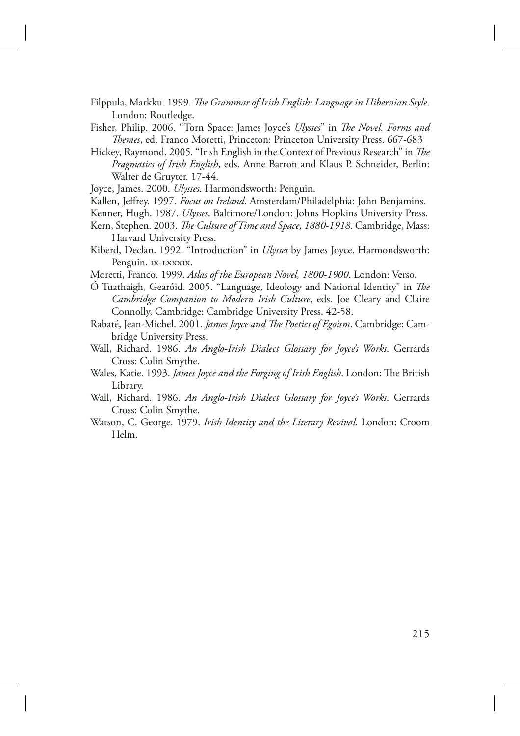Filppula, Markku. 1999. *The Grammar of Irish English: Language in Hibernian Style*. London: Routledge.

Fisher, Philip. 2006. "Torn Space: James Joyce's *Ulysses*" in *The Novel. Forms and Themes*, ed. Franco Moretti, Princeton: Princeton University Press. 667-683

Hickey, Raymond. 2005. "Irish English in the Context of Previous Research" in *The Pragmatics of Irish English*, eds. Anne Barron and Klaus P. Schneider, Berlin: Walter de Gruyter. 17-44.

Joyce, James. 2000. *Ulysses*. Harmondsworth: Penguin.

Kallen, Jeffrey. 1997. *Focus on Ireland*. Amsterdam/Philadelphia: John Benjamins.

Kenner, Hugh. 1987. *Ulysses*. Baltimore/London: Johns Hopkins University Press.

Kern, Stephen. 2003. *The Culture of Time and Space, 1880-1918*. Cambridge, Mass: Harvard University Press.

Kiberd, Declan. 1992. "Introduction" in *Ulysses* by James Joyce. Harmondsworth: Penguin. IX-LXXXIX.

Moretti, Franco. 1999. *Atlas of the European Novel, 1800-1900*. London: Verso.

Ó Tuathaigh, Gearóid. 2005. "Language, Ideology and National Identity" in *The Cambridge Companion to Modern Irish Culture*, eds. Joe Cleary and Claire Connolly, Cambridge: Cambridge University Press. 42-58.

Rabaté, Jean-Michel. 2001. *James Joyce and The Poetics of Egoism*. Cambridge: Cambridge University Press.

Wall, Richard. 1986. *An Anglo-Irish Dialect Glossary for Joyce's Works*. Gerrards Cross: Colin Smythe.

Wales, Katie. 1993. *James Joyce and the Forging of Irish English*. London: The British Library.

Wall, Richard. 1986. *An Anglo-Irish Dialect Glossary for Joyce's Works*. Gerrards Cross: Colin Smythe.

Watson, C. George. 1979. *Irish Identity and the Literary Revival*. London: Croom Helm.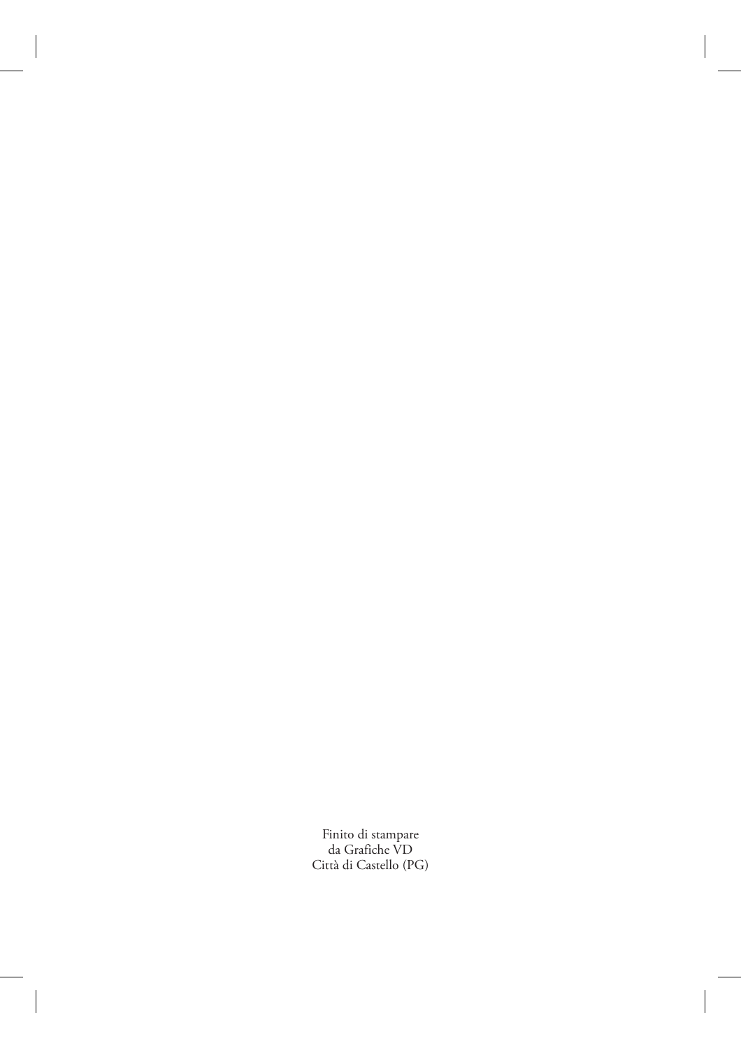Finito di stampare
da Grafiche VD
Città di Castello (PG)